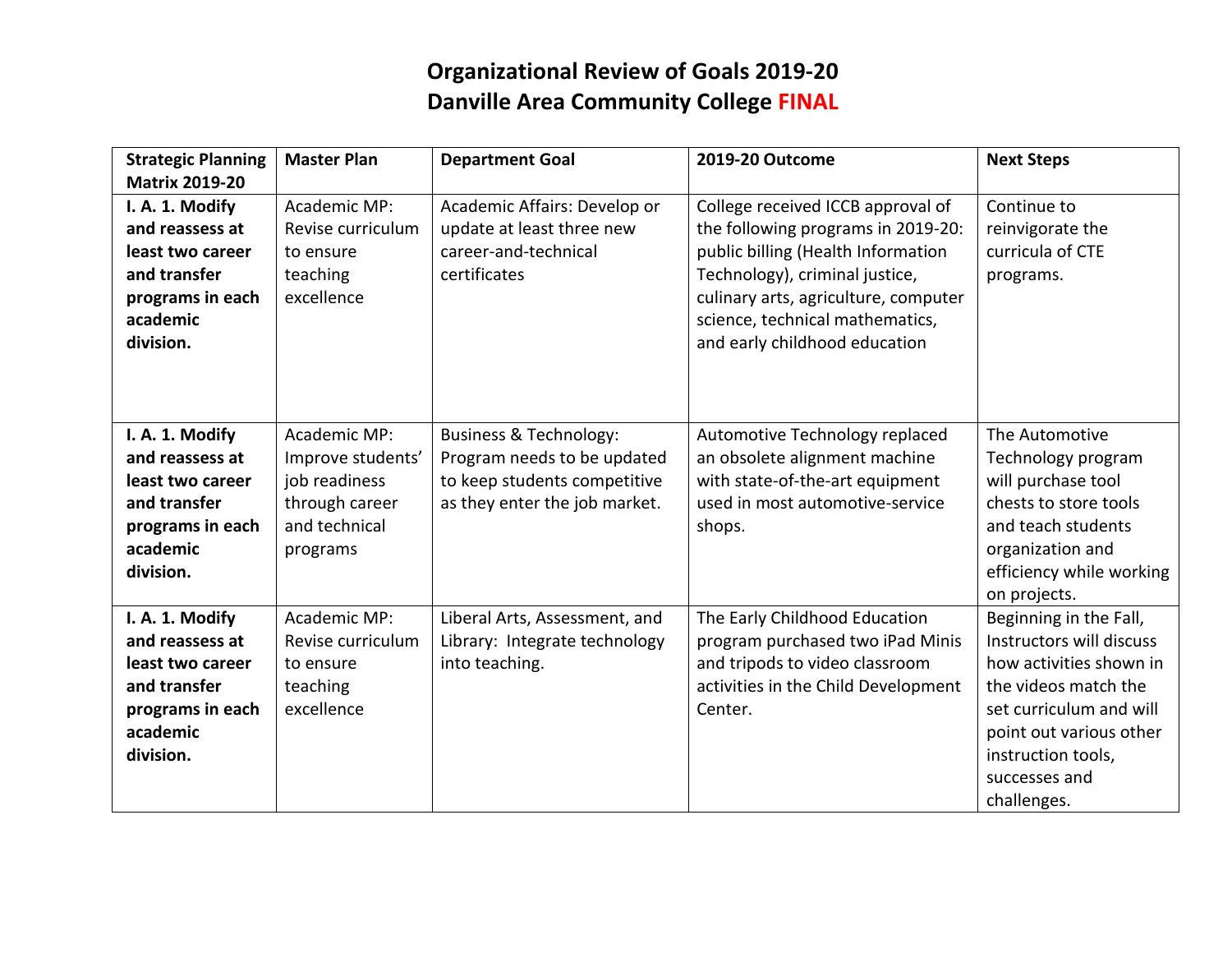# Organizational Review of Goals 2019-20
# Danville Area Community College FINAL

| **Strategic Planning Matrix 2019-20** | **Master Plan** | **Department Goal** | **2019-20 Outcome** | **Next Steps** |
|---|---|---|---|---|
| **I. A. 1. Modify and reassess at least two career and transfer programs in each academic division.** | Academic MP: Revise curriculum to ensure teaching excellence | Academic Affairs: Develop or update at least three new career-and-technical certificates | College received ICCB approval of the following programs in 2019-20: public billing (Health Information Technology), criminal justice, culinary arts, agriculture, computer science, technical mathematics, and early childhood education | Continue to reinvigorate the curricula of CTE programs. |
| **I. A. 1. Modify and reassess at least two career and transfer programs in each academic division.** | Academic MP: Improve students' job readiness through career and technical programs | Business & Technology: Program needs to be updated to keep students competitive as they enter the job market. | Automotive Technology replaced an obsolete alignment machine with state-of-the-art equipment used in most automotive-service shops. | The Automotive Technology program will purchase tool chests to store tools and teach students organization and efficiency while working on projects. |
| **I. A. 1. Modify and reassess at least two career and transfer programs in each academic division.** | Academic MP: Revise curriculum to ensure teaching excellence | Liberal Arts, Assessment, and Library: Integrate technology into teaching. | The Early Childhood Education program purchased two iPad Minis and tripods to video classroom activities in the Child Development Center. | Beginning in the Fall, Instructors will discuss how activities shown in the videos match the set curriculum and will point out various other instruction tools, successes and challenges. |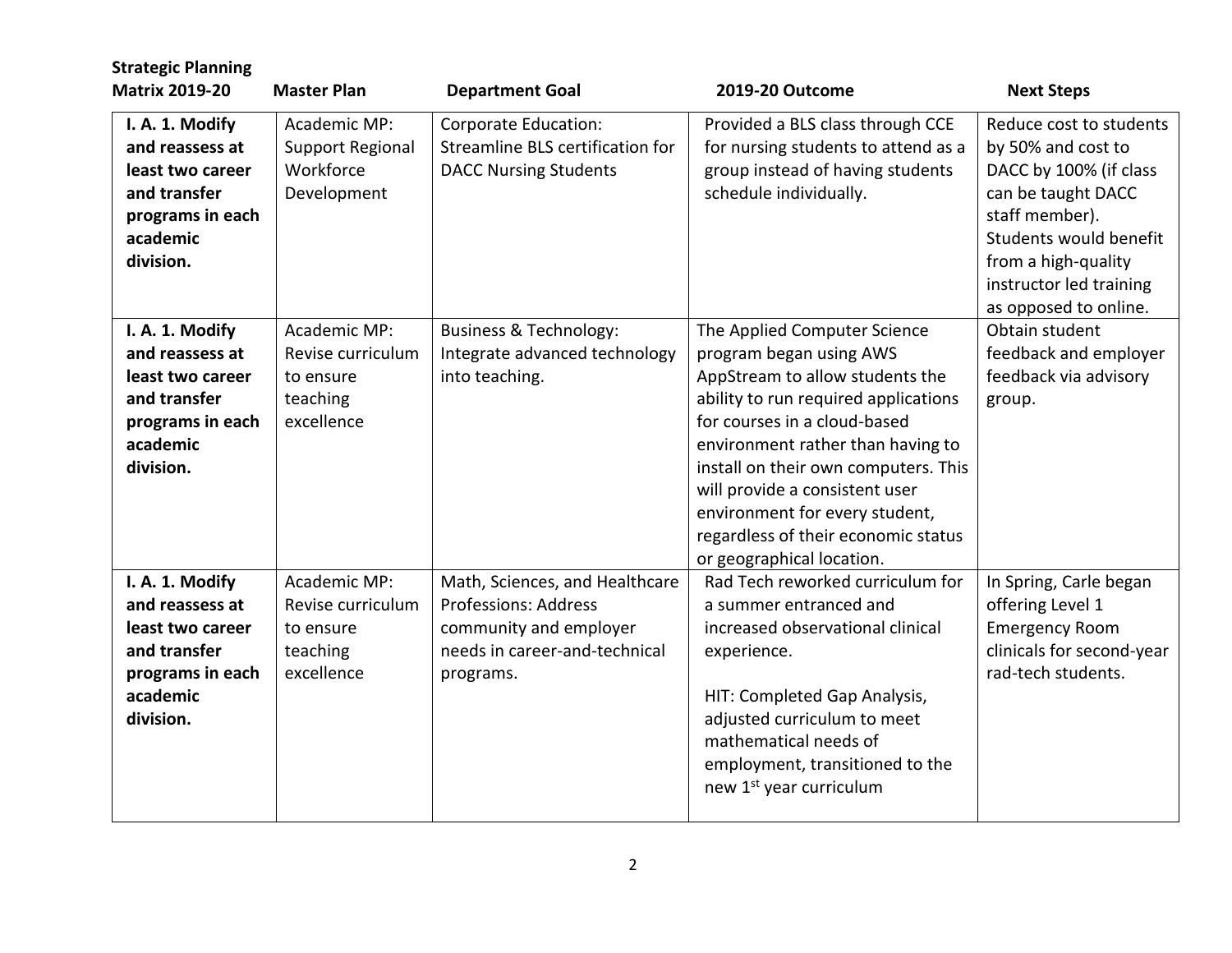| Strategic Planning Matrix 2019-20 | Master Plan | Department Goal | 2019-20 Outcome | Next Steps |
|---|---|---|---|---|
| **I. A. 1. Modify and reassess at least two career and transfer programs in each academic division.** | Academic MP: Support Regional Workforce Development | Corporate Education: Streamline BLS certification for DACC Nursing Students | Provided a BLS class through CCE for nursing students to attend as a group instead of having students schedule individually. | Reduce cost to students by 50% and cost to DACC by 100% (if class can be taught DACC staff member). Students would benefit from a high-quality instructor led training as opposed to online. |
| **I. A. 1. Modify and reassess at least two career and transfer programs in each academic division.** | Academic MP: Revise curriculum to ensure teaching excellence | Business & Technology: Integrate advanced technology into teaching. | The Applied Computer Science program began using AWS AppStream to allow students the ability to run required applications for courses in a cloud-based environment rather than having to install on their own computers. This will provide a consistent user environment for every student, regardless of their economic status or geographical location. | Obtain student feedback and employer feedback via advisory group. |
| **I. A. 1. Modify and reassess at least two career and transfer programs in each academic division.** | Academic MP: Revise curriculum to ensure teaching excellence | Math, Sciences, and Healthcare Professions: Address community and employer needs in career-and-technical programs. | Rad Tech reworked curriculum for a summer entranced and increased observational clinical experience.<br><br>HIT: Completed Gap Analysis, adjusted curriculum to meet mathematical needs of employment, transitioned to the new 1st year curriculum | In Spring, Carle began offering Level 1 Emergency Room clinicals for second-year rad-tech students. |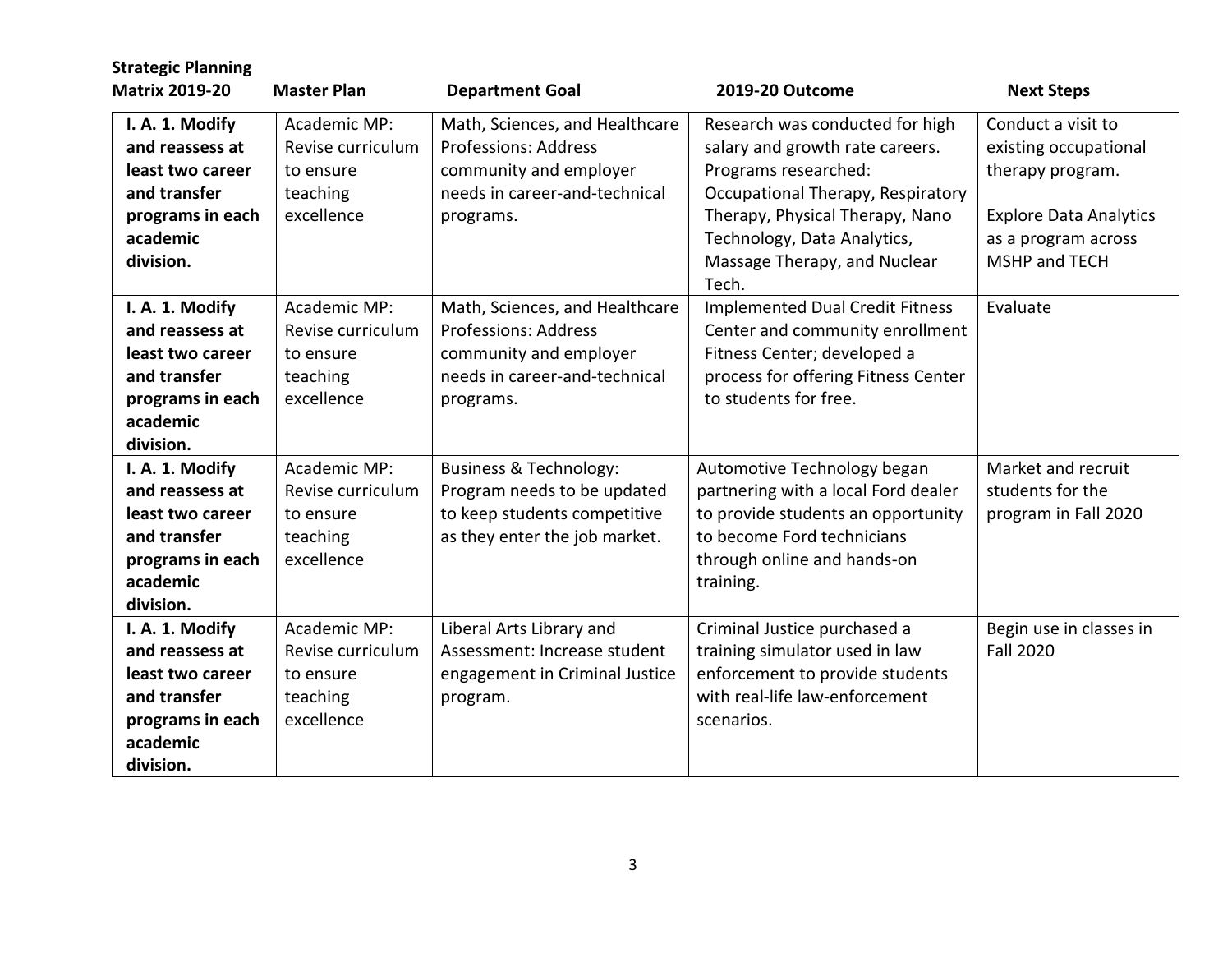| Strategic Planning Matrix 2019-20 | Master Plan | Department Goal | 2019-20 Outcome | Next Steps |
|---|---|---|---|---|
| **I. A. 1. Modify and reassess at least two career and transfer programs in each academic division.** | Academic MP: Revise curriculum to ensure teaching excellence | Math, Sciences, and Healthcare Professions: Address community and employer needs in career-and-technical programs. | Research was conducted for high salary and growth rate careers. Programs researched: Occupational Therapy, Respiratory Therapy, Physical Therapy, Nano Technology, Data Analytics, Massage Therapy, and Nuclear Tech. | Conduct a visit to existing occupational therapy program.<br><br>Explore Data Analytics as a program across MSHP and TECH |
| **I. A. 1. Modify and reassess at least two career and transfer programs in each academic division.** | Academic MP: Revise curriculum to ensure teaching excellence | Math, Sciences, and Healthcare Professions: Address community and employer needs in career-and-technical programs. | Implemented Dual Credit Fitness Center and community enrollment Fitness Center; developed a process for offering Fitness Center to students for free. | Evaluate |
| **I. A. 1. Modify and reassess at least two career and transfer programs in each academic division.** | Academic MP: Revise curriculum to ensure teaching excellence | Business & Technology: Program needs to be updated to keep students competitive as they enter the job market. | Automotive Technology began partnering with a local Ford dealer to provide students an opportunity to become Ford technicians through online and hands-on training. | Market and recruit students for the program in Fall 2020 |
| **I. A. 1. Modify and reassess at least two career and transfer programs in each academic division.** | Academic MP: Revise curriculum to ensure teaching excellence | Liberal Arts Library and Assessment: Increase student engagement in Criminal Justice program. | Criminal Justice purchased a training simulator used in law enforcement to provide students with real-life law-enforcement scenarios. | Begin use in classes in Fall 2020 |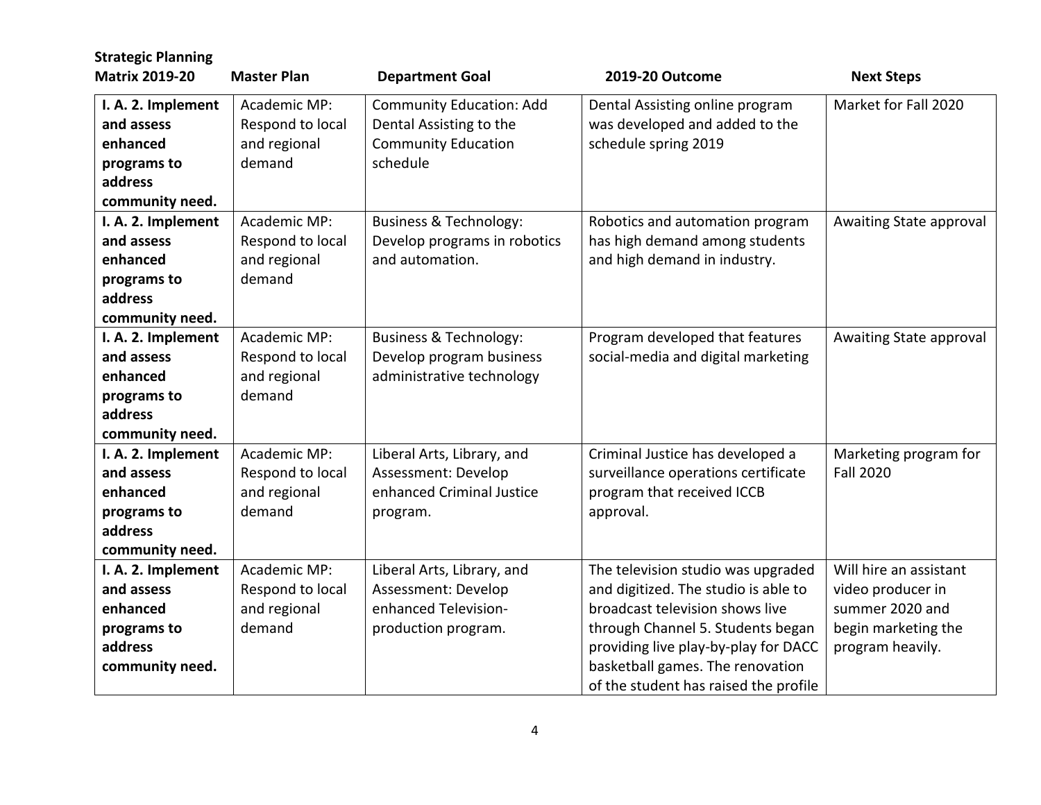| Strategic Planning Matrix 2019-20 | Master Plan | Department Goal | 2019-20 Outcome | Next Steps |
|---|---|---|---|---|
| **I. A. 2. Implement and assess enhanced programs to address community need.** | Academic MP: Respond to local and regional demand | Community Education: Add Dental Assisting to the Community Education schedule | Dental Assisting online program was developed and added to the schedule spring 2019 | Market for Fall 2020 |
| **I. A. 2. Implement and assess enhanced programs to address community need.** | Academic MP: Respond to local and regional demand | Business & Technology: Develop programs in robotics and automation. | Robotics and automation program has high demand among students and high demand in industry. | Awaiting State approval |
| **I. A. 2. Implement and assess enhanced programs to address community need.** | Academic MP: Respond to local and regional demand | Business & Technology: Develop program business administrative technology | Program developed that features social-media and digital marketing | Awaiting State approval |
| **I. A. 2. Implement and assess enhanced programs to address community need.** | Academic MP: Respond to local and regional demand | Liberal Arts, Library, and Assessment: Develop enhanced Criminal Justice program. | Criminal Justice has developed a surveillance operations certificate program that received ICCB approval. | Marketing program for Fall 2020 |
| **I. A. 2. Implement and assess enhanced programs to address community need.** | Academic MP: Respond to local and regional demand | Liberal Arts, Library, and Assessment: Develop enhanced Television-production program. | The television studio was upgraded and digitized. The studio is able to broadcast television shows live through Channel 5. Students began providing live play-by-play for DACC basketball games. The renovation of the student has raised the profile | Will hire an assistant video producer in summer 2020 and begin marketing the program heavily. |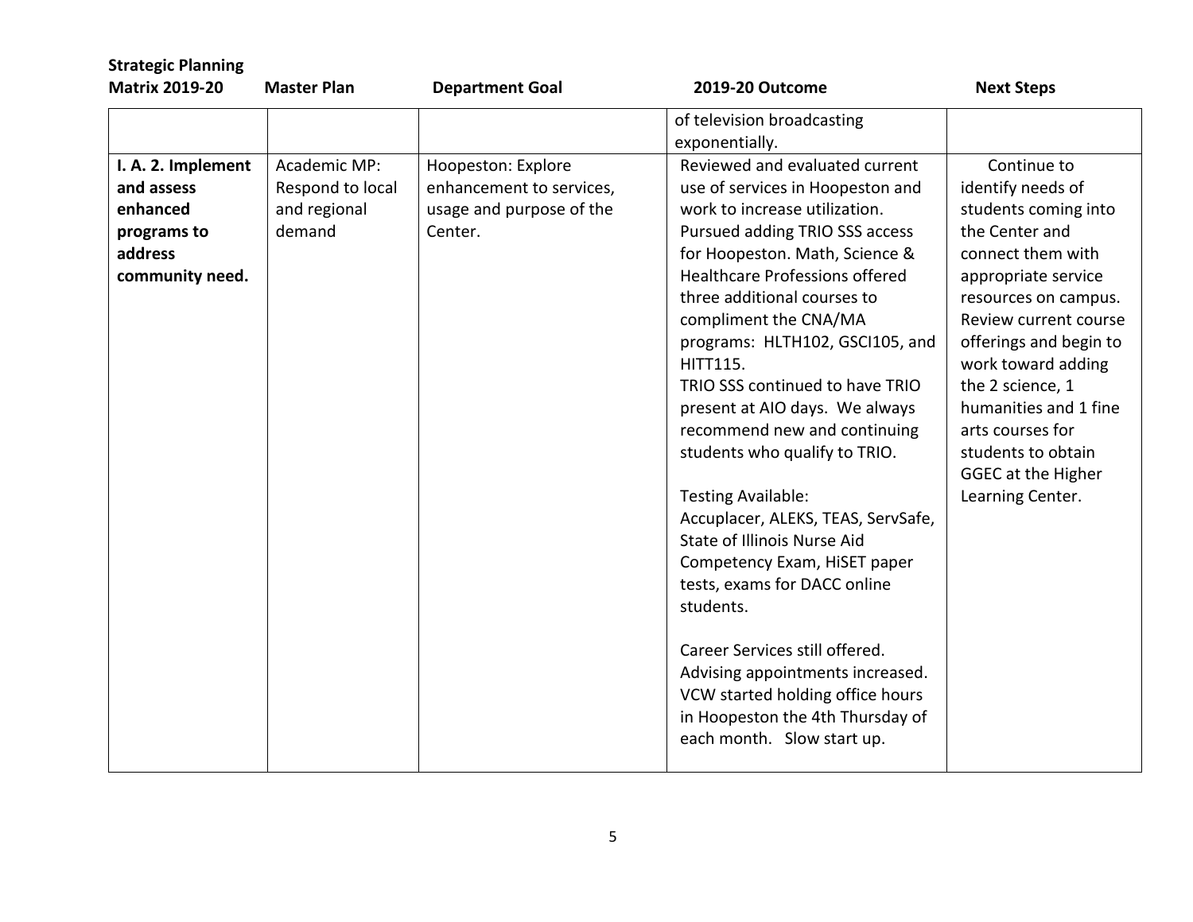| Strategic Planning Matrix 2019-20 | Master Plan | Department Goal | 2019-20 Outcome | Next Steps |
|---|---|---|---|---|
| | | | of television broadcasting exponentially. | |
| **I. A. 2. Implement and assess enhanced programs to address community need.** | Academic MP: Respond to local and regional demand | Hoopeston: Explore enhancement to services, usage and purpose of the Center. | Reviewed and evaluated current use of services in Hoopeston and work to increase utilization. Pursued adding TRIO SSS access for Hoopeston. Math, Science & Healthcare Professions offered three additional courses to compliment the CNA/MA programs: HLTH102, GSCI105, and HITT115. TRIO SSS continued to have TRIO present at AIO days. We always recommend new and continuing students who qualify to TRIO.<br><br>Testing Available: Accuplacer, ALEKS, TEAS, ServSafe, State of Illinois Nurse Aid Competency Exam, HiSET paper tests, exams for DACC online students.<br><br>Career Services still offered. Advising appointments increased. VCW started holding office hours in Hoopeston the 4th Thursday of each month. Slow start up. | Continue to identify needs of students coming into the Center and connect them with appropriate service resources on campus. Review current course offerings and begin to work toward adding the 2 science, 1 humanities and 1 fine arts courses for students to obtain GGEC at the Higher Learning Center. |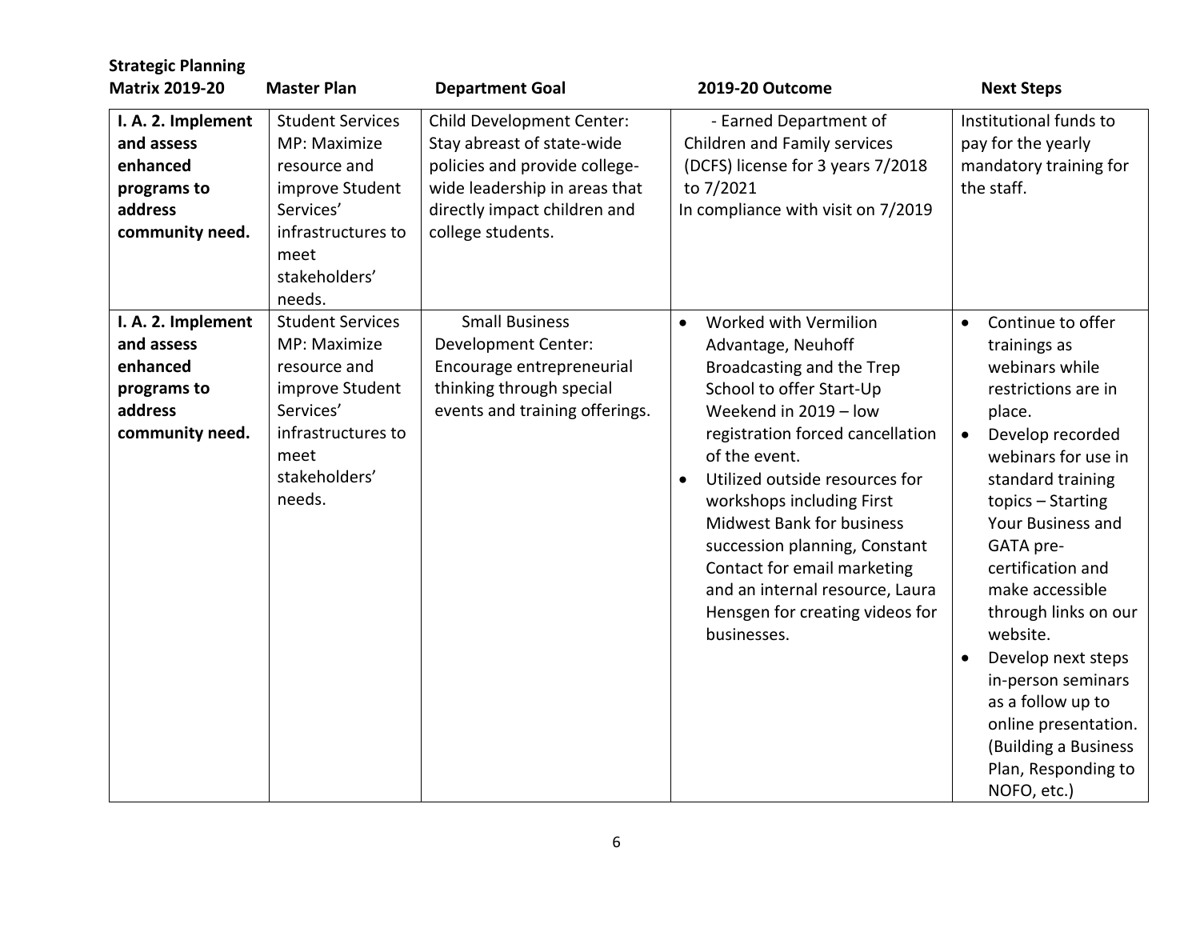| Strategic Planning Matrix 2019-20 | Master Plan | Department Goal | 2019-20 Outcome | Next Steps |
|---|---|---|---|---|
| **I. A. 2. Implement and assess enhanced programs to address community need.** | Student Services MP: Maximize resource and improve Student Services' infrastructures to meet stakeholders' needs. | Child Development Center: Stay abreast of state-wide policies and provide college-wide leadership in areas that directly impact children and college students. | - Earned Department of Children and Family services (DCFS) license for 3 years 7/2018 to 7/2021<br>In compliance with visit on 7/2019 | Institutional funds to pay for the yearly mandatory training for the staff. |
| **I. A. 2. Implement and assess enhanced programs to address community need.** | Student Services MP: Maximize resource and improve Student Services' infrastructures to meet stakeholders' needs. | Small Business Development Center: Encourage entrepreneurial thinking through special events and training offerings. | • Worked with Vermilion Advantage, Neuhoff Broadcasting and the Trep School to offer Start-Up Weekend in 2019 – low registration forced cancellation of the event.<br>• Utilized outside resources for workshops including First Midwest Bank for business succession planning, Constant Contact for email marketing and an internal resource, Laura Hensgen for creating videos for businesses. | • Continue to offer trainings as webinars while restrictions are in place.<br>• Develop recorded webinars for use in standard training topics – Starting Your Business and GATA pre-certification and make accessible through links on our website.<br>• Develop next steps in-person seminars as a follow up to online presentation. (Building a Business Plan, Responding to NOFO, etc.) |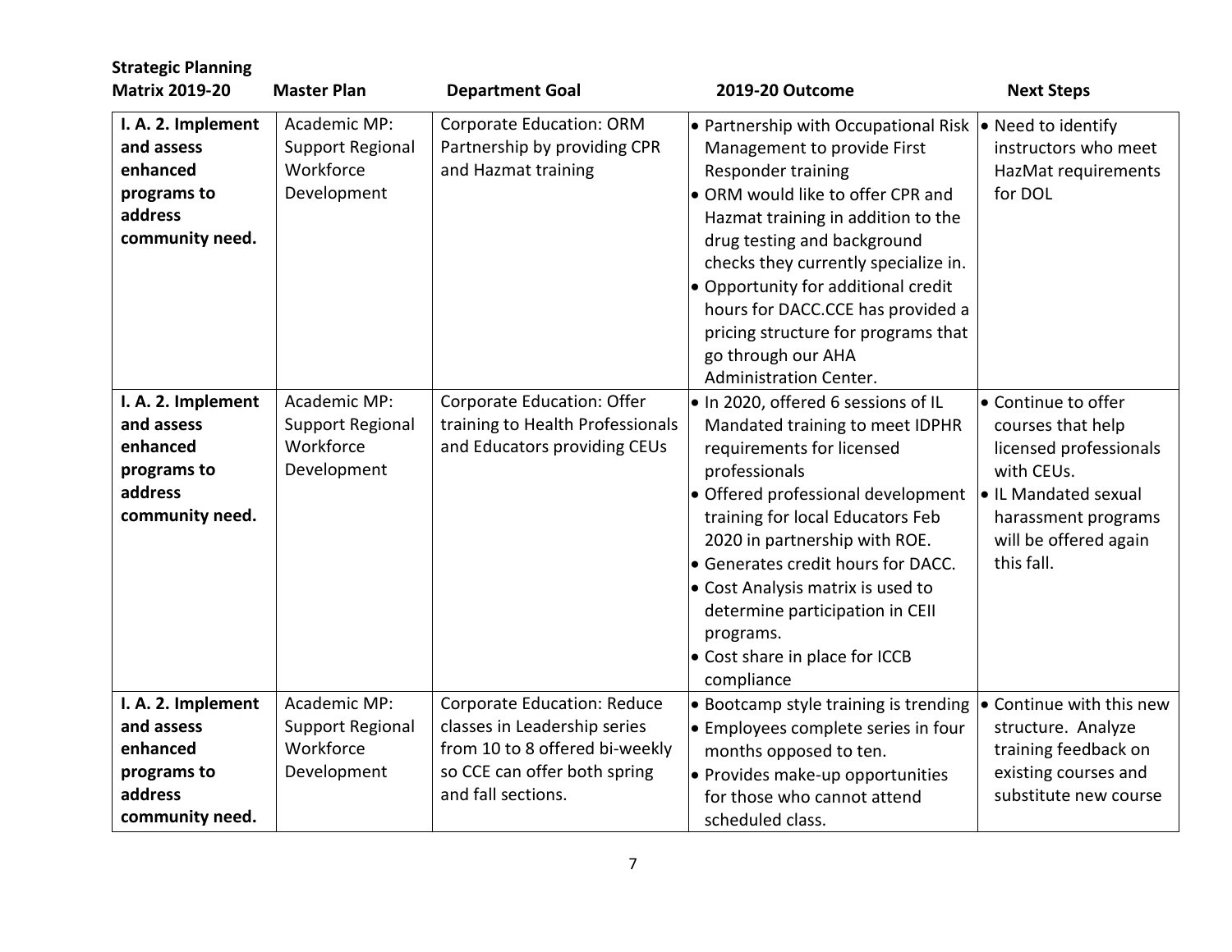| Strategic Planning Matrix 2019-20 | Master Plan | Department Goal | 2019-20 Outcome | Next Steps |
|---|---|---|---|---|
| **I. A. 2. Implement and assess enhanced programs to address community need.** | Academic MP: Support Regional Workforce Development | Corporate Education: ORM Partnership by providing CPR and Hazmat training | • Partnership with Occupational Risk Management to provide First Responder training<br>• ORM would like to offer CPR and Hazmat training in addition to the drug testing and background checks they currently specialize in.<br>• Opportunity for additional credit hours for DACC.CCE has provided a pricing structure for programs that go through our AHA Administration Center. | • Need to identify instructors who meet HazMat requirements for DOL |
| **I. A. 2. Implement and assess enhanced programs to address community need.** | Academic MP: Support Regional Workforce Development | Corporate Education: Offer training to Health Professionals and Educators providing CEUs | • In 2020, offered 6 sessions of IL Mandated training to meet IDPHR requirements for licensed professionals<br>• Offered professional development training for local Educators Feb 2020 in partnership with ROE.<br>• Generates credit hours for DACC.<br>• Cost Analysis matrix is used to determine participation in CEII programs.<br>• Cost share in place for ICCB compliance | • Continue to offer courses that help licensed professionals with CEUs.<br>• IL Mandated sexual harassment programs will be offered again this fall. |
| **I. A. 2. Implement and assess enhanced programs to address community need.** | Academic MP: Support Regional Workforce Development | Corporate Education: Reduce classes in Leadership series from 10 to 8 offered bi-weekly so CCE can offer both spring and fall sections. | • Bootcamp style training is trending<br>• Employees complete series in four months opposed to ten.<br>• Provides make-up opportunities for those who cannot attend scheduled class. | • Continue with this new structure. Analyze training feedback on existing courses and substitute new course |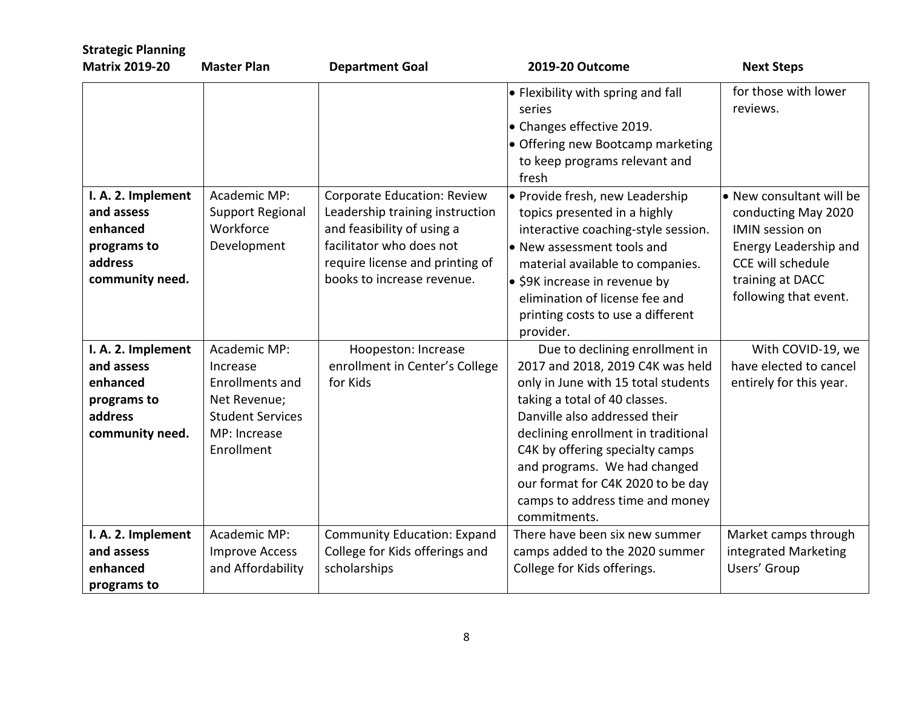| Strategic Planning Matrix 2019-20 | Master Plan | Department Goal | 2019-20 Outcome | Next Steps |
|---|---|---|---|---|
| | | | • Flexibility with spring and fall series<br>• Changes effective 2019.<br>• Offering new Bootcamp marketing to keep programs relevant and fresh | for those with lower reviews. |
| **I. A. 2. Implement and assess enhanced programs to address community need.** | Academic MP: Support Regional Workforce Development | Corporate Education: Review Leadership training instruction and feasibility of using a facilitator who does not require license and printing of books to increase revenue. | • Provide fresh, new Leadership topics presented in a highly interactive coaching-style session.<br>• New assessment tools and material available to companies.<br>• $9K increase in revenue by elimination of license fee and printing costs to use a different provider. | • New consultant will be conducting May 2020 IMIN session on Energy Leadership and CCE will schedule training at DACC following that event. |
| **I. A. 2. Implement and assess enhanced programs to address community need.** | Academic MP: Increase Enrollments and Net Revenue; Student Services MP: Increase Enrollment | Hoopeston: Increase enrollment in Center's College for Kids | Due to declining enrollment in 2017 and 2018, 2019 C4K was held only in June with 15 total students taking a total of 40 classes. Danville also addressed their declining enrollment in traditional C4K by offering specialty camps and programs. We had changed our format for C4K 2020 to be day camps to address time and money commitments. | With COVID-19, we have elected to cancel entirely for this year. |
| **I. A. 2. Implement and assess enhanced programs to** | Academic MP: Improve Access and Affordability | Community Education: Expand College for Kids offerings and scholarships | There have been six new summer camps added to the 2020 summer College for Kids offerings. | Market camps through integrated Marketing Users' Group |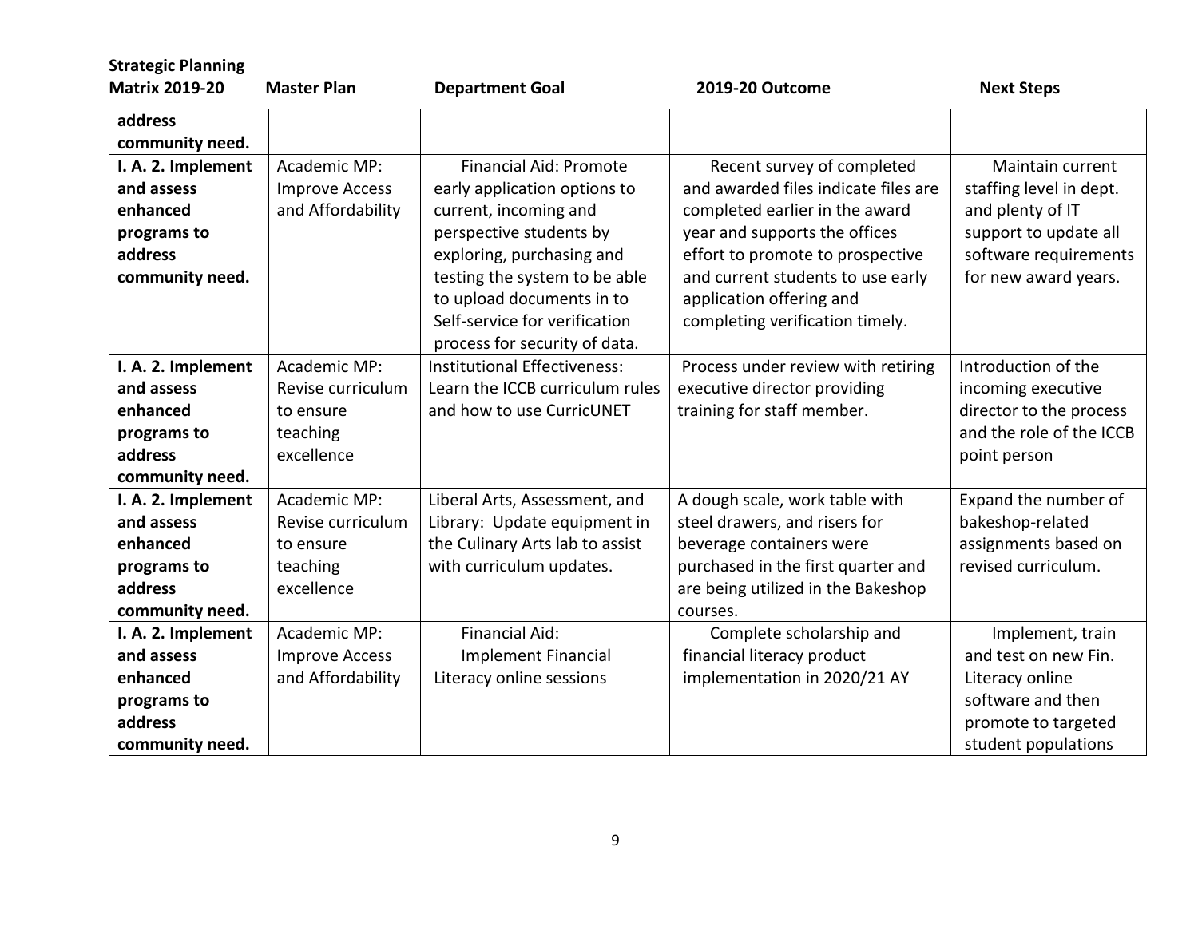| Strategic Planning Matrix 2019-20 | Master Plan | Department Goal | 2019-20 Outcome | Next Steps |
|---|---|---|---|---|
| **address community need.** | | | | |
| **I. A. 2. Implement and assess enhanced programs to address community need.** | Academic MP: Improve Access and Affordability | Financial Aid: Promote early application options to current, incoming and perspective students by exploring, purchasing and testing the system to be able to upload documents in to Self-service for verification process for security of data. | Recent survey of completed and awarded files indicate files are completed earlier in the award year and supports the offices effort to promote to prospective and current students to use early application offering and completing verification timely. | Maintain current staffing level in dept. and plenty of IT support to update all software requirements for new award years. |
| **I. A. 2. Implement and assess enhanced programs to address community need.** | Academic MP: Revise curriculum to ensure teaching excellence | Institutional Effectiveness: Learn the ICCB curriculum rules and how to use CurricUNET | Process under review with retiring executive director providing training for staff member. | Introduction of the incoming executive director to the process and the role of the ICCB point person |
| **I. A. 2. Implement and assess enhanced programs to address community need.** | Academic MP: Revise curriculum to ensure teaching excellence | Liberal Arts, Assessment, and Library: Update equipment in the Culinary Arts lab to assist with curriculum updates. | A dough scale, work table with steel drawers, and risers for beverage containers were purchased in the first quarter and are being utilized in the Bakeshop courses. | Expand the number of bakeshop-related assignments based on revised curriculum. |
| **I. A. 2. Implement and assess enhanced programs to address community need.** | Academic MP: Improve Access and Affordability | Financial Aid: Implement Financial Literacy online sessions | Complete scholarship and financial literacy product implementation in 2020/21 AY | Implement, train and test on new Fin. Literacy online software and then promote to targeted student populations |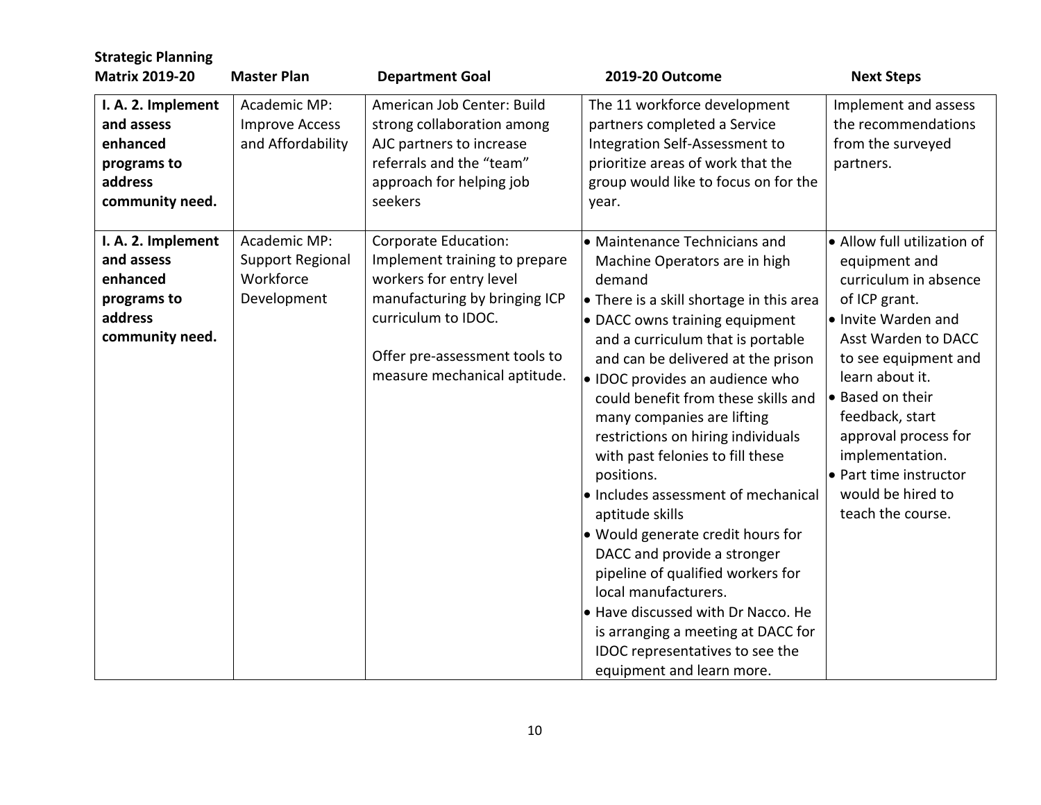| Strategic Planning Matrix 2019-20 | Master Plan | Department Goal | 2019-20 Outcome | Next Steps |
|---|---|---|---|---|
| **I. A. 2. Implement and assess enhanced programs to address community need.** | Academic MP: Improve Access and Affordability | American Job Center: Build strong collaboration among AJC partners to increase referrals and the "team" approach for helping job seekers | The 11 workforce development partners completed a Service Integration Self-Assessment to prioritize areas of work that the group would like to focus on for the year. | Implement and assess the recommendations from the surveyed partners. |
| **I. A. 2. Implement and assess enhanced programs to address community need.** | Academic MP: Support Regional Workforce Development | Corporate Education: Implement training to prepare workers for entry level manufacturing by bringing ICP curriculum to IDOC.<br><br>Offer pre-assessment tools to measure mechanical aptitude. | • Maintenance Technicians and Machine Operators are in high demand<br>• There is a skill shortage in this area<br>• DACC owns training equipment and a curriculum that is portable and can be delivered at the prison<br>• IDOC provides an audience who could benefit from these skills and many companies are lifting restrictions on hiring individuals with past felonies to fill these positions.<br>• Includes assessment of mechanical aptitude skills<br>• Would generate credit hours for DACC and provide a stronger pipeline of qualified workers for local manufacturers.<br>• Have discussed with Dr Nacco. He is arranging a meeting at DACC for IDOC representatives to see the equipment and learn more. | • Allow full utilization of equipment and curriculum in absence of ICP grant.<br>• Invite Warden and Asst Warden to DACC to see equipment and learn about it.<br>• Based on their feedback, start approval process for implementation.<br>• Part time instructor would be hired to teach the course. |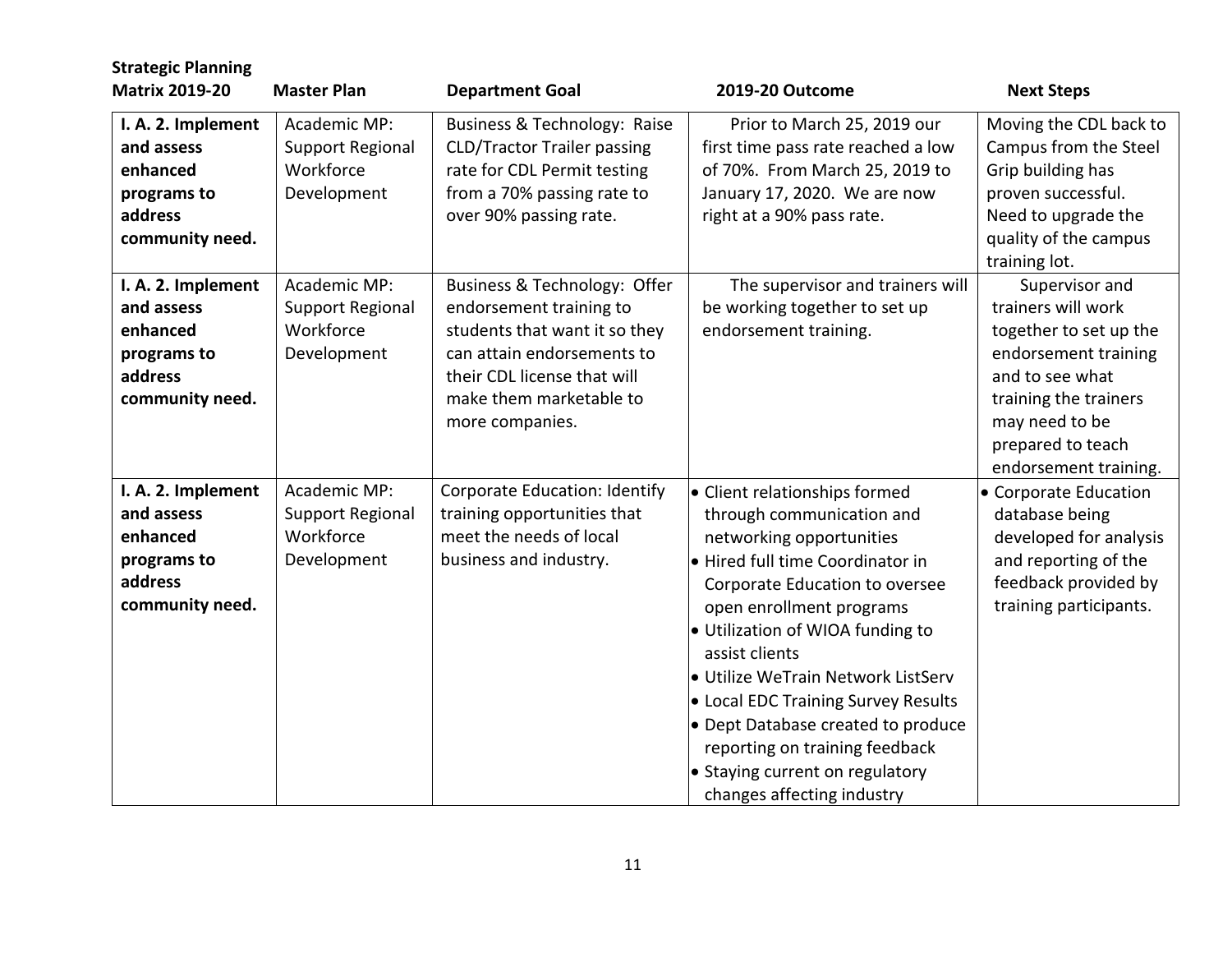| Strategic Planning Matrix 2019-20 | Master Plan | Department Goal | 2019-20 Outcome | Next Steps |
|---|---|---|---|---|
| **I. A. 2. Implement and assess enhanced programs to address community need.** | Academic MP: Support Regional Workforce Development | Business & Technology: Raise CLD/Tractor Trailer passing rate for CDL Permit testing from a 70% passing rate to over 90% passing rate. | Prior to March 25, 2019 our first time pass rate reached a low of 70%. From March 25, 2019 to January 17, 2020. We are now right at a 90% pass rate. | Moving the CDL back to Campus from the Steel Grip building has proven successful. Need to upgrade the quality of the campus training lot. |
| **I. A. 2. Implement and assess enhanced programs to address community need.** | Academic MP: Support Regional Workforce Development | Business & Technology: Offer endorsement training to students that want it so they can attain endorsements to their CDL license that will make them marketable to more companies. | The supervisor and trainers will be working together to set up endorsement training. | Supervisor and trainers will work together to set up the endorsement training and to see what training the trainers may need to be prepared to teach endorsement training. |
| **I. A. 2. Implement and assess enhanced programs to address community need.** | Academic MP: Support Regional Workforce Development | Corporate Education: Identify training opportunities that meet the needs of local business and industry. | • Client relationships formed through communication and networking opportunities<br>• Hired full time Coordinator in Corporate Education to oversee open enrollment programs<br>• Utilization of WIOA funding to assist clients<br>• Utilize WeTrain Network ListServ<br>• Local EDC Training Survey Results<br>• Dept Database created to produce reporting on training feedback<br>• Staying current on regulatory changes affecting industry | • Corporate Education database being developed for analysis and reporting of the feedback provided by training participants. |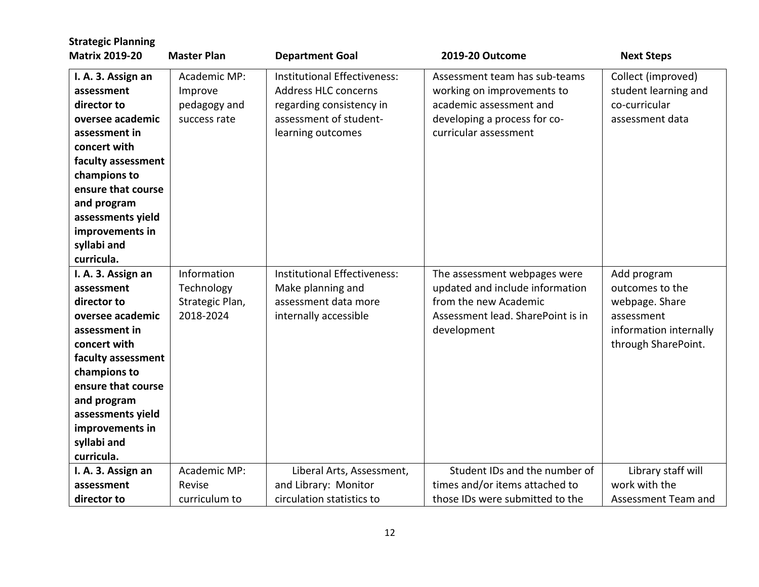| Strategic Planning Matrix 2019-20 | Master Plan | Department Goal | 2019-20 Outcome | Next Steps |
|---|---|---|---|---|
| **I. A. 3. Assign an assessment director to oversee academic assessment in concert with faculty assessment champions to ensure that course and program assessments yield improvements in syllabi and curricula.** | Academic MP: Improve pedagogy and success rate | Institutional Effectiveness: Address HLC concerns regarding consistency in assessment of student-learning outcomes | Assessment team has sub-teams working on improvements to academic assessment and developing a process for co-curricular assessment | Collect (improved) student learning and co-curricular assessment data |
| **I. A. 3. Assign an assessment director to oversee academic assessment in concert with faculty assessment champions to ensure that course and program assessments yield improvements in syllabi and curricula.** | Information Technology Strategic Plan, 2018-2024 | Institutional Effectiveness: Make planning and assessment data more internally accessible | The assessment webpages were updated and include information from the new Academic Assessment lead. SharePoint is in development | Add program outcomes to the webpage. Share assessment information internally through SharePoint. |
| **I. A. 3. Assign an assessment director to** | Academic MP: Revise curriculum to | Liberal Arts, Assessment, and Library: Monitor circulation statistics to | Student IDs and the number of times and/or items attached to those IDs were submitted to the | Library staff will work with the Assessment Team and |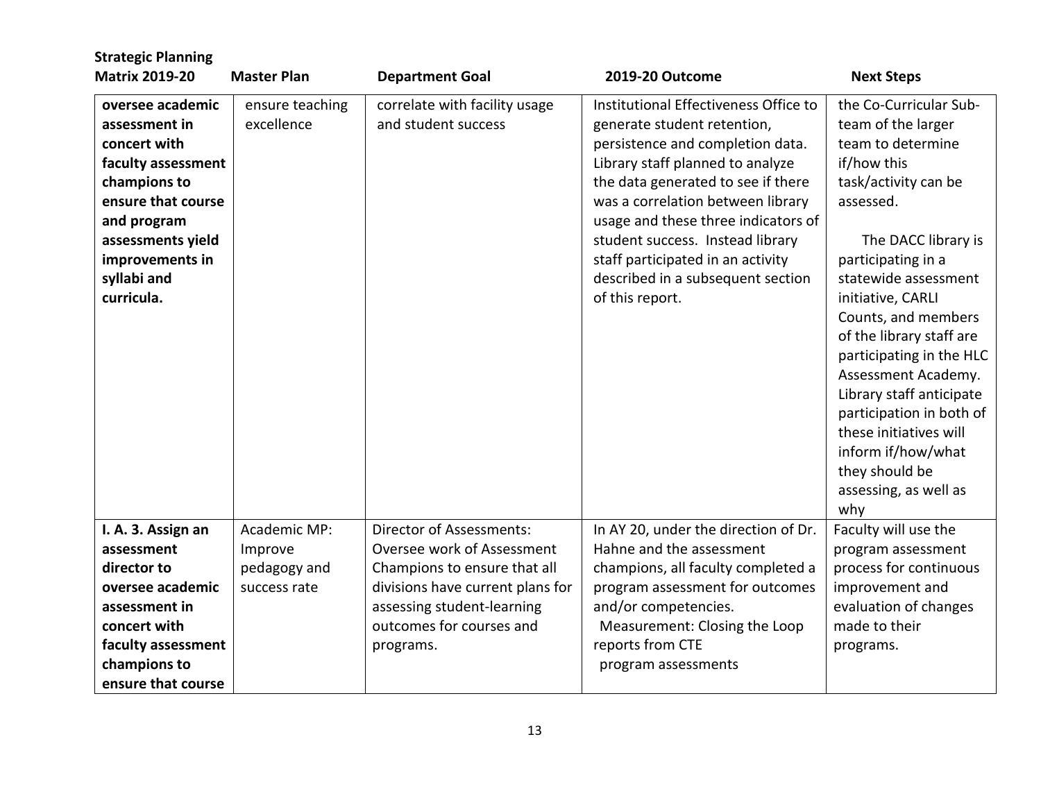**Strategic Planning**

| Matrix 2019-20 | Master Plan | Department Goal | 2019-20 Outcome | Next Steps |
|---|---|---|---|---|
| **oversee academic assessment in concert with faculty assessment champions to ensure that course and program assessments yield improvements in syllabi and curricula.** | ensure teaching excellence | correlate with facility usage and student success | Institutional Effectiveness Office to generate student retention, persistence and completion data. Library staff planned to analyze the data generated to see if there was a correlation between library usage and these three indicators of student success. Instead library staff participated in an activity described in a subsequent section of this report. | the Co-Curricular Sub-team of the larger team to determine if/how this task/activity can be assessed. The DACC library is participating in a statewide assessment initiative, CARLI Counts, and members of the library staff are participating in the HLC Assessment Academy. Library staff anticipate participation in both of these initiatives will inform if/how/what they should be assessing, as well as why |
| **I. A. 3. Assign an assessment director to oversee academic assessment in concert with faculty assessment champions to ensure that course** | Academic MP: Improve pedagogy and success rate | Director of Assessments: Oversee work of Assessment Champions to ensure that all divisions have current plans for assessing student-learning outcomes for courses and programs. | In AY 20, under the direction of Dr. Hahne and the assessment champions, all faculty completed a program assessment for outcomes and/or competencies. Measurement: Closing the Loop reports from CTE program assessments | Faculty will use the program assessment process for continuous improvement and evaluation of changes made to their programs. |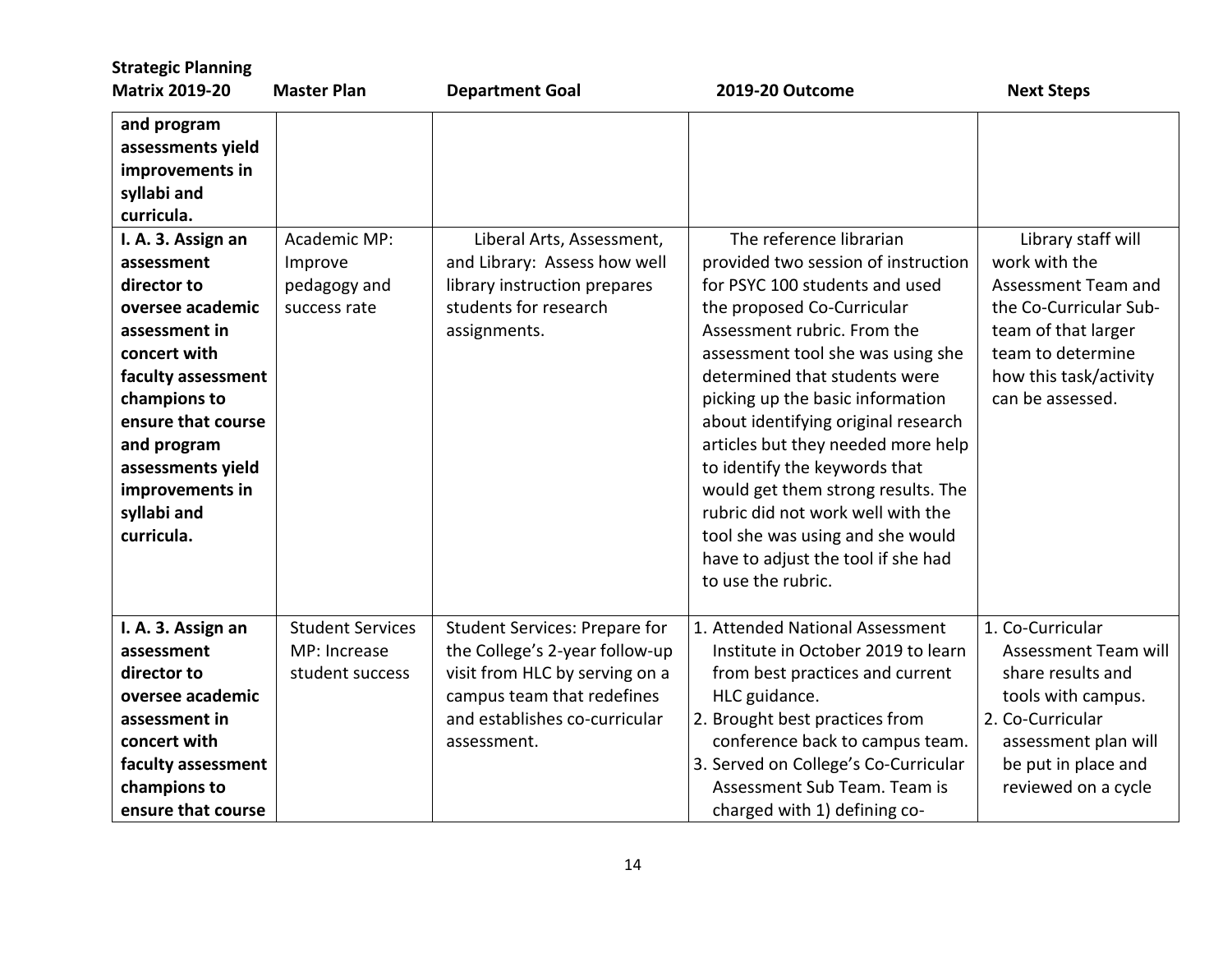| Strategic Planning Matrix 2019-20 | Master Plan | Department Goal | 2019-20 Outcome | Next Steps |
|---|---|---|---|---|
| **and program assessments yield improvements in syllabi and curricula.** | | | | |
| **I. A. 3. Assign an assessment director to oversee academic assessment in concert with faculty assessment champions to ensure that course and program assessments yield improvements in syllabi and curricula.** | Academic MP: Improve pedagogy and success rate | Liberal Arts, Assessment, and Library: Assess how well library instruction prepares students for research assignments. | The reference librarian provided two session of instruction for PSYC 100 students and used the proposed Co-Curricular Assessment rubric. From the assessment tool she was using she determined that students were picking up the basic information about identifying original research articles but they needed more help to identify the keywords that would get them strong results. The rubric did not work well with the tool she was using and she would have to adjust the tool if she had to use the rubric. | Library staff will work with the Assessment Team and the Co-Curricular Sub-team of that larger team to determine how this task/activity can be assessed. |
| **I. A. 3. Assign an assessment director to oversee academic assessment in concert with faculty assessment champions to ensure that course** | Student Services MP: Increase student success | Student Services: Prepare for the College's 2-year follow-up visit from HLC by serving on a campus team that redefines and establishes co-curricular assessment. | 1. Attended National Assessment Institute in October 2019 to learn from best practices and current HLC guidance.<br>2. Brought best practices from conference back to campus team.<br>3. Served on College's Co-Curricular Assessment Sub Team. Team is charged with 1) defining co- | 1. Co-Curricular Assessment Team will share results and tools with campus.<br>2. Co-Curricular assessment plan will be put in place and reviewed on a cycle |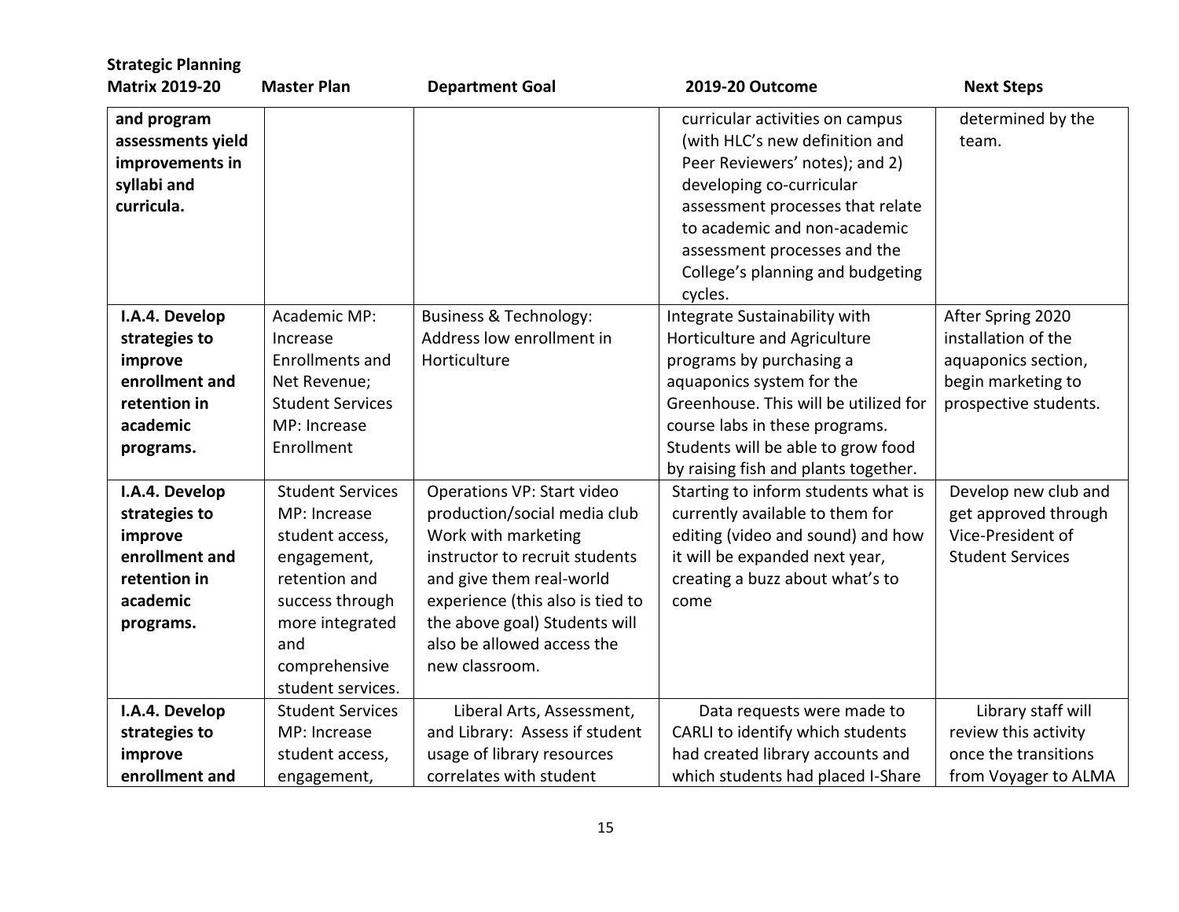| Strategic Planning Matrix 2019-20 | Master Plan | Department Goal | 2019-20 Outcome | Next Steps |
|---|---|---|---|---|
| **and program assessments yield improvements in syllabi and curricula.** | | | curricular activities on campus (with HLC's new definition and Peer Reviewers' notes); and 2) developing co-curricular assessment processes that relate to academic and non-academic assessment processes and the College's planning and budgeting cycles. | determined by the team. |
| **I.A.4. Develop strategies to improve enrollment and retention in academic programs.** | Academic MP: Increase Enrollments and Net Revenue; Student Services MP: Increase Enrollment | Business & Technology: Address low enrollment in Horticulture | Integrate Sustainability with Horticulture and Agriculture programs by purchasing a aquaponics system for the Greenhouse. This will be utilized for course labs in these programs. Students will be able to grow food by raising fish and plants together. | After Spring 2020 installation of the aquaponics section, begin marketing to prospective students. |
| **I.A.4. Develop strategies to improve enrollment and retention in academic programs.** | Student Services MP: Increase student access, engagement, retention and success through more integrated and comprehensive student services. | Operations VP: Start video production/social media club Work with marketing instructor to recruit students and give them real-world experience (this also is tied to the above goal) Students will also be allowed access the new classroom. | Starting to inform students what is currently available to them for editing (video and sound) and how it will be expanded next year, creating a buzz about what's to come | Develop new club and get approved through Vice-President of Student Services |
| **I.A.4. Develop strategies to improve enrollment and** | Student Services MP: Increase student access, engagement, | Liberal Arts, Assessment, and Library: Assess if student usage of library resources correlates with student | Data requests were made to CARLI to identify which students had created library accounts and which students had placed I-Share | Library staff will review this activity once the transitions from Voyager to ALMA |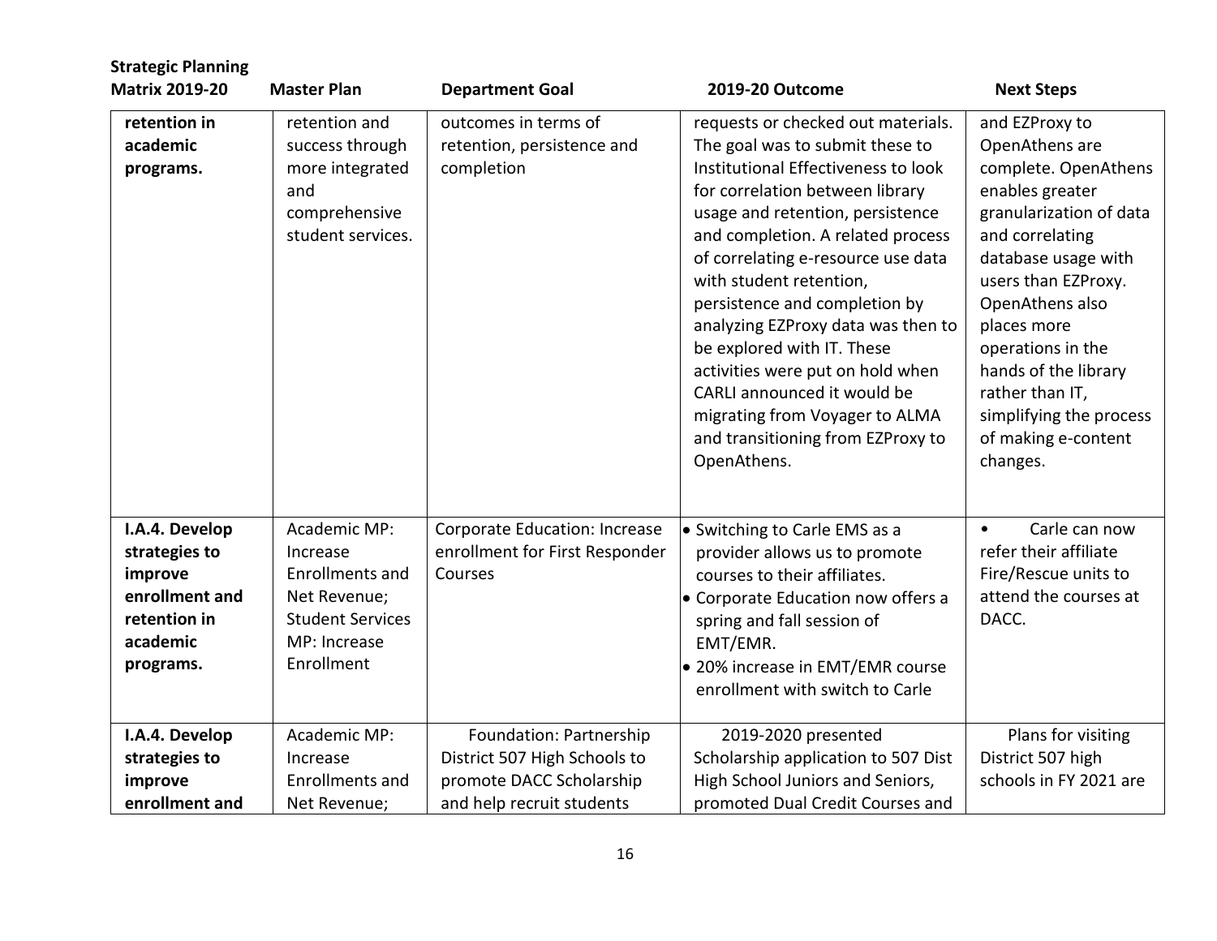| Strategic Planning Matrix 2019-20 | Master Plan | Department Goal | 2019-20 Outcome | Next Steps |
|---|---|---|---|---|
| **retention in academic programs.** | retention and success through more integrated and comprehensive student services. | outcomes in terms of retention, persistence and completion | requests or checked out materials. The goal was to submit these to Institutional Effectiveness to look for correlation between library usage and retention, persistence and completion. A related process of correlating e-resource use data with student retention, persistence and completion by analyzing EZProxy data was then to be explored with IT. These activities were put on hold when CARLI announced it would be migrating from Voyager to ALMA and transitioning from EZProxy to OpenAthens. | and EZProxy to OpenAthens are complete. OpenAthens enables greater granularization of data and correlating database usage with users than EZProxy. OpenAthens also places more operations in the hands of the library rather than IT, simplifying the process of making e-content changes. |
| **I.A.4. Develop strategies to improve enrollment and retention in academic programs.** | Academic MP: Increase Enrollments and Net Revenue; Student Services MP: Increase Enrollment | Corporate Education: Increase enrollment for First Responder Courses | • Switching to Carle EMS as a provider allows us to promote courses to their affiliates.<br>• Corporate Education now offers a spring and fall session of EMT/EMR.<br>• 20% increase in EMT/EMR course enrollment with switch to Carle | • Carle can now refer their affiliate Fire/Rescue units to attend the courses at DACC. |
| **I.A.4. Develop strategies to improve enrollment and** | Academic MP: Increase Enrollments and Net Revenue; | Foundation: Partnership District 507 High Schools to promote DACC Scholarship and help recruit students | 2019-2020 presented Scholarship application to 507 Dist High School Juniors and Seniors, promoted Dual Credit Courses and | Plans for visiting District 507 high schools in FY 2021 are |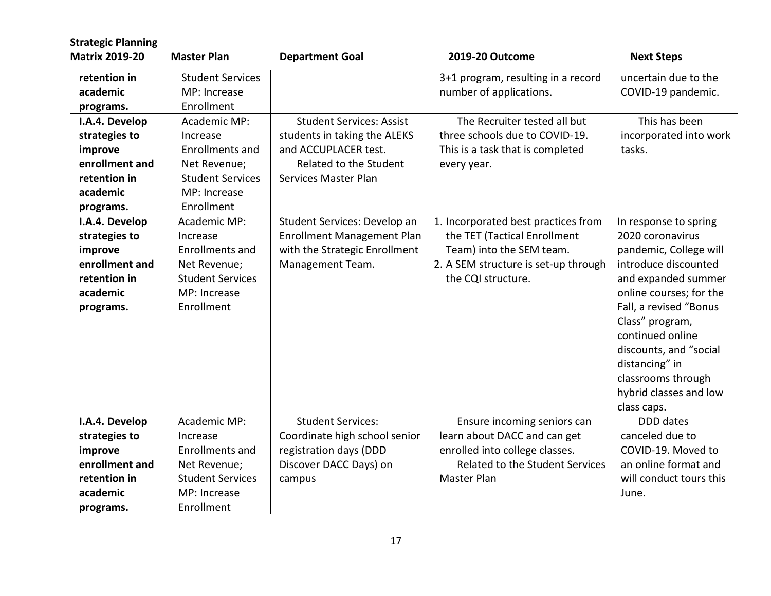| Strategic Planning Matrix 2019-20 | Master Plan | Department Goal | 2019-20 Outcome | Next Steps |
|---|---|---|---|---|
| **retention in academic programs.** | Student Services MP: Increase Enrollment | | 3+1 program, resulting in a record number of applications. | uncertain due to the COVID-19 pandemic. |
| **I.A.4. Develop strategies to improve enrollment and retention in academic programs.** | Academic MP: Increase Enrollments and Net Revenue; Student Services MP: Increase Enrollment | Student Services: Assist students in taking the ALEKS and ACCUPLACER test. Related to the Student Services Master Plan | The Recruiter tested all but three schools due to COVID-19. This is a task that is completed every year. | This has been incorporated into work tasks. |
| **I.A.4. Develop strategies to improve enrollment and retention in academic programs.** | Academic MP: Increase Enrollments and Net Revenue; Student Services MP: Increase Enrollment | Student Services: Develop an Enrollment Management Plan with the Strategic Enrollment Management Team. | 1. Incorporated best practices from the TET (Tactical Enrollment Team) into the SEM team.<br>2. A SEM structure is set-up through the CQI structure. | In response to spring 2020 coronavirus pandemic, College will introduce discounted and expanded summer online courses; for the Fall, a revised "Bonus Class" program, continued online discounts, and "social distancing" in classrooms through hybrid classes and low class caps. |
| **I.A.4. Develop strategies to improve enrollment and retention in academic programs.** | Academic MP: Increase Enrollments and Net Revenue; Student Services MP: Increase Enrollment | Student Services: Coordinate high school senior registration days (DDD Discover DACC Days) on campus | Ensure incoming seniors can learn about DACC and can get enrolled into college classes. Related to the Student Services Master Plan | DDD dates canceled due to COVID-19. Moved to an online format and will conduct tours this June. |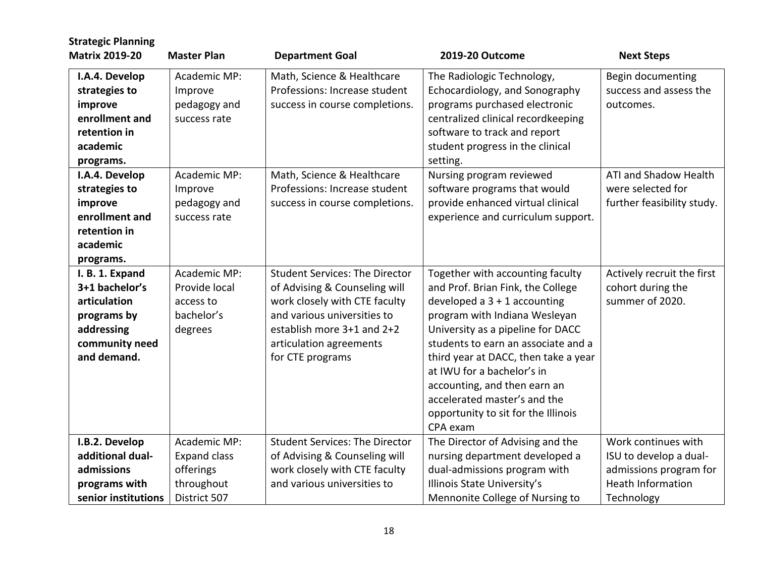| Strategic Planning Matrix 2019-20 | Master Plan | Department Goal | 2019-20 Outcome | Next Steps |
|---|---|---|---|---|
| **I.A.4. Develop strategies to improve enrollment and retention in academic programs.** | Academic MP: Improve pedagogy and success rate | Math, Science & Healthcare Professions: Increase student success in course completions. | The Radiologic Technology, Echocardiology, and Sonography programs purchased electronic centralized clinical recordkeeping software to track and report student progress in the clinical setting. | Begin documenting success and assess the outcomes. |
| **I.A.4. Develop strategies to improve enrollment and retention in academic programs.** | Academic MP: Improve pedagogy and success rate | Math, Science & Healthcare Professions: Increase student success in course completions. | Nursing program reviewed software programs that would provide enhanced virtual clinical experience and curriculum support. | ATI and Shadow Health were selected for further feasibility study. |
| **I. B. 1. Expand 3+1 bachelor's articulation programs by addressing community need and demand.** | Academic MP: Provide local access to bachelor's degrees | Student Services: The Director of Advising & Counseling will work closely with CTE faculty and various universities to establish more 3+1 and 2+2 articulation agreements for CTE programs | Together with accounting faculty and Prof. Brian Fink, the College developed a 3 + 1 accounting program with Indiana Wesleyan University as a pipeline for DACC students to earn an associate and a third year at DACC, then take a year at IWU for a bachelor's in accounting, and then earn an accelerated master's and the opportunity to sit for the Illinois CPA exam | Actively recruit the first cohort during the summer of 2020. |
| **I.B.2. Develop additional dual-admissions programs with senior institutions** | Academic MP: Expand class offerings throughout District 507 | Student Services: The Director of Advising & Counseling will work closely with CTE faculty and various universities to | The Director of Advising and the nursing department developed a dual-admissions program with Illinois State University's Mennonite College of Nursing to | Work continues with ISU to develop a dual-admissions program for Heath Information Technology |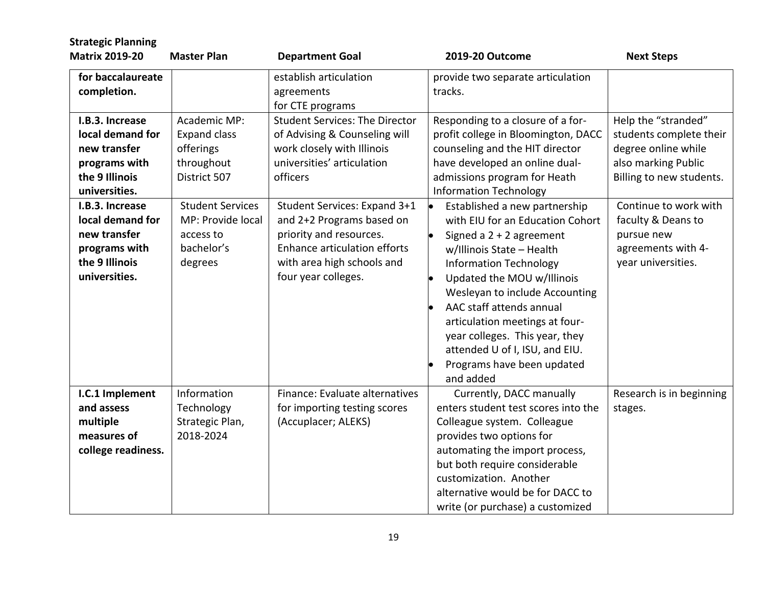| Strategic Planning Matrix 2019-20 | Master Plan | Department Goal | 2019-20 Outcome | Next Steps |
|---|---|---|---|---|
| **for baccalaureate completion.** | | establish articulation agreements for CTE programs | provide two separate articulation tracks. | |
| **I.B.3. Increase local demand for new transfer programs with the 9 Illinois universities.** | Academic MP: Expand class offerings throughout District 507 | Student Services: The Director of Advising & Counseling will work closely with Illinois universities' articulation officers | Responding to a closure of a for-profit college in Bloomington, DACC counseling and the HIT director have developed an online dual-admissions program for Heath Information Technology | Help the "stranded" students complete their degree online while also marking Public Billing to new students. |
| **I.B.3. Increase local demand for new transfer programs with the 9 Illinois universities.** | Student Services MP: Provide local access to bachelor's degrees | Student Services: Expand 3+1 and 2+2 Programs based on priority and resources. Enhance articulation efforts with area high schools and four year colleges. | • Established a new partnership with EIU for an Education Cohort<br>• Signed a 2 + 2 agreement w/Illinois State – Health Information Technology<br>• Updated the MOU w/Illinois Wesleyan to include Accounting<br>• AAC staff attends annual articulation meetings at four-year colleges. This year, they attended U of I, ISU, and EIU.<br>• Programs have been updated and added | Continue to work with faculty & Deans to pursue new agreements with 4-year universities. |
| **I.C.1 Implement and assess multiple measures of college readiness.** | Information Technology Strategic Plan, 2018-2024 | Finance: Evaluate alternatives for importing testing scores (Accuplacer; ALEKS) | Currently, DACC manually enters student test scores into the Colleague system. Colleague provides two options for automating the import process, but both require considerable customization. Another alternative would be for DACC to write (or purchase) a customized | Research is in beginning stages. |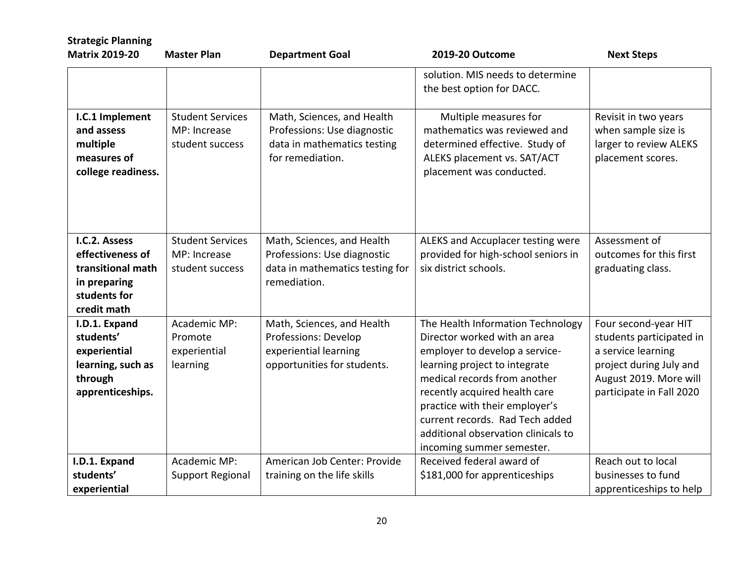| Strategic Planning Matrix 2019-20 | Master Plan | Department Goal | 2019-20 Outcome | Next Steps |
|---|---|---|---|---|
| | | | solution. MIS needs to determine the best option for DACC. | |
| **I.C.1 Implement and assess multiple measures of college readiness.** | Student Services MP: Increase student success | Math, Sciences, and Health Professions: Use diagnostic data in mathematics testing for remediation. | Multiple measures for mathematics was reviewed and determined effective. Study of ALEKS placement vs. SAT/ACT placement was conducted. | Revisit in two years when sample size is larger to review ALEKS placement scores. |
| **I.C.2. Assess effectiveness of transitional math in preparing students for credit math** | Student Services MP: Increase student success | Math, Sciences, and Health Professions: Use diagnostic data in mathematics testing for remediation. | ALEKS and Accuplacer testing were provided for high-school seniors in six district schools. | Assessment of outcomes for this first graduating class. |
| **I.D.1. Expand students' experiential learning, such as through apprenticeships.** | Academic MP: Promote experiential learning | Math, Sciences, and Health Professions: Develop experiential learning opportunities for students. | The Health Information Technology Director worked with an area employer to develop a service-learning project to integrate medical records from another recently acquired health care practice with their employer's current records. Rad Tech added additional observation clinicals to incoming summer semester. | Four second-year HIT students participated in a service learning project during July and August 2019. More will participate in Fall 2020 |
| **I.D.1. Expand students' experiential** | Academic MP: Support Regional | American Job Center: Provide training on the life skills | Received federal award of $181,000 for apprenticeships | Reach out to local businesses to fund apprenticeships to help |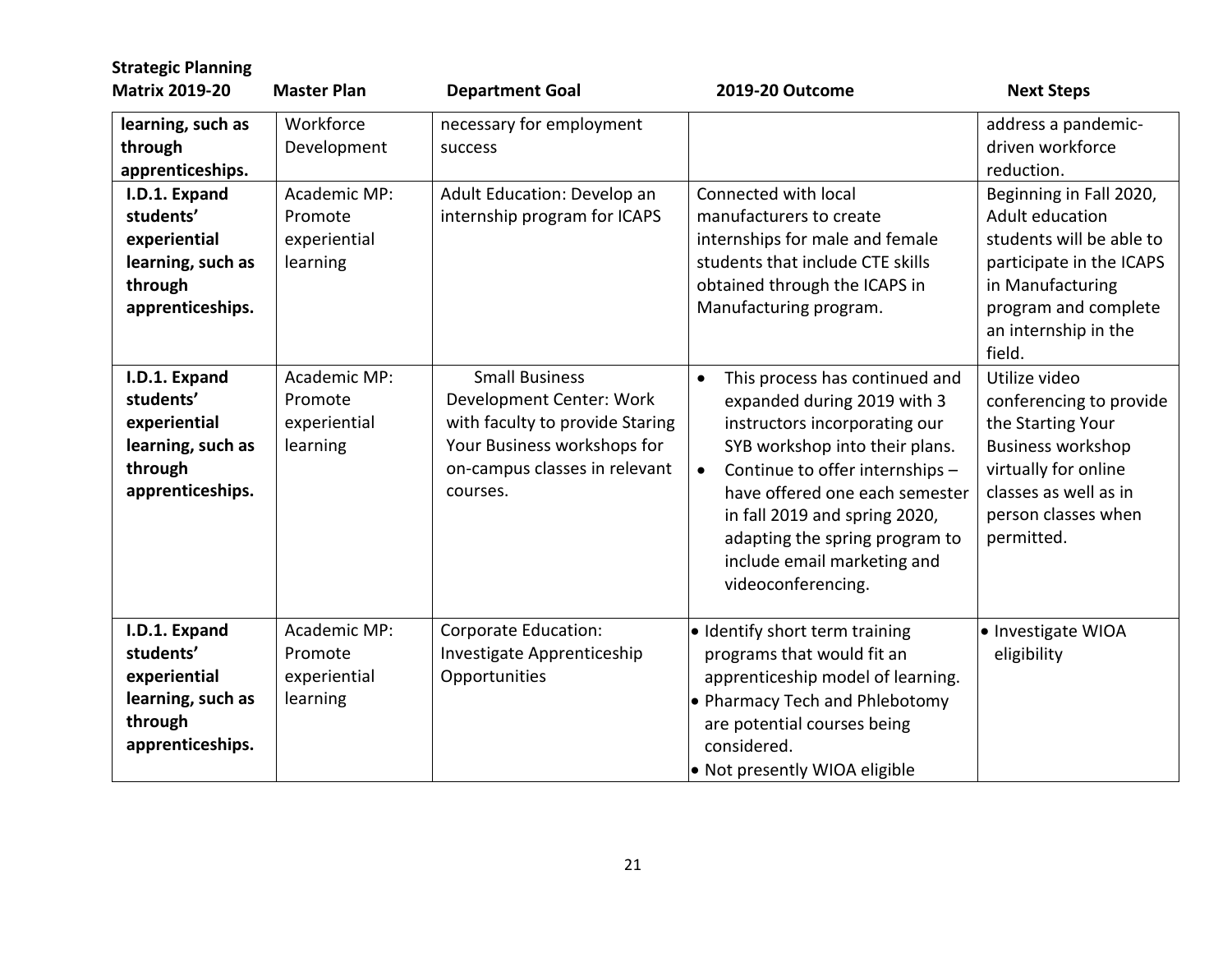| Strategic Planning Matrix 2019-20 | Master Plan | Department Goal | 2019-20 Outcome | Next Steps |
|---|---|---|---|---|
| **learning, such as through apprenticeships.** | Workforce Development | necessary for employment success | | address a pandemic-driven workforce reduction. |
| **I.D.1. Expand students' experiential learning, such as through apprenticeships.** | Academic MP: Promote experiential learning | Adult Education: Develop an internship program for ICAPS | Connected with local manufacturers to create internships for male and female students that include CTE skills obtained through the ICAPS in Manufacturing program. | Beginning in Fall 2020, Adult education students will be able to participate in the ICAPS in Manufacturing program and complete an internship in the field. |
| **I.D.1. Expand students' experiential learning, such as through apprenticeships.** | Academic MP: Promote experiential learning | Small Business Development Center: Work with faculty to provide Staring Your Business workshops for on-campus classes in relevant courses. | • This process has continued and expanded during 2019 with 3 instructors incorporating our SYB workshop into their plans.<br>• Continue to offer internships – have offered one each semester in fall 2019 and spring 2020, adapting the spring program to include email marketing and videoconferencing. | Utilize video conferencing to provide the Starting Your Business workshop virtually for online classes as well as in person classes when permitted. |
| **I.D.1. Expand students' experiential learning, such as through apprenticeships.** | Academic MP: Promote experiential learning | Corporate Education: Investigate Apprenticeship Opportunities | • Identify short term training programs that would fit an apprenticeship model of learning.<br>• Pharmacy Tech and Phlebotomy are potential courses being considered.<br>• Not presently WIOA eligible | • Investigate WIOA eligibility |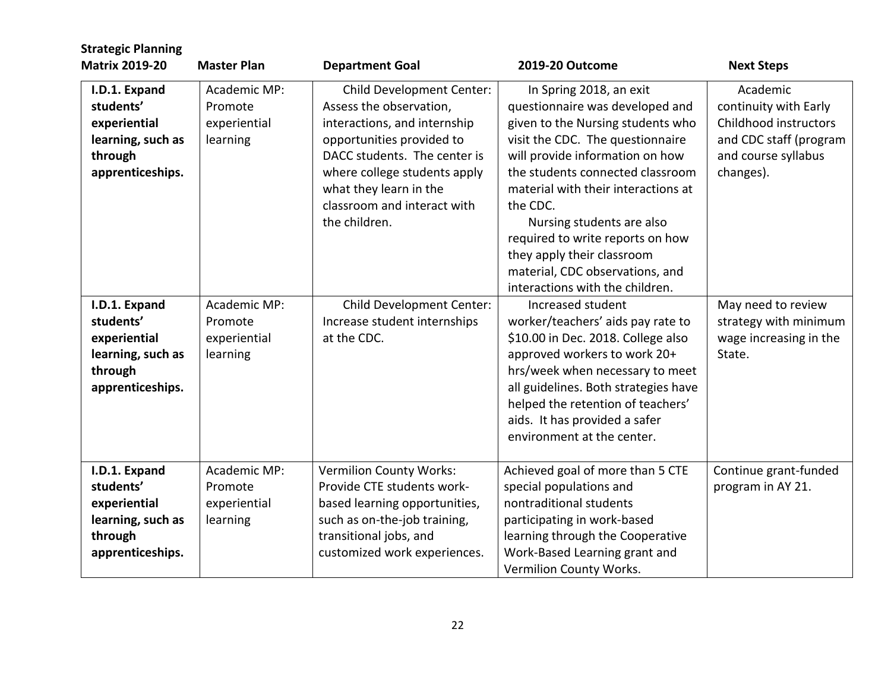| Strategic Planning Matrix 2019-20 | Master Plan | Department Goal | 2019-20 Outcome | Next Steps |
|---|---|---|---|---|
| **I.D.1. Expand students' experiential learning, such as through apprenticeships.** | Academic MP: Promote experiential learning | Child Development Center: Assess the observation, interactions, and internship opportunities provided to DACC students. The center is where college students apply what they learn in the classroom and interact with the children. | In Spring 2018, an exit questionnaire was developed and given to the Nursing students who visit the CDC. The questionnaire will provide information on how the students connected classroom material with their interactions at the CDC. Nursing students are also required to write reports on how they apply their classroom material, CDC observations, and interactions with the children. | Academic continuity with Early Childhood instructors and CDC staff (program and course syllabus changes). |
| **I.D.1. Expand students' experiential learning, such as through apprenticeships.** | Academic MP: Promote experiential learning | Child Development Center: Increase student internships at the CDC. | Increased student worker/teachers' aids pay rate to $10.00 in Dec. 2018. College also approved workers to work 20+ hrs/week when necessary to meet all guidelines. Both strategies have helped the retention of teachers' aids. It has provided a safer environment at the center. | May need to review strategy with minimum wage increasing in the State. |
| **I.D.1. Expand students' experiential learning, such as through apprenticeships.** | Academic MP: Promote experiential learning | Vermilion County Works: Provide CTE students work-based learning opportunities, such as on-the-job training, transitional jobs, and customized work experiences. | Achieved goal of more than 5 CTE special populations and nontraditional students participating in work-based learning through the Cooperative Work-Based Learning grant and Vermilion County Works. | Continue grant-funded program in AY 21. |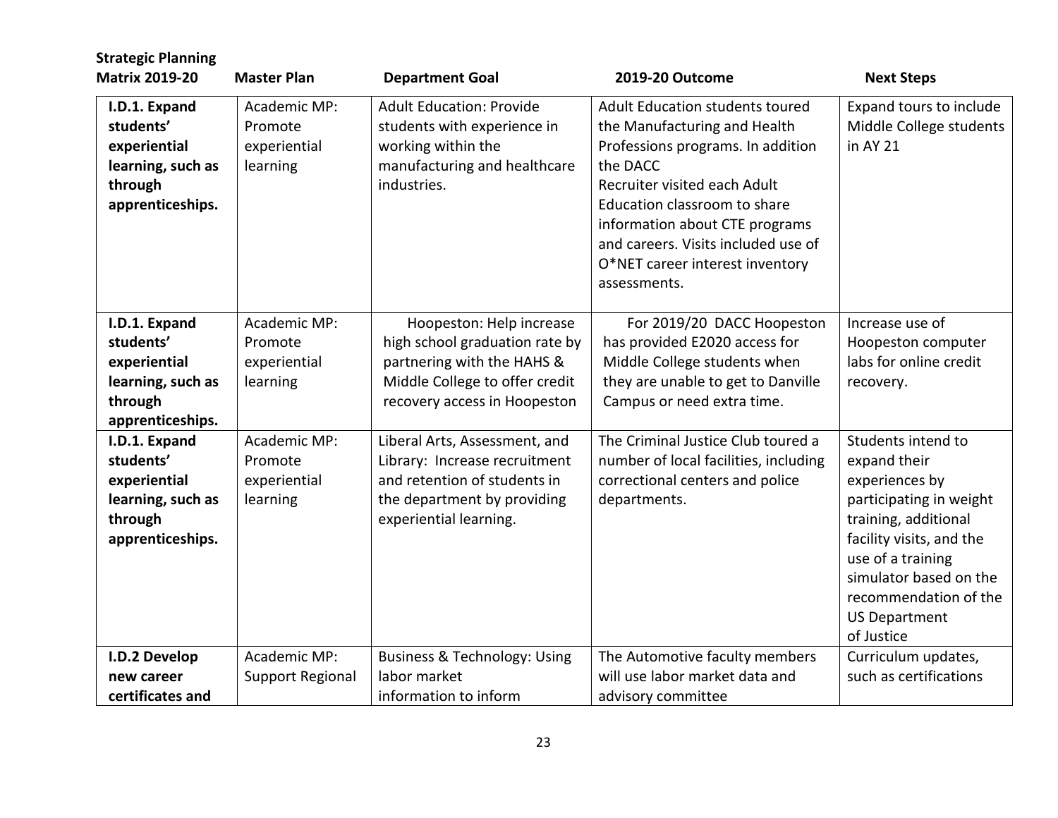| Strategic Planning Matrix 2019-20 | Master Plan | Department Goal | 2019-20 Outcome | Next Steps |
|---|---|---|---|---|
| **I.D.1. Expand students' experiential learning, such as through apprenticeships.** | Academic MP: Promote experiential learning | Adult Education: Provide students with experience in working within the manufacturing and healthcare industries. | Adult Education students toured the Manufacturing and Health Professions programs. In addition the DACC Recruiter visited each Adult Education classroom to share information about CTE programs and careers. Visits included use of O*NET career interest inventory assessments. | Expand tours to include Middle College students in AY 21 |
| **I.D.1. Expand students' experiential learning, such as through apprenticeships.** | Academic MP: Promote experiential learning | Hoopeston: Help increase high school graduation rate by partnering with the HAHS & Middle College to offer credit recovery access in Hoopeston | For 2019/20 DACC Hoopeston has provided E2020 access for Middle College students when they are unable to get to Danville Campus or need extra time. | Increase use of Hoopeston computer labs for online credit recovery. |
| **I.D.1. Expand students' experiential learning, such as through apprenticeships.** | Academic MP: Promote experiential learning | Liberal Arts, Assessment, and Library: Increase recruitment and retention of students in the department by providing experiential learning. | The Criminal Justice Club toured a number of local facilities, including correctional centers and police departments. | Students intend to expand their experiences by participating in weight training, additional facility visits, and the use of a training simulator based on the recommendation of the US Department of Justice |
| **I.D.2 Develop new career certificates and** | Academic MP: Support Regional | Business & Technology: Using labor market information to inform | The Automotive faculty members will use labor market data and advisory committee | Curriculum updates, such as certifications |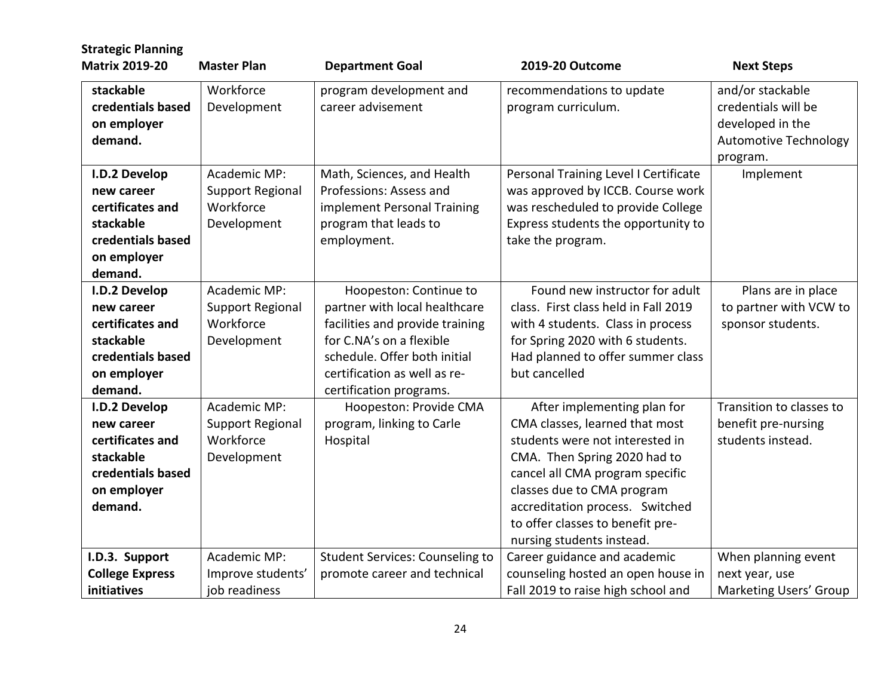| Strategic Planning Matrix 2019-20 | Master Plan | Department Goal | 2019-20 Outcome | Next Steps |
|---|---|---|---|---|
| **stackable credentials based on employer demand.** | Workforce Development | program development and career advisement | recommendations to update program curriculum. | and/or stackable credentials will be developed in the Automotive Technology program. |
| **I.D.2 Develop new career certificates and stackable credentials based on employer demand.** | Academic MP: Support Regional Workforce Development | Math, Sciences, and Health Professions: Assess and implement Personal Training program that leads to employment. | Personal Training Level I Certificate was approved by ICCB. Course work was rescheduled to provide College Express students the opportunity to take the program. | Implement |
| **I.D.2 Develop new career certificates and stackable credentials based on employer demand.** | Academic MP: Support Regional Workforce Development | Hoopeston: Continue to partner with local healthcare facilities and provide training for C.NA's on a flexible schedule. Offer both initial certification as well as re-certification programs. | Found new instructor for adult class. First class held in Fall 2019 with 4 students. Class in process for Spring 2020 with 6 students. Had planned to offer summer class but cancelled | Plans are in place to partner with VCW to sponsor students. |
| **I.D.2 Develop new career certificates and stackable credentials based on employer demand.** | Academic MP: Support Regional Workforce Development | Hoopeston: Provide CMA program, linking to Carle Hospital | After implementing plan for CMA classes, learned that most students were not interested in CMA. Then Spring 2020 had to cancel all CMA program specific classes due to CMA program accreditation process. Switched to offer classes to benefit pre-nursing students instead. | Transition to classes to benefit pre-nursing students instead. |
| **I.D.3. Support College Express initiatives** | Academic MP: Improve students' job readiness | Student Services: Counseling to promote career and technical | Career guidance and academic counseling hosted an open house in Fall 2019 to raise high school and | When planning event next year, use Marketing Users' Group |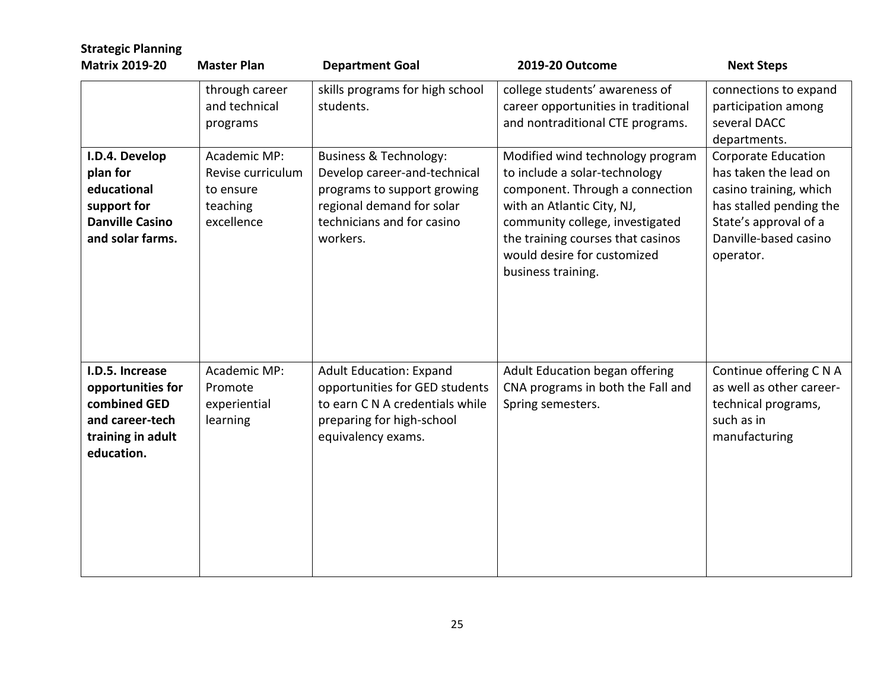| Strategic Planning Matrix 2019-20 | Master Plan | Department Goal | 2019-20 Outcome | Next Steps |
|---|---|---|---|---|
| | through career and technical programs | skills programs for high school students. | college students' awareness of career opportunities in traditional and nontraditional CTE programs. | connections to expand participation among several DACC departments. |
| **I.D.4. Develop plan for educational support for Danville Casino and solar farms.** | Academic MP: Revise curriculum to ensure teaching excellence | Business & Technology: Develop career-and-technical programs to support growing regional demand for solar technicians and for casino workers. | Modified wind technology program to include a solar-technology component. Through a connection with an Atlantic City, NJ, community college, investigated the training courses that casinos would desire for customized business training. | Corporate Education has taken the lead on casino training, which has stalled pending the State's approval of a Danville-based casino operator. |
| **I.D.5. Increase opportunities for combined GED and career-tech training in adult education.** | Academic MP: Promote experiential learning | Adult Education: Expand opportunities for GED students to earn C N A credentials while preparing for high-school equivalency exams. | Adult Education began offering CNA programs in both the Fall and Spring semesters. | Continue offering C N A as well as other career-technical programs, such as in manufacturing |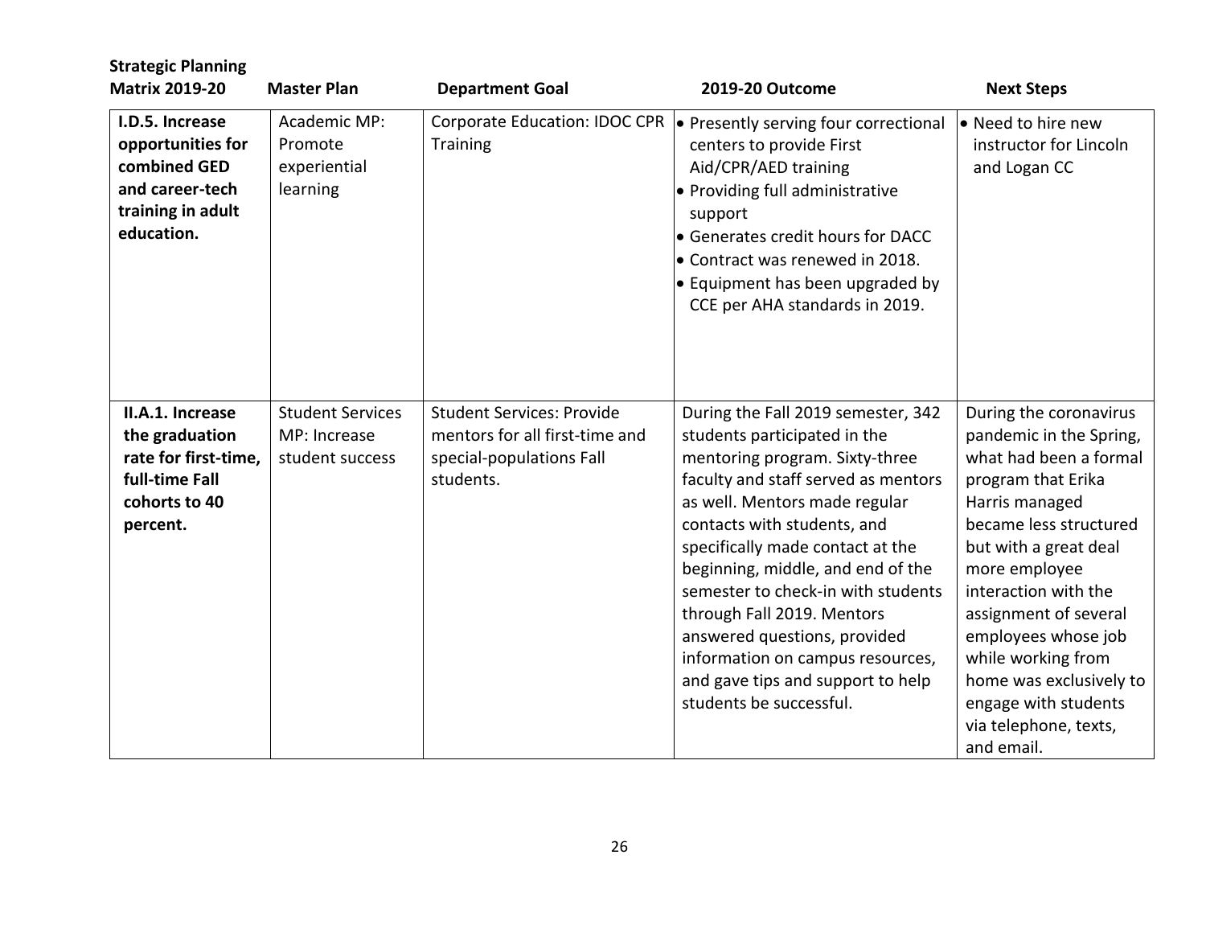| Strategic Planning Matrix 2019-20 | Master Plan | Department Goal | 2019-20 Outcome | Next Steps |
|---|---|---|---|---|
| **I.D.5. Increase opportunities for combined GED and career-tech training in adult education.** | Academic MP: Promote experiential learning | Corporate Education: IDOC CPR Training | • Presently serving four correctional centers to provide First Aid/CPR/AED training<br>• Providing full administrative support<br>• Generates credit hours for DACC<br>• Contract was renewed in 2018.<br>• Equipment has been upgraded by CCE per AHA standards in 2019. | • Need to hire new instructor for Lincoln and Logan CC |
| **II.A.1. Increase the graduation rate for first-time, full-time Fall cohorts to 40 percent.** | Student Services MP: Increase student success | Student Services: Provide mentors for all first-time and special-populations Fall students. | During the Fall 2019 semester, 342 students participated in the mentoring program. Sixty-three faculty and staff served as mentors as well. Mentors made regular contacts with students, and specifically made contact at the beginning, middle, and end of the semester to check-in with students through Fall 2019. Mentors answered questions, provided information on campus resources, and gave tips and support to help students be successful. | During the coronavirus pandemic in the Spring, what had been a formal program that Erika Harris managed became less structured but with a great deal more employee interaction with the assignment of several employees whose job while working from home was exclusively to engage with students via telephone, texts, and email. |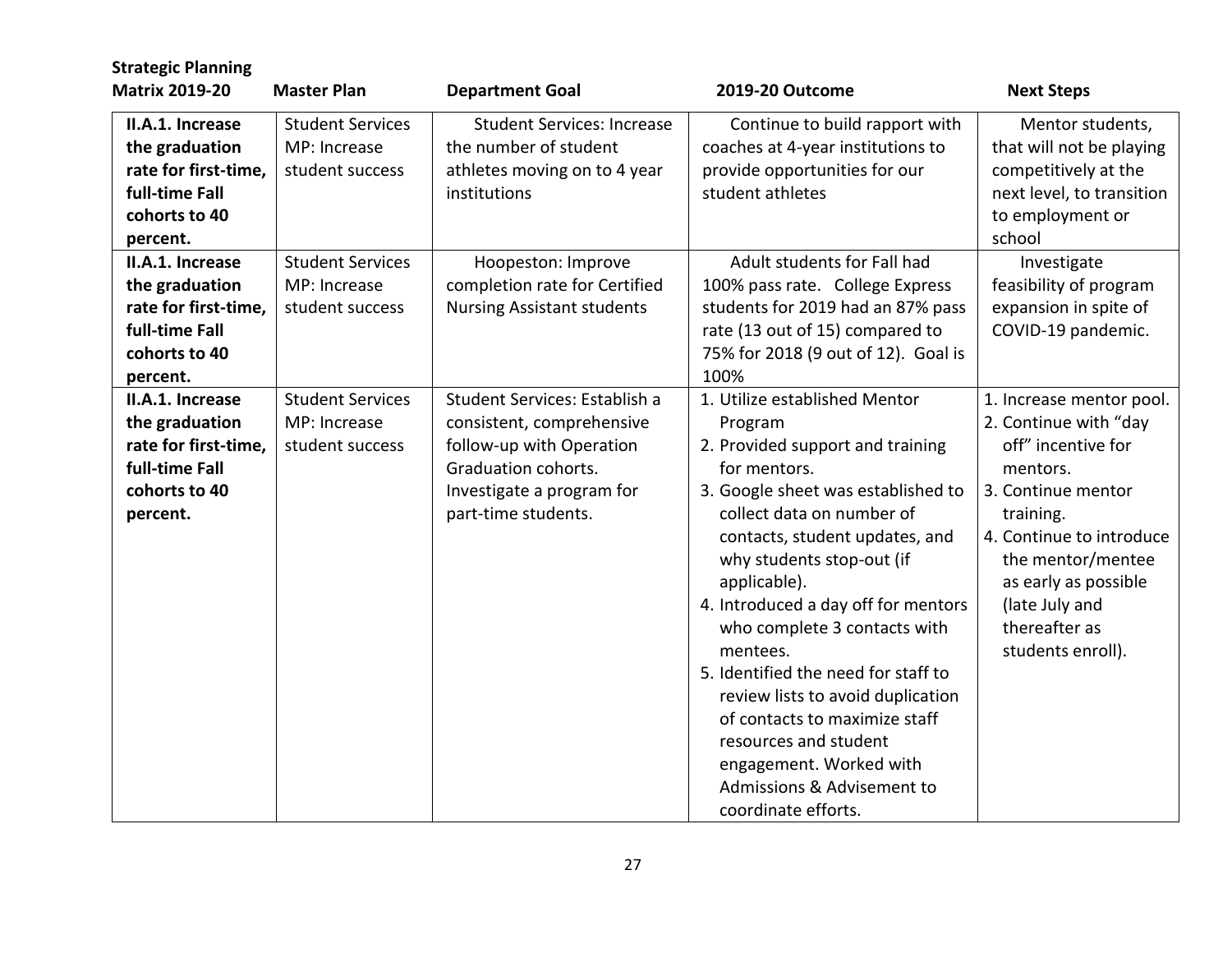**Strategic Planning**

| Matrix 2019-20 | Master Plan | Department Goal | 2019-20 Outcome | Next Steps |
|---|---|---|---|---|
| **II.A.1. Increase the graduation rate for first-time, full-time Fall cohorts to 40 percent.** | Student Services MP: Increase student success | Student Services: Increase the number of student athletes moving on to 4 year institutions | Continue to build rapport with coaches at 4-year institutions to provide opportunities for our student athletes | Mentor students, that will not be playing competitively at the next level, to transition to employment or school |
| **II.A.1. Increase the graduation rate for first-time, full-time Fall cohorts to 40 percent.** | Student Services MP: Increase student success | Hoopeston: Improve completion rate for Certified Nursing Assistant students | Adult students for Fall had 100% pass rate. College Express students for 2019 had an 87% pass rate (13 out of 15) compared to 75% for 2018 (9 out of 12). Goal is 100% | Investigate feasibility of program expansion in spite of COVID-19 pandemic. |
| **II.A.1. Increase the graduation rate for first-time, full-time Fall cohorts to 40 percent.** | Student Services MP: Increase student success | Student Services: Establish a consistent, comprehensive follow-up with Operation Graduation cohorts. Investigate a program for part-time students. | 1. Utilize established Mentor Program<br>2. Provided support and training for mentors.<br>3. Google sheet was established to collect data on number of contacts, student updates, and why students stop-out (if applicable).<br>4. Introduced a day off for mentors who complete 3 contacts with mentees.<br>5. Identified the need for staff to review lists to avoid duplication of contacts to maximize staff resources and student engagement. Worked with Admissions & Advisement to coordinate efforts. | 1. Increase mentor pool.<br>2. Continue with "day off" incentive for mentors.<br>3. Continue mentor training.<br>4. Continue to introduce the mentor/mentee as early as possible (late July and thereafter as students enroll). |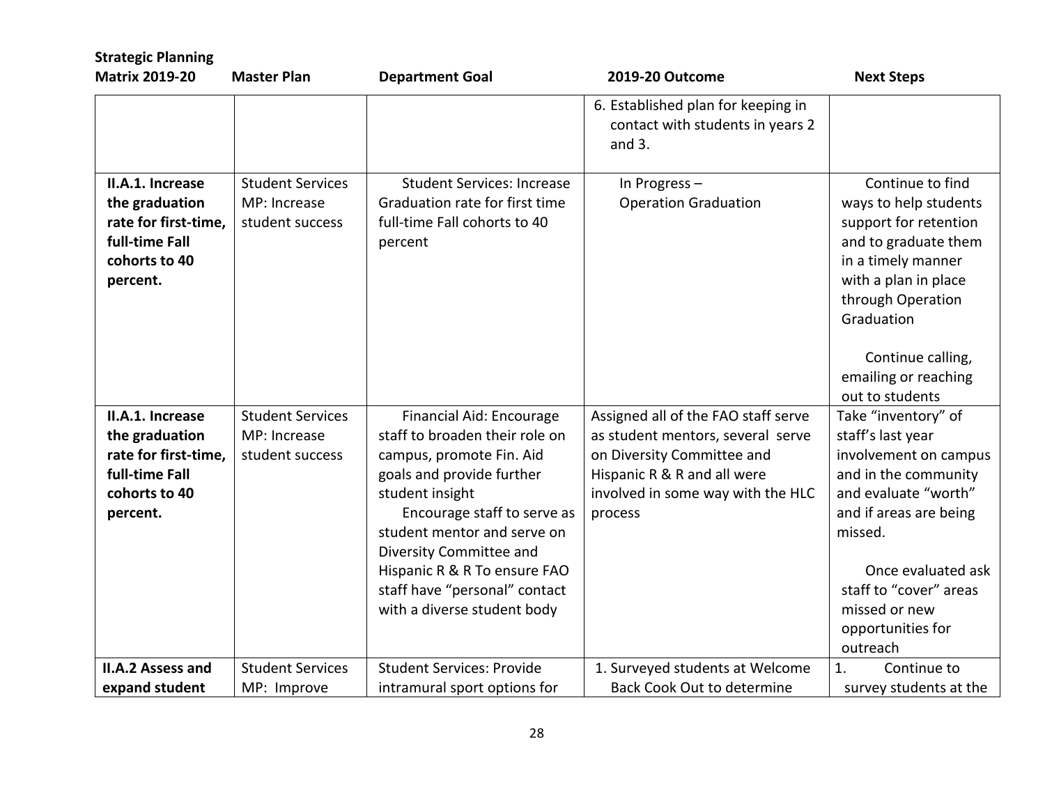| Strategic Planning Matrix 2019-20 | Master Plan | Department Goal | 2019-20 Outcome | Next Steps |
|---|---|---|---|---|
| | | | 6. Established plan for keeping in contact with students in years 2 and 3. | |
| **II.A.1. Increase the graduation rate for first-time, full-time Fall cohorts to 40 percent.** | Student Services MP: Increase student success | Student Services: Increase Graduation rate for first time full-time Fall cohorts to 40 percent | In Progress – Operation Graduation | Continue to find ways to help students support for retention and to graduate them in a timely manner with a plan in place through Operation Graduation<br><br>Continue calling, emailing or reaching out to students |
| **II.A.1. Increase the graduation rate for first-time, full-time Fall cohorts to 40 percent.** | Student Services MP: Increase student success | Financial Aid: Encourage staff to broaden their role on campus, promote Fin. Aid goals and provide further student insight<br>Encourage staff to serve as student mentor and serve on Diversity Committee and Hispanic R & R To ensure FAO staff have "personal" contact with a diverse student body | Assigned all of the FAO staff serve as student mentors, several serve on Diversity Committee and Hispanic R & R and all were involved in some way with the HLC process | Take "inventory" of staff's last year involvement on campus and in the community and evaluate "worth" and if areas are being missed.<br><br>Once evaluated ask staff to "cover" areas missed or new opportunities for outreach |
| **II.A.2 Assess and expand student** | Student Services MP: Improve | Student Services: Provide intramural sport options for | 1. Surveyed students at Welcome Back Cook Out to determine | 1. Continue to survey students at the |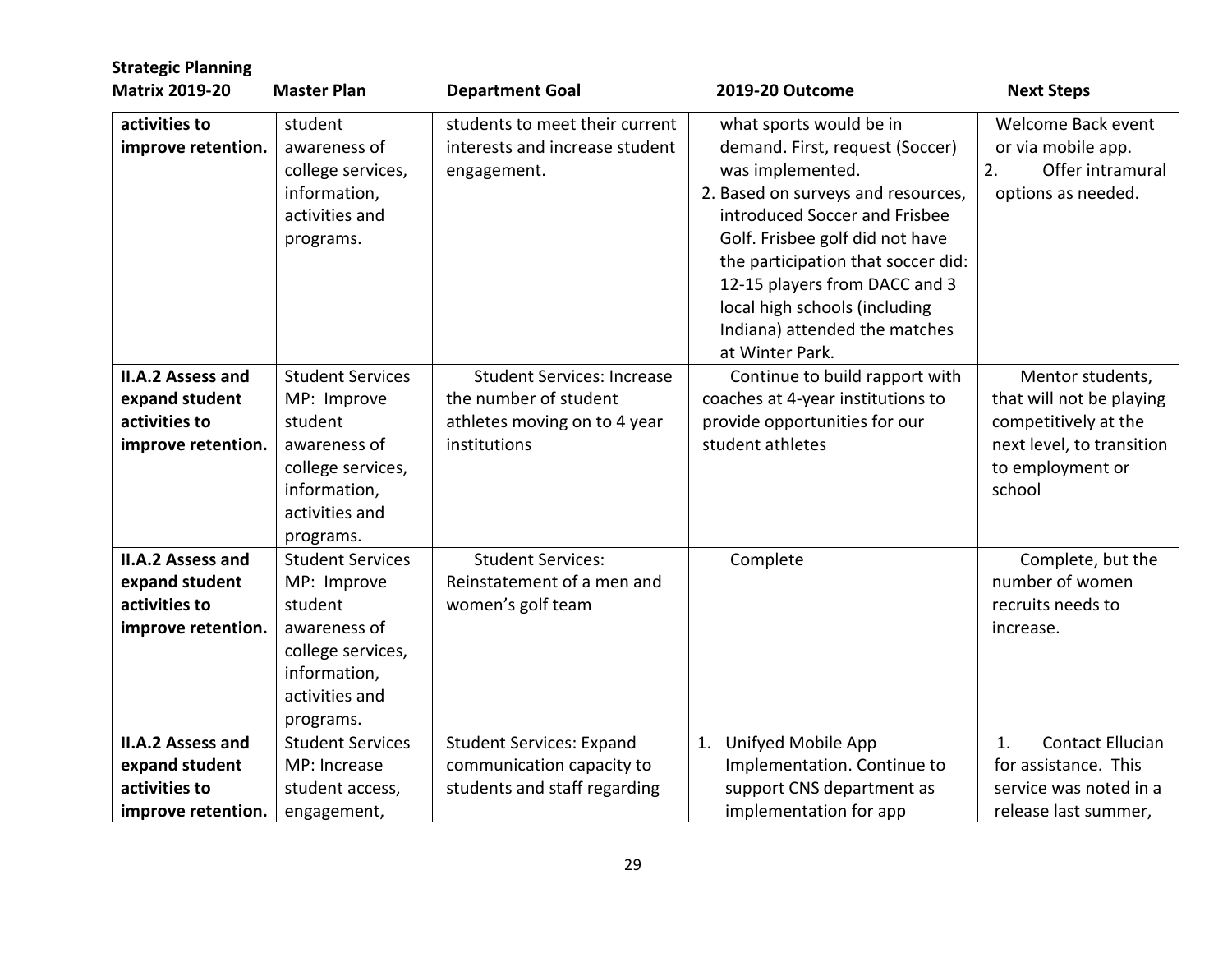| Strategic Planning Matrix 2019-20 | Master Plan | Department Goal | 2019-20 Outcome | Next Steps |
|---|---|---|---|---|
| **activities to improve retention.** | student awareness of college services, information, activities and programs. | students to meet their current interests and increase student engagement. | what sports would be in demand. First, request (Soccer) was implemented.<br>2. Based on surveys and resources, introduced Soccer and Frisbee Golf. Frisbee golf did not have the participation that soccer did: 12-15 players from DACC and 3 local high schools (including Indiana) attended the matches at Winter Park. | Welcome Back event or via mobile app.<br>2. Offer intramural options as needed. |
| **II.A.2 Assess and expand student activities to improve retention.** | Student Services MP: Improve student awareness of college services, information, activities and programs. | Student Services: Increase the number of student athletes moving on to 4 year institutions | Continue to build rapport with coaches at 4-year institutions to provide opportunities for our student athletes | Mentor students, that will not be playing competitively at the next level, to transition to employment or school |
| **II.A.2 Assess and expand student activities to improve retention.** | Student Services MP: Improve student awareness of college services, information, activities and programs. | Student Services: Reinstatement of a men and women's golf team | Complete | Complete, but the number of women recruits needs to increase. |
| **II.A.2 Assess and expand student activities to improve retention.** | Student Services MP: Increase student access, engagement, | Student Services: Expand communication capacity to students and staff regarding | 1. Unifyed Mobile App Implementation. Continue to support CNS department as implementation for app | 1. Contact Ellucian for assistance. This service was noted in a release last summer, |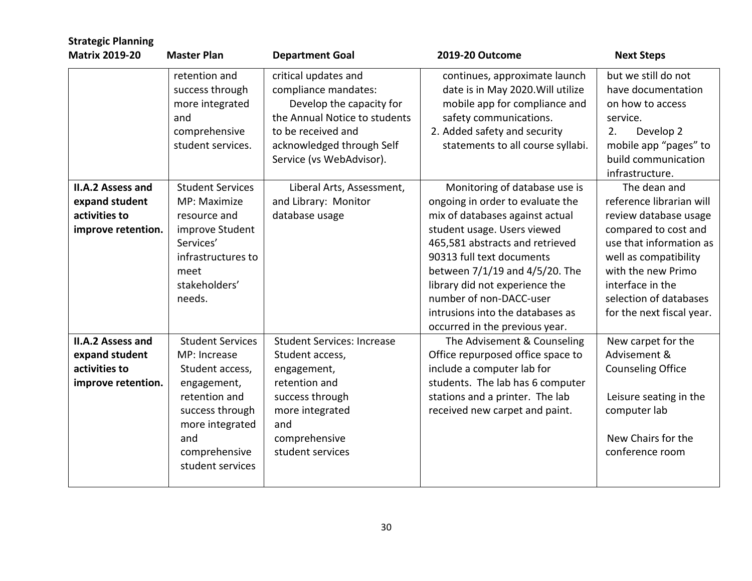| Strategic Planning Matrix 2019-20 | Master Plan | Department Goal | 2019-20 Outcome | Next Steps |
|---|---|---|---|---|
| | retention and success through more integrated and comprehensive student services. | critical updates and compliance mandates: Develop the capacity for the Annual Notice to students to be received and acknowledged through Self Service (vs WebAdvisor). | continues, approximate launch date is in May 2020. Will utilize mobile app for compliance and safety communications. 2. Added safety and security statements to all course syllabi. | but we still do not have documentation on how to access service. 2. Develop 2 mobile app "pages" to build communication infrastructure. |
| **II.A.2 Assess and expand student activities to improve retention.** | Student Services MP: Maximize resource and improve Student Services' infrastructures to meet stakeholders' needs. | Liberal Arts, Assessment, and Library: Monitor database usage | Monitoring of database use is ongoing in order to evaluate the mix of databases against actual student usage. Users viewed 465,581 abstracts and retrieved 90313 full text documents between 7/1/19 and 4/5/20. The library did not experience the number of non-DACC-user intrusions into the databases as occurred in the previous year. | The dean and reference librarian will review database usage compared to cost and use that information as well as compatibility with the new Primo interface in the selection of databases for the next fiscal year. |
| **II.A.2 Assess and expand student activities to improve retention.** | Student Services MP: Increase Student access, engagement, retention and success through more integrated and comprehensive student services | Student Services: Increase Student access, engagement, retention and success through more integrated and comprehensive student services | The Advisement & Counseling Office repurposed office space to include a computer lab for students. The lab has 6 computer stations and a printer. The lab received new carpet and paint. | New carpet for the Advisement & Counseling Office<br><br>Leisure seating in the computer lab<br><br>New Chairs for the conference room |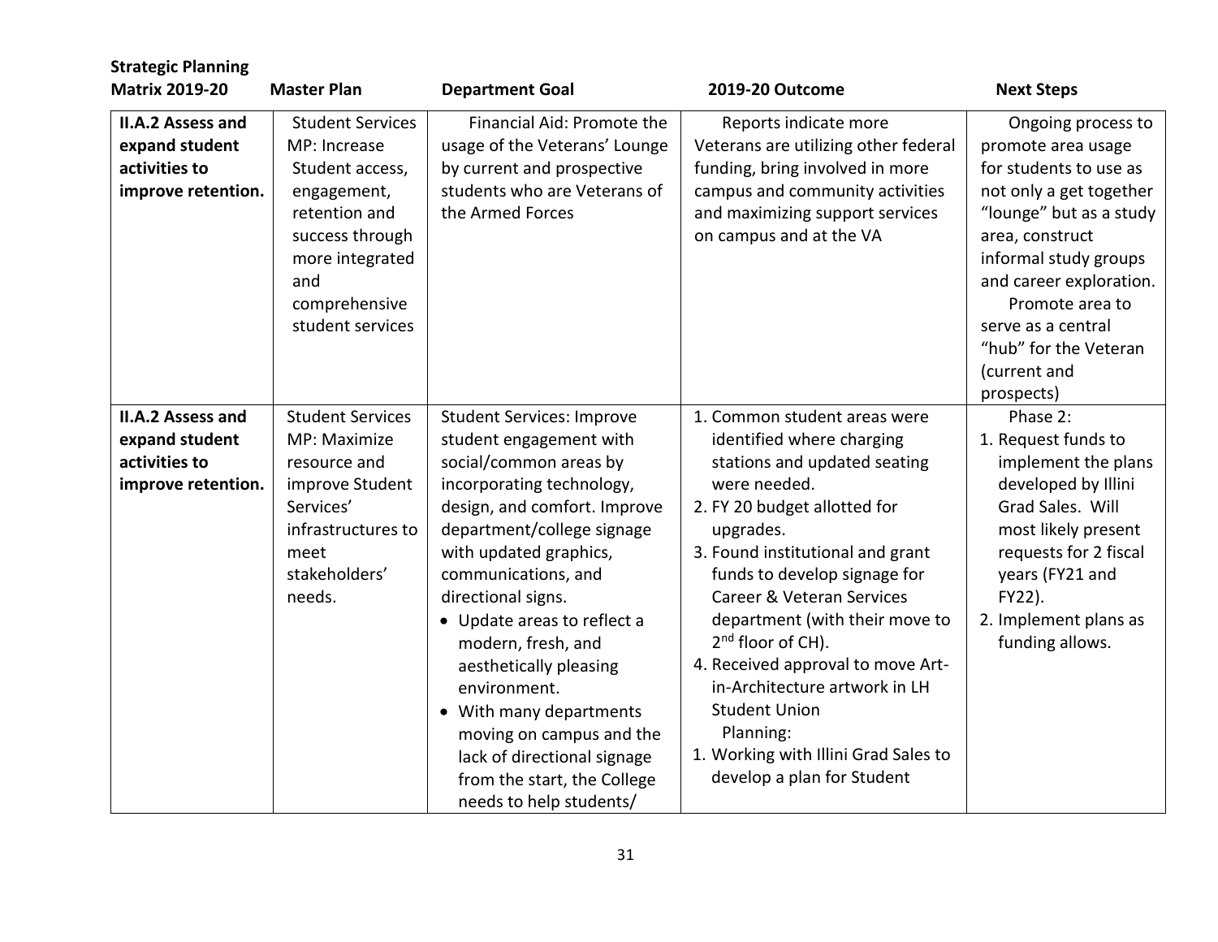| Strategic Planning Matrix 2019-20 | Master Plan | Department Goal | 2019-20 Outcome | Next Steps |
|---|---|---|---|---|
| **II.A.2 Assess and expand student activities to improve retention.** | Student Services MP: Increase Student access, engagement, retention and success through more integrated and comprehensive student services | Financial Aid: Promote the usage of the Veterans' Lounge by current and prospective students who are Veterans of the Armed Forces | Reports indicate more Veterans are utilizing other federal funding, bring involved in more campus and community activities and maximizing support services on campus and at the VA | Ongoing process to promote area usage for students to use as not only a get together "lounge" but as a study area, construct informal study groups and career exploration.<br>Promote area to serve as a central "hub" for the Veteran (current and prospects) |
| **II.A.2 Assess and expand student activities to improve retention.** | Student Services MP: Maximize resource and improve Student Services' infrastructures to meet stakeholders' needs. | Student Services: Improve student engagement with social/common areas by incorporating technology, design, and comfort. Improve department/college signage with updated graphics, communications, and directional signs.<br>• Update areas to reflect a modern, fresh, and aesthetically pleasing environment.<br>• With many departments moving on campus and the lack of directional signage from the start, the College needs to help students/ | 1. Common student areas were identified where charging stations and updated seating were needed.<br>2. FY 20 budget allotted for upgrades.<br>3. Found institutional and grant funds to develop signage for Career & Veteran Services department (with their move to 2nd floor of CH).<br>4. Received approval to move Art-in-Architecture artwork in LH Student Union<br>Planning:<br>1. Working with Illini Grad Sales to develop a plan for Student | Phase 2:<br>1. Request funds to implement the plans developed by Illini Grad Sales. Will most likely present requests for 2 fiscal years (FY21 and FY22).<br>2. Implement plans as funding allows. |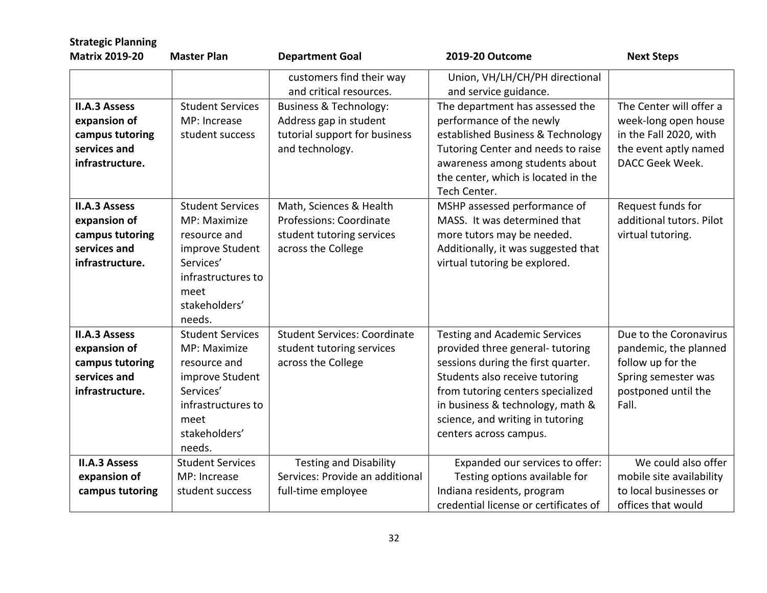| Strategic Planning Matrix 2019-20 | Master Plan | Department Goal | 2019-20 Outcome | Next Steps |
|---|---|---|---|---|
| | | customers find their way and critical resources. | Union, VH/LH/CH/PH directional and service guidance. | |
| **II.A.3 Assess expansion of campus tutoring services and infrastructure.** | Student Services MP: Increase student success | Business & Technology: Address gap in student tutorial support for business and technology. | The department has assessed the performance of the newly established Business & Technology Tutoring Center and needs to raise awareness among students about the center, which is located in the Tech Center. | The Center will offer a week-long open house in the Fall 2020, with the event aptly named DACC Geek Week. |
| **II.A.3 Assess expansion of campus tutoring services and infrastructure.** | Student Services MP: Maximize resource and improve Student Services' infrastructures to meet stakeholders' needs. | Math, Sciences & Health Professions: Coordinate student tutoring services across the College | MSHP assessed performance of MASS. It was determined that more tutors may be needed. Additionally, it was suggested that virtual tutoring be explored. | Request funds for additional tutors. Pilot virtual tutoring. |
| **II.A.3 Assess expansion of campus tutoring services and infrastructure.** | Student Services MP: Maximize resource and improve Student Services' infrastructures to meet stakeholders' needs. | Student Services: Coordinate student tutoring services across the College | Testing and Academic Services provided three general- tutoring sessions during the first quarter. Students also receive tutoring from tutoring centers specialized in business & technology, math & science, and writing in tutoring centers across campus. | Due to the Coronavirus pandemic, the planned follow up for the Spring semester was postponed until the Fall. |
| **II.A.3 Assess expansion of campus tutoring** | Student Services MP: Increase student success | Testing and Disability Services: Provide an additional full-time employee | Expanded our services to offer: Testing options available for Indiana residents, program credential license or certificates of | We could also offer mobile site availability to local businesses or offices that would |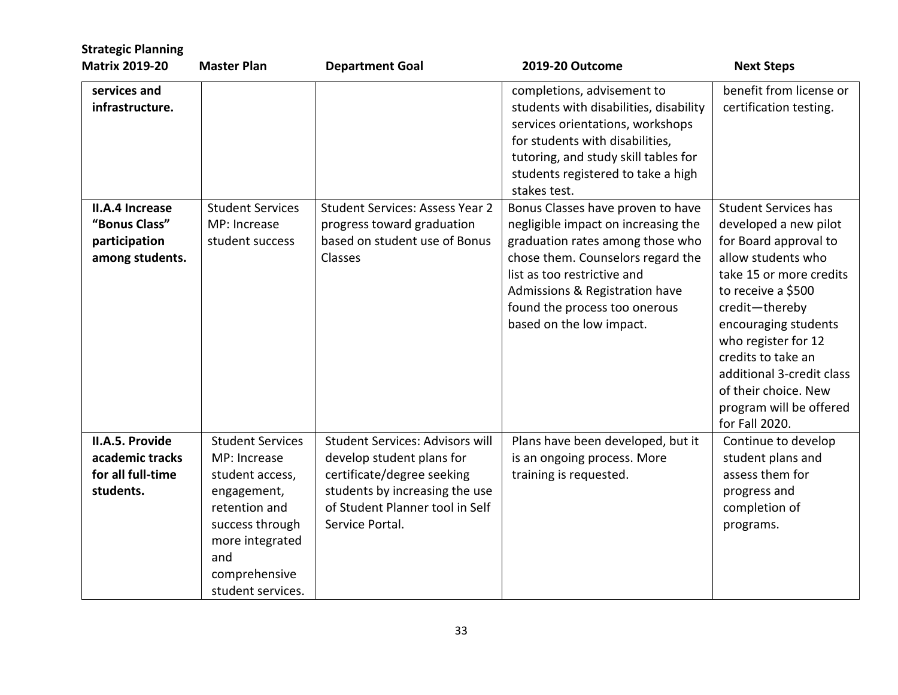| Strategic Planning Matrix 2019-20 | Master Plan | Department Goal | 2019-20 Outcome | Next Steps |
|---|---|---|---|---|
| **services and infrastructure.** | | | completions, advisement to students with disabilities, disability services orientations, workshops for students with disabilities, tutoring, and study skill tables for students registered to take a high stakes test. | benefit from license or certification testing. |
| **II.A.4 Increase "Bonus Class" participation among students.** | Student Services MP: Increase student success | Student Services: Assess Year 2 progress toward graduation based on student use of Bonus Classes | Bonus Classes have proven to have negligible impact on increasing the graduation rates among those who chose them. Counselors regard the list as too restrictive and Admissions & Registration have found the process too onerous based on the low impact. | Student Services has developed a new pilot for Board approval to allow students who take 15 or more credits to receive a $500 credit—thereby encouraging students who register for 12 credits to take an additional 3-credit class of their choice. New program will be offered for Fall 2020. |
| **II.A.5. Provide academic tracks for all full-time students.** | Student Services MP: Increase student access, engagement, retention and success through more integrated and comprehensive student services. | Student Services: Advisors will develop student plans for certificate/degree seeking students by increasing the use of Student Planner tool in Self Service Portal. | Plans have been developed, but it is an ongoing process. More training is requested. | Continue to develop student plans and assess them for progress and completion of programs. |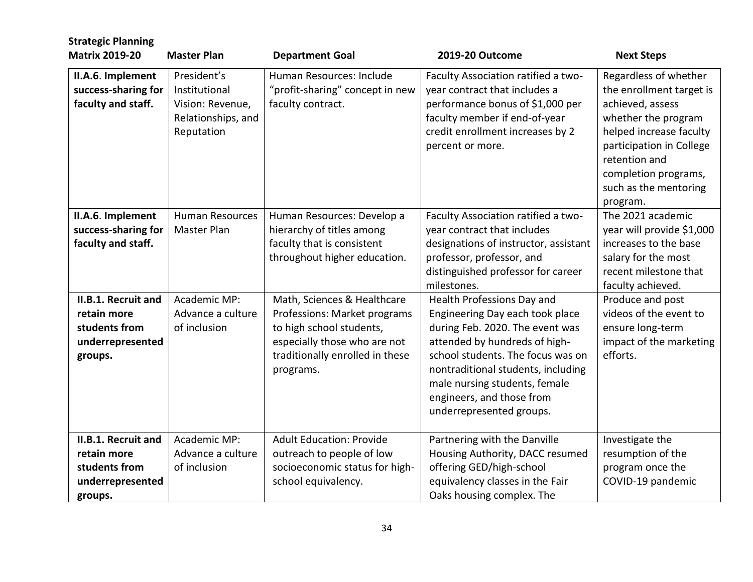| Strategic Planning Matrix 2019-20 | Master Plan | Department Goal | 2019-20 Outcome | Next Steps |
|---|---|---|---|---|
| **II.A.6. Implement success-sharing for faculty and staff.** | President's Institutional Vision: Revenue, Relationships, and Reputation | Human Resources: Include "profit-sharing" concept in new faculty contract. | Faculty Association ratified a two-year contract that includes a performance bonus of $1,000 per faculty member if end-of-year credit enrollment increases by 2 percent or more. | Regardless of whether the enrollment target is achieved, assess whether the program helped increase faculty participation in College retention and completion programs, such as the mentoring program. |
| **II.A.6. Implement success-sharing for faculty and staff.** | Human Resources Master Plan | Human Resources: Develop a hierarchy of titles among faculty that is consistent throughout higher education. | Faculty Association ratified a two-year contract that includes designations of instructor, assistant professor, professor, and distinguished professor for career milestones. | The 2021 academic year will provide $1,000 increases to the base salary for the most recent milestone that faculty achieved. |
| **II.B.1. Recruit and retain more students from underrepresented groups.** | Academic MP: Advance a culture of inclusion | Math, Sciences & Healthcare Professions: Market programs to high school students, especially those who are not traditionally enrolled in these programs. | Health Professions Day and Engineering Day each took place during Feb. 2020. The event was attended by hundreds of high-school students. The focus was on nontraditional students, including male nursing students, female engineers, and those from underrepresented groups. | Produce and post videos of the event to ensure long-term impact of the marketing efforts. |
| **II.B.1. Recruit and retain more students from underrepresented groups.** | Academic MP: Advance a culture of inclusion | Adult Education: Provide outreach to people of low socioeconomic status for high-school equivalency. | Partnering with the Danville Housing Authority, DACC resumed offering GED/high-school equivalency classes in the Fair Oaks housing complex. The | Investigate the resumption of the program once the COVID-19 pandemic |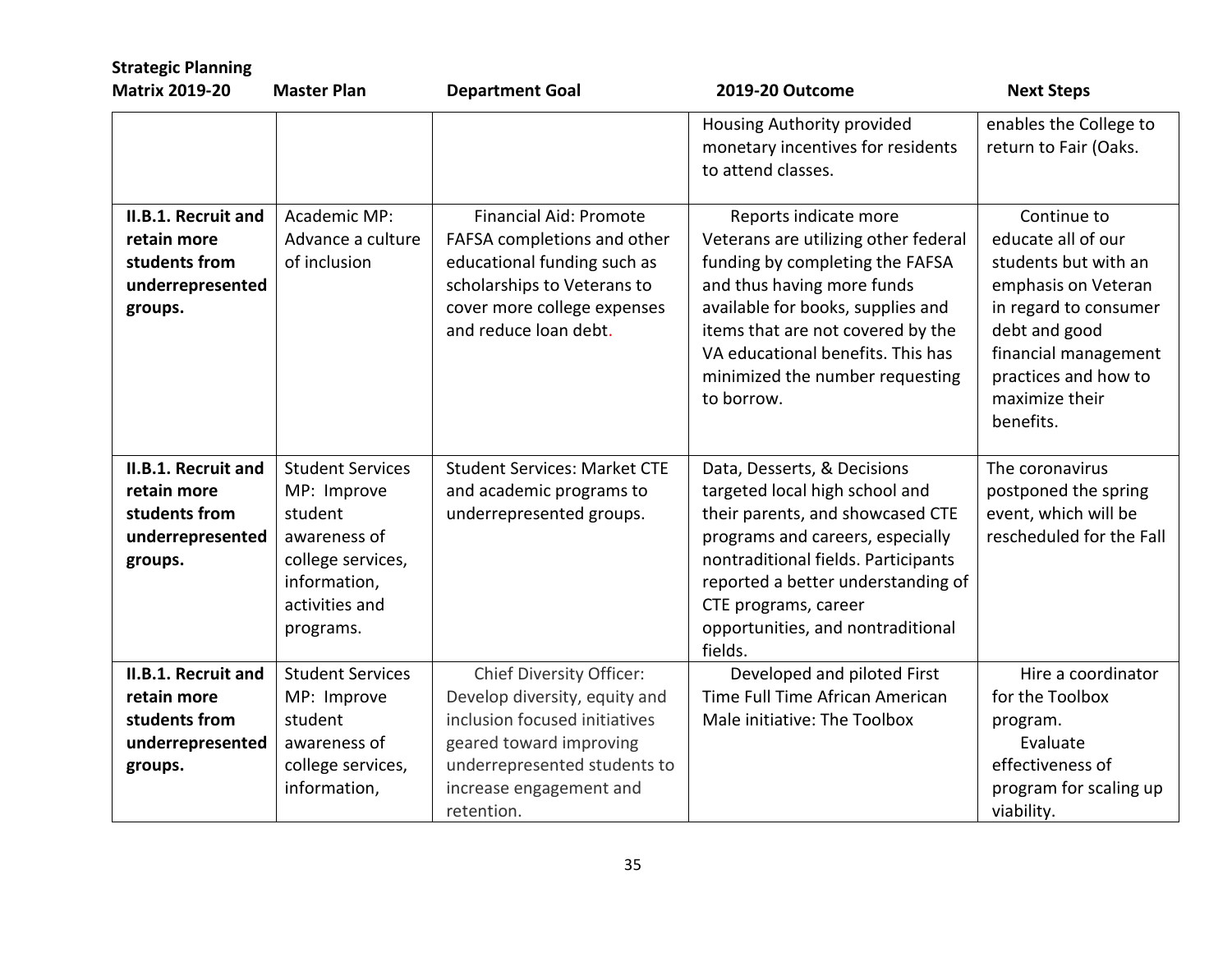| Strategic Planning Matrix 2019-20 | Master Plan | Department Goal | 2019-20 Outcome | Next Steps |
|---|---|---|---|---|
| | | | Housing Authority provided monetary incentives for residents to attend classes. | enables the College to return to Fair (Oaks. |
| **II.B.1. Recruit and retain more students from underrepresented groups.** | Academic MP: Advance a culture of inclusion | Financial Aid: Promote FAFSA completions and other educational funding such as scholarships to Veterans to cover more college expenses and reduce loan debt. | Reports indicate more Veterans are utilizing other federal funding by completing the FAFSA and thus having more funds available for books, supplies and items that are not covered by the VA educational benefits. This has minimized the number requesting to borrow. | Continue to educate all of our students but with an emphasis on Veteran in regard to consumer debt and good financial management practices and how to maximize their benefits. |
| **II.B.1. Recruit and retain more students from underrepresented groups.** | Student Services MP: Improve student awareness of college services, information, activities and programs. | Student Services: Market CTE and academic programs to underrepresented groups. | Data, Desserts, & Decisions targeted local high school and their parents, and showcased CTE programs and careers, especially nontraditional fields. Participants reported a better understanding of CTE programs, career opportunities, and nontraditional fields. | The coronavirus postponed the spring event, which will be rescheduled for the Fall |
| **II.B.1. Recruit and retain more students from underrepresented groups.** | Student Services MP: Improve student awareness of college services, information, | Chief Diversity Officer: Develop diversity, equity and inclusion focused initiatives geared toward improving underrepresented students to increase engagement and retention. | Developed and piloted First Time Full Time African American Male initiative: The Toolbox | Hire a coordinator for the Toolbox program. Evaluate effectiveness of program for scaling up viability. |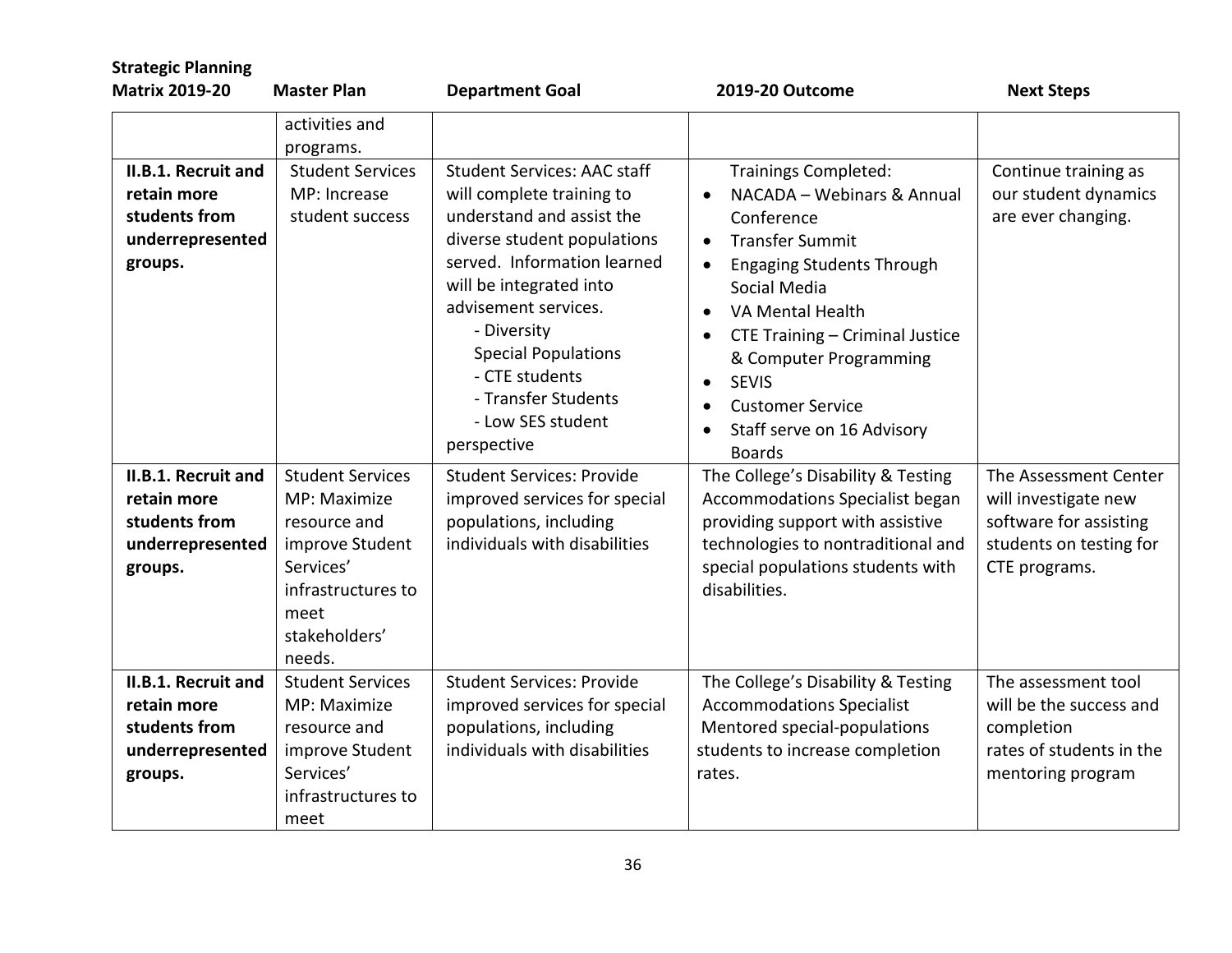| Strategic Planning Matrix 2019-20 | Master Plan | Department Goal | 2019-20 Outcome | Next Steps |
|---|---|---|---|---|
| | activities and programs. | | | |
| **II.B.1. Recruit and retain more students from underrepresented groups.** | Student Services MP: Increase student success | Student Services: AAC staff will complete training to understand and assist the diverse student populations served. Information learned will be integrated into advisement services.<br>- Diversity<br>Special Populations<br>- CTE students<br>- Transfer Students<br>- Low SES student perspective | Trainings Completed:<br>• NACADA – Webinars & Annual Conference<br>• Transfer Summit<br>• Engaging Students Through Social Media<br>• VA Mental Health<br>• CTE Training – Criminal Justice & Computer Programming<br>• SEVIS<br>• Customer Service<br>• Staff serve on 16 Advisory Boards | Continue training as our student dynamics are ever changing. |
| **II.B.1. Recruit and retain more students from underrepresented groups.** | Student Services MP: Maximize resource and improve Student Services' infrastructures to meet stakeholders' needs. | Student Services: Provide improved services for special populations, including individuals with disabilities | The College's Disability & Testing Accommodations Specialist began providing support with assistive technologies to nontraditional and special populations students with disabilities. | The Assessment Center will investigate new software for assisting students on testing for CTE programs. |
| **II.B.1. Recruit and retain more students from underrepresented groups.** | Student Services MP: Maximize resource and improve Student Services' infrastructures to meet | Student Services: Provide improved services for special populations, including individuals with disabilities | The College's Disability & Testing Accommodations Specialist Mentored special-populations students to increase completion rates. | The assessment tool will be the success and completion rates of students in the mentoring program |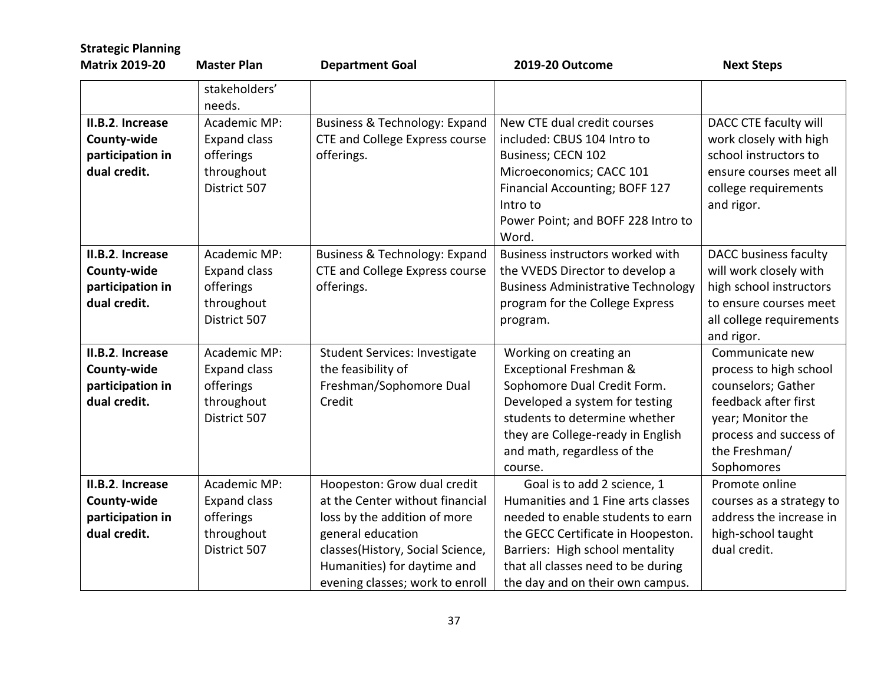| Strategic Planning Matrix 2019-20 | Master Plan | Department Goal | 2019-20 Outcome | Next Steps |
|---|---|---|---|---|
| | stakeholders' needs. | | | |
| **II.B.2. Increase County-wide participation in dual credit.** | Academic MP: Expand class offerings throughout District 507 | Business & Technology: Expand CTE and College Express course offerings. | New CTE dual credit courses included: CBUS 104 Intro to Business; CECN 102 Microeconomics; CACC 101 Financial Accounting; BOFF 127 Intro to Power Point; and BOFF 228 Intro to Word. | DACC CTE faculty will work closely with high school instructors to ensure courses meet all college requirements and rigor. |
| **II.B.2. Increase County-wide participation in dual credit.** | Academic MP: Expand class offerings throughout District 507 | Business & Technology: Expand CTE and College Express course offerings. | Business instructors worked with the VVEDS Director to develop a Business Administrative Technology program for the College Express program. | DACC business faculty will work closely with high school instructors to ensure courses meet all college requirements and rigor. |
| **II.B.2. Increase County-wide participation in dual credit.** | Academic MP: Expand class offerings throughout District 507 | Student Services: Investigate the feasibility of Freshman/Sophomore Dual Credit | Working on creating an Exceptional Freshman & Sophomore Dual Credit Form. Developed a system for testing students to determine whether they are College-ready in English and math, regardless of the course. | Communicate new process to high school counselors; Gather feedback after first year; Monitor the process and success of the Freshman/ Sophomores |
| **II.B.2. Increase County-wide participation in dual credit.** | Academic MP: Expand class offerings throughout District 507 | Hoopeston: Grow dual credit at the Center without financial loss by the addition of more general education classes(History, Social Science, Humanities) for daytime and evening classes; work to enroll | Goal is to add 2 science, 1 Humanities and 1 Fine arts classes needed to enable students to earn the GECC Certificate in Hoopeston. Barriers: High school mentality that all classes need to be during the day and on their own campus. | Promote online courses as a strategy to address the increase in high-school taught dual credit. |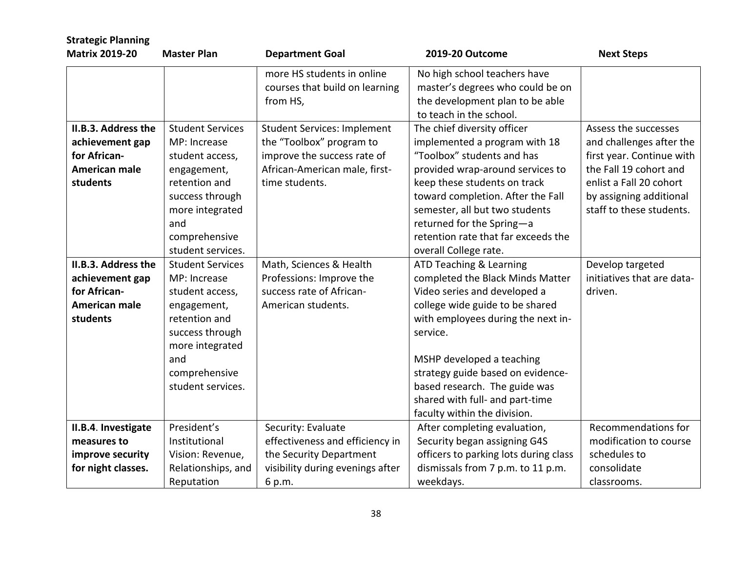| Strategic Planning Matrix 2019-20 | Master Plan | Department Goal | 2019-20 Outcome | Next Steps |
|---|---|---|---|---|
| | | more HS students in online courses that build on learning from HS, | No high school teachers have master's degrees who could be on the development plan to be able to teach in the school. | |
| **II.B.3. Address the achievement gap for African-American male students** | Student Services MP: Increase student access, engagement, retention and success through more integrated and comprehensive student services. | Student Services: Implement the "Toolbox" program to improve the success rate of African-American male, first-time students. | The chief diversity officer implemented a program with 18 "Toolbox" students and has provided wrap-around services to keep these students on track toward completion. After the Fall semester, all but two students returned for the Spring—a retention rate that far exceeds the overall College rate. | Assess the successes and challenges after the first year. Continue with the Fall 19 cohort and enlist a Fall 20 cohort by assigning additional staff to these students. |
| **II.B.3. Address the achievement gap for African-American male students** | Student Services MP: Increase student access, engagement, retention and success through more integrated and comprehensive student services. | Math, Sciences & Health Professions: Improve the success rate of African-American students. | ATD Teaching & Learning completed the Black Minds Matter Video series and developed a college wide guide to be shared with employees during the next in-service.<br><br>MSHP developed a teaching strategy guide based on evidence-based research. The guide was shared with full- and part-time faculty within the division. | Develop targeted initiatives that are data-driven. |
| **II.B.4. Investigate measures to improve security for night classes.** | President's Institutional Vision: Revenue, Relationships, and Reputation | Security: Evaluate effectiveness and efficiency in the Security Department visibility during evenings after 6 p.m. | After completing evaluation, Security began assigning G4S officers to parking lots during class dismissals from 7 p.m. to 11 p.m. weekdays. | Recommendations for modification to course schedules to consolidate classrooms. |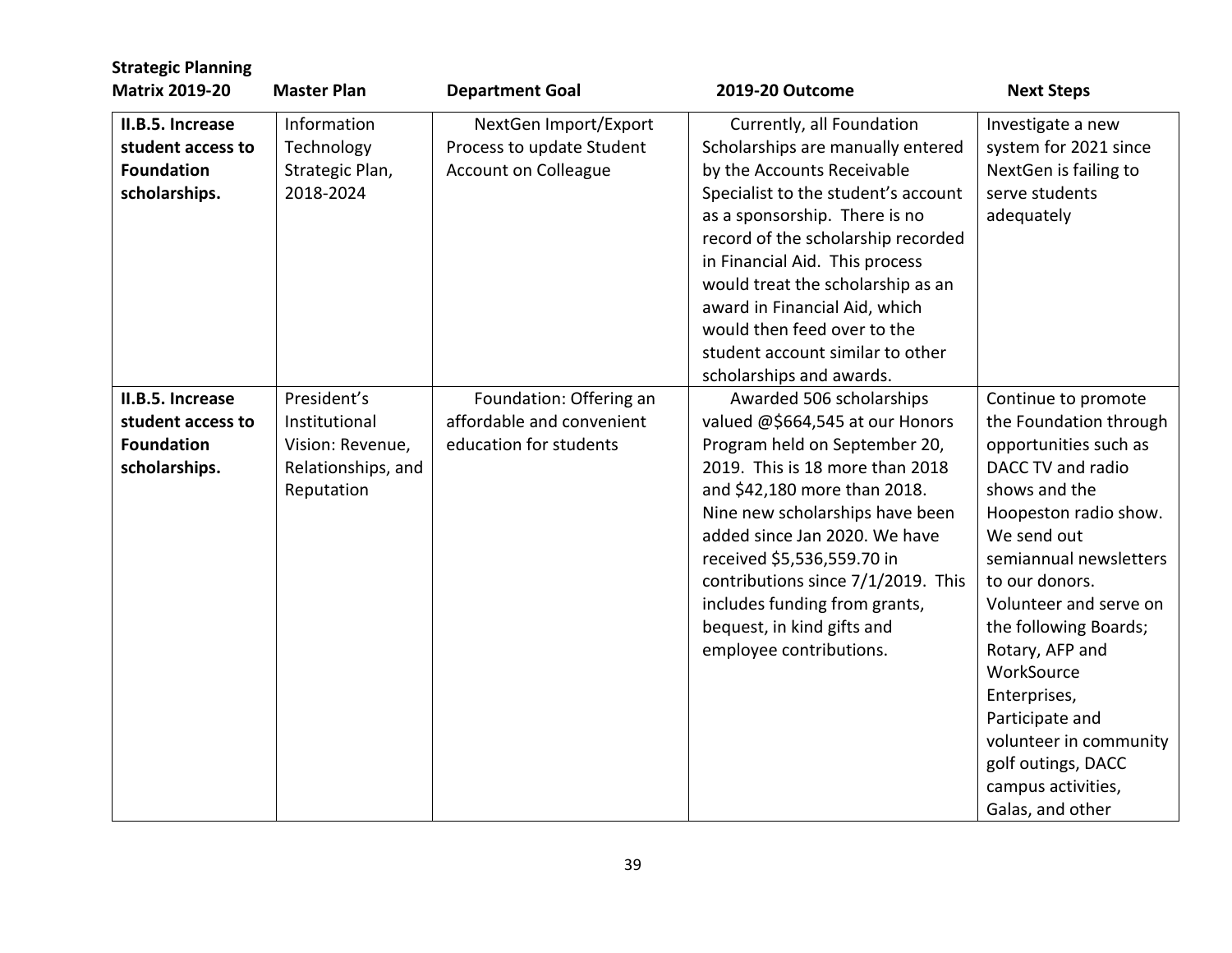| Strategic Planning Matrix 2019-20 | Master Plan | Department Goal | 2019-20 Outcome | Next Steps |
|---|---|---|---|---|
| **II.B.5. Increase student access to Foundation scholarships.** | Information Technology Strategic Plan, 2018-2024 | NextGen Import/Export Process to update Student Account on Colleague | Currently, all Foundation Scholarships are manually entered by the Accounts Receivable Specialist to the student's account as a sponsorship. There is no record of the scholarship recorded in Financial Aid. This process would treat the scholarship as an award in Financial Aid, which would then feed over to the student account similar to other scholarships and awards. | Investigate a new system for 2021 since NextGen is failing to serve students adequately |
| **II.B.5. Increase student access to Foundation scholarships.** | President's Institutional Vision: Revenue, Relationships, and Reputation | Foundation: Offering an affordable and convenient education for students | Awarded 506 scholarships valued @$664,545 at our Honors Program held on September 20, 2019. This is 18 more than 2018 and $42,180 more than 2018. Nine new scholarships have been added since Jan 2020. We have received $5,536,559.70 in contributions since 7/1/2019. This includes funding from grants, bequest, in kind gifts and employee contributions. | Continue to promote the Foundation through opportunities such as DACC TV and radio shows and the Hoopeston radio show. We send out semiannual newsletters to our donors. Volunteer and serve on the following Boards; Rotary, AFP and WorkSource Enterprises, Participate and volunteer in community golf outings, DACC campus activities, Galas, and other |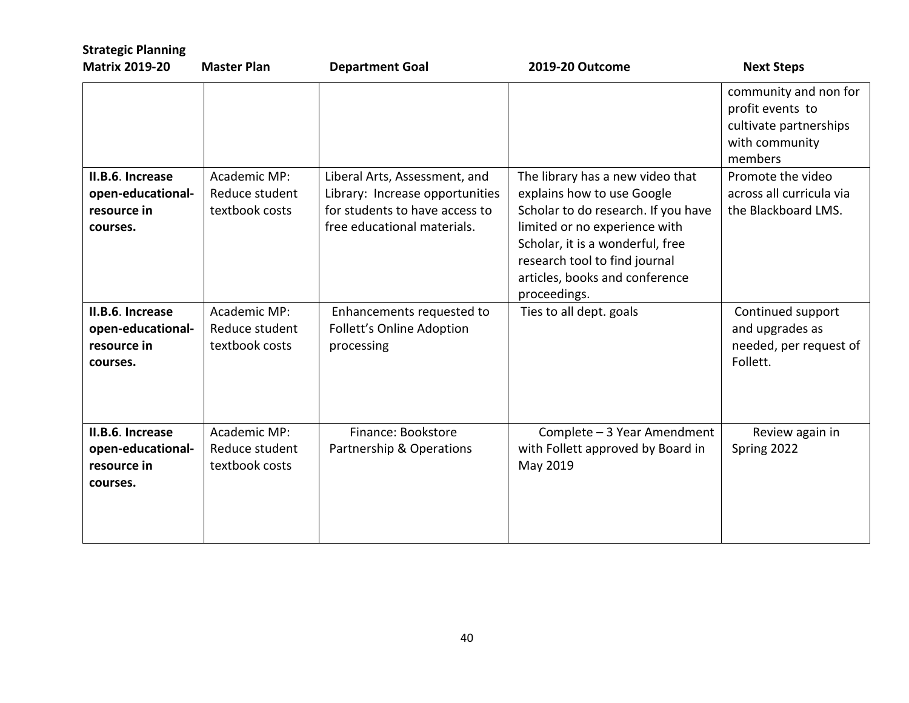| Strategic Planning Matrix 2019-20 | Master Plan | Department Goal | 2019-20 Outcome | Next Steps |
|---|---|---|---|---|
| | | | | community and non for profit events to cultivate partnerships with community members |
| **II.B.6. Increase open-educational-resource in courses.** | Academic MP: Reduce student textbook costs | Liberal Arts, Assessment, and Library: Increase opportunities for students to have access to free educational materials. | The library has a new video that explains how to use Google Scholar to do research. If you have limited or no experience with Scholar, it is a wonderful, free research tool to find journal articles, books and conference proceedings. | Promote the video across all curricula via the Blackboard LMS. |
| **II.B.6. Increase open-educational-resource in courses.** | Academic MP: Reduce student textbook costs | Enhancements requested to Follett's Online Adoption processing | Ties to all dept. goals | Continued support and upgrades as needed, per request of Follett. |
| **II.B.6. Increase open-educational-resource in courses.** | Academic MP: Reduce student textbook costs | Finance: Bookstore Partnership & Operations | Complete – 3 Year Amendment with Follett approved by Board in May 2019 | Review again in Spring 2022 |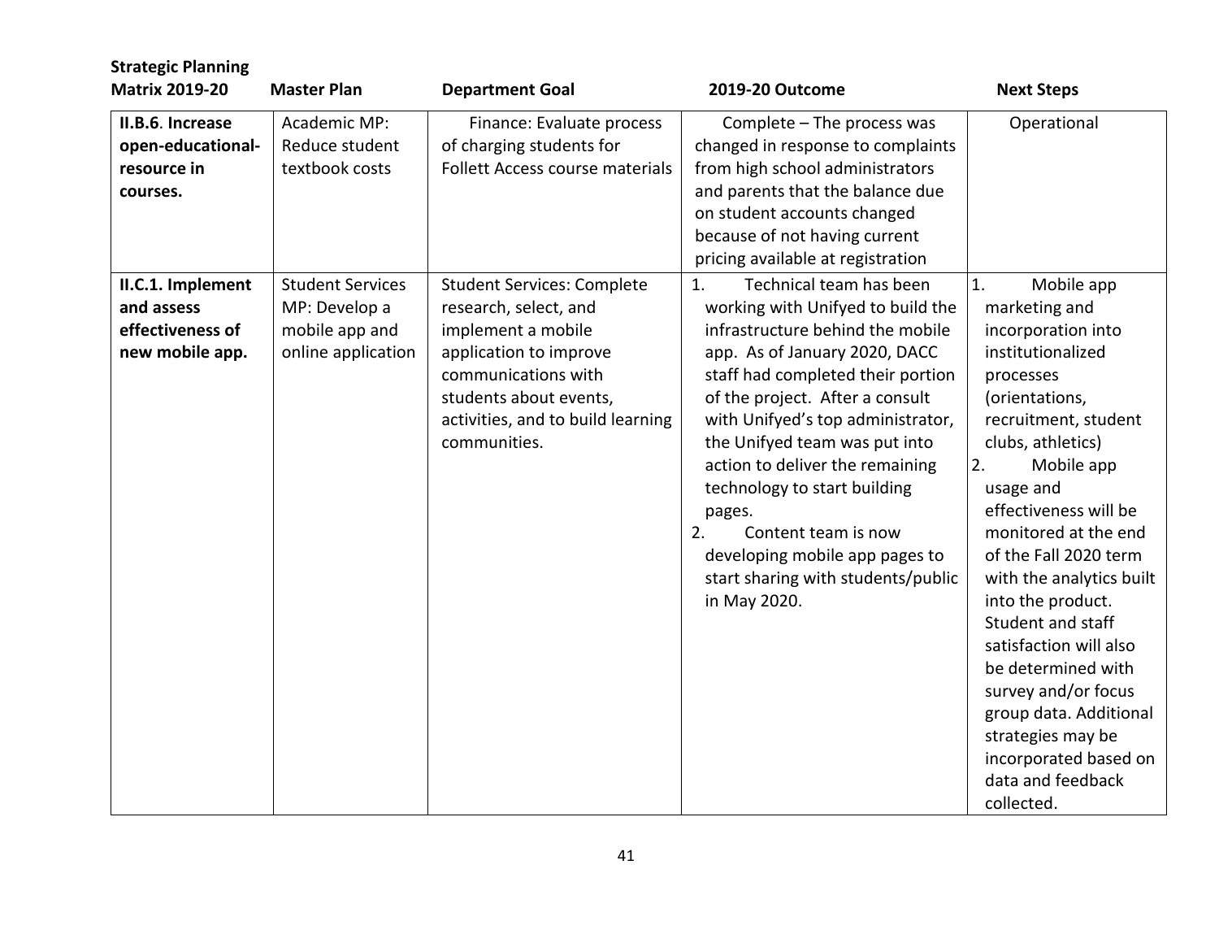| Strategic Planning Matrix 2019-20 | Master Plan | Department Goal | 2019-20 Outcome | Next Steps |
|---|---|---|---|---|
| **II.B.6. Increase open-educational-resource in courses.** | Academic MP: Reduce student textbook costs | Finance: Evaluate process of charging students for Follett Access course materials | Complete – The process was changed in response to complaints from high school administrators and parents that the balance due on student accounts changed because of not having current pricing available at registration | Operational |
| **II.C.1. Implement and assess effectiveness of new mobile app.** | Student Services MP: Develop a mobile app and online application | Student Services: Complete research, select, and implement a mobile application to improve communications with students about events, activities, and to build learning communities. | 1. Technical team has been working with Unifyed to build the infrastructure behind the mobile app. As of January 2020, DACC staff had completed their portion of the project. After a consult with Unifyed's top administrator, the Unifyed team was put into action to deliver the remaining technology to start building pages.<br>2. Content team is now developing mobile app pages to start sharing with students/public in May 2020. | 1. Mobile app marketing and incorporation into institutionalized processes (orientations, recruitment, student clubs, athletics)<br>2. Mobile app usage and effectiveness will be monitored at the end of the Fall 2020 term with the analytics built into the product. Student and staff satisfaction will also be determined with survey and/or focus group data. Additional strategies may be incorporated based on data and feedback collected. |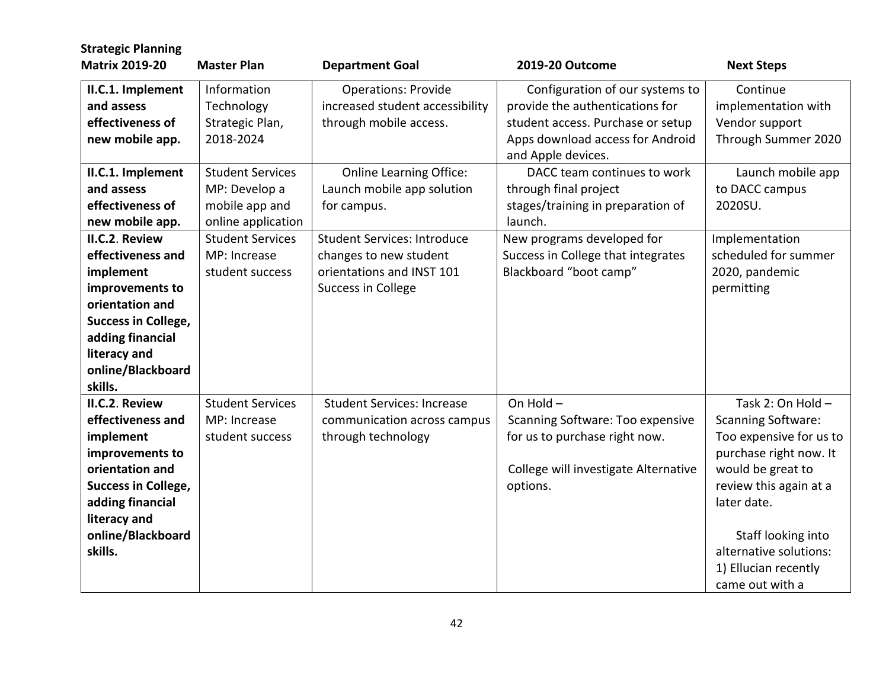| Strategic Planning Matrix 2019-20 | Master Plan | Department Goal | 2019-20 Outcome | Next Steps |
|---|---|---|---|---|
| **II.C.1. Implement and assess effectiveness of new mobile app.** | Information Technology Strategic Plan, 2018-2024 | Operations: Provide increased student accessibility through mobile access. | Configuration of our systems to provide the authentications for student access. Purchase or setup Apps download access for Android and Apple devices. | Continue implementation with Vendor support Through Summer 2020 |
| **II.C.1. Implement and assess effectiveness of new mobile app.** | Student Services MP: Develop a mobile app and online application | Online Learning Office: Launch mobile app solution for campus. | DACC team continues to work through final project stages/training in preparation of launch. | Launch mobile app to DACC campus 2020SU. |
| **II.C.2. Review effectiveness and implement improvements to orientation and Success in College, adding financial literacy and online/Blackboard skills.** | Student Services MP: Increase student success | Student Services: Introduce changes to new student orientations and INST 101 Success in College | New programs developed for Success in College that integrates Blackboard "boot camp" | Implementation scheduled for summer 2020, pandemic permitting |
| **II.C.2. Review effectiveness and implement improvements to orientation and Success in College, adding financial literacy and online/Blackboard skills.** | Student Services MP: Increase student success | Student Services: Increase communication across campus through technology | On Hold – Scanning Software: Too expensive for us to purchase right now.<br><br>College will investigate Alternative options. | Task 2: On Hold – Scanning Software: Too expensive for us to purchase right now. It would be great to review this again at a later date.<br><br>Staff looking into alternative solutions: 1) Ellucian recently came out with a |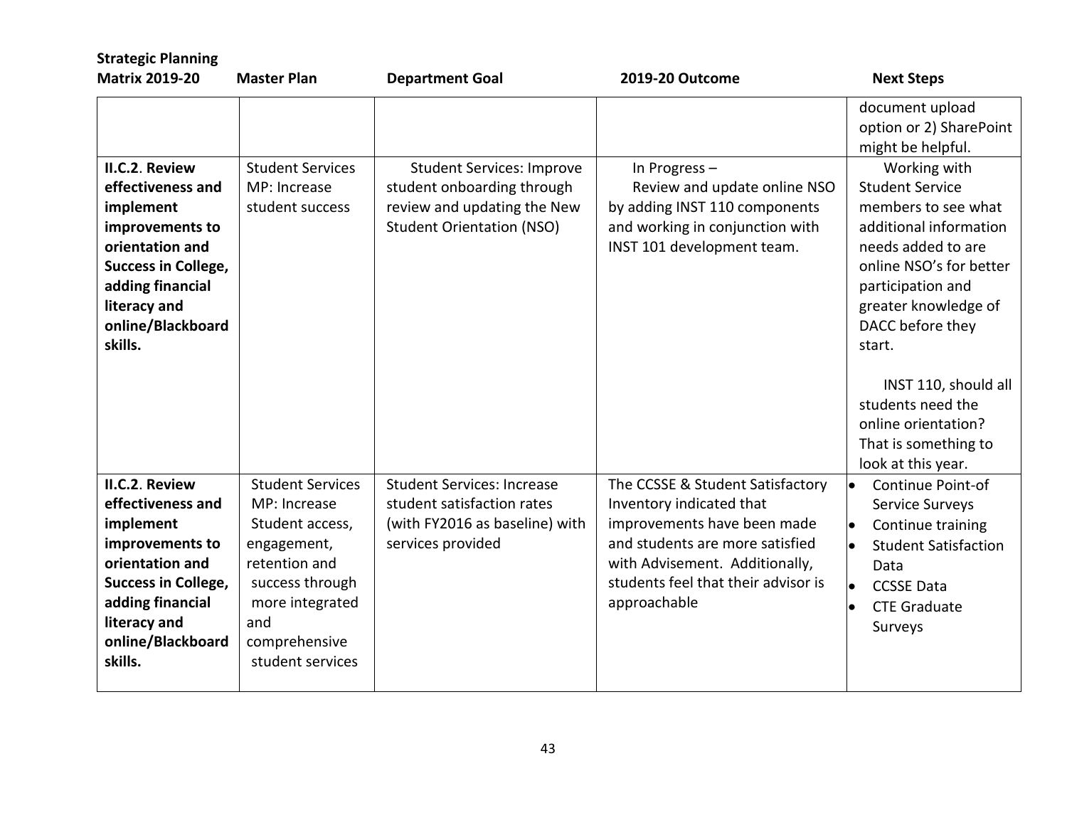| Strategic Planning Matrix 2019-20 | Master Plan | Department Goal | 2019-20 Outcome | Next Steps |
|---|---|---|---|---|
| | | | | document upload option or 2) SharePoint might be helpful. |
| **II.C.2. Review effectiveness and implement improvements to orientation and Success in College, adding financial literacy and online/Blackboard skills.** | Student Services MP: Increase student success | Student Services: Improve student onboarding through review and updating the New Student Orientation (NSO) | In Progress – Review and update online NSO by adding INST 110 components and working in conjunction with INST 101 development team. | Working with Student Service members to see what additional information needs added to are online NSO's for better participation and greater knowledge of DACC before they start.<br><br>INST 110, should all students need the online orientation? That is something to look at this year. |
| **II.C.2. Review effectiveness and implement improvements to orientation and Success in College, adding financial literacy and online/Blackboard skills.** | Student Services MP: Increase Student access, engagement, retention and success through more integrated and comprehensive student services | Student Services: Increase student satisfaction rates (with FY2016 as baseline) with services provided | The CCSSE & Student Satisfactory Inventory indicated that improvements have been made and students are more satisfied with Advisement. Additionally, students feel that their advisor is approachable | • Continue Point-of Service Surveys<br>• Continue training<br>• Student Satisfaction Data<br>• CCSSE Data<br>• CTE Graduate Surveys |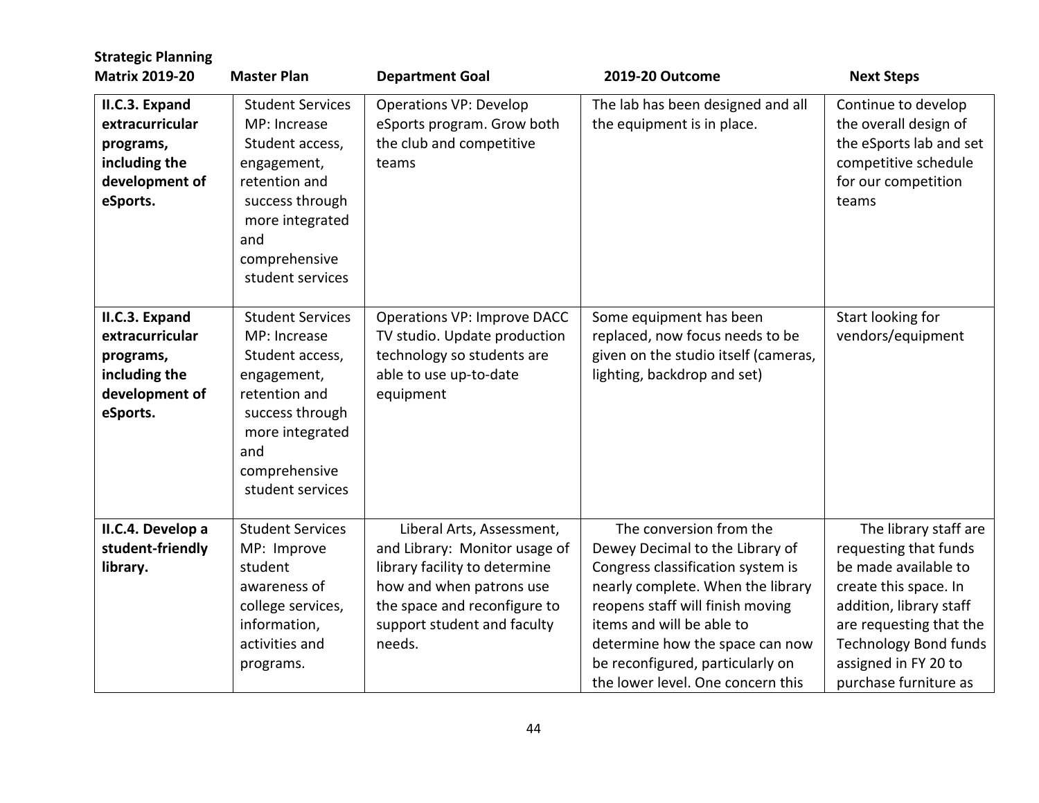| Strategic Planning Matrix 2019-20 | Master Plan | Department Goal | 2019-20 Outcome | Next Steps |
|---|---|---|---|---|
| **II.C.3. Expand extracurricular programs, including the development of eSports.** | Student Services MP: Increase Student access, engagement, retention and success through more integrated and comprehensive student services | Operations VP: Develop eSports program. Grow both the club and competitive teams | The lab has been designed and all the equipment is in place. | Continue to develop the overall design of the eSports lab and set competitive schedule for our competition teams |
| **II.C.3. Expand extracurricular programs, including the development of eSports.** | Student Services MP: Increase Student access, engagement, retention and success through more integrated and comprehensive student services | Operations VP: Improve DACC TV studio. Update production technology so students are able to use up-to-date equipment | Some equipment has been replaced, now focus needs to be given on the studio itself (cameras, lighting, backdrop and set) | Start looking for vendors/equipment |
| **II.C.4. Develop a student-friendly library.** | Student Services MP: Improve student awareness of college services, information, activities and programs. | Liberal Arts, Assessment, and Library: Monitor usage of library facility to determine how and when patrons use the space and reconfigure to support student and faculty needs. | The conversion from the Dewey Decimal to the Library of Congress classification system is nearly complete. When the library reopens staff will finish moving items and will be able to determine how the space can now be reconfigured, particularly on the lower level. One concern this | The library staff are requesting that funds be made available to create this space. In addition, library staff are requesting that the Technology Bond funds assigned in FY 20 to purchase furniture as |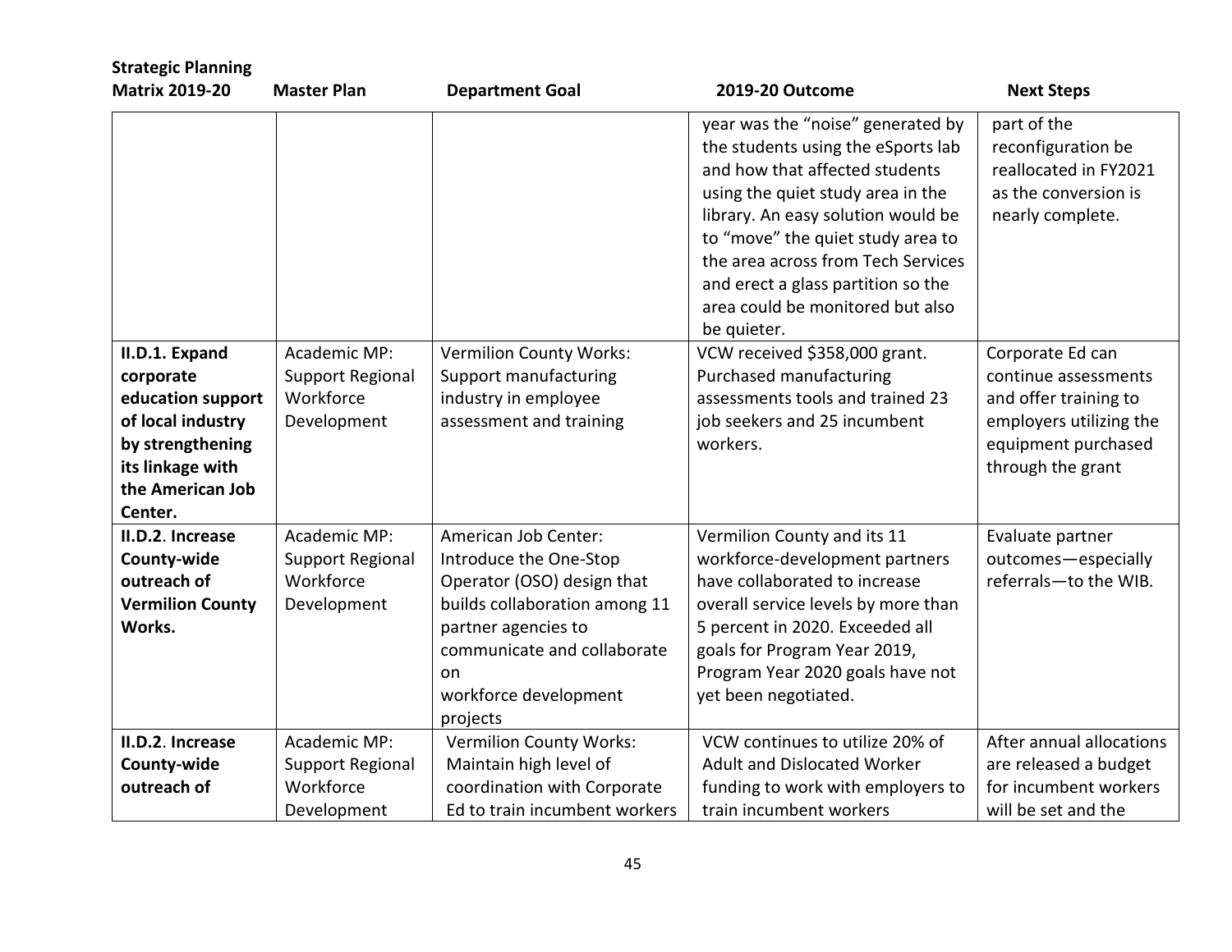| Strategic Planning Matrix 2019-20 | Master Plan | Department Goal | 2019-20 Outcome | Next Steps |
|---|---|---|---|---|
| | | | year was the "noise" generated by the students using the eSports lab and how that affected students using the quiet study area in the library. An easy solution would be to "move" the quiet study area to the area across from Tech Services and erect a glass partition so the area could be monitored but also be quieter. | part of the reconfiguration be reallocated in FY2021 as the conversion is nearly complete. |
| **II.D.1. Expand corporate education support of local industry by strengthening its linkage with the American Job Center.** | Academic MP: Support Regional Workforce Development | Vermilion County Works: Support manufacturing industry in employee assessment and training | VCW received $358,000 grant. Purchased manufacturing assessments tools and trained 23 job seekers and 25 incumbent workers. | Corporate Ed can continue assessments and offer training to employers utilizing the equipment purchased through the grant |
| **II.D.2. Increase County-wide outreach of Vermilion County Works.** | Academic MP: Support Regional Workforce Development | American Job Center: Introduce the One-Stop Operator (OSO) design that builds collaboration among 11 partner agencies to communicate and collaborate on workforce development projects | Vermilion County and its 11 workforce-development partners have collaborated to increase overall service levels by more than 5 percent in 2020. Exceeded all goals for Program Year 2019, Program Year 2020 goals have not yet been negotiated. | Evaluate partner outcomes—especially referrals—to the WIB. |
| **II.D.2. Increase County-wide outreach of** | Academic MP: Support Regional Workforce Development | Vermilion County Works: Maintain high level of coordination with Corporate Ed to train incumbent workers | VCW continues to utilize 20% of Adult and Dislocated Worker funding to work with employers to train incumbent workers | After annual allocations are released a budget for incumbent workers will be set and the |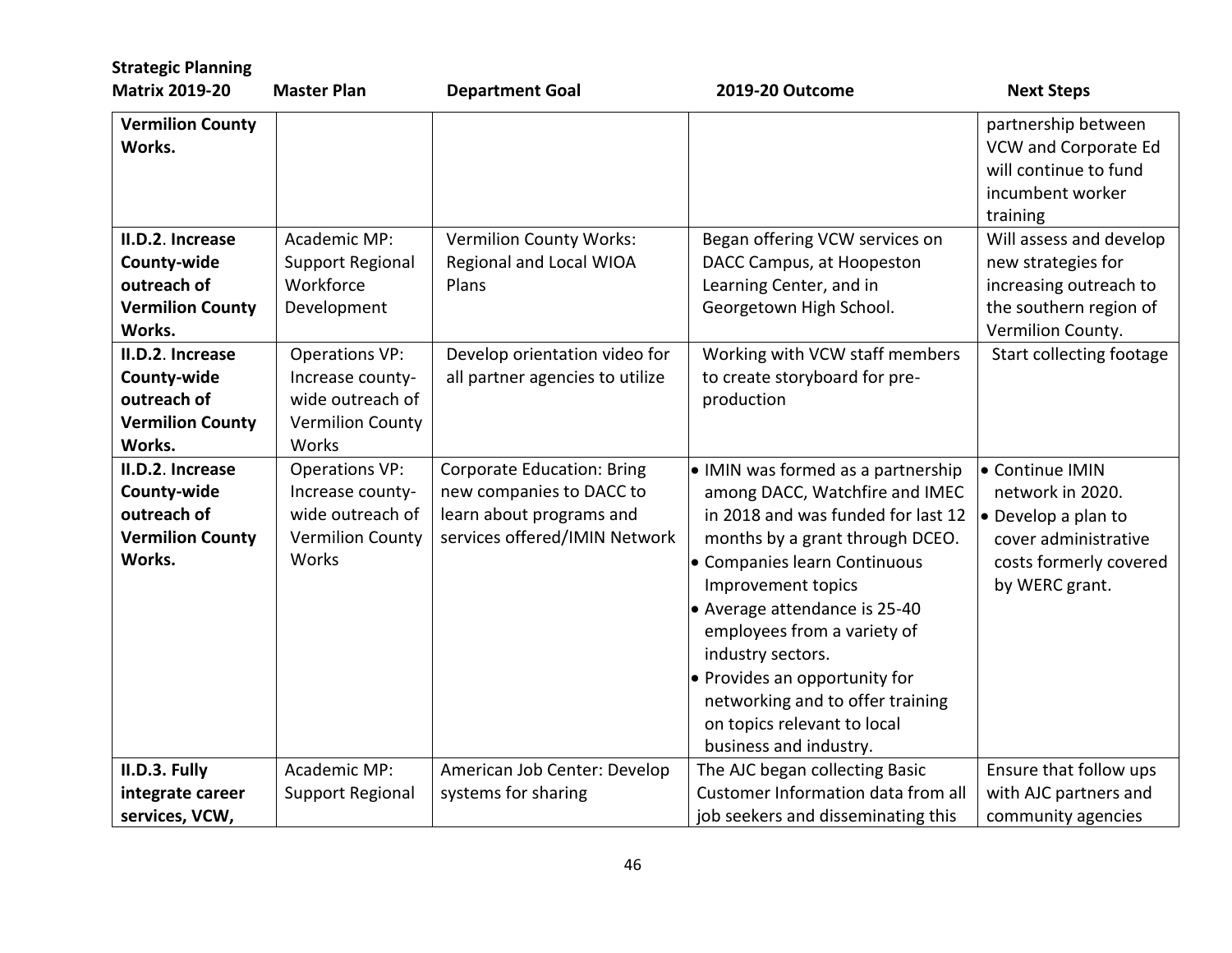| Strategic Planning Matrix 2019-20 | Master Plan | Department Goal | 2019-20 Outcome | Next Steps |
|---|---|---|---|---|
| **Vermilion County Works.** | | | | partnership between VCW and Corporate Ed will continue to fund incumbent worker training |
| **II.D.2. Increase County-wide outreach of Vermilion County Works.** | Academic MP: Support Regional Workforce Development | Vermilion County Works: Regional and Local WIOA Plans | Began offering VCW services on DACC Campus, at Hoopeston Learning Center, and in Georgetown High School. | Will assess and develop new strategies for increasing outreach to the southern region of Vermilion County. |
| **II.D.2. Increase County-wide outreach of Vermilion County Works.** | Operations VP: Increase county-wide outreach of Vermilion County Works | Develop orientation video for all partner agencies to utilize | Working with VCW staff members to create storyboard for pre-production | Start collecting footage |
| **II.D.2. Increase County-wide outreach of Vermilion County Works.** | Operations VP: Increase county-wide outreach of Vermilion County Works | Corporate Education: Bring new companies to DACC to learn about programs and services offered/IMIN Network | • IMIN was formed as a partnership among DACC, Watchfire and IMEC in 2018 and was funded for last 12 months by a grant through DCEO.<br>• Companies learn Continuous Improvement topics<br>• Average attendance is 25-40 employees from a variety of industry sectors.<br>• Provides an opportunity for networking and to offer training on topics relevant to local business and industry. | • Continue IMIN network in 2020.<br>• Develop a plan to cover administrative costs formerly covered by WERC grant. |
| **II.D.3. Fully integrate career services, VCW,** | Academic MP: Support Regional | American Job Center: Develop systems for sharing | The AJC began collecting Basic Customer Information data from all job seekers and disseminating this | Ensure that follow ups with AJC partners and community agencies |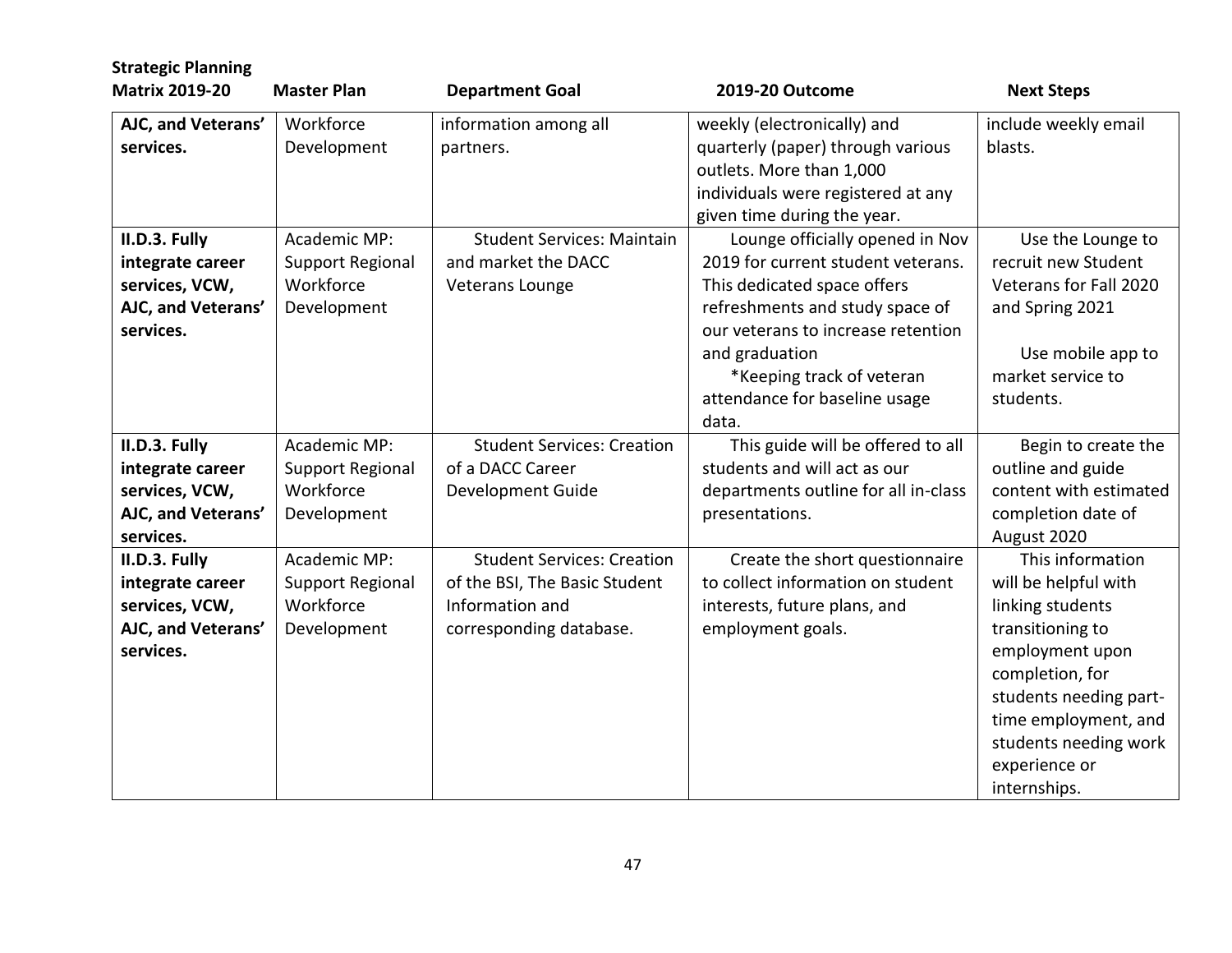| Strategic Planning Matrix 2019-20 | Master Plan | Department Goal | 2019-20 Outcome | Next Steps |
|---|---|---|---|---|
| **AJC, and Veterans' services.** | Workforce Development | information among all partners. | weekly (electronically) and quarterly (paper) through various outlets. More than 1,000 individuals were registered at any given time during the year. | include weekly email blasts. |
| **II.D.3. Fully integrate career services, VCW, AJC, and Veterans' services.** | Academic MP: Support Regional Workforce Development | Student Services: Maintain and market the DACC Veterans Lounge | Lounge officially opened in Nov 2019 for current student veterans. This dedicated space offers refreshments and study space of our veterans to increase retention and graduation<br>*Keeping track of veteran attendance for baseline usage data. | Use the Lounge to recruit new Student Veterans for Fall 2020 and Spring 2021<br><br>Use mobile app to market service to students. |
| **II.D.3. Fully integrate career services, VCW, AJC, and Veterans' services.** | Academic MP: Support Regional Workforce Development | Student Services: Creation of a DACC Career Development Guide | This guide will be offered to all students and will act as our departments outline for all in-class presentations. | Begin to create the outline and guide content with estimated completion date of August 2020 |
| **II.D.3. Fully integrate career services, VCW, AJC, and Veterans' services.** | Academic MP: Support Regional Workforce Development | Student Services: Creation of the BSI, The Basic Student Information and corresponding database. | Create the short questionnaire to collect information on student interests, future plans, and employment goals. | This information will be helpful with linking students transitioning to employment upon completion, for students needing part-time employment, and students needing work experience or internships. |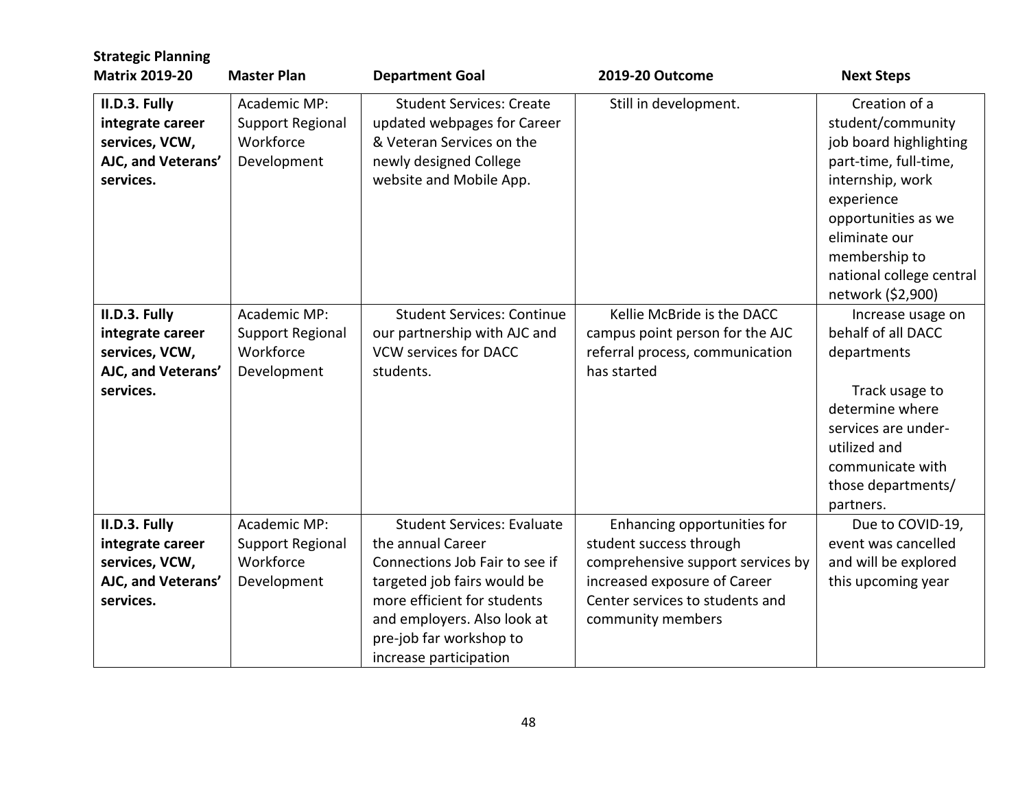| Strategic Planning Matrix 2019-20 | Master Plan | Department Goal | 2019-20 Outcome | Next Steps |
|---|---|---|---|---|
| **II.D.3. Fully integrate career services, VCW, AJC, and Veterans' services.** | Academic MP: Support Regional Workforce Development | Student Services: Create updated webpages for Career & Veteran Services on the newly designed College website and Mobile App. | Still in development. | Creation of a student/community job board highlighting part-time, full-time, internship, work experience opportunities as we eliminate our membership to national college central network ($2,900) |
| **II.D.3. Fully integrate career services, VCW, AJC, and Veterans' services.** | Academic MP: Support Regional Workforce Development | Student Services: Continue our partnership with AJC and VCW services for DACC students. | Kellie McBride is the DACC campus point person for the AJC referral process, communication has started | Increase usage on behalf of all DACC departments<br><br>Track usage to determine where services are under-utilized and communicate with those departments/ partners. |
| **II.D.3. Fully integrate career services, VCW, AJC, and Veterans' services.** | Academic MP: Support Regional Workforce Development | Student Services: Evaluate the annual Career Connections Job Fair to see if targeted job fairs would be more efficient for students and employers. Also look at pre-job far workshop to increase participation | Enhancing opportunities for student success through comprehensive support services by increased exposure of Career Center services to students and community members | Due to COVID-19, event was cancelled and will be explored this upcoming year |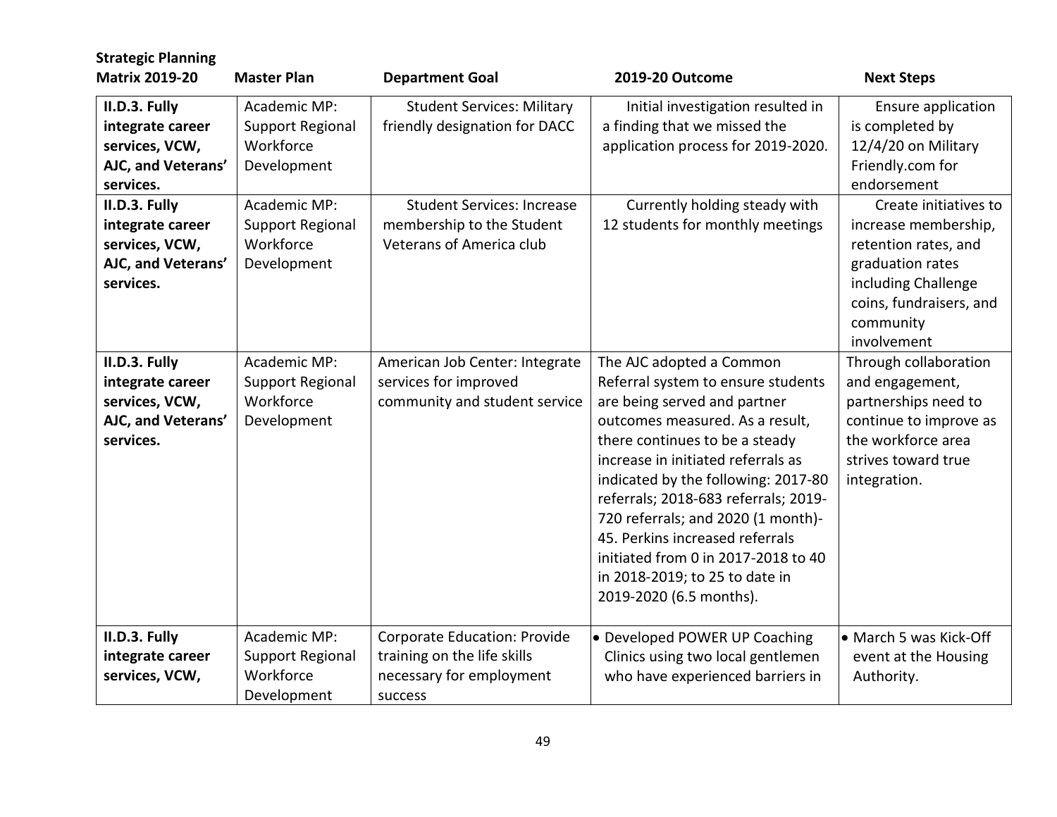| Strategic Planning Matrix 2019-20 | Master Plan | Department Goal | 2019-20 Outcome | Next Steps |
|---|---|---|---|---|
| **II.D.3. Fully integrate career services, VCW, AJC, and Veterans' services.** | Academic MP: Support Regional Workforce Development | Student Services: Military friendly designation for DACC | Initial investigation resulted in a finding that we missed the application process for 2019-2020. | Ensure application is completed by 12/4/20 on Military Friendly.com for endorsement |
| **II.D.3. Fully integrate career services, VCW, AJC, and Veterans' services.** | Academic MP: Support Regional Workforce Development | Student Services: Increase membership to the Student Veterans of America club | Currently holding steady with 12 students for monthly meetings | Create initiatives to increase membership, retention rates, and graduation rates including Challenge coins, fundraisers, and community involvement |
| **II.D.3. Fully integrate career services, VCW, AJC, and Veterans' services.** | Academic MP: Support Regional Workforce Development | American Job Center: Integrate services for improved community and student service | The AJC adopted a Common Referral system to ensure students are being served and partner outcomes measured. As a result, there continues to be a steady increase in initiated referrals as indicated by the following: 2017-80 referrals; 2018-683 referrals; 2019-720 referrals; and 2020 (1 month)-45. Perkins increased referrals initiated from 0 in 2017-2018 to 40 in 2018-2019; to 25 to date in 2019-2020 (6.5 months). | Through collaboration and engagement, partnerships need to continue to improve as the workforce area strives toward true integration. |
| **II.D.3. Fully integrate career services, VCW,** | Academic MP: Support Regional Workforce Development | Corporate Education: Provide training on the life skills necessary for employment success | • Developed POWER UP Coaching Clinics using two local gentlemen who have experienced barriers in | • March 5 was Kick-Off event at the Housing Authority. |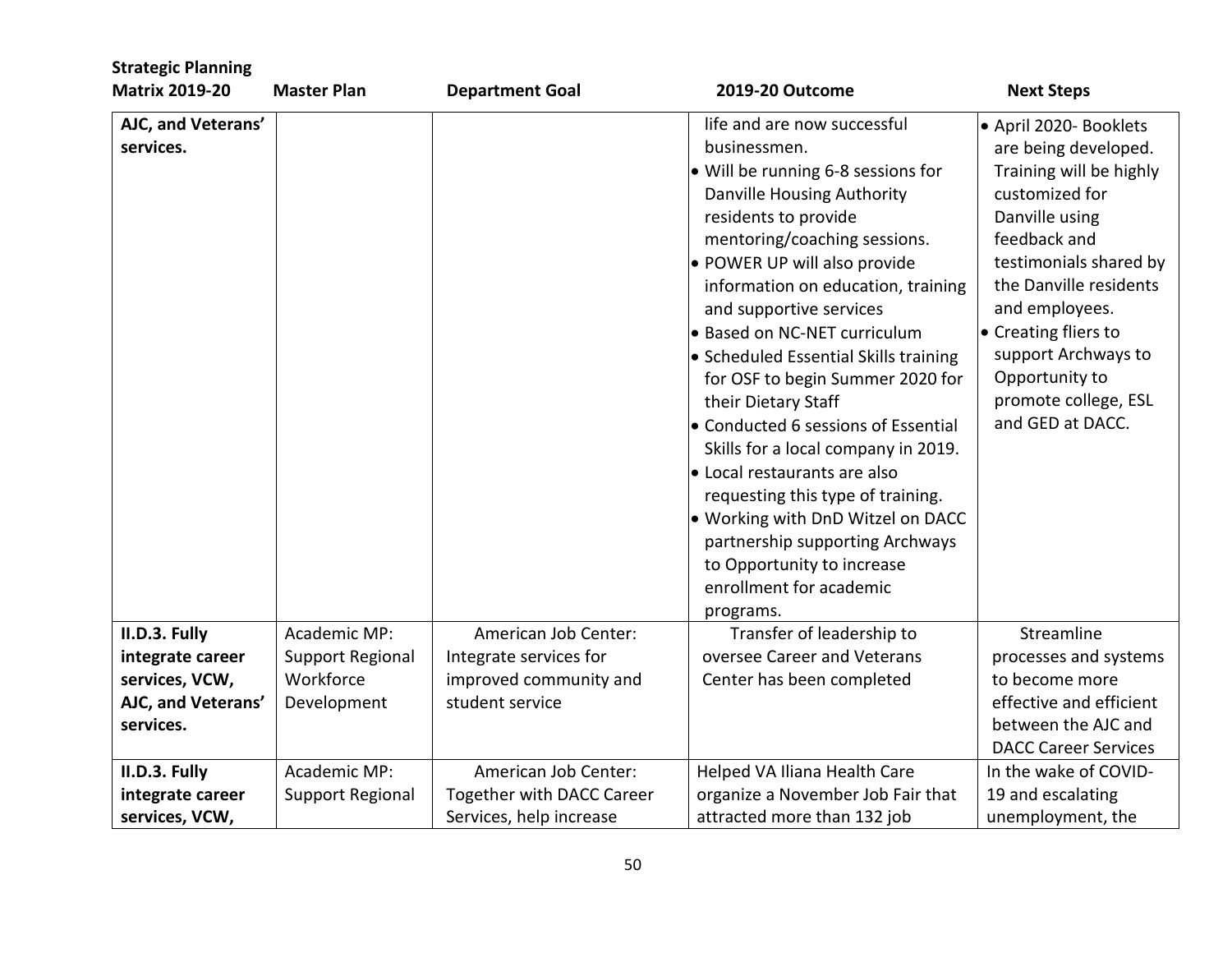| Strategic Planning Matrix 2019-20 | Master Plan | Department Goal | 2019-20 Outcome | Next Steps |
|---|---|---|---|---|
| **AJC, and Veterans' services.** | | | life and are now successful businessmen.<br>• Will be running 6-8 sessions for Danville Housing Authority residents to provide mentoring/coaching sessions.<br>• POWER UP will also provide information on education, training and supportive services<br>• Based on NC-NET curriculum<br>• Scheduled Essential Skills training for OSF to begin Summer 2020 for their Dietary Staff<br>• Conducted 6 sessions of Essential Skills for a local company in 2019.<br>• Local restaurants are also requesting this type of training.<br>• Working with DnD Witzel on DACC partnership supporting Archways to Opportunity to increase enrollment for academic programs. | • April 2020- Booklets are being developed. Training will be highly customized for Danville using feedback and testimonials shared by the Danville residents and employees.<br>• Creating fliers to support Archways to Opportunity to promote college, ESL and GED at DACC. |
| **II.D.3. Fully integrate career services, VCW, AJC, and Veterans' services.** | Academic MP: Support Regional Workforce Development | American Job Center: Integrate services for improved community and student service | Transfer of leadership to oversee Career and Veterans Center has been completed | Streamline processes and systems to become more effective and efficient between the AJC and DACC Career Services |
| **II.D.3. Fully integrate career services, VCW,** | Academic MP: Support Regional | American Job Center: Together with DACC Career Services, help increase | Helped VA Iliana Health Care organize a November Job Fair that attracted more than 132 job | In the wake of COVID-19 and escalating unemployment, the |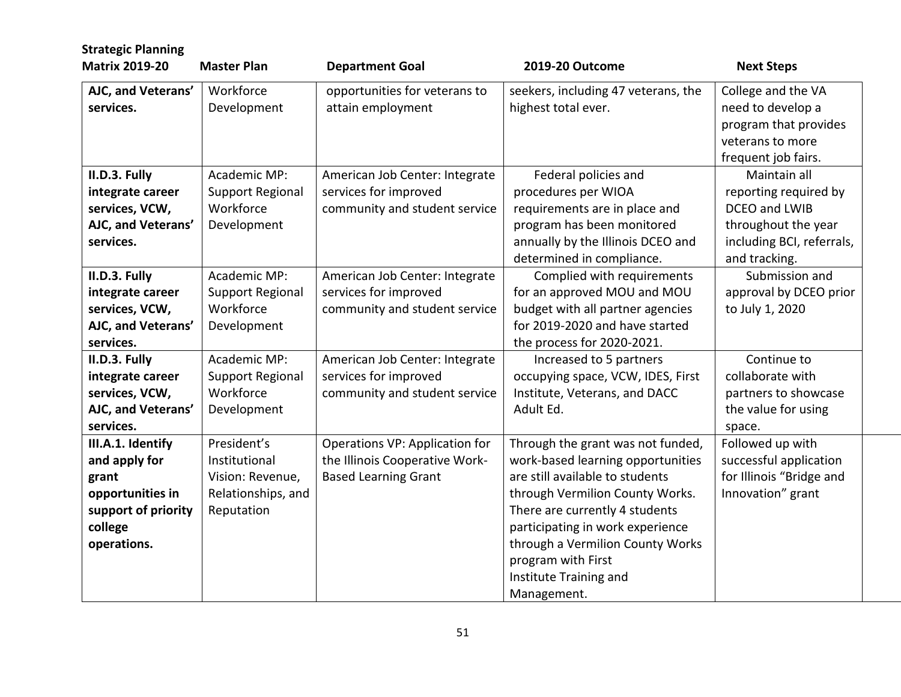| Strategic Planning Matrix 2019-20 | Master Plan | Department Goal | 2019-20 Outcome | Next Steps |
|---|---|---|---|---|
| **AJC, and Veterans' services.** | Workforce Development | opportunities for veterans to attain employment | seekers, including 47 veterans, the highest total ever. | College and the VA need to develop a program that provides veterans to more frequent job fairs. |
| **II.D.3. Fully integrate career services, VCW, AJC, and Veterans' services.** | Academic MP: Support Regional Workforce Development | American Job Center: Integrate services for improved community and student service | Federal policies and procedures per WIOA requirements are in place and program has been monitored annually by the Illinois DCEO and determined in compliance. | Maintain all reporting required by DCEO and LWIB throughout the year including BCI, referrals, and tracking. |
| **II.D.3. Fully integrate career services, VCW, AJC, and Veterans' services.** | Academic MP: Support Regional Workforce Development | American Job Center: Integrate services for improved community and student service | Complied with requirements for an approved MOU and MOU budget with all partner agencies for 2019-2020 and have started the process for 2020-2021. | Submission and approval by DCEO prior to July 1, 2020 |
| **II.D.3. Fully integrate career services, VCW, AJC, and Veterans' services.** | Academic MP: Support Regional Workforce Development | American Job Center: Integrate services for improved community and student service | Increased to 5 partners occupying space, VCW, IDES, First Institute, Veterans, and DACC Adult Ed. | Continue to collaborate with partners to showcase the value for using space. |
| **III.A.1. Identify and apply for grant opportunities in support of priority college operations.** | President's Institutional Vision: Revenue, Relationships, and Reputation | Operations VP: Application for the Illinois Cooperative Work-Based Learning Grant | Through the grant was not funded, work-based learning opportunities are still available to students through Vermilion County Works. There are currently 4 students participating in work experience through a Vermilion County Works program with First Institute Training and Management. | Followed up with successful application for Illinois "Bridge and Innovation" grant |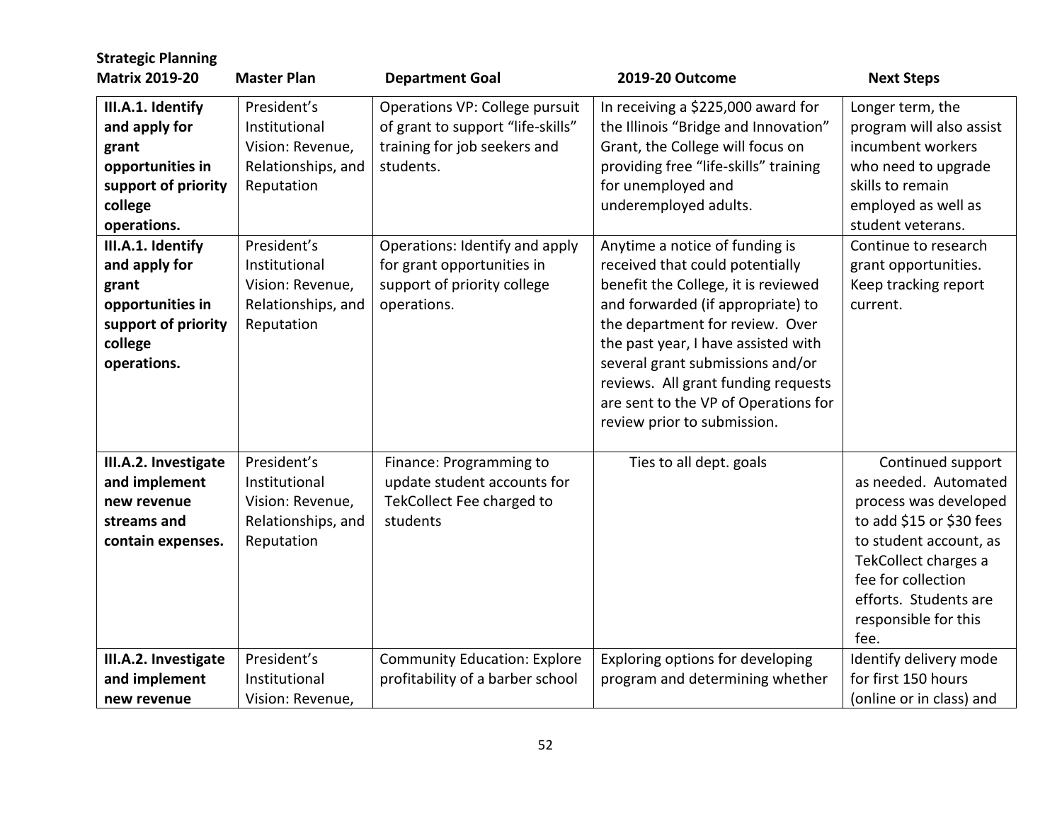| Strategic Planning Matrix 2019-20 | Master Plan | Department Goal | 2019-20 Outcome | Next Steps |
|---|---|---|---|---|
| **III.A.1. Identify and apply for grant opportunities in support of priority college operations.** | President's Institutional Vision: Revenue, Relationships, and Reputation | Operations VP: College pursuit of grant to support "life-skills" training for job seekers and students. | In receiving a $225,000 award for the Illinois "Bridge and Innovation" Grant, the College will focus on providing free "life-skills" training for unemployed and underemployed adults. | Longer term, the program will also assist incumbent workers who need to upgrade skills to remain employed as well as student veterans. |
| **III.A.1. Identify and apply for grant opportunities in support of priority college operations.** | President's Institutional Vision: Revenue, Relationships, and Reputation | Operations: Identify and apply for grant opportunities in support of priority college operations. | Anytime a notice of funding is received that could potentially benefit the College, it is reviewed and forwarded (if appropriate) to the department for review. Over the past year, I have assisted with several grant submissions and/or reviews. All grant funding requests are sent to the VP of Operations for review prior to submission. | Continue to research grant opportunities. Keep tracking report current. |
| **III.A.2. Investigate and implement new revenue streams and contain expenses.** | President's Institutional Vision: Revenue, Relationships, and Reputation | Finance: Programming to update student accounts for TekCollect Fee charged to students | Ties to all dept. goals | Continued support as needed. Automated process was developed to add $15 or $30 fees to student account, as TekCollect charges a fee for collection efforts. Students are responsible for this fee. |
| **III.A.2. Investigate and implement new revenue** | President's Institutional Vision: Revenue, | Community Education: Explore profitability of a barber school | Exploring options for developing program and determining whether | Identify delivery mode for first 150 hours (online or in class) and |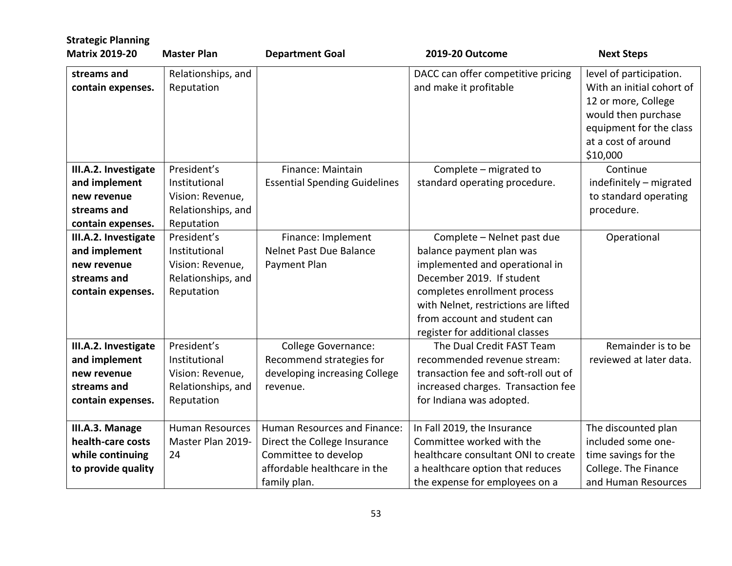| Strategic Planning Matrix 2019-20 | Master Plan | Department Goal | 2019-20 Outcome | Next Steps |
|---|---|---|---|---|
| **streams and contain expenses.** | Relationships, and Reputation | | DACC can offer competitive pricing and make it profitable | level of participation. With an initial cohort of 12 or more, College would then purchase equipment for the class at a cost of around $10,000 |
| **III.A.2. Investigate and implement new revenue streams and contain expenses.** | President's Institutional Vision: Revenue, Relationships, and Reputation | Finance: Maintain Essential Spending Guidelines | Complete – migrated to standard operating procedure. | Continue indefinitely – migrated to standard operating procedure. |
| **III.A.2. Investigate and implement new revenue streams and contain expenses.** | President's Institutional Vision: Revenue, Relationships, and Reputation | Finance: Implement Nelnet Past Due Balance Payment Plan | Complete – Nelnet past due balance payment plan was implemented and operational in December 2019. If student completes enrollment process with Nelnet, restrictions are lifted from account and student can register for additional classes | Operational |
| **III.A.2. Investigate and implement new revenue streams and contain expenses.** | President's Institutional Vision: Revenue, Relationships, and Reputation | College Governance: Recommend strategies for developing increasing College revenue. | The Dual Credit FAST Team recommended revenue stream: transaction fee and soft-roll out of increased charges. Transaction fee for Indiana was adopted. | Remainder is to be reviewed at later data. |
| **III.A.3. Manage health-care costs while continuing to provide quality** | Human Resources Master Plan 2019-24 | Human Resources and Finance: Direct the College Insurance Committee to develop affordable healthcare in the family plan. | In Fall 2019, the Insurance Committee worked with the healthcare consultant ONI to create a healthcare option that reduces the expense for employees on a | The discounted plan included some one-time savings for the College. The Finance and Human Resources |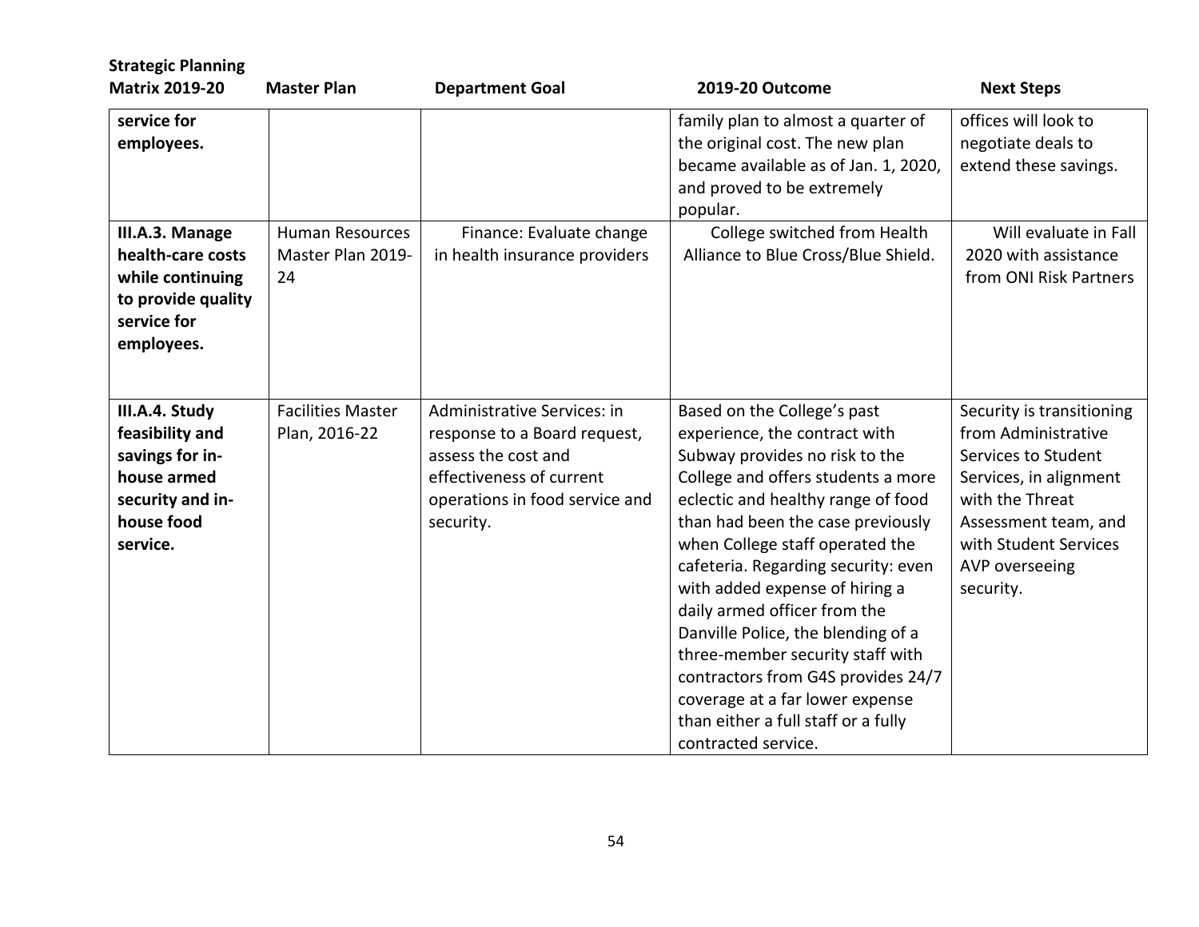| Strategic Planning Matrix 2019-20 | Master Plan | Department Goal | 2019-20 Outcome | Next Steps |
|---|---|---|---|---|
| **service for employees.** | | | family plan to almost a quarter of the original cost. The new plan became available as of Jan. 1, 2020, and proved to be extremely popular. | offices will look to negotiate deals to extend these savings. |
| **III.A.3. Manage health-care costs while continuing to provide quality service for employees.** | Human Resources Master Plan 2019-24 | Finance: Evaluate change in health insurance providers | College switched from Health Alliance to Blue Cross/Blue Shield. | Will evaluate in Fall 2020 with assistance from ONI Risk Partners |
| **III.A.4. Study feasibility and savings for in-house armed security and in-house food service.** | Facilities Master Plan, 2016-22 | Administrative Services: in response to a Board request, assess the cost and effectiveness of current operations in food service and security. | Based on the College's past experience, the contract with Subway provides no risk to the College and offers students a more eclectic and healthy range of food than had been the case previously when College staff operated the cafeteria. Regarding security: even with added expense of hiring a daily armed officer from the Danville Police, the blending of a three-member security staff with contractors from G4S provides 24/7 coverage at a far lower expense than either a full staff or a fully contracted service. | Security is transitioning from Administrative Services to Student Services, in alignment with the Threat Assessment team, and with Student Services AVP overseeing security. |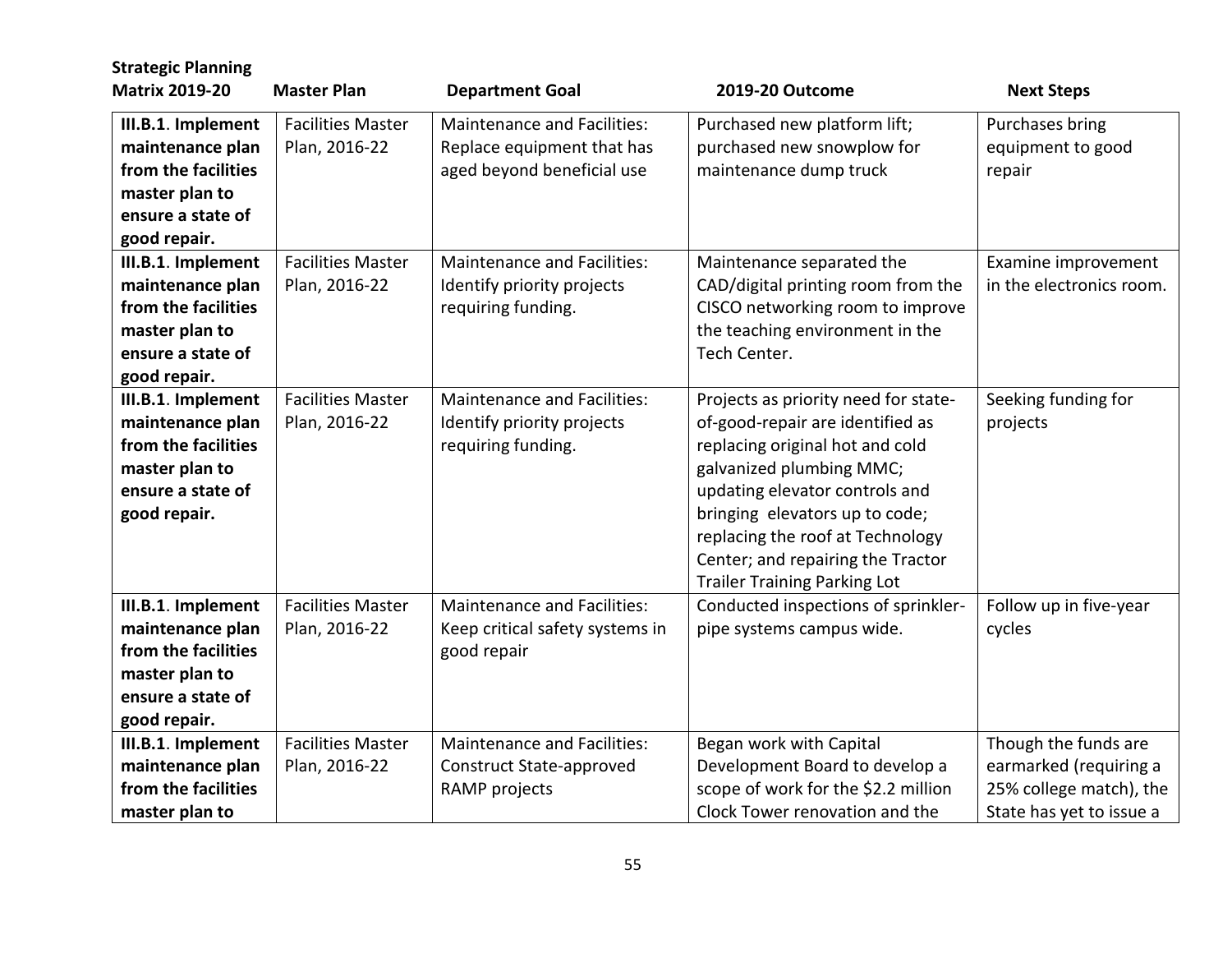| Strategic Planning Matrix 2019-20 | Master Plan | Department Goal | 2019-20 Outcome | Next Steps |
|---|---|---|---|---|
| **III.B.1. Implement maintenance plan from the facilities master plan to ensure a state of good repair.** | Facilities Master Plan, 2016-22 | Maintenance and Facilities: Replace equipment that has aged beyond beneficial use | Purchased new platform lift; purchased new snowplow for maintenance dump truck | Purchases bring equipment to good repair |
| **III.B.1. Implement maintenance plan from the facilities master plan to ensure a state of good repair.** | Facilities Master Plan, 2016-22 | Maintenance and Facilities: Identify priority projects requiring funding. | Maintenance separated the CAD/digital printing room from the CISCO networking room to improve the teaching environment in the Tech Center. | Examine improvement in the electronics room. |
| **III.B.1. Implement maintenance plan from the facilities master plan to ensure a state of good repair.** | Facilities Master Plan, 2016-22 | Maintenance and Facilities: Identify priority projects requiring funding. | Projects as priority need for state-of-good-repair are identified as replacing original hot and cold galvanized plumbing MMC; updating elevator controls and bringing elevators up to code; replacing the roof at Technology Center; and repairing the Tractor Trailer Training Parking Lot | Seeking funding for projects |
| **III.B.1. Implement maintenance plan from the facilities master plan to ensure a state of good repair.** | Facilities Master Plan, 2016-22 | Maintenance and Facilities: Keep critical safety systems in good repair | Conducted inspections of sprinkler-pipe systems campus wide. | Follow up in five-year cycles |
| **III.B.1. Implement maintenance plan from the facilities master plan to** | Facilities Master Plan, 2016-22 | Maintenance and Facilities: Construct State-approved RAMP projects | Began work with Capital Development Board to develop a scope of work for the $2.2 million Clock Tower renovation and the | Though the funds are earmarked (requiring a 25% college match), the State has yet to issue a |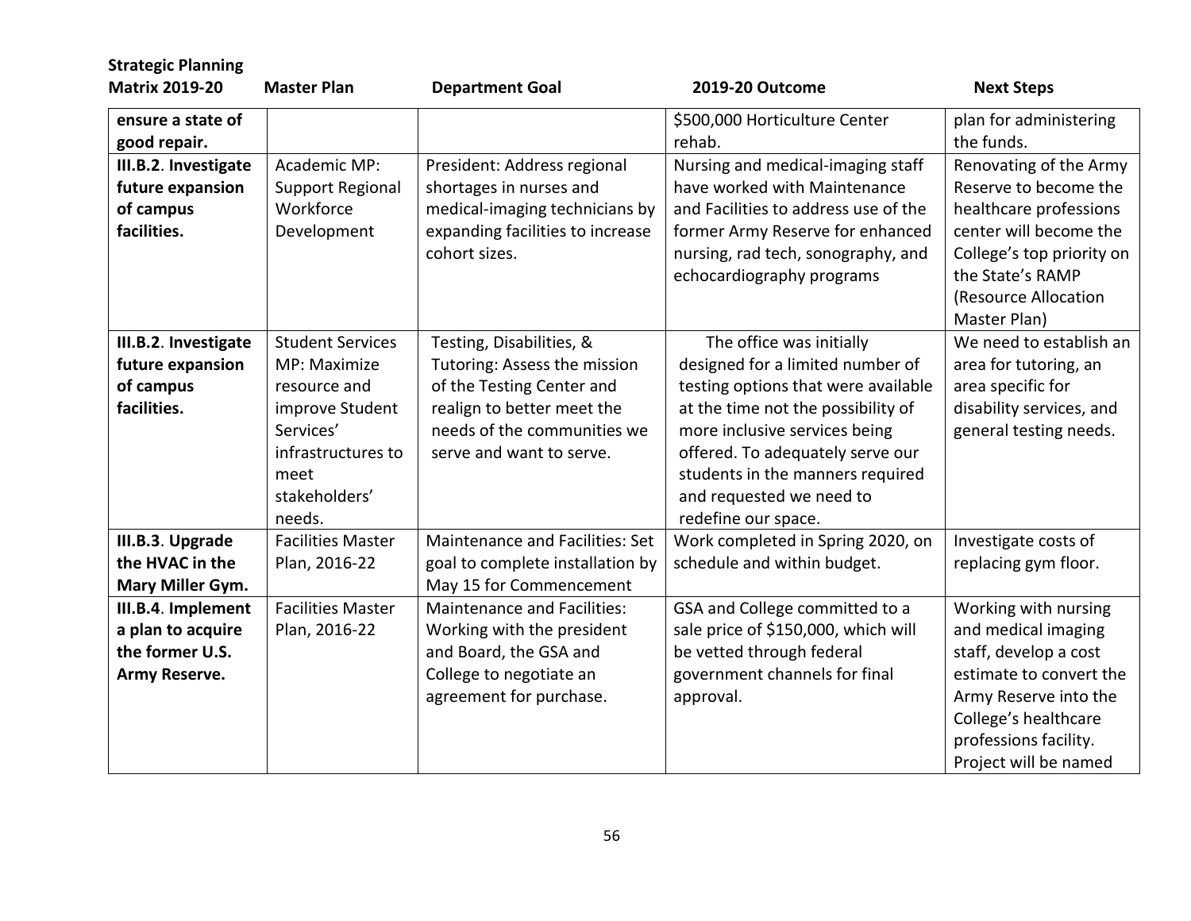| Strategic Planning Matrix 2019-20 | Master Plan | Department Goal | 2019-20 Outcome | Next Steps |
|---|---|---|---|---|
| **ensure a state of good repair.** | | | $500,000 Horticulture Center rehab. | plan for administering the funds. |
| **III.B.2. Investigate future expansion of campus facilities.** | Academic MP: Support Regional Workforce Development | President: Address regional shortages in nurses and medical-imaging technicians by expanding facilities to increase cohort sizes. | Nursing and medical-imaging staff have worked with Maintenance and Facilities to address use of the former Army Reserve for enhanced nursing, rad tech, sonography, and echocardiography programs | Renovating of the Army Reserve to become the healthcare professions center will become the College's top priority on the State's RAMP (Resource Allocation Master Plan) |
| **III.B.2. Investigate future expansion of campus facilities.** | Student Services MP: Maximize resource and improve Student Services' infrastructures to meet stakeholders' needs. | Testing, Disabilities, & Tutoring: Assess the mission of the Testing Center and realign to better meet the needs of the communities we serve and want to serve. | The office was initially designed for a limited number of testing options that were available at the time not the possibility of more inclusive services being offered. To adequately serve our students in the manners required and requested we need to redefine our space. | We need to establish an area for tutoring, an area specific for disability services, and general testing needs. |
| **III.B.3. Upgrade the HVAC in the Mary Miller Gym.** | Facilities Master Plan, 2016-22 | Maintenance and Facilities: Set goal to complete installation by May 15 for Commencement | Work completed in Spring 2020, on schedule and within budget. | Investigate costs of replacing gym floor. |
| **III.B.4. Implement a plan to acquire the former U.S. Army Reserve.** | Facilities Master Plan, 2016-22 | Maintenance and Facilities: Working with the president and Board, the GSA and College to negotiate an agreement for purchase. | GSA and College committed to a sale price of $150,000, which will be vetted through federal government channels for final approval. | Working with nursing and medical imaging staff, develop a cost estimate to convert the Army Reserve into the College's healthcare professions facility. Project will be named |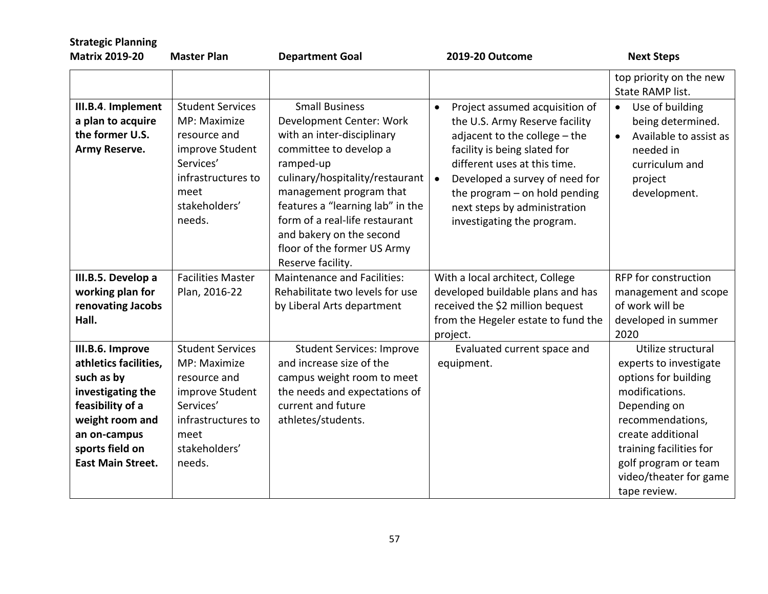| Strategic Planning Matrix 2019-20 | Master Plan | Department Goal | 2019-20 Outcome | Next Steps |
|---|---|---|---|---|
| | | | | top priority on the new State RAMP list. |
| **III.B.4. Implement a plan to acquire the former U.S. Army Reserve.** | Student Services MP: Maximize resource and improve Student Services' infrastructures to meet stakeholders' needs. | Small Business Development Center: Work with an inter-disciplinary committee to develop a ramped-up culinary/hospitality/restaurant management program that features a "learning lab" in the form of a real-life restaurant and bakery on the second floor of the former US Army Reserve facility. | • Project assumed acquisition of the U.S. Army Reserve facility adjacent to the college – the facility is being slated for different uses at this time.<br>• Developed a survey of need for the program – on hold pending next steps by administration investigating the program. | • Use of building being determined.<br>• Available to assist as needed in curriculum and project development. |
| **III.B.5. Develop a working plan for renovating Jacobs Hall.** | Facilities Master Plan, 2016-22 | Maintenance and Facilities: Rehabilitate two levels for use by Liberal Arts department | With a local architect, College developed buildable plans and has received the $2 million bequest from the Hegeler estate to fund the project. | RFP for construction management and scope of work will be developed in summer 2020 |
| **III.B.6. Improve athletics facilities, such as by investigating the feasibility of a weight room and an on-campus sports field on East Main Street.** | Student Services MP: Maximize resource and improve Student Services' infrastructures to meet stakeholders' needs. | Student Services: Improve and increase size of the campus weight room to meet the needs and expectations of current and future athletes/students. | Evaluated current space and equipment. | Utilize structural experts to investigate options for building modifications. Depending on recommendations, create additional training facilities for golf program or team video/theater for game tape review. |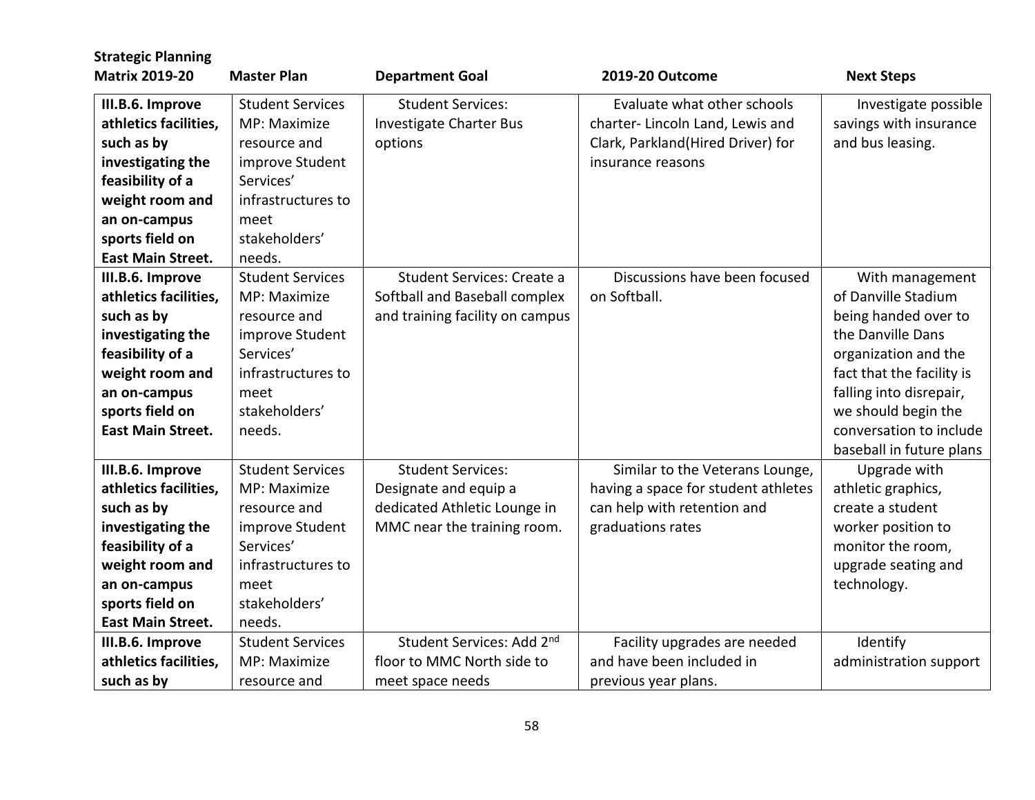| Strategic Planning Matrix 2019-20 | Master Plan | Department Goal | 2019-20 Outcome | Next Steps |
|---|---|---|---|---|
| **III.B.6. Improve athletics facilities, such as by investigating the feasibility of a weight room and an on-campus sports field on East Main Street.** | Student Services MP: Maximize resource and improve Student Services' infrastructures to meet stakeholders' needs. | Student Services: Investigate Charter Bus options | Evaluate what other schools charter- Lincoln Land, Lewis and Clark, Parkland(Hired Driver) for insurance reasons | Investigate possible savings with insurance and bus leasing. |
| **III.B.6. Improve athletics facilities, such as by investigating the feasibility of a weight room and an on-campus sports field on East Main Street.** | Student Services MP: Maximize resource and improve Student Services' infrastructures to meet stakeholders' needs. | Student Services: Create a Softball and Baseball complex and training facility on campus | Discussions have been focused on Softball. | With management of Danville Stadium being handed over to the Danville Dans organization and the fact that the facility is falling into disrepair, we should begin the conversation to include baseball in future plans |
| **III.B.6. Improve athletics facilities, such as by investigating the feasibility of a weight room and an on-campus sports field on East Main Street.** | Student Services MP: Maximize resource and improve Student Services' infrastructures to meet stakeholders' needs. | Student Services: Designate and equip a dedicated Athletic Lounge in MMC near the training room. | Similar to the Veterans Lounge, having a space for student athletes can help with retention and graduations rates | Upgrade with athletic graphics, create a student worker position to monitor the room, upgrade seating and technology. |
| **III.B.6. Improve athletics facilities, such as by** | Student Services MP: Maximize resource and | Student Services: Add 2nd floor to MMC North side to meet space needs | Facility upgrades are needed and have been included in previous year plans. | Identify administration support |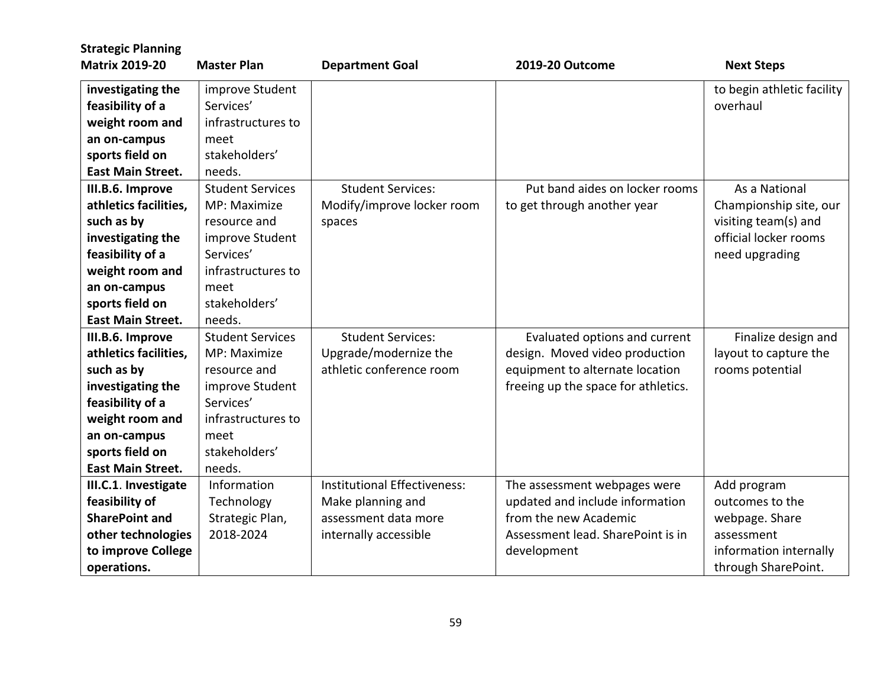| Strategic Planning Matrix 2019-20 | Master Plan | Department Goal | 2019-20 Outcome | Next Steps |
|---|---|---|---|---|
| **investigating the feasibility of a weight room and an on-campus sports field on East Main Street.** | improve Student Services' infrastructures to meet stakeholders' needs. | | | to begin athletic facility overhaul |
| **III.B.6. Improve athletics facilities, such as by investigating the feasibility of a weight room and an on-campus sports field on East Main Street.** | Student Services MP: Maximize resource and improve Student Services' infrastructures to meet stakeholders' needs. | Student Services: Modify/improve locker room spaces | Put band aides on locker rooms to get through another year | As a National Championship site, our visiting team(s) and official locker rooms need upgrading |
| **III.B.6. Improve athletics facilities, such as by investigating the feasibility of a weight room and an on-campus sports field on East Main Street.** | Student Services MP: Maximize resource and improve Student Services' infrastructures to meet stakeholders' needs. | Student Services: Upgrade/modernize the athletic conference room | Evaluated options and current design. Moved video production equipment to alternate location freeing up the space for athletics. | Finalize design and layout to capture the rooms potential |
| **III.C.1. Investigate feasibility of SharePoint and other technologies to improve College operations.** | Information Technology Strategic Plan, 2018-2024 | Institutional Effectiveness: Make planning and assessment data more internally accessible | The assessment webpages were updated and include information from the new Academic Assessment lead. SharePoint is in development | Add program outcomes to the webpage. Share assessment information internally through SharePoint. |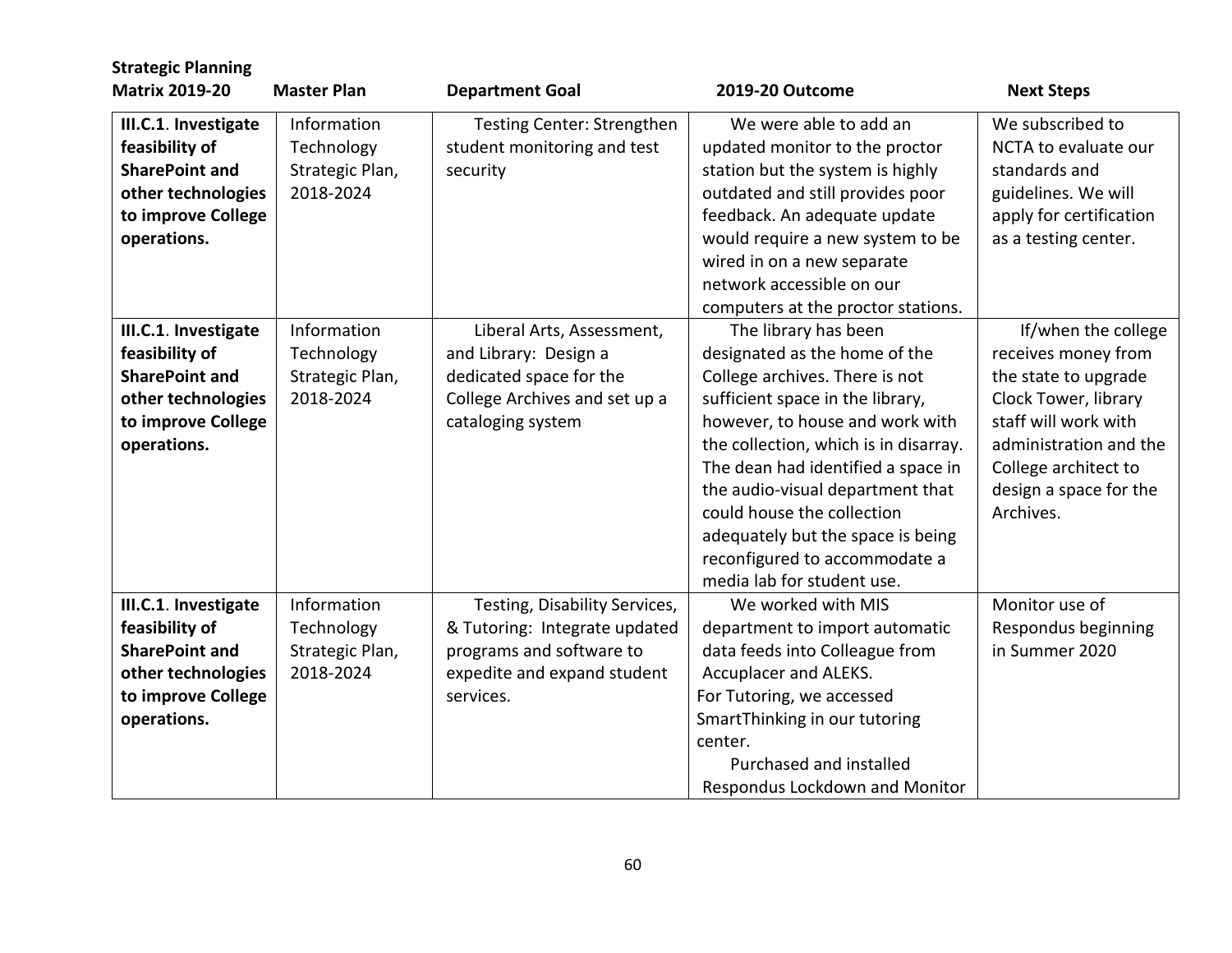| Strategic Planning Matrix 2019-20 | Master Plan | Department Goal | 2019-20 Outcome | Next Steps |
|---|---|---|---|---|
| **III.C.1. Investigate feasibility of SharePoint and other technologies to improve College operations.** | Information Technology Strategic Plan, 2018-2024 | Testing Center: Strengthen student monitoring and test security | We were able to add an updated monitor to the proctor station but the system is highly outdated and still provides poor feedback. An adequate update would require a new system to be wired in on a new separate network accessible on our computers at the proctor stations. | We subscribed to NCTA to evaluate our standards and guidelines. We will apply for certification as a testing center. |
| **III.C.1. Investigate feasibility of SharePoint and other technologies to improve College operations.** | Information Technology Strategic Plan, 2018-2024 | Liberal Arts, Assessment, and Library: Design a dedicated space for the College Archives and set up a cataloging system | The library has been designated as the home of the College archives. There is not sufficient space in the library, however, to house and work with the collection, which is in disarray. The dean had identified a space in the audio-visual department that could house the collection adequately but the space is being reconfigured to accommodate a media lab for student use. | If/when the college receives money from the state to upgrade Clock Tower, library staff will work with administration and the College architect to design a space for the Archives. |
| **III.C.1. Investigate feasibility of SharePoint and other technologies to improve College operations.** | Information Technology Strategic Plan, 2018-2024 | Testing, Disability Services, & Tutoring: Integrate updated programs and software to expedite and expand student services. | We worked with MIS department to import automatic data feeds into Colleague from Accuplacer and ALEKS.<br>For Tutoring, we accessed SmartThinking in our tutoring center.<br>Purchased and installed Respondus Lockdown and Monitor | Monitor use of Respondus beginning in Summer 2020 |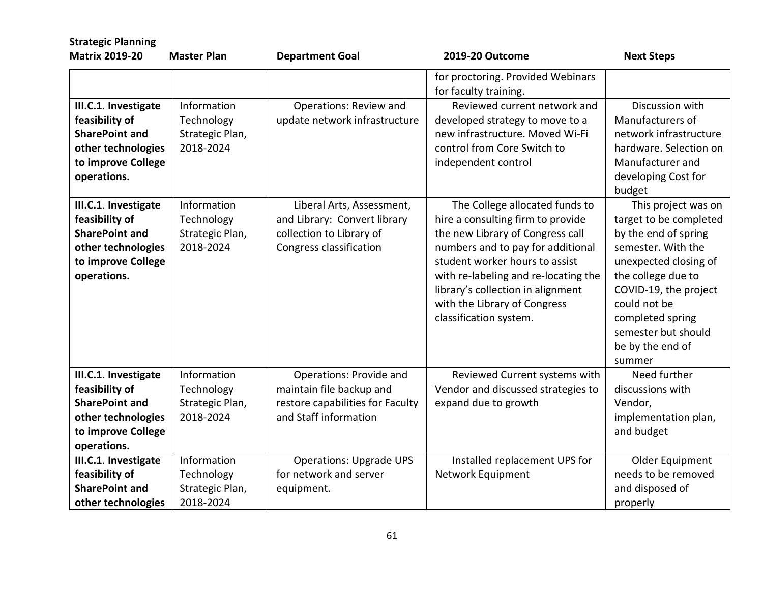| Strategic Planning Matrix 2019-20 | Master Plan | Department Goal | 2019-20 Outcome | Next Steps |
|---|---|---|---|---|
| | | | for proctoring. Provided Webinars for faculty training. | |
| **III.C.1. Investigate feasibility of SharePoint and other technologies to improve College operations.** | Information Technology Strategic Plan, 2018-2024 | Operations: Review and update network infrastructure | Reviewed current network and developed strategy to move to a new infrastructure. Moved Wi-Fi control from Core Switch to independent control | Discussion with Manufacturers of network infrastructure hardware. Selection on Manufacturer and developing Cost for budget |
| **III.C.1. Investigate feasibility of SharePoint and other technologies to improve College operations.** | Information Technology Strategic Plan, 2018-2024 | Liberal Arts, Assessment, and Library: Convert library collection to Library of Congress classification | The College allocated funds to hire a consulting firm to provide the new Library of Congress call numbers and to pay for additional student worker hours to assist with re-labeling and re-locating the library's collection in alignment with the Library of Congress classification system. | This project was on target to be completed by the end of spring semester. With the unexpected closing of the college due to COVID-19, the project could not be completed spring semester but should be by the end of summer |
| **III.C.1. Investigate feasibility of SharePoint and other technologies to improve College operations.** | Information Technology Strategic Plan, 2018-2024 | Operations: Provide and maintain file backup and restore capabilities for Faculty and Staff information | Reviewed Current systems with Vendor and discussed strategies to expand due to growth | Need further discussions with Vendor, implementation plan, and budget |
| **III.C.1. Investigate feasibility of SharePoint and other technologies** | Information Technology Strategic Plan, 2018-2024 | Operations: Upgrade UPS for network and server equipment. | Installed replacement UPS for Network Equipment | Older Equipment needs to be removed and disposed of properly |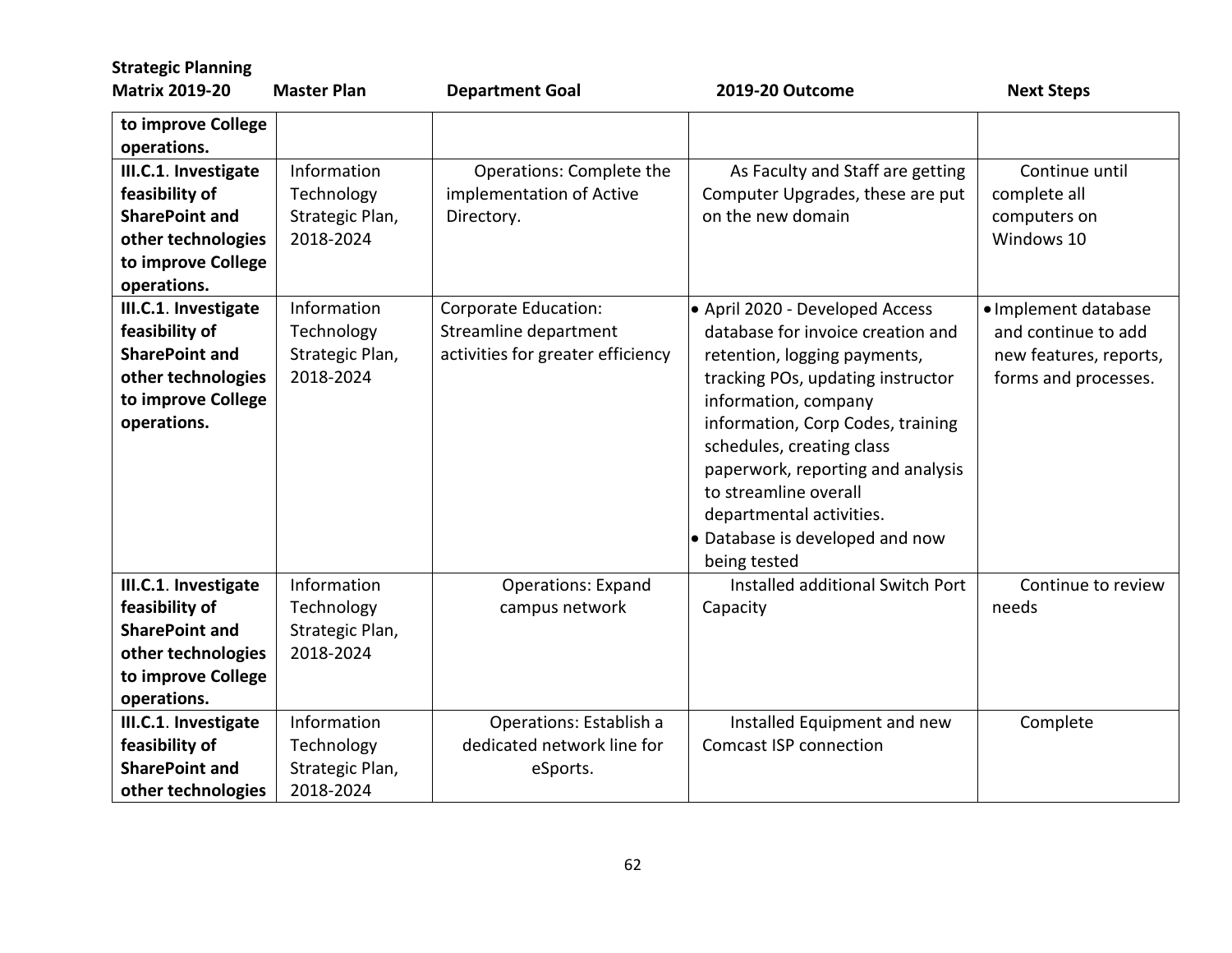| Strategic Planning Matrix 2019-20 | Master Plan | Department Goal | 2019-20 Outcome | Next Steps |
|---|---|---|---|---|
| **to improve College operations.** | | | | |
| **III.C.1**. **Investigate feasibility of SharePoint and other technologies to improve College operations.** | Information Technology Strategic Plan, 2018-2024 | Operations: Complete the implementation of Active Directory. | As Faculty and Staff are getting Computer Upgrades, these are put on the new domain | Continue until complete all computers on Windows 10 |
| **III.C.1**. **Investigate feasibility of SharePoint and other technologies to improve College operations.** | Information Technology Strategic Plan, 2018-2024 | Corporate Education: Streamline department activities for greater efficiency | • April 2020 - Developed Access database for invoice creation and retention, logging payments, tracking POs, updating instructor information, company information, Corp Codes, training schedules, creating class paperwork, reporting and analysis to streamline overall departmental activities.<br>• Database is developed and now being tested | • Implement database and continue to add new features, reports, forms and processes. |
| **III.C.1**. **Investigate feasibility of SharePoint and other technologies to improve College operations.** | Information Technology Strategic Plan, 2018-2024 | Operations: Expand campus network | Installed additional Switch Port Capacity | Continue to review needs |
| **III.C.1**. **Investigate feasibility of SharePoint and other technologies** | Information Technology Strategic Plan, 2018-2024 | Operations: Establish a dedicated network line for eSports. | Installed Equipment and new Comcast ISP connection | Complete |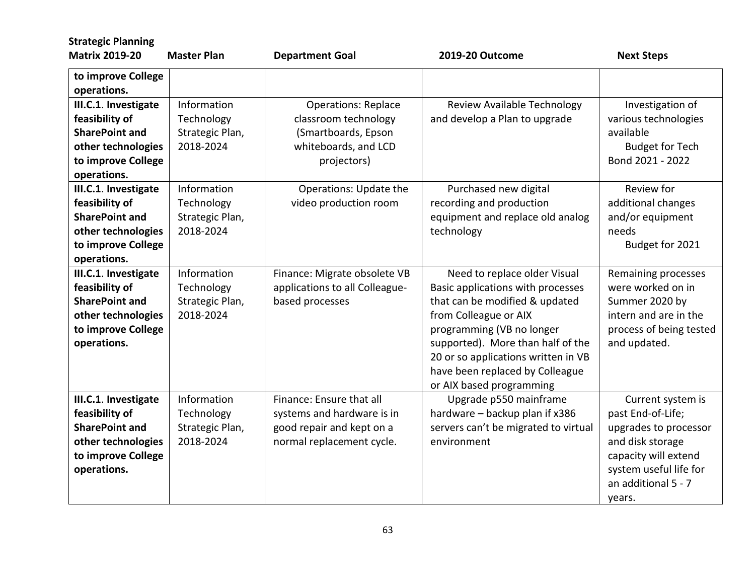| Strategic Planning Matrix 2019-20 | Master Plan | Department Goal | 2019-20 Outcome | Next Steps |
|---|---|---|---|---|
| **to improve College operations.** | | | | |
| **III.C.1**. **Investigate feasibility of SharePoint and other technologies to improve College operations.** | Information Technology Strategic Plan, 2018-2024 | Operations: Replace classroom technology (Smartboards, Epson whiteboards, and LCD projectors) | Review Available Technology and develop a Plan to upgrade | Investigation of various technologies available<br>Budget for Tech Bond 2021 - 2022 |
| **III.C.1**. **Investigate feasibility of SharePoint and other technologies to improve College operations.** | Information Technology Strategic Plan, 2018-2024 | Operations: Update the video production room | Purchased new digital recording and production equipment and replace old analog technology | Review for additional changes and/or equipment needs<br>Budget for 2021 |
| **III.C.1**. **Investigate feasibility of SharePoint and other technologies to improve College operations.** | Information Technology Strategic Plan, 2018-2024 | Finance: Migrate obsolete VB applications to all Colleague-based processes | Need to replace older Visual Basic applications with processes that can be modified & updated from Colleague or AIX programming (VB no longer supported). More than half of the 20 or so applications written in VB have been replaced by Colleague or AIX based programming | Remaining processes were worked on in Summer 2020 by intern and are in the process of being tested and updated. |
| **III.C.1**. **Investigate feasibility of SharePoint and other technologies to improve College operations.** | Information Technology Strategic Plan, 2018-2024 | Finance: Ensure that all systems and hardware is in good repair and kept on a normal replacement cycle. | Upgrade p550 mainframe hardware – backup plan if x386 servers can't be migrated to virtual environment | Current system is past End-of-Life; upgrades to processor and disk storage capacity will extend system useful life for an additional 5 - 7 years. |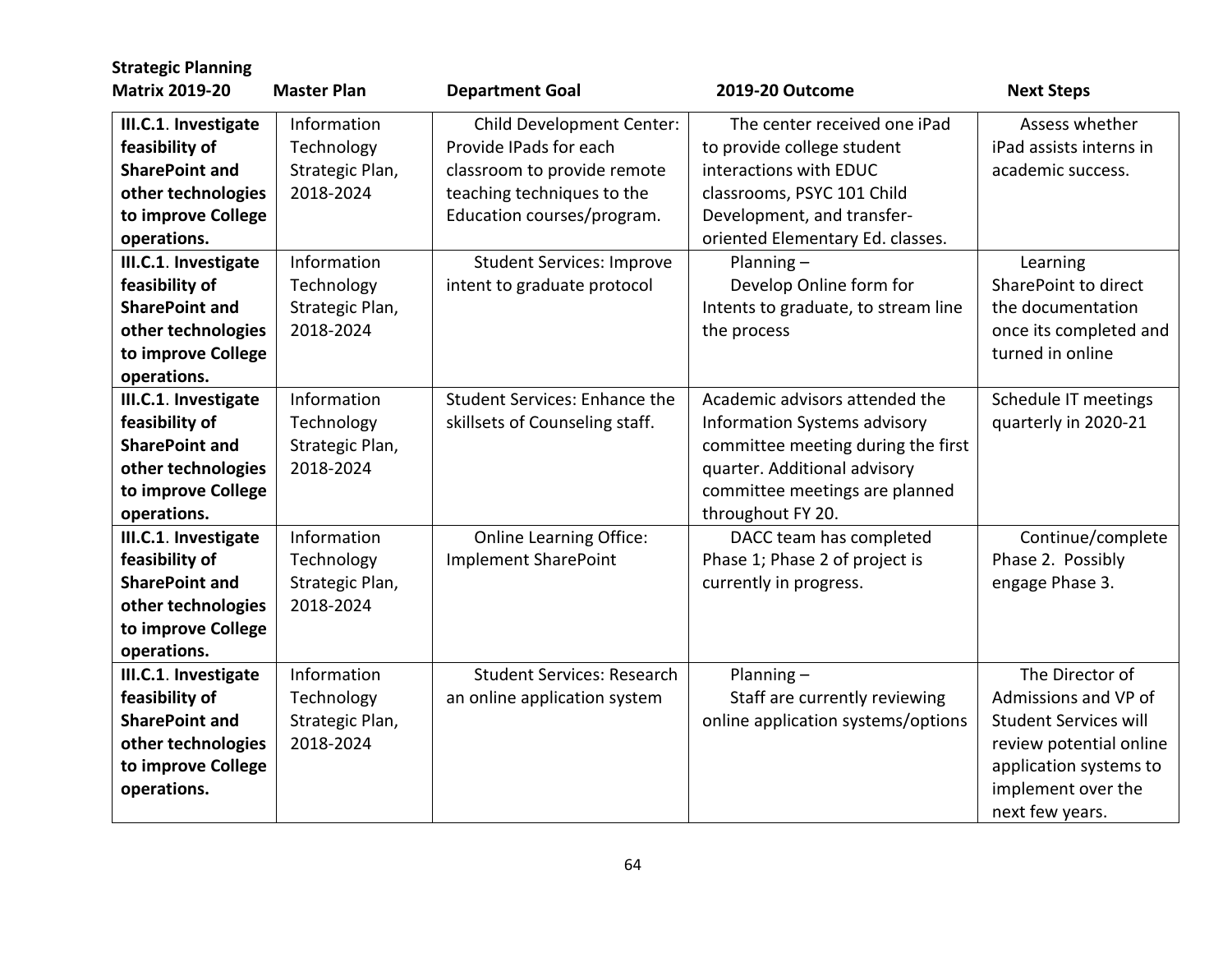| Strategic Planning Matrix 2019-20 | Master Plan | Department Goal | 2019-20 Outcome | Next Steps |
| --- | --- | --- | --- | --- |
| **III.C.1**. **Investigate feasibility of SharePoint and other technologies to improve College operations.** | Information Technology Strategic Plan, 2018-2024 | Child Development Center: Provide IPads for each classroom to provide remote teaching techniques to the Education courses/program. | The center received one iPad to provide college student interactions with EDUC classrooms, PSYC 101 Child Development, and transfer-oriented Elementary Ed. classes. | Assess whether iPad assists interns in academic success. |
| **III.C.1**. **Investigate feasibility of SharePoint and other technologies to improve College operations.** | Information Technology Strategic Plan, 2018-2024 | Student Services: Improve intent to graduate protocol | Planning – Develop Online form for Intents to graduate, to stream line the process | Learning SharePoint to direct the documentation once its completed and turned in online |
| **III.C.1**. **Investigate feasibility of SharePoint and other technologies to improve College operations.** | Information Technology Strategic Plan, 2018-2024 | Student Services: Enhance the skillsets of Counseling staff. | Academic advisors attended the Information Systems advisory committee meeting during the first quarter. Additional advisory committee meetings are planned throughout FY 20. | Schedule IT meetings quarterly in 2020-21 |
| **III.C.1**. **Investigate feasibility of SharePoint and other technologies to improve College operations.** | Information Technology Strategic Plan, 2018-2024 | Online Learning Office: Implement SharePoint | DACC team has completed Phase 1; Phase 2 of project is currently in progress. | Continue/complete Phase 2. Possibly engage Phase 3. |
| **III.C.1**. **Investigate feasibility of SharePoint and other technologies to improve College operations.** | Information Technology Strategic Plan, 2018-2024 | Student Services: Research an online application system | Planning – Staff are currently reviewing online application systems/options | The Director of Admissions and VP of Student Services will review potential online application systems to implement over the next few years. |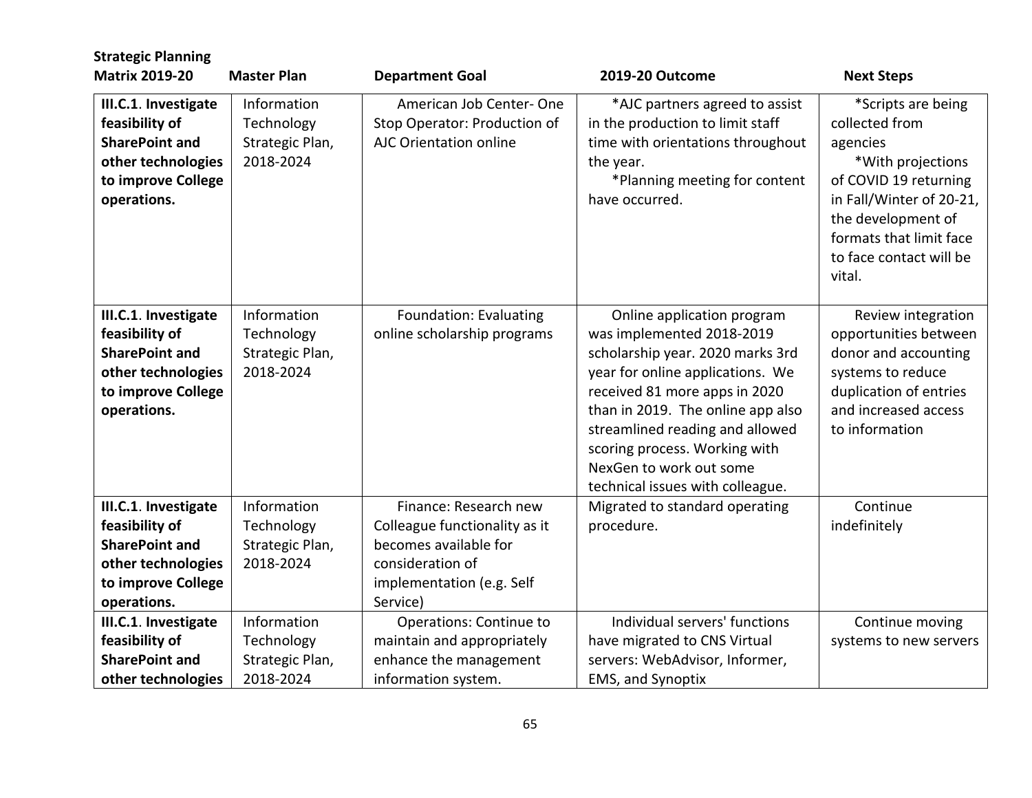| Strategic Planning Matrix 2019-20 | Master Plan | Department Goal | 2019-20 Outcome | Next Steps |
|---|---|---|---|---|
| **III.C.1. Investigate feasibility of SharePoint and other technologies to improve College operations.** | Information Technology Strategic Plan, 2018-2024 | American Job Center- One Stop Operator: Production of AJC Orientation online | *AJC partners agreed to assist in the production to limit staff time with orientations throughout the year. *Planning meeting for content have occurred. | *Scripts are being collected from agencies *With projections of COVID 19 returning in Fall/Winter of 20-21, the development of formats that limit face to face contact will be vital. |
| **III.C.1. Investigate feasibility of SharePoint and other technologies to improve College operations.** | Information Technology Strategic Plan, 2018-2024 | Foundation: Evaluating online scholarship programs | Online application program was implemented 2018-2019 scholarship year. 2020 marks 3rd year for online applications. We received 81 more apps in 2020 than in 2019. The online app also streamlined reading and allowed scoring process. Working with NexGen to work out some technical issues with colleague. | Review integration opportunities between donor and accounting systems to reduce duplication of entries and increased access to information |
| **III.C.1. Investigate feasibility of SharePoint and other technologies to improve College operations.** | Information Technology Strategic Plan, 2018-2024 | Finance: Research new Colleague functionality as it becomes available for consideration of implementation (e.g. Self Service) | Migrated to standard operating procedure. | Continue indefinitely |
| **III.C.1. Investigate feasibility of SharePoint and other technologies** | Information Technology Strategic Plan, 2018-2024 | Operations: Continue to maintain and appropriately enhance the management information system. | Individual servers' functions have migrated to CNS Virtual servers: WebAdvisor, Informer, EMS, and Synoptix | Continue moving systems to new servers |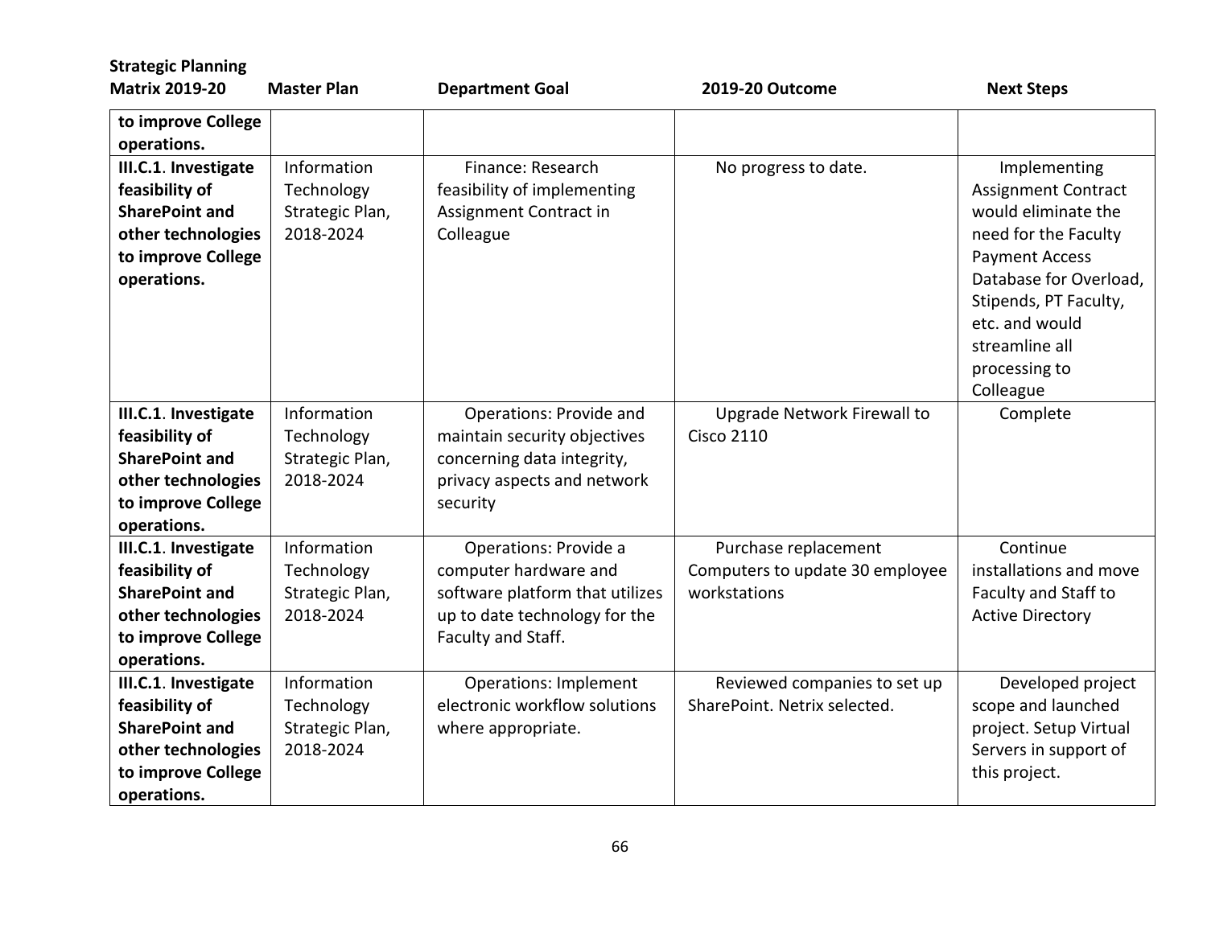| Strategic Planning Matrix 2019-20 | Master Plan | Department Goal | 2019-20 Outcome | Next Steps |
|---|---|---|---|---|
| **to improve College operations.** | | | | |
| **III.C.1. Investigate feasibility of SharePoint and other technologies to improve College operations.** | Information Technology Strategic Plan, 2018-2024 | Finance: Research feasibility of implementing Assignment Contract in Colleague | No progress to date. | Implementing Assignment Contract would eliminate the need for the Faculty Payment Access Database for Overload, Stipends, PT Faculty, etc. and would streamline all processing to Colleague |
| **III.C.1. Investigate feasibility of SharePoint and other technologies to improve College operations.** | Information Technology Strategic Plan, 2018-2024 | Operations: Provide and maintain security objectives concerning data integrity, privacy aspects and network security | Upgrade Network Firewall to Cisco 2110 | Complete |
| **III.C.1. Investigate feasibility of SharePoint and other technologies to improve College operations.** | Information Technology Strategic Plan, 2018-2024 | Operations: Provide a computer hardware and software platform that utilizes up to date technology for the Faculty and Staff. | Purchase replacement Computers to update 30 employee workstations | Continue installations and move Faculty and Staff to Active Directory |
| **III.C.1. Investigate feasibility of SharePoint and other technologies to improve College operations.** | Information Technology Strategic Plan, 2018-2024 | Operations: Implement electronic workflow solutions where appropriate. | Reviewed companies to set up SharePoint. Netrix selected. | Developed project scope and launched project. Setup Virtual Servers in support of this project. |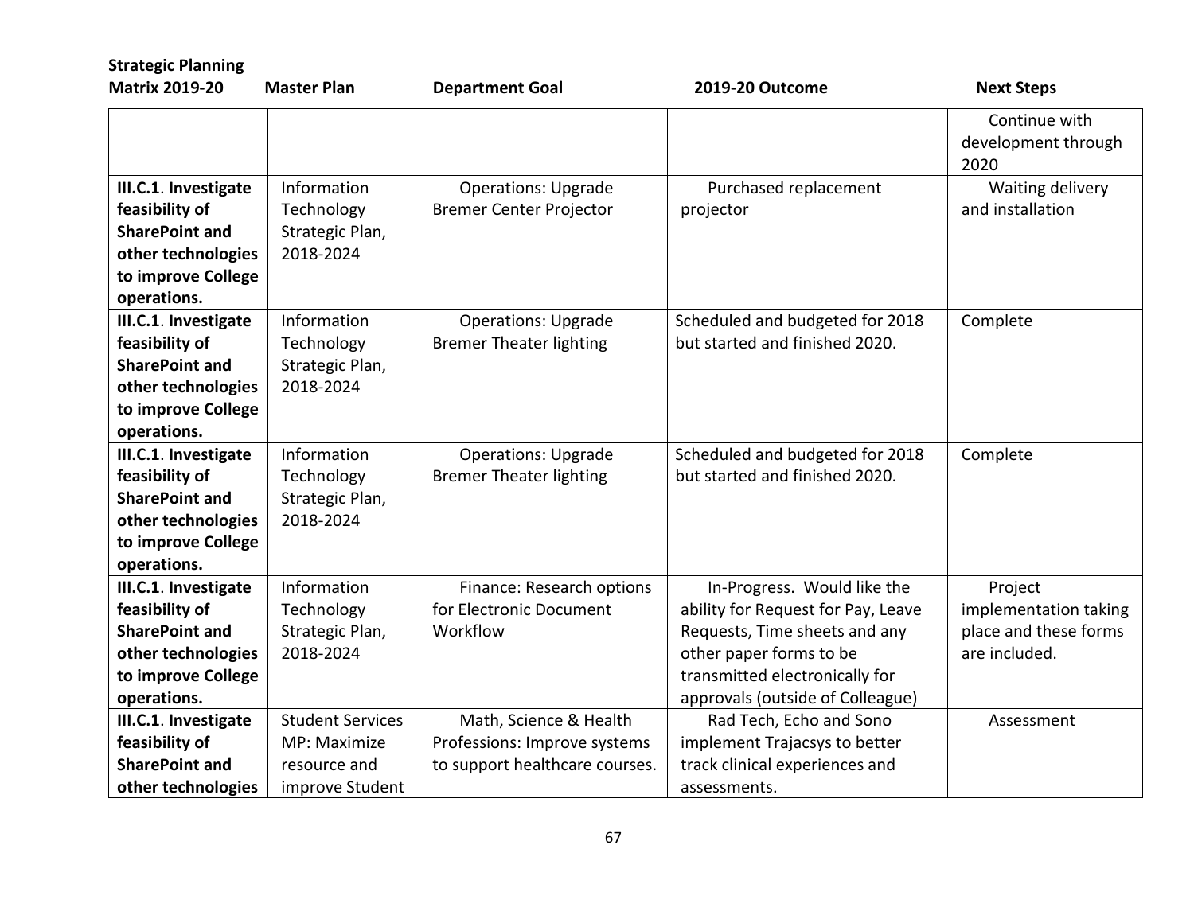| Strategic Planning Matrix 2019-20 | Master Plan | Department Goal | 2019-20 Outcome | Next Steps |
|---|---|---|---|---|
| | | | | Continue with development through 2020 |
| **III.C.1. Investigate feasibility of SharePoint and other technologies to improve College operations.** | Information Technology Strategic Plan, 2018-2024 | Operations: Upgrade Bremer Center Projector | Purchased replacement projector | Waiting delivery and installation |
| **III.C.1. Investigate feasibility of SharePoint and other technologies to improve College operations.** | Information Technology Strategic Plan, 2018-2024 | Operations: Upgrade Bremer Theater lighting | Scheduled and budgeted for 2018 but started and finished 2020. | Complete |
| **III.C.1. Investigate feasibility of SharePoint and other technologies to improve College operations.** | Information Technology Strategic Plan, 2018-2024 | Operations: Upgrade Bremer Theater lighting | Scheduled and budgeted for 2018 but started and finished 2020. | Complete |
| **III.C.1. Investigate feasibility of SharePoint and other technologies to improve College operations.** | Information Technology Strategic Plan, 2018-2024 | Finance: Research options for Electronic Document Workflow | In-Progress. Would like the ability for Request for Pay, Leave Requests, Time sheets and any other paper forms to be transmitted electronically for approvals (outside of Colleague) | Project implementation taking place and these forms are included. |
| **III.C.1. Investigate feasibility of SharePoint and other technologies** | Student Services MP: Maximize resource and improve Student | Math, Science & Health Professions: Improve systems to support healthcare courses. | Rad Tech, Echo and Sono implement Trajacsys to better track clinical experiences and assessments. | Assessment |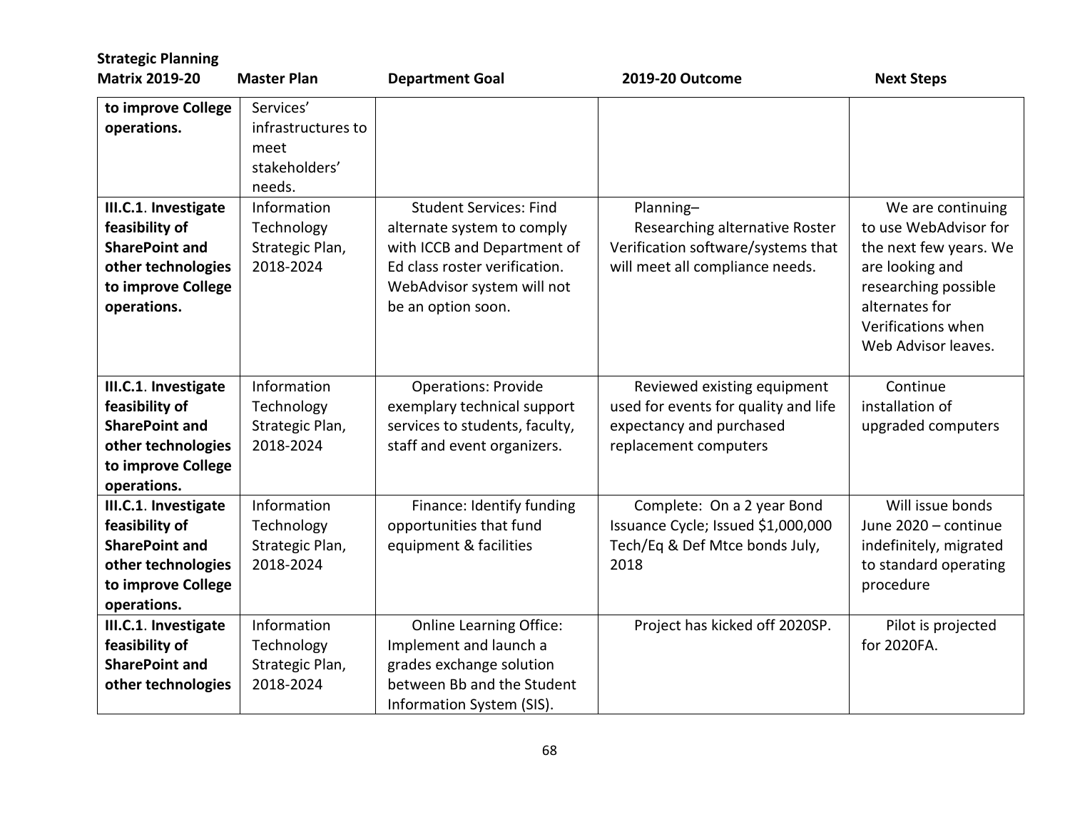| Strategic Planning Matrix 2019-20 | Master Plan | Department Goal | 2019-20 Outcome | Next Steps |
|---|---|---|---|---|
| **to improve College operations.** | Services' infrastructures to meet stakeholders' needs. | | | |
| **III.C.1. Investigate feasibility of SharePoint and other technologies to improve College operations.** | Information Technology Strategic Plan, 2018-2024 | Student Services: Find alternate system to comply with ICCB and Department of Ed class roster verification. WebAdvisor system will not be an option soon. | Planning– Researching alternative Roster Verification software/systems that will meet all compliance needs. | We are continuing to use WebAdvisor for the next few years. We are looking and researching possible alternates for Verifications when Web Advisor leaves. |
| **III.C.1. Investigate feasibility of SharePoint and other technologies to improve College operations.** | Information Technology Strategic Plan, 2018-2024 | Operations: Provide exemplary technical support services to students, faculty, staff and event organizers. | Reviewed existing equipment used for events for quality and life expectancy and purchased replacement computers | Continue installation of upgraded computers |
| **III.C.1. Investigate feasibility of SharePoint and other technologies to improve College operations.** | Information Technology Strategic Plan, 2018-2024 | Finance: Identify funding opportunities that fund equipment & facilities | Complete: On a 2 year Bond Issuance Cycle; Issued $1,000,000 Tech/Eq & Def Mtce bonds July, 2018 | Will issue bonds June 2020 – continue indefinitely, migrated to standard operating procedure |
| **III.C.1. Investigate feasibility of SharePoint and other technologies** | Information Technology Strategic Plan, 2018-2024 | Online Learning Office: Implement and launch a grades exchange solution between Bb and the Student Information System (SIS). | Project has kicked off 2020SP. | Pilot is projected for 2020FA. |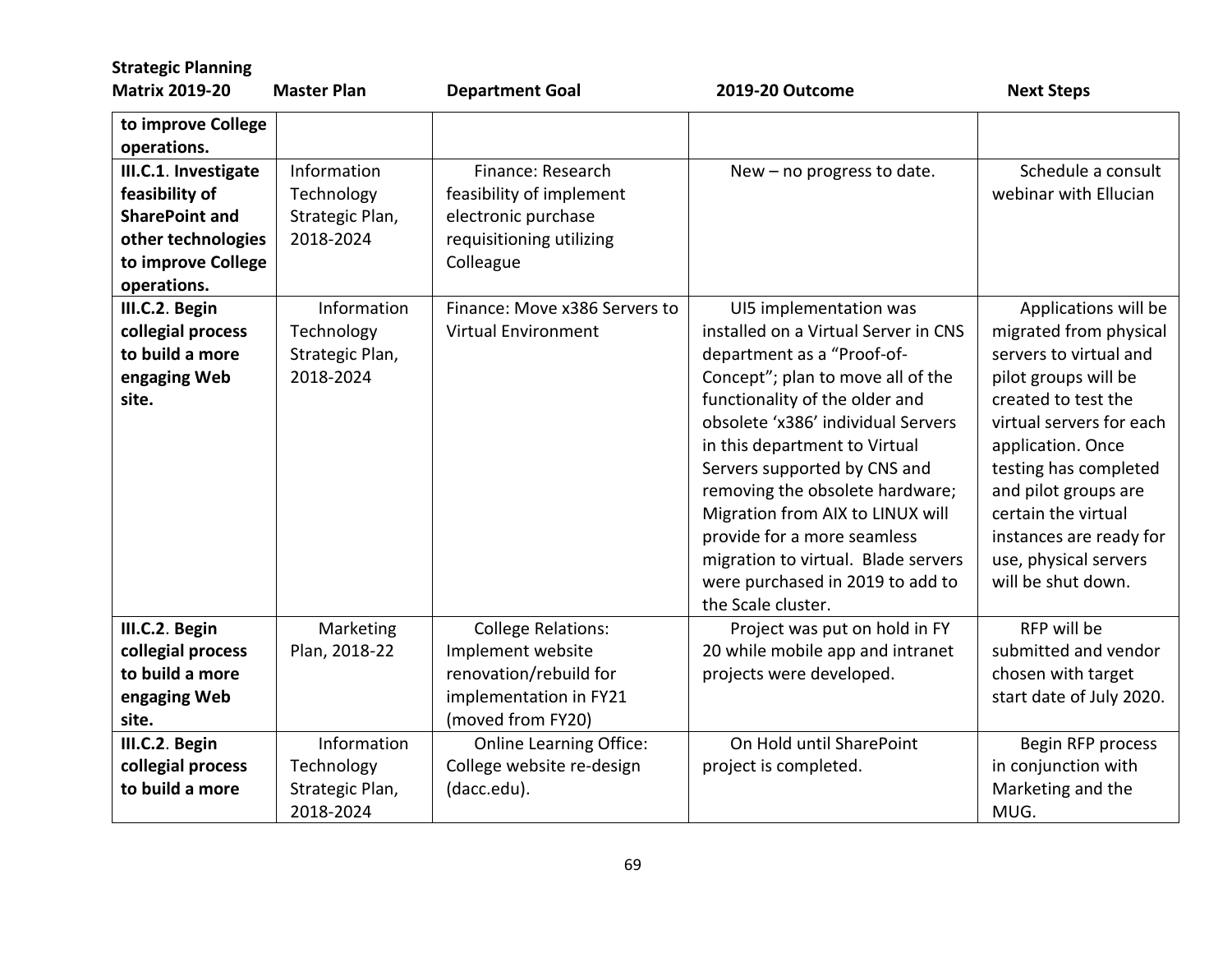| Strategic Planning Matrix 2019-20 | Master Plan | Department Goal | 2019-20 Outcome | Next Steps |
|---|---|---|---|---|
| **to improve College operations.** | | | | |
| **III.C.1**. **Investigate feasibility of SharePoint and other technologies to improve College operations.** | Information Technology Strategic Plan, 2018-2024 | Finance: Research feasibility of implement electronic purchase requisitioning utilizing Colleague | New – no progress to date. | Schedule a consult webinar with Ellucian |
| **III.C.2**. **Begin collegial process to build a more engaging Web site.** | Information Technology Strategic Plan, 2018-2024 | Finance: Move x386 Servers to Virtual Environment | UI5 implementation was installed on a Virtual Server in CNS department as a "Proof-of-Concept"; plan to move all of the functionality of the older and obsolete 'x386' individual Servers in this department to Virtual Servers supported by CNS and removing the obsolete hardware; Migration from AIX to LINUX will provide for a more seamless migration to virtual. Blade servers were purchased in 2019 to add to the Scale cluster. | Applications will be migrated from physical servers to virtual and pilot groups will be created to test the virtual servers for each application. Once testing has completed and pilot groups are certain the virtual instances are ready for use, physical servers will be shut down. |
| **III.C.2**. **Begin collegial process to build a more engaging Web site.** | Marketing Plan, 2018-22 | College Relations: Implement website renovation/rebuild for implementation in FY21 (moved from FY20) | Project was put on hold in FY 20 while mobile app and intranet projects were developed. | RFP will be submitted and vendor chosen with target start date of July 2020. |
| **III.C.2**. **Begin collegial process to build a more** | Information Technology Strategic Plan, 2018-2024 | Online Learning Office: College website re-design (dacc.edu). | On Hold until SharePoint project is completed. | Begin RFP process in conjunction with Marketing and the MUG. |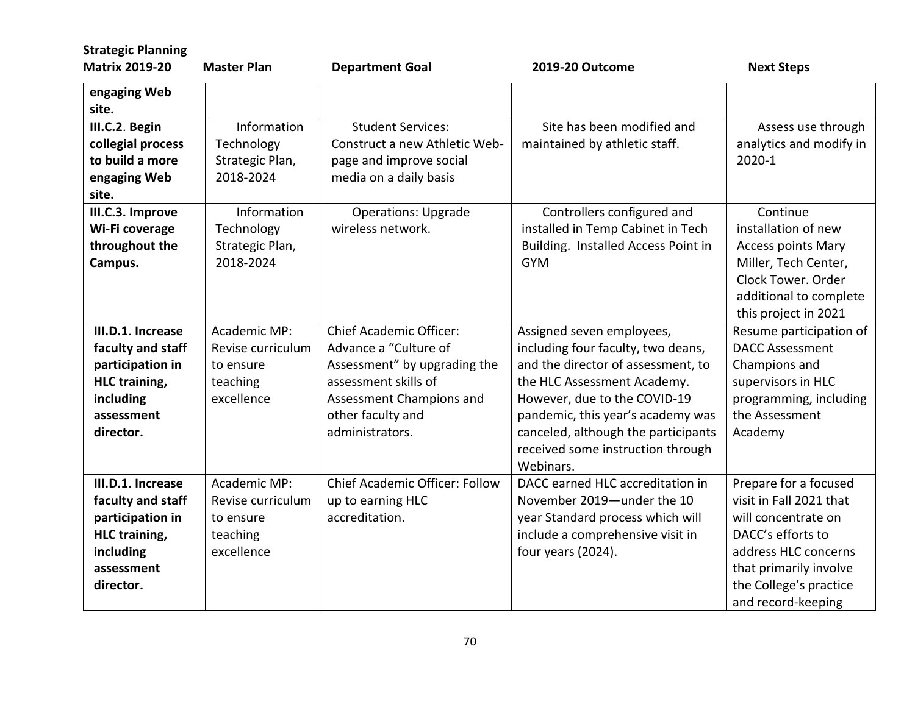| Strategic Planning Matrix 2019-20 | Master Plan | Department Goal | 2019-20 Outcome | Next Steps |
|---|---|---|---|---|
| **engaging Web site.** | | | | |
| **III.C.2**. **Begin collegial process to build a more engaging Web site.** | Information Technology Strategic Plan, 2018-2024 | Student Services: Construct a new Athletic Web-page and improve social media on a daily basis | Site has been modified and maintained by athletic staff. | Assess use through analytics and modify in 2020-1 |
| **III.C.3. Improve Wi-Fi coverage throughout the Campus.** | Information Technology Strategic Plan, 2018-2024 | Operations: Upgrade wireless network. | Controllers configured and installed in Temp Cabinet in Tech Building. Installed Access Point in GYM | Continue installation of new Access points Mary Miller, Tech Center, Clock Tower. Order additional to complete this project in 2021 |
| **III.D.1**. **Increase faculty and staff participation in HLC training, including assessment director.** | Academic MP: Revise curriculum to ensure teaching excellence | Chief Academic Officer: Advance a "Culture of Assessment" by upgrading the assessment skills of Assessment Champions and other faculty and administrators. | Assigned seven employees, including four faculty, two deans, and the director of assessment, to the HLC Assessment Academy. However, due to the COVID-19 pandemic, this year's academy was canceled, although the participants received some instruction through Webinars. | Resume participation of DACC Assessment Champions and supervisors in HLC programming, including the Assessment Academy |
| **III.D.1**. **Increase faculty and staff participation in HLC training, including assessment director.** | Academic MP: Revise curriculum to ensure teaching excellence | Chief Academic Officer: Follow up to earning HLC accreditation. | DACC earned HLC accreditation in November 2019—under the 10 year Standard process which will include a comprehensive visit in four years (2024). | Prepare for a focused visit in Fall 2021 that will concentrate on DACC's efforts to address HLC concerns that primarily involve the College's practice and record-keeping |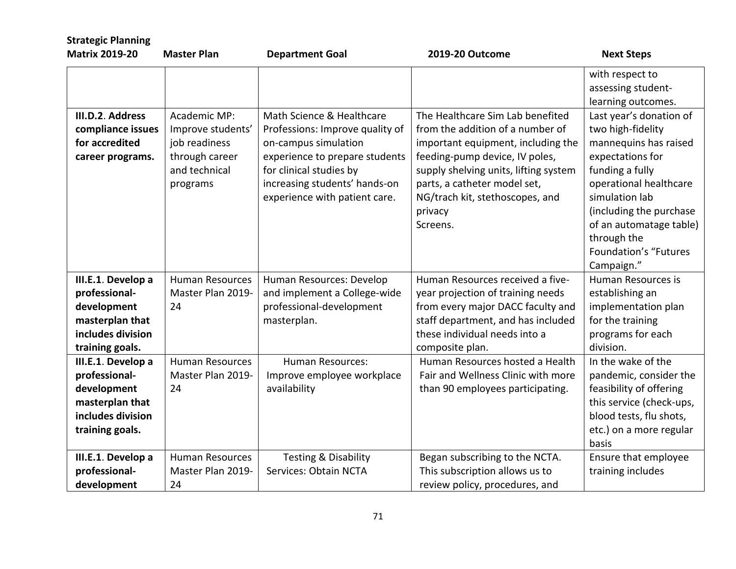| Strategic Planning Matrix 2019-20 | Master Plan | Department Goal | 2019-20 Outcome | Next Steps |
|---|---|---|---|---|
| | | | | with respect to assessing student-learning outcomes. |
| **III.D.2. Address compliance issues for accredited career programs.** | Academic MP: Improve students' job readiness through career and technical programs | Math Science & Healthcare Professions: Improve quality of on-campus simulation experience to prepare students for clinical studies by increasing students' hands-on experience with patient care. | The Healthcare Sim Lab benefited from the addition of a number of important equipment, including the feeding-pump device, IV poles, supply shelving units, lifting system parts, a catheter model set, NG/trach kit, stethoscopes, and privacy Screens. | Last year's donation of two high-fidelity mannequins has raised expectations for funding a fully operational healthcare simulation lab (including the purchase of an automatage table) through the Foundation's "Futures Campaign." |
| **III.E.1. Develop a professional-development masterplan that includes division training goals.** | Human Resources Master Plan 2019-24 | Human Resources: Develop and implement a College-wide professional-development masterplan. | Human Resources received a five-year projection of training needs from every major DACC faculty and staff department, and has included these individual needs into a composite plan. | Human Resources is establishing an implementation plan for the training programs for each division. |
| **III.E.1. Develop a professional-development masterplan that includes division training goals.** | Human Resources Master Plan 2019-24 | Human Resources: Improve employee workplace availability | Human Resources hosted a Health Fair and Wellness Clinic with more than 90 employees participating. | In the wake of the pandemic, consider the feasibility of offering this service (check-ups, blood tests, flu shots, etc.) on a more regular basis |
| **III.E.1. Develop a professional-development** | Human Resources Master Plan 2019-24 | Testing & Disability Services: Obtain NCTA | Began subscribing to the NCTA. This subscription allows us to review policy, procedures, and | Ensure that employee training includes |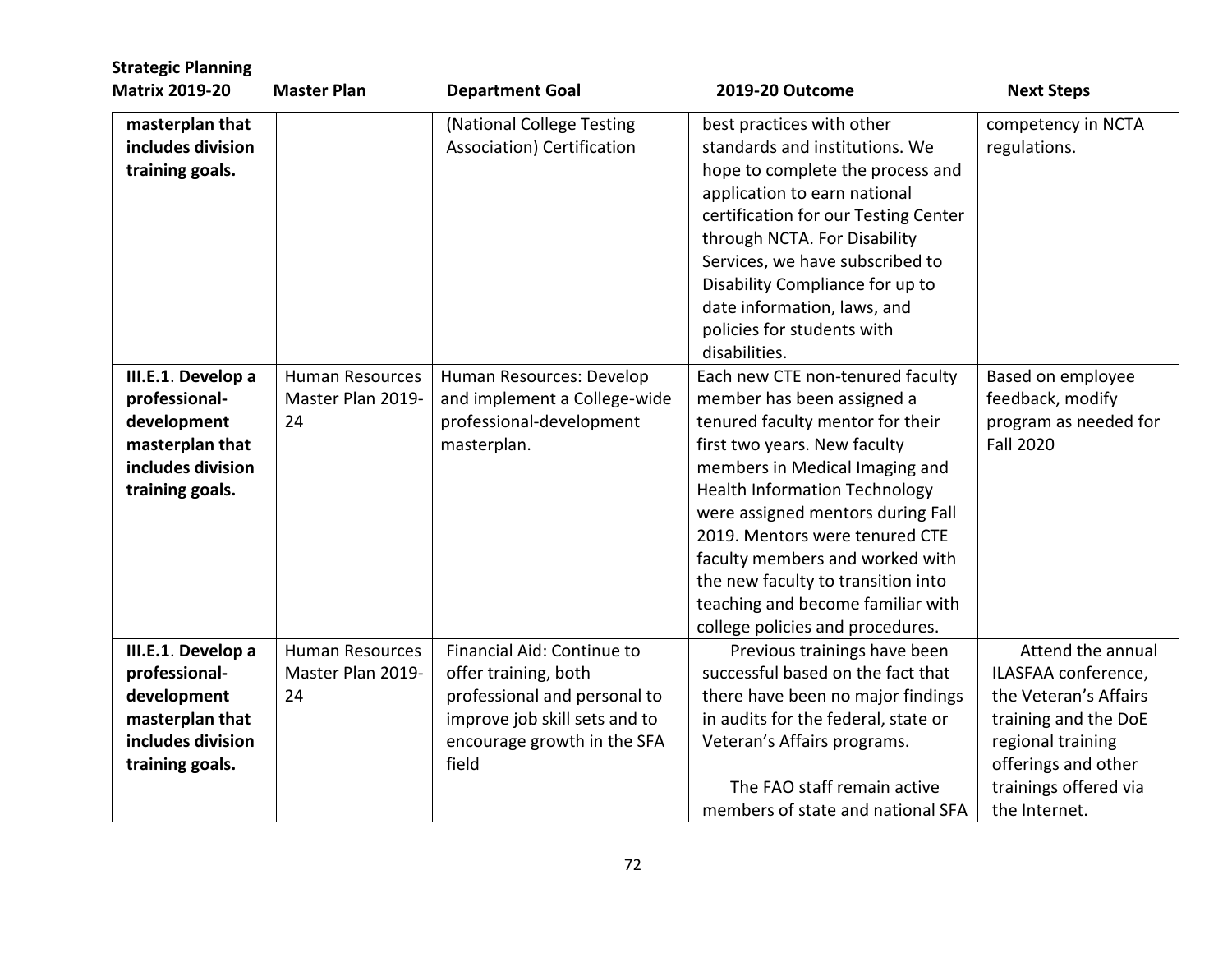| Strategic Planning Matrix 2019-20 | Master Plan | Department Goal | 2019-20 Outcome | Next Steps |
|---|---|---|---|---|
| **masterplan that includes division training goals.** | | (National College Testing Association) Certification | best practices with other standards and institutions. We hope to complete the process and application to earn national certification for our Testing Center through NCTA. For Disability Services, we have subscribed to Disability Compliance for up to date information, laws, and policies for students with disabilities. | competency in NCTA regulations. |
| **III.E.1**. **Develop a professional-development masterplan that includes division training goals.** | Human Resources Master Plan 2019-24 | Human Resources: Develop and implement a College-wide professional-development masterplan. | Each new CTE non-tenured faculty member has been assigned a tenured faculty mentor for their first two years. New faculty members in Medical Imaging and Health Information Technology were assigned mentors during Fall 2019. Mentors were tenured CTE faculty members and worked with the new faculty to transition into teaching and become familiar with college policies and procedures. | Based on employee feedback, modify program as needed for Fall 2020 |
| **III.E.1**. **Develop a professional-development masterplan that includes division training goals.** | Human Resources Master Plan 2019-24 | Financial Aid: Continue to offer training, both professional and personal to improve job skill sets and to encourage growth in the SFA field | Previous trainings have been successful based on the fact that there have been no major findings in audits for the federal, state or Veteran's Affairs programs.<br><br>The FAO staff remain active members of state and national SFA | Attend the annual ILASFAA conference, the Veteran's Affairs training and the DoE regional training offerings and other trainings offered via the Internet. |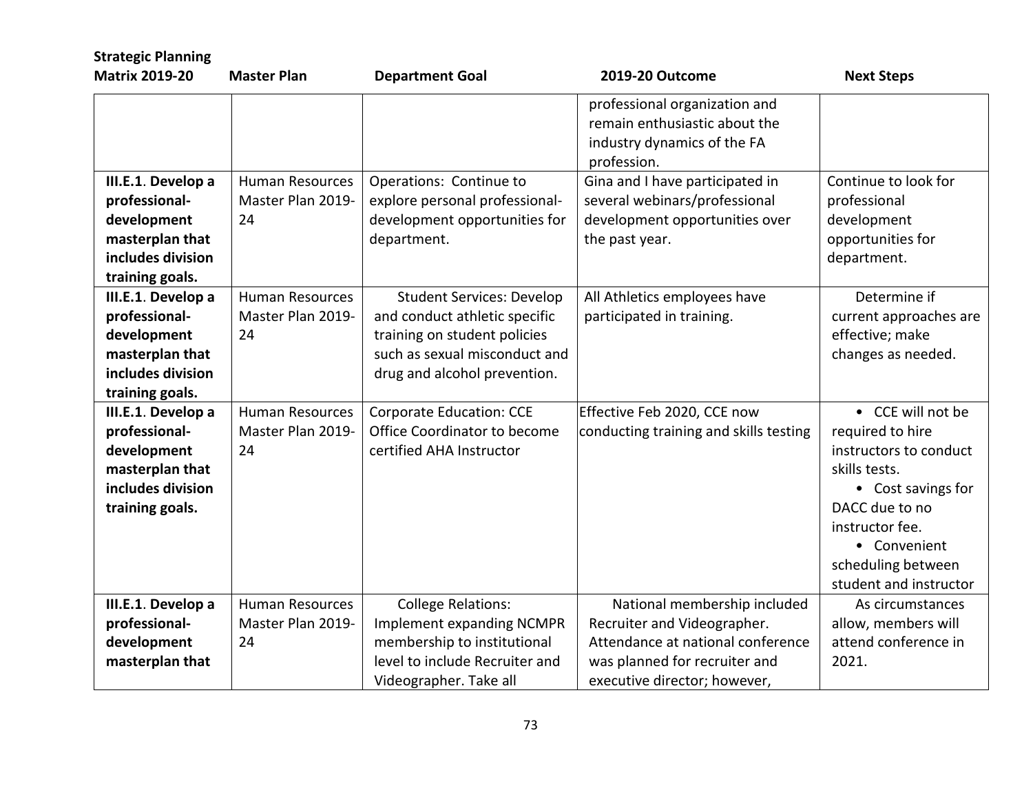| Strategic Planning Matrix 2019-20 | Master Plan | Department Goal | 2019-20 Outcome | Next Steps |
|---|---|---|---|---|
| | | | professional organization and remain enthusiastic about the industry dynamics of the FA profession. | |
| **III.E.1. Develop a professional-development masterplan that includes division training goals.** | Human Resources Master Plan 2019-24 | Operations: Continue to explore personal professional-development opportunities for department. | Gina and I have participated in several webinars/professional development opportunities over the past year. | Continue to look for professional development opportunities for department. |
| **III.E.1. Develop a professional-development masterplan that includes division training goals.** | Human Resources Master Plan 2019-24 | Student Services: Develop and conduct athletic specific training on student policies such as sexual misconduct and drug and alcohol prevention. | All Athletics employees have participated in training. | Determine if current approaches are effective; make changes as needed. |
| **III.E.1. Develop a professional-development masterplan that includes division training goals.** | Human Resources Master Plan 2019-24 | Corporate Education: CCE Office Coordinator to become certified AHA Instructor | Effective Feb 2020, CCE now conducting training and skills testing | • CCE will not be required to hire instructors to conduct skills tests.<br>• Cost savings for DACC due to no instructor fee.<br>• Convenient scheduling between student and instructor |
| **III.E.1. Develop a professional-development masterplan that** | Human Resources Master Plan 2019-24 | College Relations: Implement expanding NCMPR membership to institutional level to include Recruiter and Videographer. Take all | National membership included Recruiter and Videographer. Attendance at national conference was planned for recruiter and executive director; however, | As circumstances allow, members will attend conference in 2021. |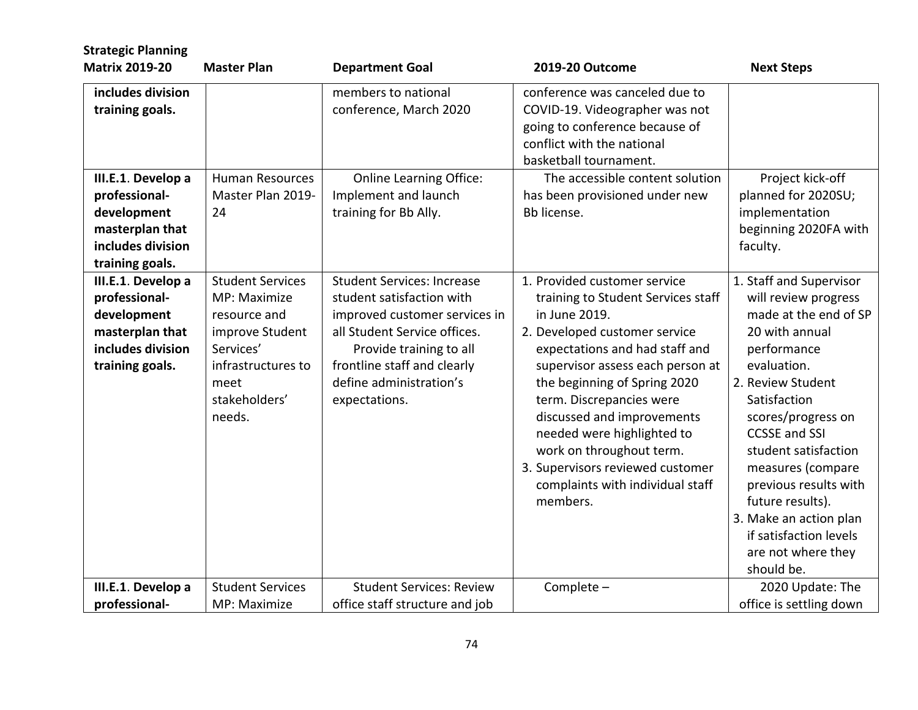| Strategic Planning Matrix 2019-20 | Master Plan | Department Goal | 2019-20 Outcome | Next Steps |
|---|---|---|---|---|
| **includes division training goals.** | | members to national conference, March 2020 | conference was canceled due to COVID-19. Videographer was not going to conference because of conflict with the national basketball tournament. | |
| **III.E.1. Develop a professional-development masterplan that includes division training goals.** | Human Resources Master Plan 2019-24 | Online Learning Office: Implement and launch training for Bb Ally. | The accessible content solution has been provisioned under new Bb license. | Project kick-off planned for 2020SU; implementation beginning 2020FA with faculty. |
| **III.E.1. Develop a professional-development masterplan that includes division training goals.** | Student Services MP: Maximize resource and improve Student Services' infrastructures to meet stakeholders' needs. | Student Services: Increase student satisfaction with improved customer services in all Student Service offices. Provide training to all frontline staff and clearly define administration's expectations. | 1. Provided customer service training to Student Services staff in June 2019. 2. Developed customer service expectations and had staff and supervisor assess each person at the beginning of Spring 2020 term. Discrepancies were discussed and improvements needed were highlighted to work on throughout term. 3. Supervisors reviewed customer complaints with individual staff members. | 1. Staff and Supervisor will review progress made at the end of SP 20 with annual performance evaluation. 2. Review Student Satisfaction scores/progress on CCSSE and SSI student satisfaction measures (compare previous results with future results). 3. Make an action plan if satisfaction levels are not where they should be. |
| **III.E.1. Develop a professional-** | Student Services MP: Maximize | Student Services: Review office staff structure and job | Complete – | 2020 Update: The office is settling down |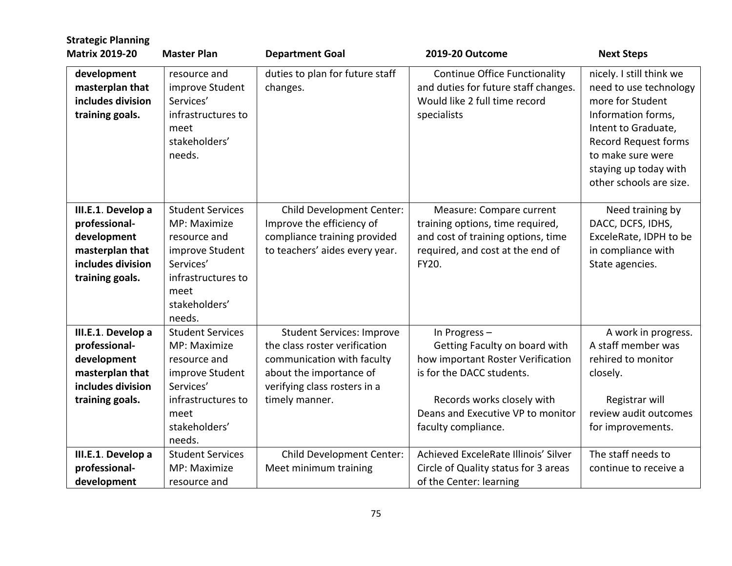| Strategic Planning Matrix 2019-20 | Master Plan | Department Goal | 2019-20 Outcome | Next Steps |
|---|---|---|---|---|
| **development masterplan that includes division training goals.** | resource and improve Student Services' infrastructures to meet stakeholders' needs. | duties to plan for future staff changes. | Continue Office Functionality and duties for future staff changes. Would like 2 full time record specialists | nicely. I still think we need to use technology more for Student Information forms, Intent to Graduate, Record Request forms to make sure were staying up today with other schools are size. |
| **III.E.1. Develop a professional-development masterplan that includes division training goals.** | Student Services MP: Maximize resource and improve Student Services' infrastructures to meet stakeholders' needs. | Child Development Center: Improve the efficiency of compliance training provided to teachers' aides every year. | Measure: Compare current training options, time required, and cost of training options, time required, and cost at the end of FY20. | Need training by DACC, DCFS, IDHS, ExceleRate, IDPH to be in compliance with State agencies. |
| **III.E.1. Develop a professional-development masterplan that includes division training goals.** | Student Services MP: Maximize resource and improve Student Services' infrastructures to meet stakeholders' needs. | Student Services: Improve the class roster verification communication with faculty about the importance of verifying class rosters in a timely manner. | In Progress – Getting Faculty on board with how important Roster Verification is for the DACC students. <br><br> Records works closely with Deans and Executive VP to monitor faculty compliance. | A work in progress. A staff member was rehired to monitor closely. <br><br> Registrar will review audit outcomes for improvements. |
| **III.E.1. Develop a professional-development** | Student Services MP: Maximize resource and | Child Development Center: Meet minimum training | Achieved ExceleRate Illinois' Silver Circle of Quality status for 3 areas of the Center: learning | The staff needs to continue to receive a |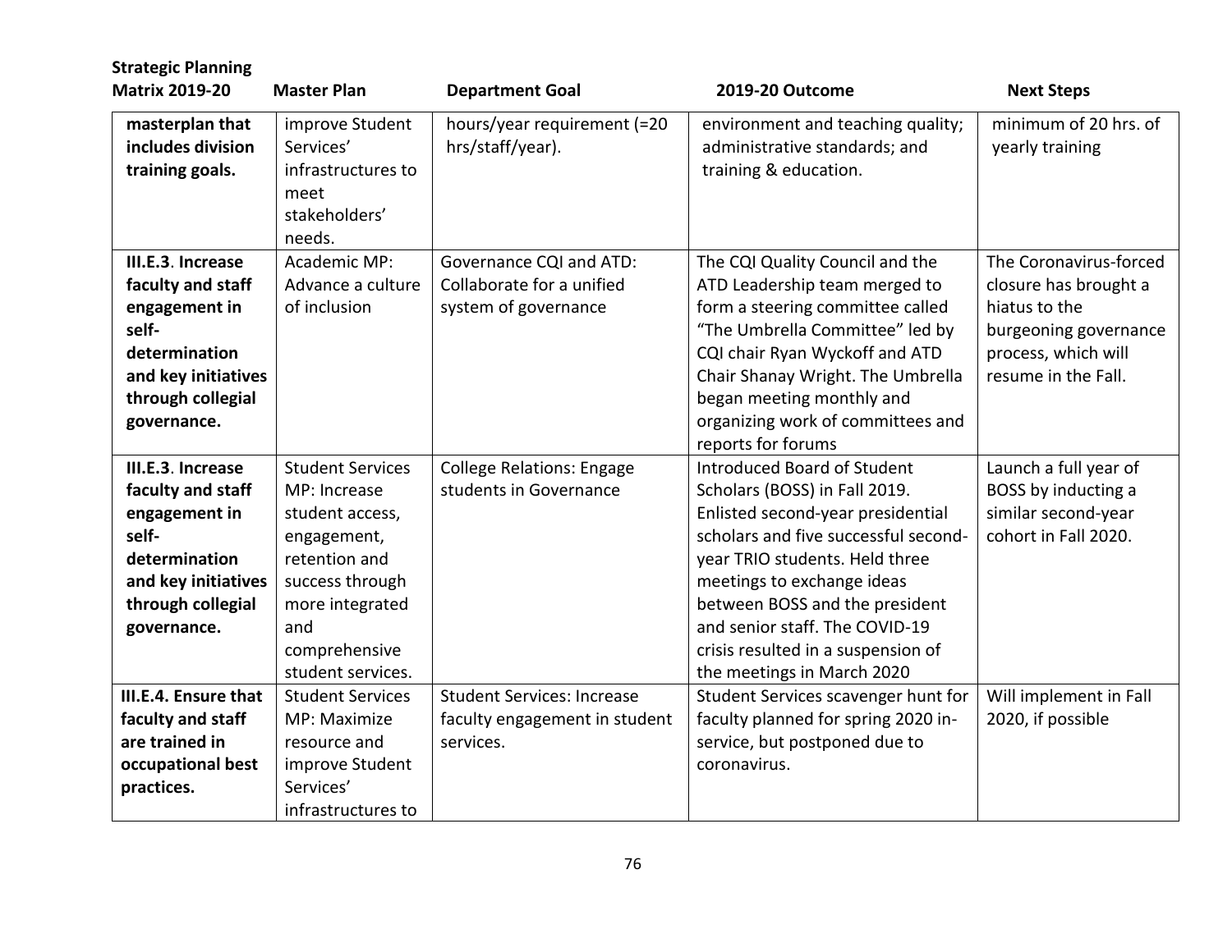| Strategic Planning Matrix 2019-20 | Master Plan | Department Goal | 2019-20 Outcome | Next Steps |
|---|---|---|---|---|
| **masterplan that includes division training goals.** | improve Student Services' infrastructures to meet stakeholders' needs. | hours/year requirement (=20 hrs/staff/year). | environment and teaching quality; administrative standards; and training & education. | minimum of 20 hrs. of yearly training |
| **III.E.3. Increase faculty and staff engagement in self-determination and key initiatives through collegial governance.** | Academic MP: Advance a culture of inclusion | Governance CQI and ATD: Collaborate for a unified system of governance | The CQI Quality Council and the ATD Leadership team merged to form a steering committee called "The Umbrella Committee" led by CQI chair Ryan Wyckoff and ATD Chair Shanay Wright. The Umbrella began meeting monthly and organizing work of committees and reports for forums | The Coronavirus-forced closure has brought a hiatus to the burgeoning governance process, which will resume in the Fall. |
| **III.E.3. Increase faculty and staff engagement in self-determination and key initiatives through collegial governance.** | Student Services MP: Increase student access, engagement, retention and success through more integrated and comprehensive student services. | College Relations: Engage students in Governance | Introduced Board of Student Scholars (BOSS) in Fall 2019. Enlisted second-year presidential scholars and five successful second-year TRIO students. Held three meetings to exchange ideas between BOSS and the president and senior staff. The COVID-19 crisis resulted in a suspension of the meetings in March 2020 | Launch a full year of BOSS by inducting a similar second-year cohort in Fall 2020. |
| **III.E.4. Ensure that faculty and staff are trained in occupational best practices.** | Student Services MP: Maximize resource and improve Student Services' infrastructures to | Student Services: Increase faculty engagement in student services. | Student Services scavenger hunt for faculty planned for spring 2020 in-service, but postponed due to coronavirus. | Will implement in Fall 2020, if possible |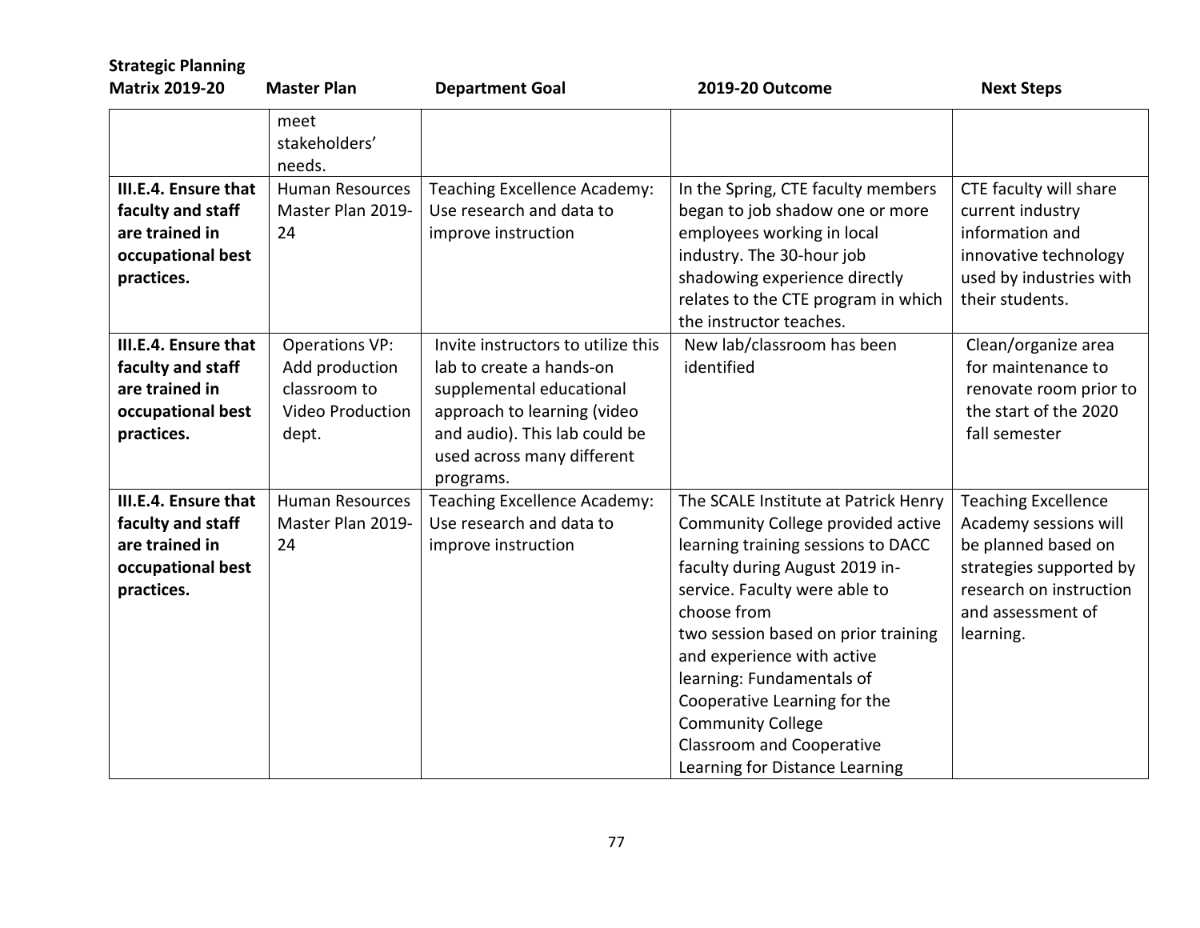| Strategic Planning Matrix 2019-20 | Master Plan | Department Goal | 2019-20 Outcome | Next Steps |
|---|---|---|---|---|
| | meet stakeholders' needs. | | | |
| **III.E.4. Ensure that faculty and staff are trained in occupational best practices.** | Human Resources Master Plan 2019-24 | Teaching Excellence Academy: Use research and data to improve instruction | In the Spring, CTE faculty members began to job shadow one or more employees working in local industry. The 30-hour job shadowing experience directly relates to the CTE program in which the instructor teaches. | CTE faculty will share current industry information and innovative technology used by industries with their students. |
| **III.E.4. Ensure that faculty and staff are trained in occupational best practices.** | Operations VP: Add production classroom to Video Production dept. | Invite instructors to utilize this lab to create a hands-on supplemental educational approach to learning (video and audio). This lab could be used across many different programs. | New lab/classroom has been identified | Clean/organize area for maintenance to renovate room prior to the start of the 2020 fall semester |
| **III.E.4. Ensure that faculty and staff are trained in occupational best practices.** | Human Resources Master Plan 2019-24 | Teaching Excellence Academy: Use research and data to improve instruction | The SCALE Institute at Patrick Henry Community College provided active learning training sessions to DACC faculty during August 2019 in-service. Faculty were able to choose from two session based on prior training and experience with active learning: Fundamentals of Cooperative Learning for the Community College Classroom and Cooperative Learning for Distance Learning | Teaching Excellence Academy sessions will be planned based on strategies supported by research on instruction and assessment of learning. |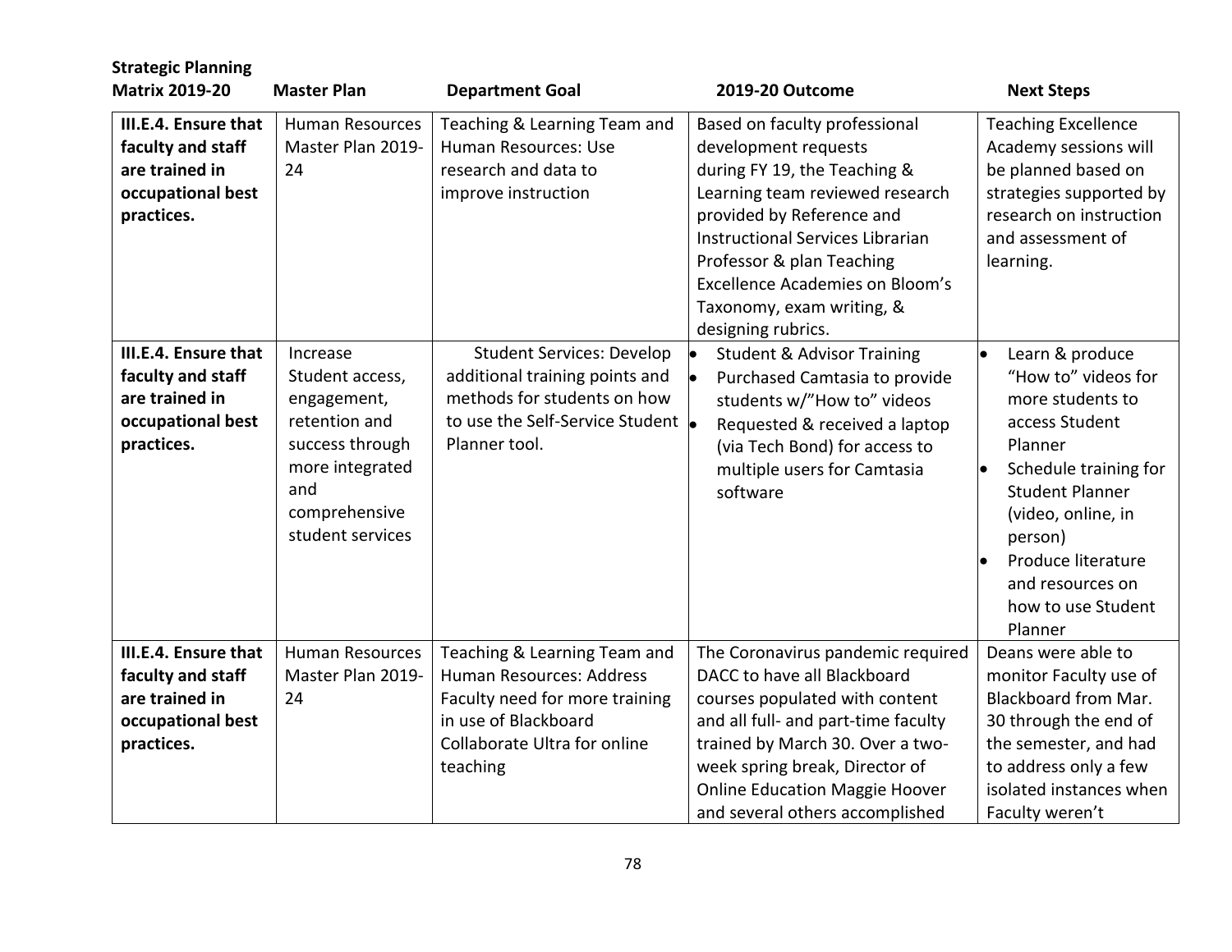| Strategic Planning Matrix 2019-20 | Master Plan | Department Goal | 2019-20 Outcome | Next Steps |
|---|---|---|---|---|
| **III.E.4. Ensure that faculty and staff are trained in occupational best practices.** | Human Resources Master Plan 2019-24 | Teaching & Learning Team and Human Resources: Use research and data to improve instruction | Based on faculty professional development requests during FY 19, the Teaching & Learning team reviewed research provided by Reference and Instructional Services Librarian Professor & plan Teaching Excellence Academies on Bloom's Taxonomy, exam writing, & designing rubrics. | Teaching Excellence Academy sessions will be planned based on strategies supported by research on instruction and assessment of learning. |
| **III.E.4. Ensure that faculty and staff are trained in occupational best practices.** | Increase Student access, engagement, retention and success through more integrated and comprehensive student services | Student Services: Develop additional training points and methods for students on how to use the Self-Service Student Planner tool. | • Student & Advisor Training<br>• Purchased Camtasia to provide students w/"How to" videos<br>• Requested & received a laptop (via Tech Bond) for access to multiple users for Camtasia software | • Learn & produce "How to" videos for more students to access Student Planner<br>• Schedule training for Student Planner (video, online, in person)<br>• Produce literature and resources on how to use Student Planner |
| **III.E.4. Ensure that faculty and staff are trained in occupational best practices.** | Human Resources Master Plan 2019-24 | Teaching & Learning Team and Human Resources: Address Faculty need for more training in use of Blackboard Collaborate Ultra for online teaching | The Coronavirus pandemic required DACC to have all Blackboard courses populated with content and all full- and part-time faculty trained by March 30. Over a two-week spring break, Director of Online Education Maggie Hoover and several others accomplished | Deans were able to monitor Faculty use of Blackboard from Mar. 30 through the end of the semester, and had to address only a few isolated instances when Faculty weren't |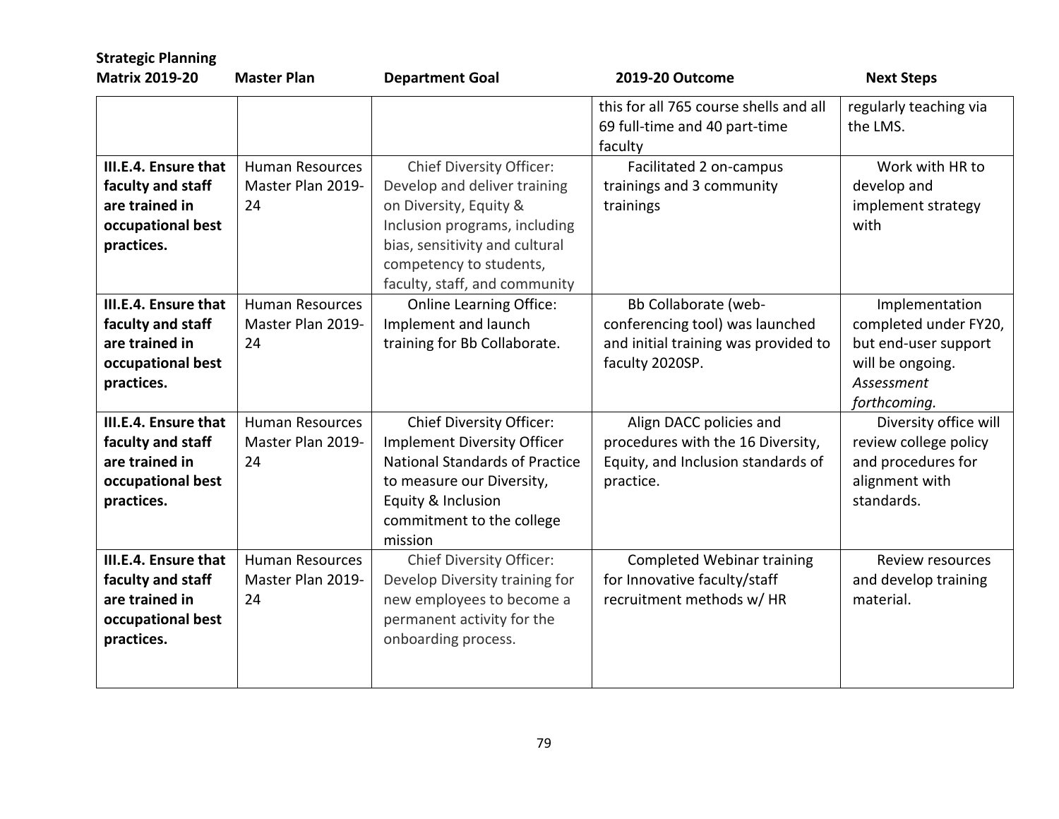| Strategic Planning Matrix 2019-20 | Master Plan | Department Goal | 2019-20 Outcome | Next Steps |
|---|---|---|---|---|
| | | | this for all 765 course shells and all 69 full-time and 40 part-time faculty | regularly teaching via the LMS. |
| **III.E.4. Ensure that faculty and staff are trained in occupational best practices.** | Human Resources Master Plan 2019-24 | Chief Diversity Officer: Develop and deliver training on Diversity, Equity & Inclusion programs, including bias, sensitivity and cultural competency to students, faculty, staff, and community | Facilitated 2 on-campus trainings and 3 community trainings | Work with HR to develop and implement strategy with |
| **III.E.4. Ensure that faculty and staff are trained in occupational best practices.** | Human Resources Master Plan 2019-24 | Online Learning Office: Implement and launch training for Bb Collaborate. | Bb Collaborate (web-conferencing tool) was launched and initial training was provided to faculty 2020SP. | Implementation completed under FY20, but end-user support will be ongoing. *Assessment forthcoming.* |
| **III.E.4. Ensure that faculty and staff are trained in occupational best practices.** | Human Resources Master Plan 2019-24 | Chief Diversity Officer: Implement Diversity Officer National Standards of Practice to measure our Diversity, Equity & Inclusion commitment to the college mission | Align DACC policies and procedures with the 16 Diversity, Equity, and Inclusion standards of practice. | Diversity office will review college policy and procedures for alignment with standards. |
| **III.E.4. Ensure that faculty and staff are trained in occupational best practices.** | Human Resources Master Plan 2019-24 | Chief Diversity Officer: Develop Diversity training for new employees to become a permanent activity for the onboarding process. | Completed Webinar training for Innovative faculty/staff recruitment methods w/ HR | Review resources and develop training material. |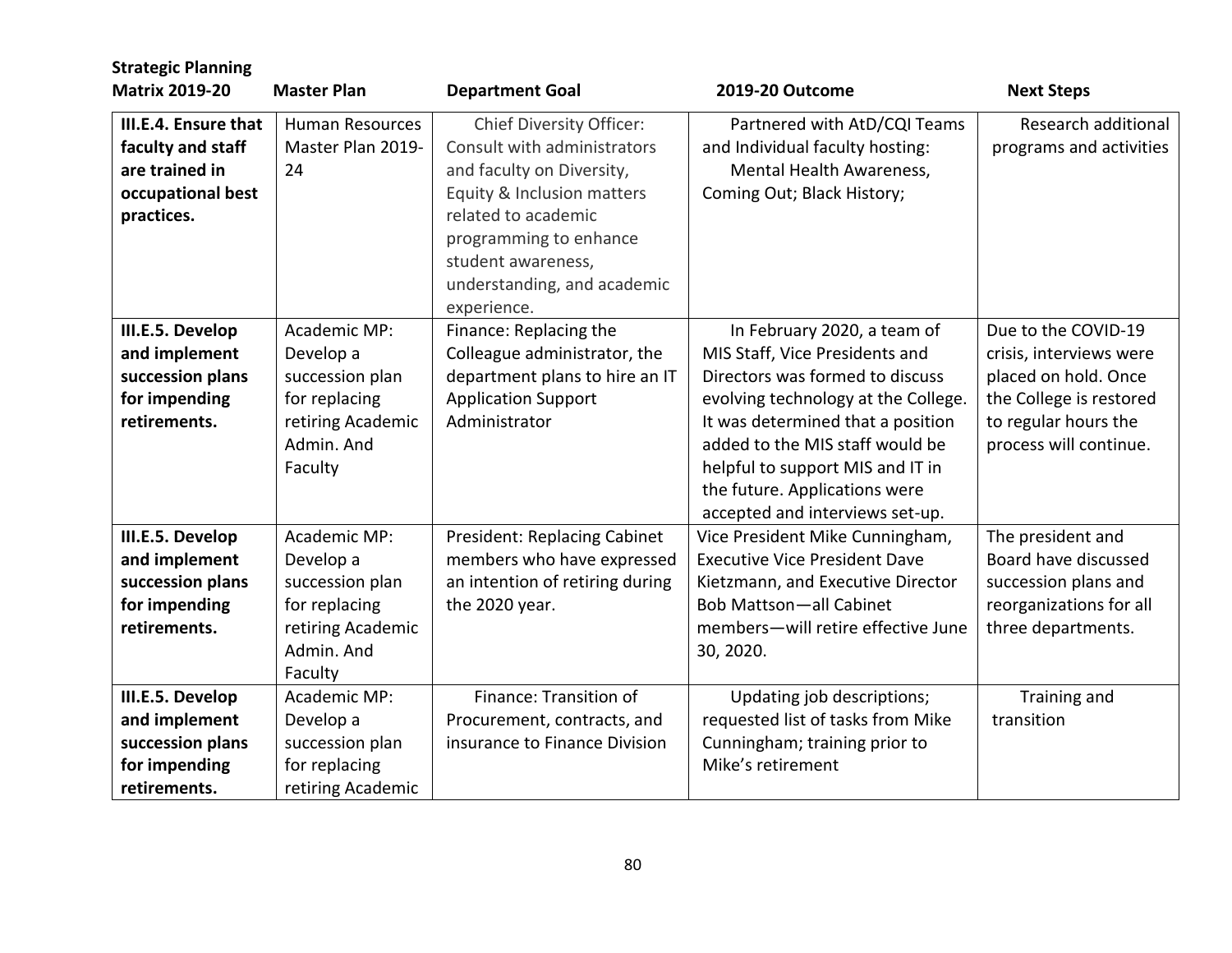| Strategic Planning Matrix 2019-20 | Master Plan | Department Goal | 2019-20 Outcome | Next Steps |
|---|---|---|---|---|
| **III.E.4. Ensure that faculty and staff are trained in occupational best practices.** | Human Resources Master Plan 2019-24 | Chief Diversity Officer: Consult with administrators and faculty on Diversity, Equity & Inclusion matters related to academic programming to enhance student awareness, understanding, and academic experience. | Partnered with AtD/CQI Teams and Individual faculty hosting: Mental Health Awareness, Coming Out; Black History; | Research additional programs and activities |
| **III.E.5. Develop and implement succession plans for impending retirements.** | Academic MP: Develop a succession plan for replacing retiring Academic Admin. And Faculty | Finance: Replacing the Colleague administrator, the department plans to hire an IT Application Support Administrator | In February 2020, a team of MIS Staff, Vice Presidents and Directors was formed to discuss evolving technology at the College. It was determined that a position added to the MIS staff would be helpful to support MIS and IT in the future. Applications were accepted and interviews set-up. | Due to the COVID-19 crisis, interviews were placed on hold. Once the College is restored to regular hours the process will continue. |
| **III.E.5. Develop and implement succession plans for impending retirements.** | Academic MP: Develop a succession plan for replacing retiring Academic Admin. And Faculty | President: Replacing Cabinet members who have expressed an intention of retiring during the 2020 year. | Vice President Mike Cunningham, Executive Vice President Dave Kietzmann, and Executive Director Bob Mattson—all Cabinet members—will retire effective June 30, 2020. | The president and Board have discussed succession plans and reorganizations for all three departments. |
| **III.E.5. Develop and implement succession plans for impending retirements.** | Academic MP: Develop a succession plan for replacing retiring Academic | Finance: Transition of Procurement, contracts, and insurance to Finance Division | Updating job descriptions; requested list of tasks from Mike Cunningham; training prior to Mike's retirement | Training and transition |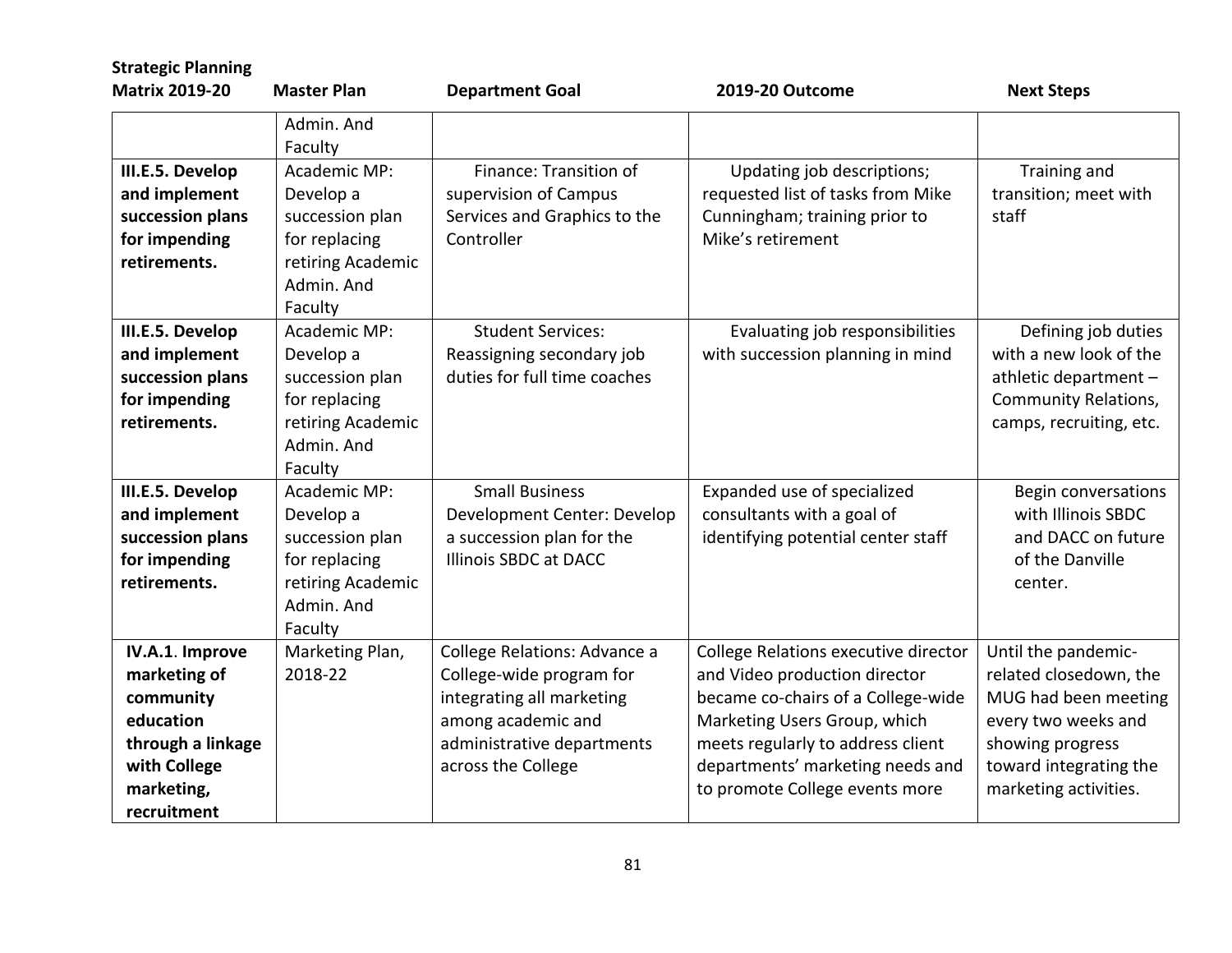| Strategic Planning Matrix 2019-20 | Master Plan | Department Goal | 2019-20 Outcome | Next Steps |
|---|---|---|---|---|
| | Admin. And Faculty | | | |
| **III.E.5. Develop and implement succession plans for impending retirements.** | Academic MP: Develop a succession plan for replacing retiring Academic Admin. And Faculty | Finance: Transition of supervision of Campus Services and Graphics to the Controller | Updating job descriptions; requested list of tasks from Mike Cunningham; training prior to Mike's retirement | Training and transition; meet with staff |
| **III.E.5. Develop and implement succession plans for impending retirements.** | Academic MP: Develop a succession plan for replacing retiring Academic Admin. And Faculty | Student Services: Reassigning secondary job duties for full time coaches | Evaluating job responsibilities with succession planning in mind | Defining job duties with a new look of the athletic department – Community Relations, camps, recruiting, etc. |
| **III.E.5. Develop and implement succession plans for impending retirements.** | Academic MP: Develop a succession plan for replacing retiring Academic Admin. And Faculty | Small Business Development Center: Develop a succession plan for the Illinois SBDC at DACC | Expanded use of specialized consultants with a goal of identifying potential center staff | Begin conversations with Illinois SBDC and DACC on future of the Danville center. |
| **IV.A.1. Improve marketing of community education through a linkage with College marketing, recruitment** | Marketing Plan, 2018-22 | College Relations: Advance a College-wide program for integrating all marketing among academic and administrative departments across the College | College Relations executive director and Video production director became co-chairs of a College-wide Marketing Users Group, which meets regularly to address client departments' marketing needs and to promote College events more | Until the pandemic-related closedown, the MUG had been meeting every two weeks and showing progress toward integrating the marketing activities. |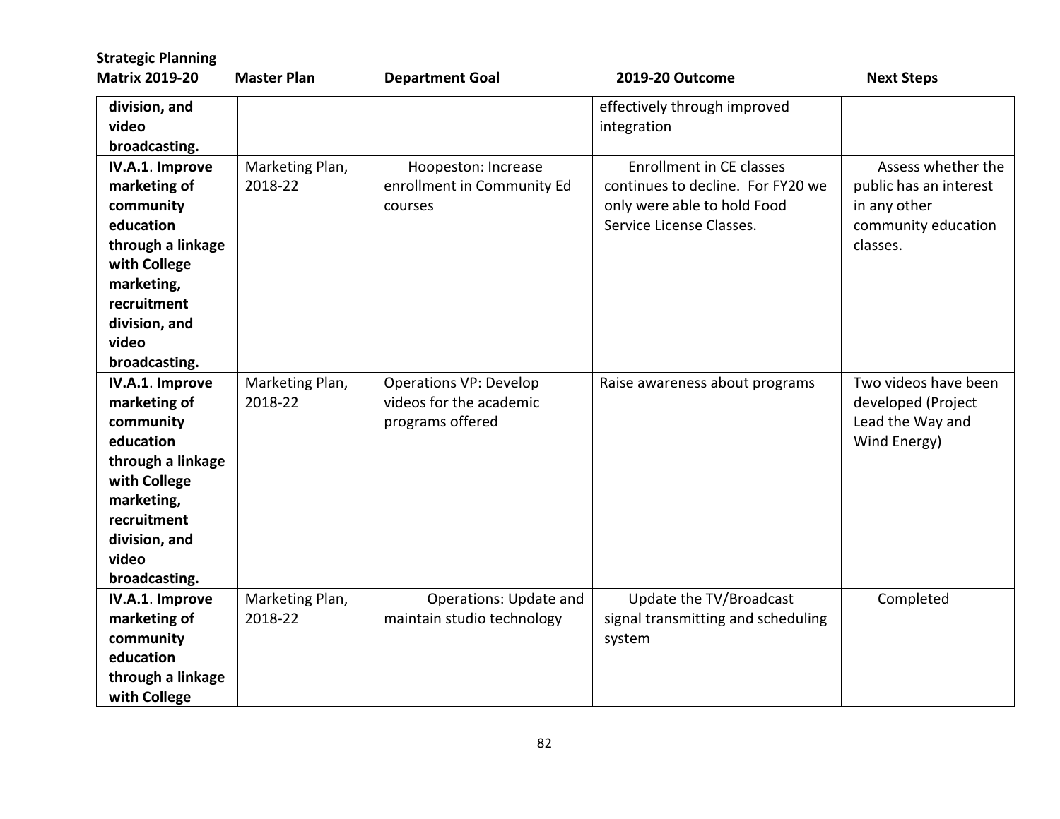| Strategic Planning Matrix 2019-20 | Master Plan | Department Goal | 2019-20 Outcome | Next Steps |
|---|---|---|---|---|
| **division, and video broadcasting.** | | | effectively through improved integration | |
| **IV.A.1. Improve marketing of community education through a linkage with College marketing, recruitment division, and video broadcasting.** | Marketing Plan, 2018-22 | Hoopeston: Increase enrollment in Community Ed courses | Enrollment in CE classes continues to decline. For FY20 we only were able to hold Food Service License Classes. | Assess whether the public has an interest in any other community education classes. |
| **IV.A.1. Improve marketing of community education through a linkage with College marketing, recruitment division, and video broadcasting.** | Marketing Plan, 2018-22 | Operations VP: Develop videos for the academic programs offered | Raise awareness about programs | Two videos have been developed (Project Lead the Way and Wind Energy) |
| **IV.A.1. Improve marketing of community education through a linkage with College** | Marketing Plan, 2018-22 | Operations: Update and maintain studio technology | Update the TV/Broadcast signal transmitting and scheduling system | Completed |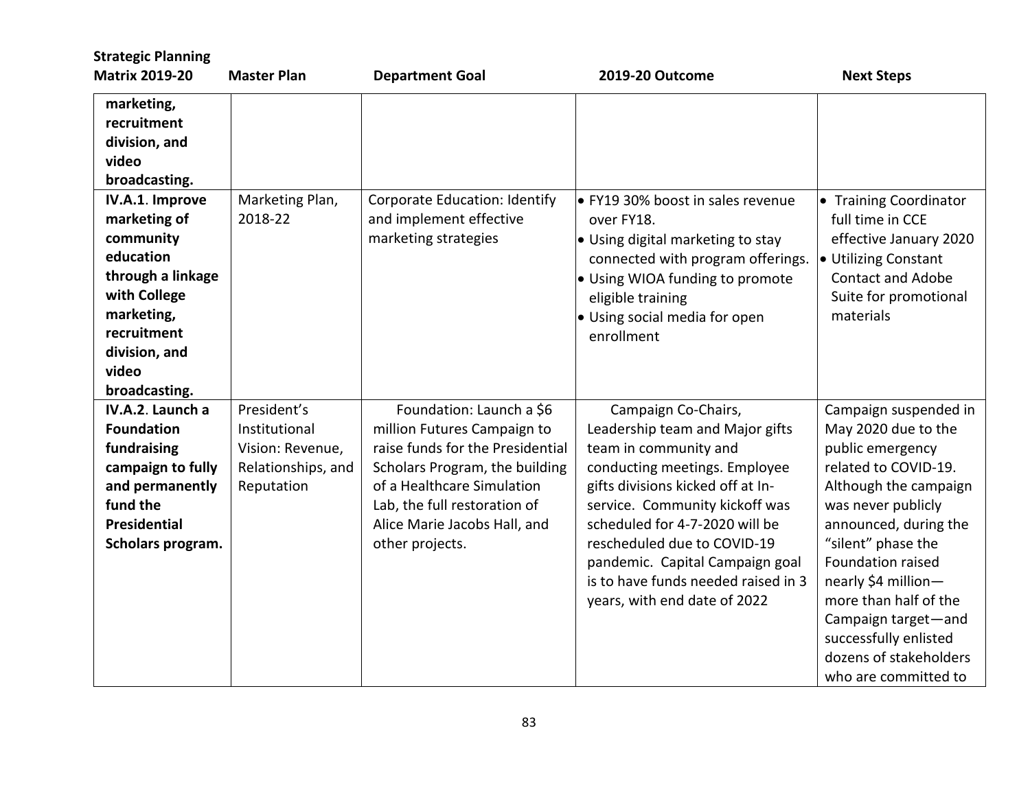| Strategic Planning Matrix 2019-20 | Master Plan | Department Goal | 2019-20 Outcome | Next Steps |
|---|---|---|---|---|
| **marketing, recruitment division, and video broadcasting.** | | | | |
| **IV.A.1**. **Improve marketing of community education through a linkage with College marketing, recruitment division, and video broadcasting.** | Marketing Plan, 2018-22 | Corporate Education: Identify and implement effective marketing strategies | • FY19 30% boost in sales revenue over FY18.<br>• Using digital marketing to stay connected with program offerings.<br>• Using WIOA funding to promote eligible training<br>• Using social media for open enrollment | • Training Coordinator full time in CCE effective January 2020<br>• Utilizing Constant Contact and Adobe Suite for promotional materials |
| **IV.A.2**. **Launch a Foundation fundraising campaign to fully and permanently fund the Presidential Scholars program.** | President's Institutional Vision: Revenue, Relationships, and Reputation | Foundation: Launch a $6 million Futures Campaign to raise funds for the Presidential Scholars Program, the building of a Healthcare Simulation Lab, the full restoration of Alice Marie Jacobs Hall, and other projects. | Campaign Co-Chairs, Leadership team and Major gifts team in community and conducting meetings. Employee gifts divisions kicked off at In-service. Community kickoff was scheduled for 4-7-2020 will be rescheduled due to COVID-19 pandemic. Capital Campaign goal is to have funds needed raised in 3 years, with end date of 2022 | Campaign suspended in May 2020 due to the public emergency related to COVID-19. Although the campaign was never publicly announced, during the "silent" phase the Foundation raised nearly $4 million—more than half of the Campaign target—and successfully enlisted dozens of stakeholders who are committed to |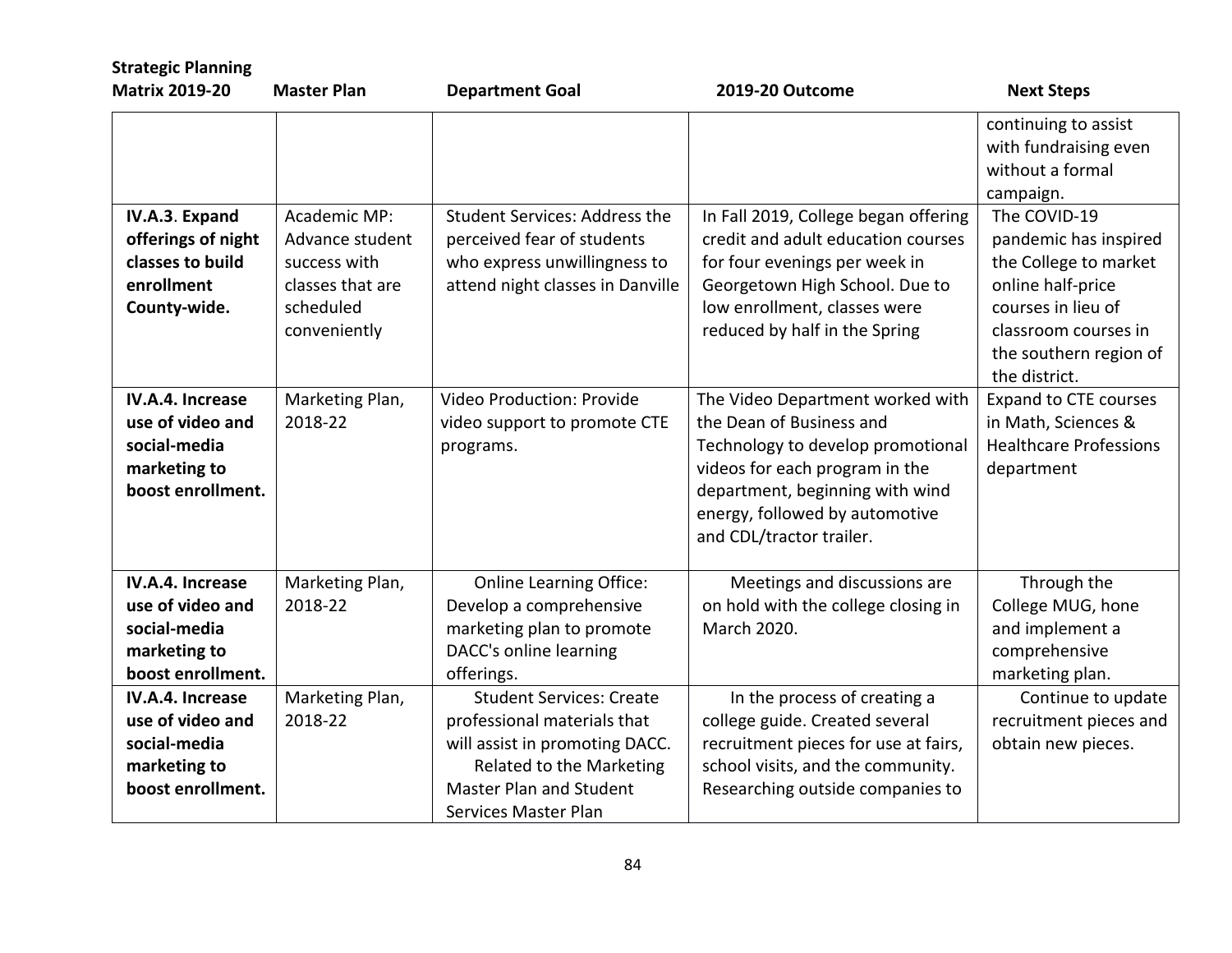| Strategic Planning Matrix 2019-20 | Master Plan | Department Goal | 2019-20 Outcome | Next Steps |
|---|---|---|---|---|
| | | | | continuing to assist with fundraising even without a formal campaign. |
| **IV.A.3. Expand offerings of night classes to build enrollment County-wide.** | Academic MP: Advance student success with classes that are scheduled conveniently | Student Services: Address the perceived fear of students who express unwillingness to attend night classes in Danville | In Fall 2019, College began offering credit and adult education courses for four evenings per week in Georgetown High School. Due to low enrollment, classes were reduced by half in the Spring | The COVID-19 pandemic has inspired the College to market online half-price courses in lieu of classroom courses in the southern region of the district. |
| **IV.A.4. Increase use of video and social-media marketing to boost enrollment.** | Marketing Plan, 2018-22 | Video Production: Provide video support to promote CTE programs. | The Video Department worked with the Dean of Business and Technology to develop promotional videos for each program in the department, beginning with wind energy, followed by automotive and CDL/tractor trailer. | Expand to CTE courses in Math, Sciences & Healthcare Professions department |
| **IV.A.4. Increase use of video and social-media marketing to boost enrollment.** | Marketing Plan, 2018-22 | Online Learning Office: Develop a comprehensive marketing plan to promote DACC's online learning offerings. | Meetings and discussions are on hold with the college closing in March 2020. | Through the College MUG, hone and implement a comprehensive marketing plan. |
| **IV.A.4. Increase use of video and social-media marketing to boost enrollment.** | Marketing Plan, 2018-22 | Student Services: Create professional materials that will assist in promoting DACC. Related to the Marketing Master Plan and Student Services Master Plan | In the process of creating a college guide. Created several recruitment pieces for use at fairs, school visits, and the community. Researching outside companies to | Continue to update recruitment pieces and obtain new pieces. |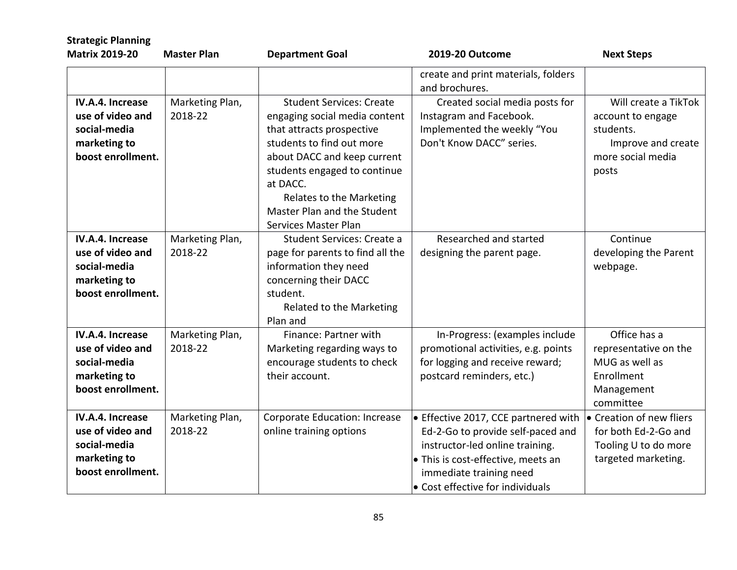| Strategic Planning Matrix 2019-20 | Master Plan | Department Goal | 2019-20 Outcome | Next Steps |
|---|---|---|---|---|
| | | | create and print materials, folders and brochures. | |
| **IV.A.4. Increase use of video and social-media marketing to boost enrollment.** | Marketing Plan, 2018-22 | Student Services: Create engaging social media content that attracts prospective students to find out more about DACC and keep current students engaged to continue at DACC.<br>Relates to the Marketing Master Plan and the Student Services Master Plan | Created social media posts for Instagram and Facebook. Implemented the weekly "You Don't Know DACC" series. | Will create a TikTok account to engage students.<br>Improve and create more social media posts |
| **IV.A.4. Increase use of video and social-media marketing to boost enrollment.** | Marketing Plan, 2018-22 | Student Services: Create a page for parents to find all the information they need concerning their DACC student.<br>Related to the Marketing Plan and | Researched and started designing the parent page. | Continue developing the Parent webpage. |
| **IV.A.4. Increase use of video and social-media marketing to boost enrollment.** | Marketing Plan, 2018-22 | Finance: Partner with Marketing regarding ways to encourage students to check their account. | In-Progress: (examples include promotional activities, e.g. points for logging and receive reward; postcard reminders, etc.) | Office has a representative on the MUG as well as Enrollment Management committee |
| **IV.A.4. Increase use of video and social-media marketing to boost enrollment.** | Marketing Plan, 2018-22 | Corporate Education: Increase online training options | • Effective 2017, CCE partnered with Ed-2-Go to provide self-paced and instructor-led online training.<br>• This is cost-effective, meets an immediate training need<br>• Cost effective for individuals | • Creation of new fliers for both Ed-2-Go and Tooling U to do more targeted marketing. |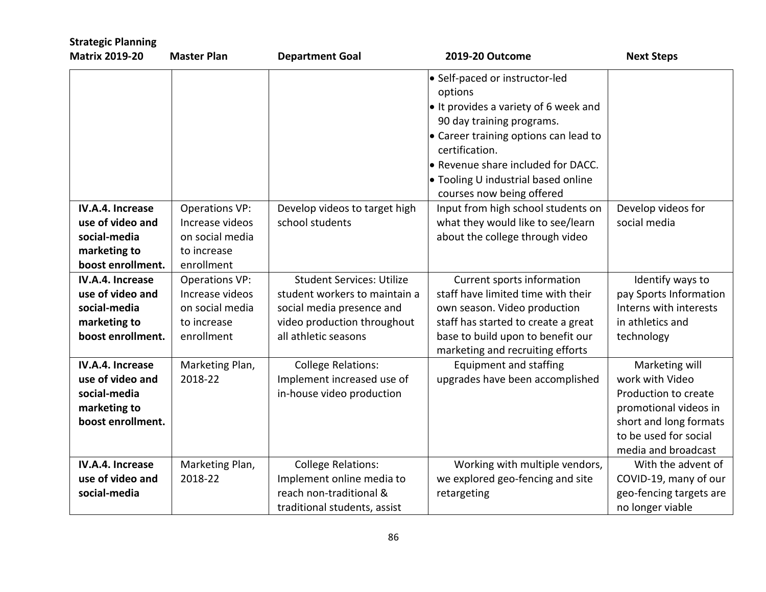| Strategic Planning Matrix 2019-20 | Master Plan | Department Goal | 2019-20 Outcome | Next Steps |
|---|---|---|---|---|
| | | | • Self-paced or instructor-led options<br>• It provides a variety of 6 week and 90 day training programs.<br>• Career training options can lead to certification.<br>• Revenue share included for DACC.<br>• Tooling U industrial based online courses now being offered | |
| **IV.A.4. Increase use of video and social-media marketing to boost enrollment.** | Operations VP: Increase videos on social media to increase enrollment | Develop videos to target high school students | Input from high school students on what they would like to see/learn about the college through video | Develop videos for social media |
| **IV.A.4. Increase use of video and social-media marketing to boost enrollment.** | Operations VP: Increase videos on social media to increase enrollment | Student Services: Utilize student workers to maintain a social media presence and video production throughout all athletic seasons | Current sports information staff have limited time with their own season. Video production staff has started to create a great base to build upon to benefit our marketing and recruiting efforts | Identify ways to pay Sports Information Interns with interests in athletics and technology |
| **IV.A.4. Increase use of video and social-media marketing to boost enrollment.** | Marketing Plan, 2018-22 | College Relations: Implement increased use of in-house video production | Equipment and staffing upgrades have been accomplished | Marketing will work with Video Production to create promotional videos in short and long formats to be used for social media and broadcast |
| **IV.A.4. Increase use of video and social-media** | Marketing Plan, 2018-22 | College Relations: Implement online media to reach non-traditional & traditional students, assist | Working with multiple vendors, we explored geo-fencing and site retargeting | With the advent of COVID-19, many of our geo-fencing targets are no longer viable |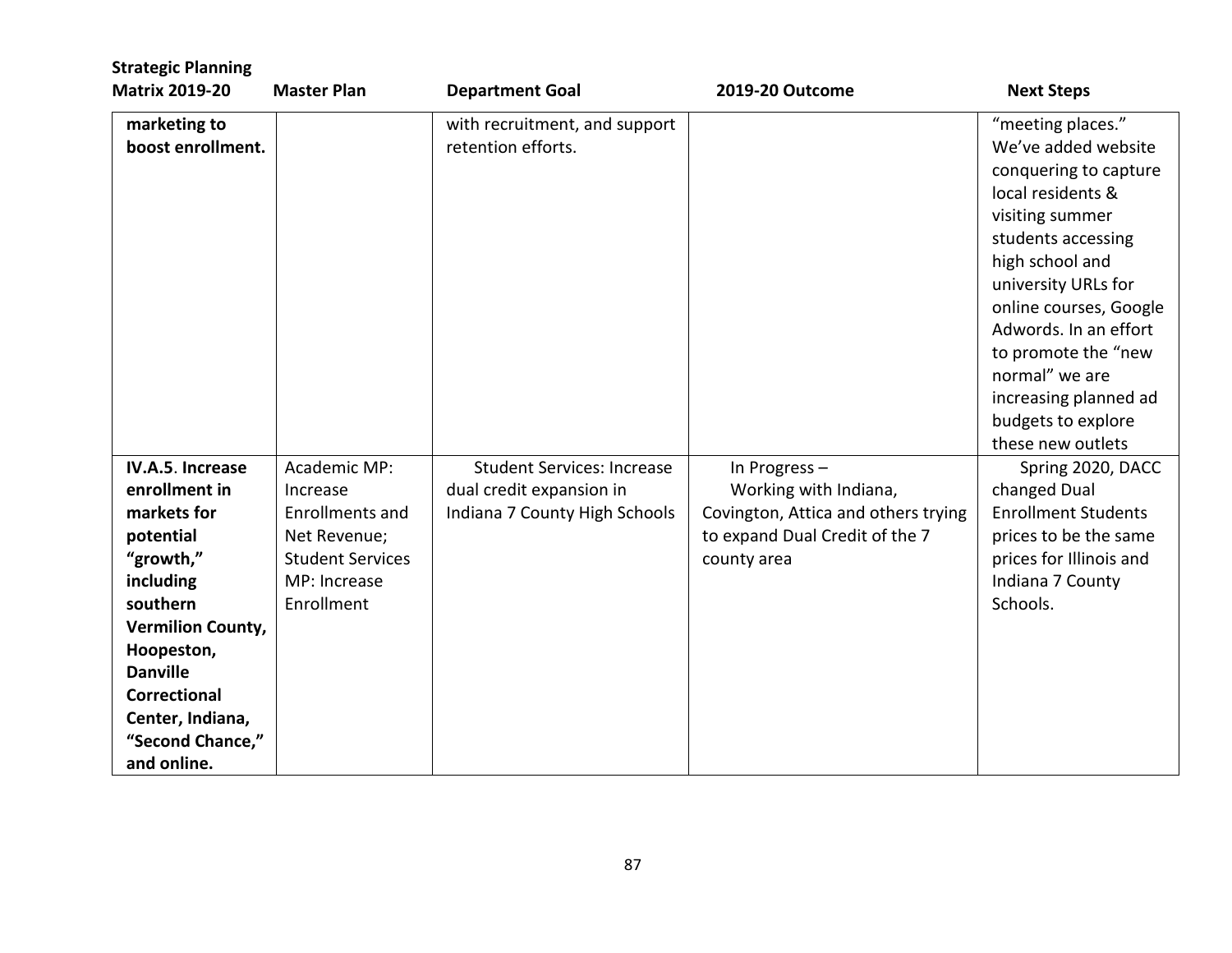| Strategic Planning Matrix 2019-20 | Master Plan | Department Goal | 2019-20 Outcome | Next Steps |
|---|---|---|---|---|
| **marketing to boost enrollment.** | | with recruitment, and support retention efforts. | | "meeting places." We've added website conquering to capture local residents & visiting summer students accessing high school and university URLs for online courses, Google Adwords. In an effort to promote the "new normal" we are increasing planned ad budgets to explore these new outlets |
| **IV.A.5**. **Increase enrollment in markets for potential "growth," including southern Vermilion County, Hoopeston, Danville Correctional Center, Indiana, "Second Chance," and online.** | Academic MP: Increase Enrollments and Net Revenue; Student Services MP: Increase Enrollment | Student Services: Increase dual credit expansion in Indiana 7 County High Schools | In Progress – Working with Indiana, Covington, Attica and others trying to expand Dual Credit of the 7 county area | Spring 2020, DACC changed Dual Enrollment Students prices to be the same prices for Illinois and Indiana 7 County Schools. |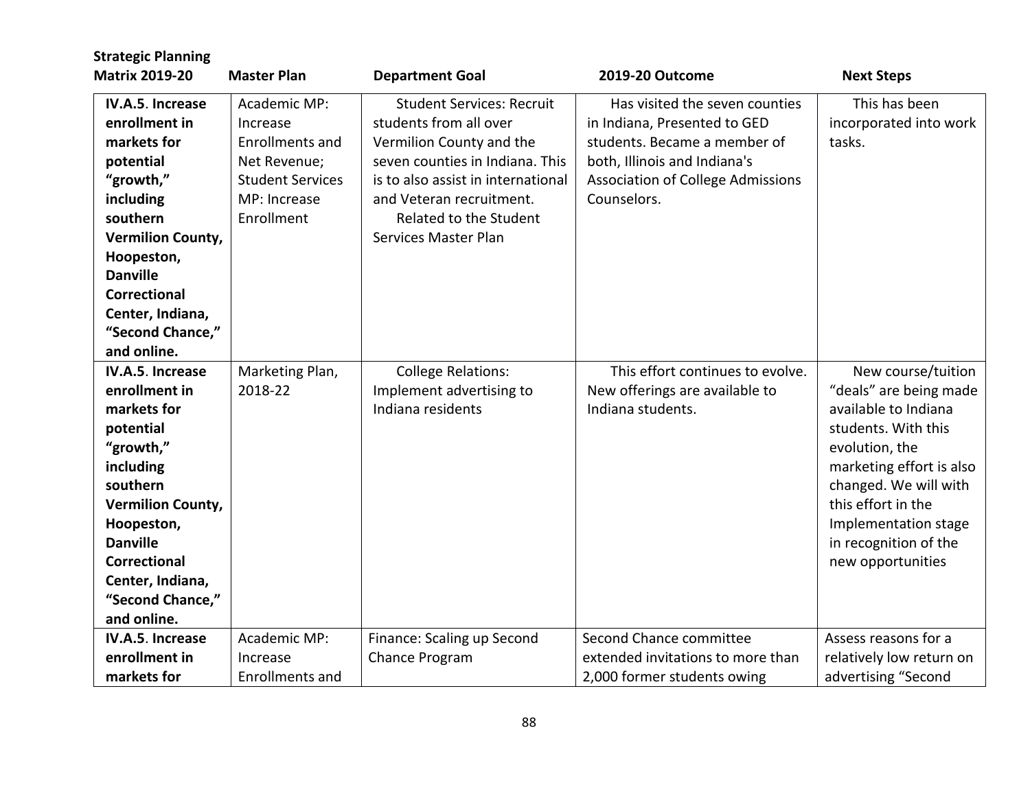| Strategic Planning Matrix 2019-20 | Master Plan | Department Goal | 2019-20 Outcome | Next Steps |
|---|---|---|---|---|
| **IV.A.5. Increase enrollment in markets for potential "growth," including southern Vermilion County, Hoopeston, Danville Correctional Center, Indiana, "Second Chance," and online.** | Academic MP: Increase Enrollments and Net Revenue; Student Services MP: Increase Enrollment | Student Services: Recruit students from all over Vermilion County and the seven counties in Indiana. This is to also assist in international and Veteran recruitment. Related to the Student Services Master Plan | Has visited the seven counties in Indiana, Presented to GED students. Became a member of both, Illinois and Indiana's Association of College Admissions Counselors. | This has been incorporated into work tasks. |
| **IV.A.5. Increase enrollment in markets for potential "growth," including southern Vermilion County, Hoopeston, Danville Correctional Center, Indiana, "Second Chance," and online.** | Marketing Plan, 2018-22 | College Relations: Implement advertising to Indiana residents | This effort continues to evolve. New offerings are available to Indiana students. | New course/tuition "deals" are being made available to Indiana students. With this evolution, the marketing effort is also changed. We will with this effort in the Implementation stage in recognition of the new opportunities |
| **IV.A.5. Increase enrollment in markets for** | Academic MP: Increase Enrollments and | Finance: Scaling up Second Chance Program | Second Chance committee extended invitations to more than 2,000 former students owing | Assess reasons for a relatively low return on advertising "Second |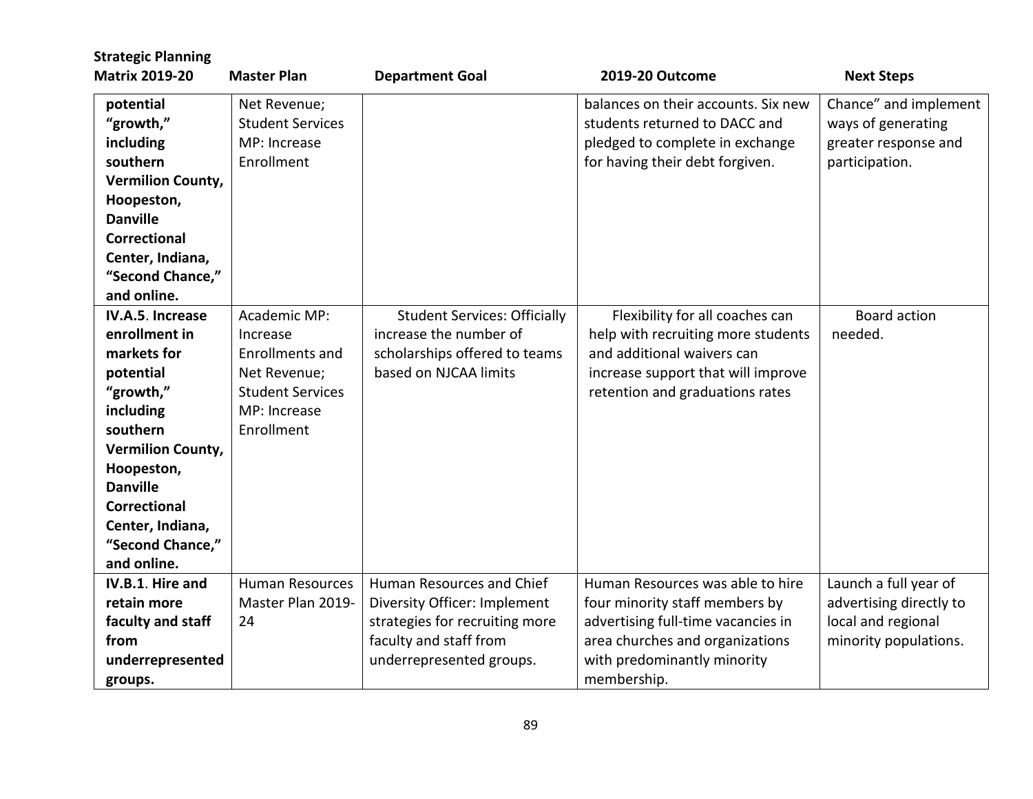| Strategic Planning Matrix 2019-20 | Master Plan | Department Goal | 2019-20 Outcome | Next Steps |
|---|---|---|---|---|
| **potential "growth," including southern Vermilion County, Hoopeston, Danville Correctional Center, Indiana, "Second Chance," and online.** | Net Revenue; Student Services MP: Increase Enrollment | | balances on their accounts. Six new students returned to DACC and pledged to complete in exchange for having their debt forgiven. | Chance" and implement ways of generating greater response and participation. |
| **IV.A.5. Increase enrollment in markets for potential "growth," including southern Vermilion County, Hoopeston, Danville Correctional Center, Indiana, "Second Chance," and online.** | Academic MP: Increase Enrollments and Net Revenue; Student Services MP: Increase Enrollment | Student Services: Officially increase the number of scholarships offered to teams based on NJCAA limits | Flexibility for all coaches can help with recruiting more students and additional waivers can increase support that will improve retention and graduations rates | Board action needed. |
| **IV.B.1. Hire and retain more faculty and staff from underrepresented groups.** | Human Resources Master Plan 2019-24 | Human Resources and Chief Diversity Officer: Implement strategies for recruiting more faculty and staff from underrepresented groups. | Human Resources was able to hire four minority staff members by advertising full-time vacancies in area churches and organizations with predominantly minority membership. | Launch a full year of advertising directly to local and regional minority populations. |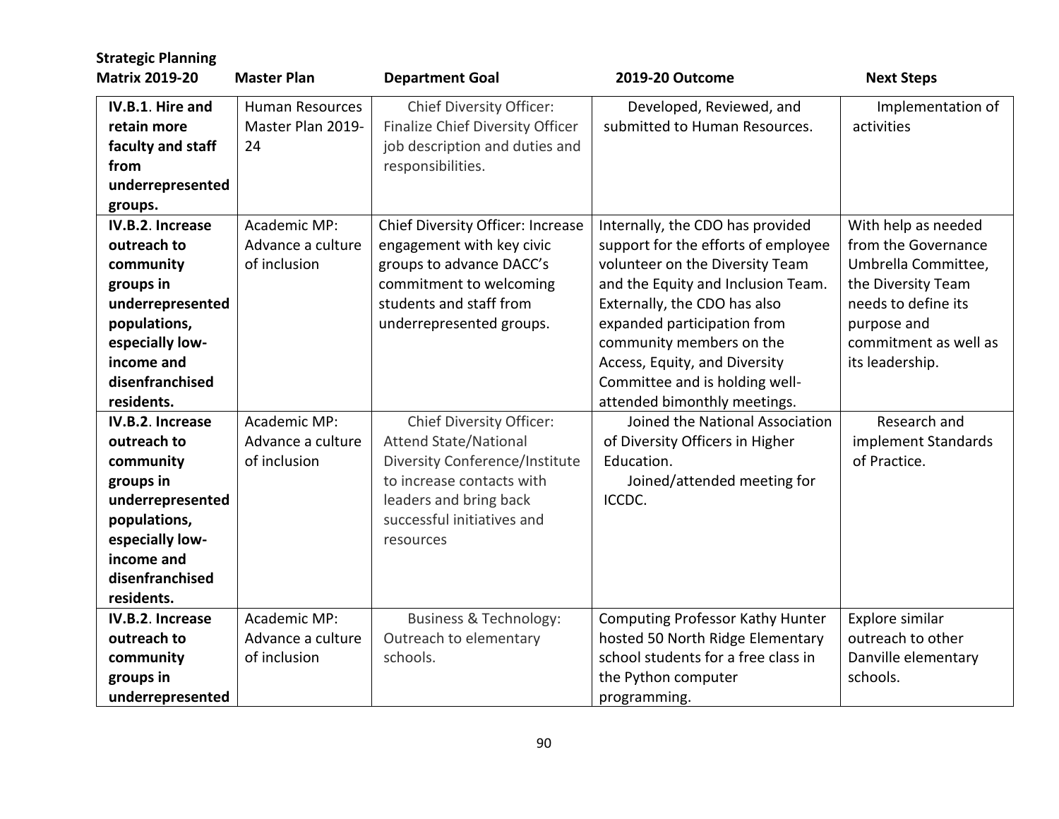| Strategic Planning Matrix 2019-20 | Master Plan | Department Goal | 2019-20 Outcome | Next Steps |
|---|---|---|---|---|
| **IV.B.1. Hire and retain more faculty and staff from underrepresented groups.** | Human Resources Master Plan 2019-24 | Chief Diversity Officer: Finalize Chief Diversity Officer job description and duties and responsibilities. | Developed, Reviewed, and submitted to Human Resources. | Implementation of activities |
| **IV.B.2. Increase outreach to community groups in underrepresented populations, especially low-income and disenfranchised residents.** | Academic MP: Advance a culture of inclusion | Chief Diversity Officer: Increase engagement with key civic groups to advance DACC's commitment to welcoming students and staff from underrepresented groups. | Internally, the CDO has provided support for the efforts of employee volunteer on the Diversity Team and the Equity and Inclusion Team. Externally, the CDO has also expanded participation from community members on the Access, Equity, and Diversity Committee and is holding well-attended bimonthly meetings. | With help as needed from the Governance Umbrella Committee, the Diversity Team needs to define its purpose and commitment as well as its leadership. |
| **IV.B.2. Increase outreach to community groups in underrepresented populations, especially low-income and disenfranchised residents.** | Academic MP: Advance a culture of inclusion | Chief Diversity Officer: Attend State/National Diversity Conference/Institute to increase contacts with leaders and bring back successful initiatives and resources | Joined the National Association of Diversity Officers in Higher Education. Joined/attended meeting for ICCDC. | Research and implement Standards of Practice. |
| **IV.B.2. Increase outreach to community groups in underrepresented** | Academic MP: Advance a culture of inclusion | Business & Technology: Outreach to elementary schools. | Computing Professor Kathy Hunter hosted 50 North Ridge Elementary school students for a free class in the Python computer programming. | Explore similar outreach to other Danville elementary schools. |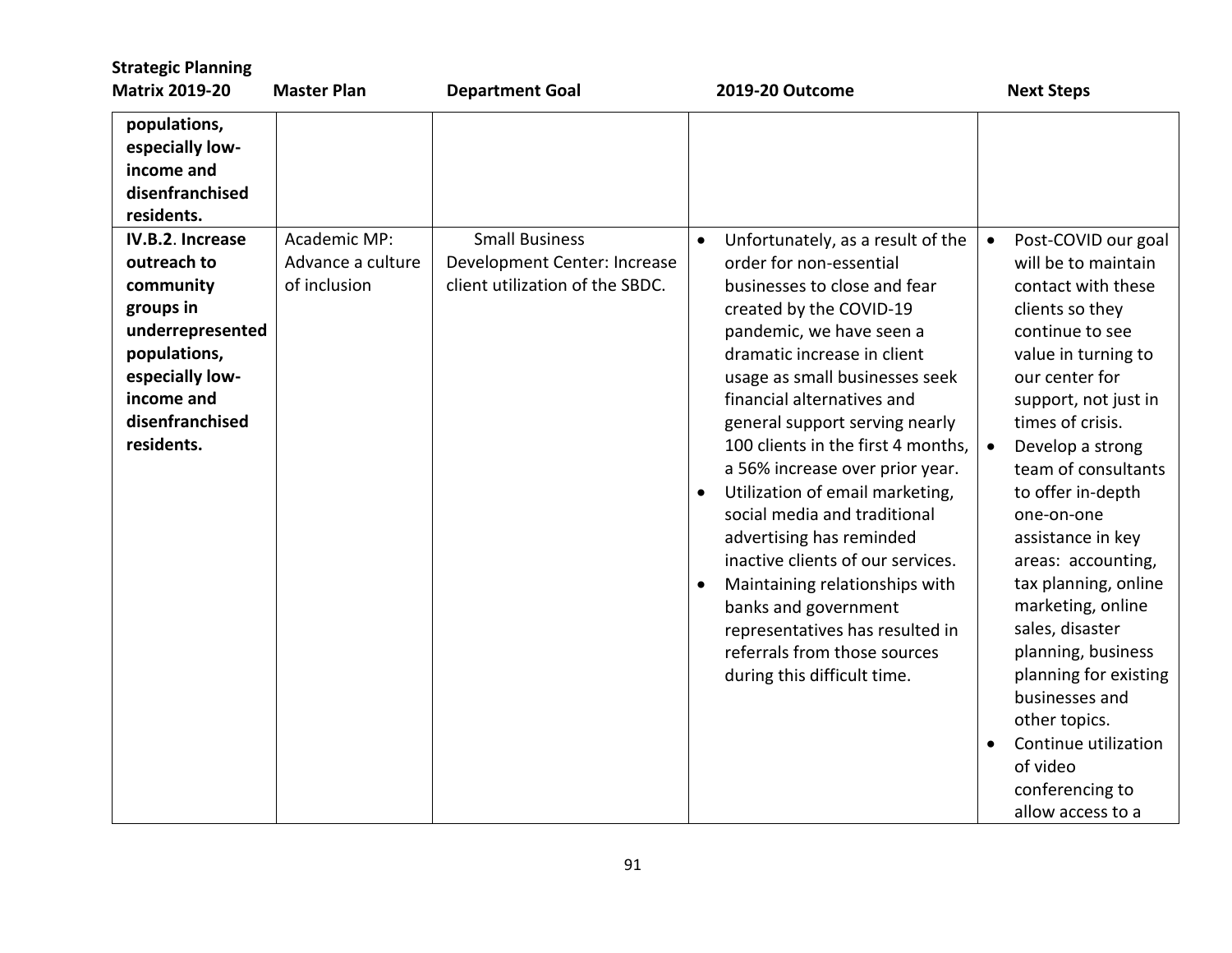| Strategic Planning Matrix 2019-20 | Master Plan | Department Goal | 2019-20 Outcome | Next Steps |
|---|---|---|---|---|
| **populations, especially low-income and disenfranchised residents.** | | | | |
| **IV.B.2. Increase outreach to community groups in underrepresented populations, especially low-income and disenfranchised residents.** | Academic MP: Advance a culture of inclusion | Small Business Development Center: Increase client utilization of the SBDC. | • Unfortunately, as a result of the order for non-essential businesses to close and fear created by the COVID-19 pandemic, we have seen a dramatic increase in client usage as small businesses seek financial alternatives and general support serving nearly 100 clients in the first 4 months, a 56% increase over prior year.<br>• Utilization of email marketing, social media and traditional advertising has reminded inactive clients of our services.<br>• Maintaining relationships with banks and government representatives has resulted in referrals from those sources during this difficult time. | • Post-COVID our goal will be to maintain contact with these clients so they continue to see value in turning to our center for support, not just in times of crisis.<br>• Develop a strong team of consultants to offer in-depth one-on-one assistance in key areas: accounting, tax planning, online marketing, online sales, disaster planning, business planning for existing businesses and other topics.<br>• Continue utilization of video conferencing to allow access to a |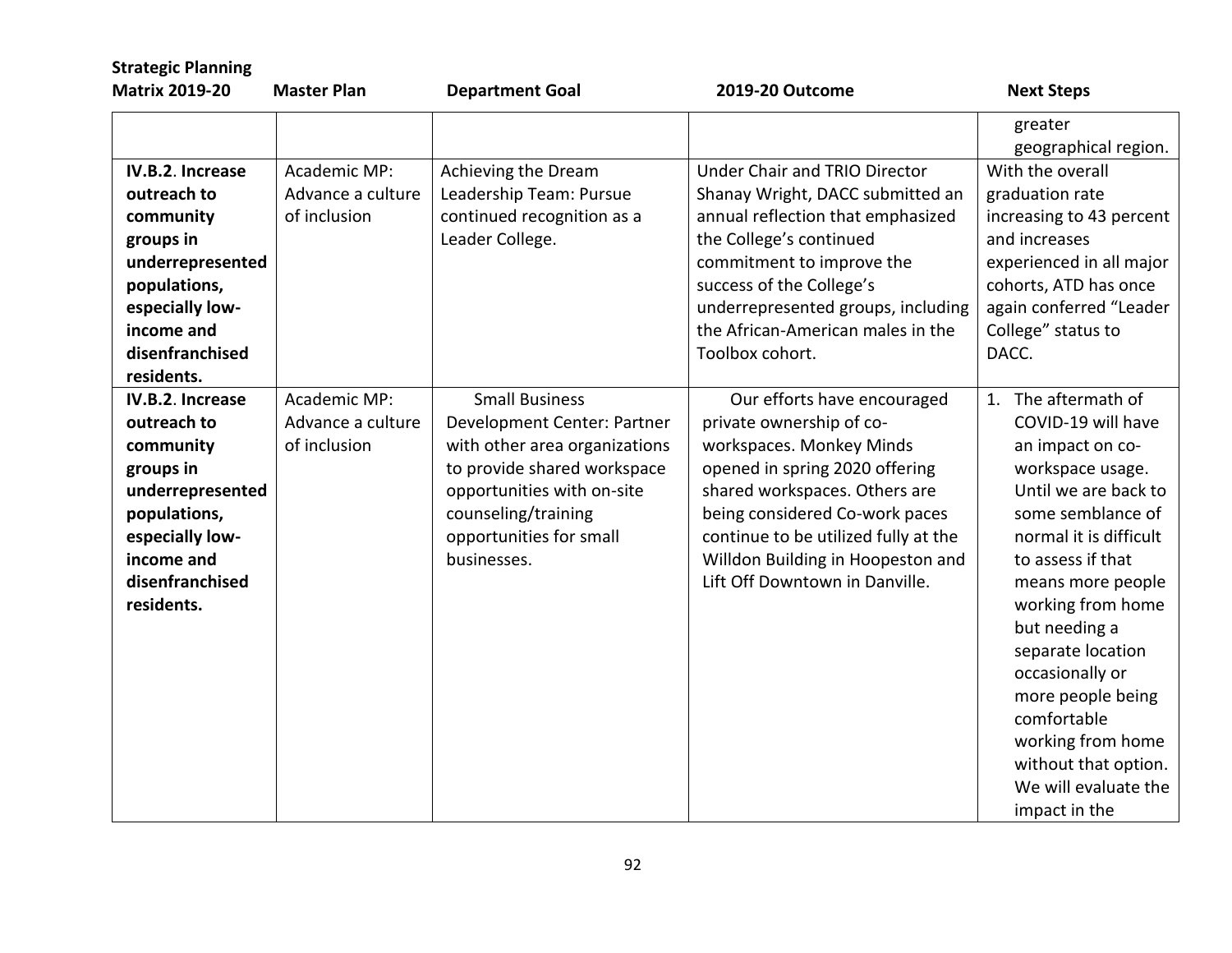| Strategic Planning Matrix 2019-20 | Master Plan | Department Goal | 2019-20 Outcome | Next Steps |
|---|---|---|---|---|
| | | | | greater geographical region. |
| **IV.B.2. Increase outreach to community groups in underrepresented populations, especially low-income and disenfranchised residents.** | Academic MP: Advance a culture of inclusion | Achieving the Dream Leadership Team: Pursue continued recognition as a Leader College. | Under Chair and TRIO Director Shanay Wright, DACC submitted an annual reflection that emphasized the College's continued commitment to improve the success of the College's underrepresented groups, including the African-American males in the Toolbox cohort. | With the overall graduation rate increasing to 43 percent and increases experienced in all major cohorts, ATD has once again conferred "Leader College" status to DACC. |
| **IV.B.2. Increase outreach to community groups in underrepresented populations, especially low-income and disenfranchised residents.** | Academic MP: Advance a culture of inclusion | Small Business Development Center: Partner with other area organizations to provide shared workspace opportunities with on-site counseling/training opportunities for small businesses. | Our efforts have encouraged private ownership of co-workspaces. Monkey Minds opened in spring 2020 offering shared workspaces. Others are being considered Co-work paces continue to be utilized fully at the Willdon Building in Hoopeston and Lift Off Downtown in Danville. | 1. The aftermath of COVID-19 will have an impact on co-workspace usage. Until we are back to some semblance of normal it is difficult to assess if that means more people working from home but needing a separate location occasionally or more people being comfortable working from home without that option. We will evaluate the impact in the |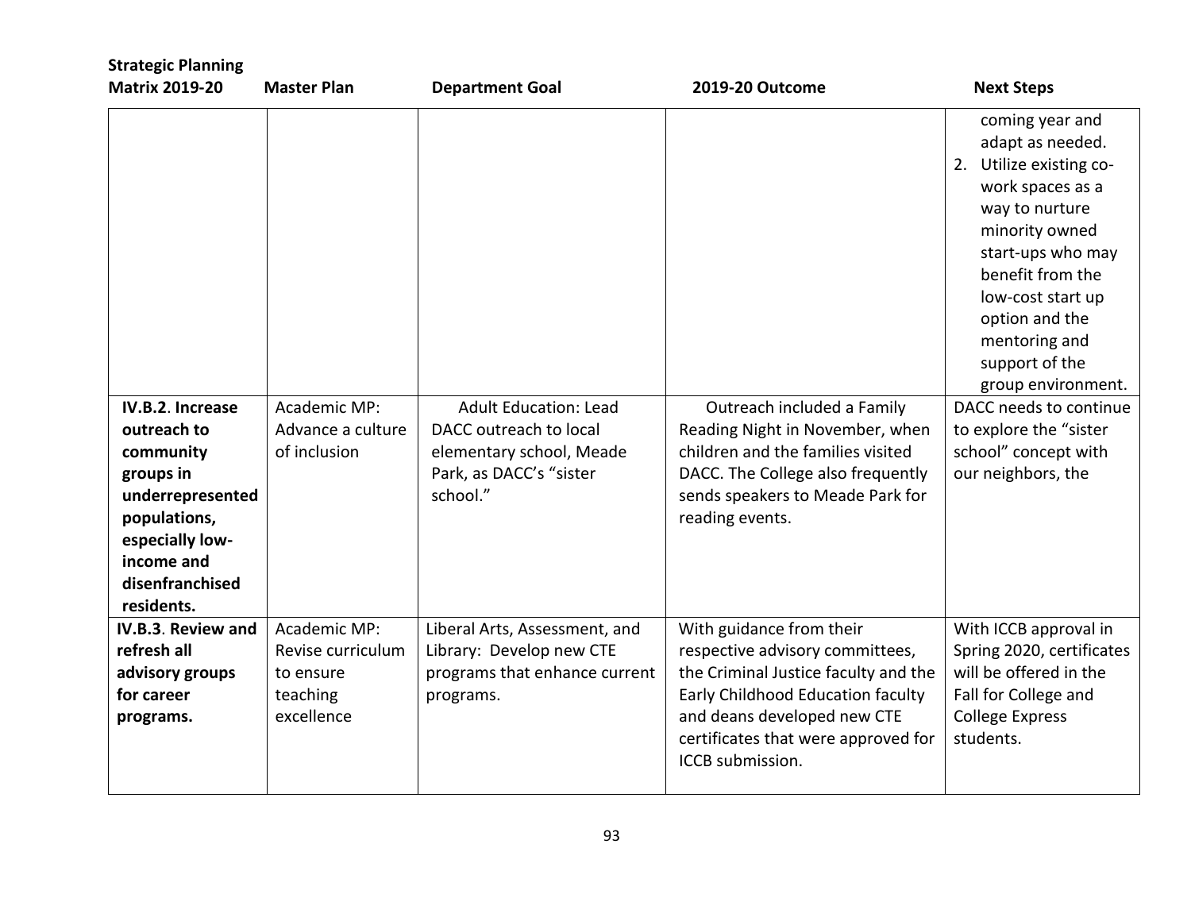| Strategic Planning Matrix 2019-20 | Master Plan | Department Goal | 2019-20 Outcome | Next Steps |
|---|---|---|---|---|
| | | | | coming year and adapt as needed.<br>2. Utilize existing co-work spaces as a way to nurture minority owned start-ups who may benefit from the low-cost start up option and the mentoring and support of the group environment. |
| **IV.B.2. Increase outreach to community groups in underrepresented populations, especially low-income and disenfranchised residents.** | Academic MP: Advance a culture of inclusion | Adult Education: Lead DACC outreach to local elementary school, Meade Park, as DACC's "sister school." | Outreach included a Family Reading Night in November, when children and the families visited DACC. The College also frequently sends speakers to Meade Park for reading events. | DACC needs to continue to explore the "sister school" concept with our neighbors, the |
| **IV.B.3. Review and refresh all advisory groups for career programs.** | Academic MP: Revise curriculum to ensure teaching excellence | Liberal Arts, Assessment, and Library: Develop new CTE programs that enhance current programs. | With guidance from their respective advisory committees, the Criminal Justice faculty and the Early Childhood Education faculty and deans developed new CTE certificates that were approved for ICCB submission. | With ICCB approval in Spring 2020, certificates will be offered in the Fall for College and College Express students. |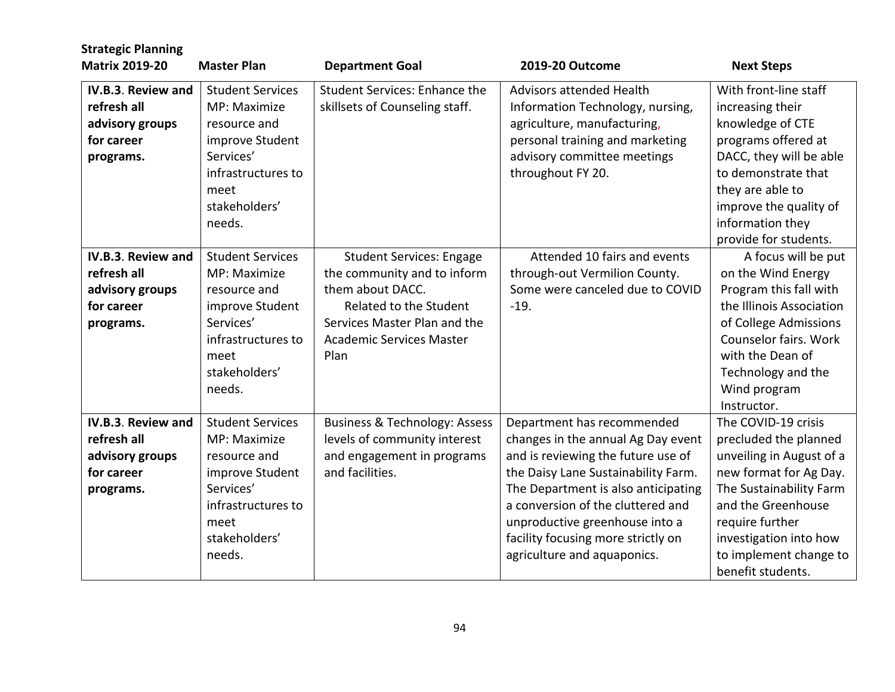| Strategic Planning Matrix 2019-20 | Master Plan | Department Goal | 2019-20 Outcome | Next Steps |
|---|---|---|---|---|
| **IV.B.3**. **Review and refresh all advisory groups for career programs.** | Student Services MP: Maximize resource and improve Student Services' infrastructures to meet stakeholders' needs. | Student Services: Enhance the skillsets of Counseling staff. | Advisors attended Health Information Technology, nursing, agriculture, manufacturing, personal training and marketing advisory committee meetings throughout FY 20. | With front-line staff increasing their knowledge of CTE programs offered at DACC, they will be able to demonstrate that they are able to improve the quality of information they provide for students. |
| **IV.B.3**. **Review and refresh all advisory groups for career programs.** | Student Services MP: Maximize resource and improve Student Services' infrastructures to meet stakeholders' needs. | Student Services: Engage the community and to inform them about DACC. Related to the Student Services Master Plan and the Academic Services Master Plan | Attended 10 fairs and events through-out Vermilion County. Some were canceled due to COVID -19. | A focus will be put on the Wind Energy Program this fall with the Illinois Association of College Admissions Counselor fairs. Work with the Dean of Technology and the Wind program Instructor. |
| **IV.B.3**. **Review and refresh all advisory groups for career programs.** | Student Services MP: Maximize resource and improve Student Services' infrastructures to meet stakeholders' needs. | Business & Technology: Assess levels of community interest and engagement in programs and facilities. | Department has recommended changes in the annual Ag Day event and is reviewing the future use of the Daisy Lane Sustainability Farm. The Department is also anticipating a conversion of the cluttered and unproductive greenhouse into a facility focusing more strictly on agriculture and aquaponics. | The COVID-19 crisis precluded the planned unveiling in August of a new format for Ag Day. The Sustainability Farm and the Greenhouse require further investigation into how to implement change to benefit students. |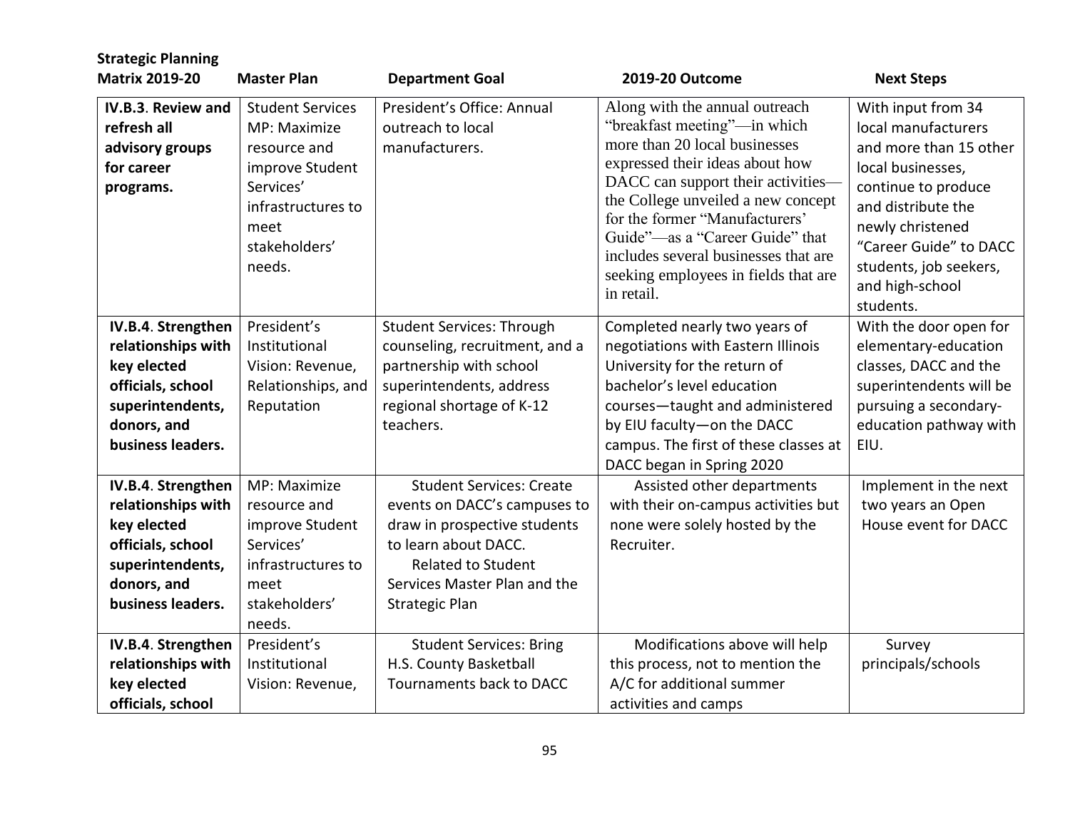| Strategic Planning Matrix 2019-20 | Master Plan | Department Goal | 2019-20 Outcome | Next Steps |
|---|---|---|---|---|
| **IV.B.3. Review and refresh all advisory groups for career programs.** | Student Services MP: Maximize resource and improve Student Services' infrastructures to meet stakeholders' needs. | President's Office: Annual outreach to local manufacturers. | Along with the annual outreach "breakfast meeting"—in which more than 20 local businesses expressed their ideas about how DACC can support their activities—the College unveiled a new concept for the former "Manufacturers' Guide"—as a "Career Guide" that includes several businesses that are seeking employees in fields that are in retail. | With input from 34 local manufacturers and more than 15 other local businesses, continue to produce and distribute the newly christened "Career Guide" to DACC students, job seekers, and high-school students. |
| **IV.B.4. Strengthen relationships with key elected officials, school superintendents, donors, and business leaders.** | President's Institutional Vision: Revenue, Relationships, and Reputation | Student Services: Through counseling, recruitment, and a partnership with school superintendents, address regional shortage of K-12 teachers. | Completed nearly two years of negotiations with Eastern Illinois University for the return of bachelor's level education courses—taught and administered by EIU faculty—on the DACC campus. The first of these classes at DACC began in Spring 2020 | With the door open for elementary-education classes, DACC and the superintendents will be pursuing a secondary-education pathway with EIU. |
| **IV.B.4. Strengthen relationships with key elected officials, school superintendents, donors, and business leaders.** | MP: Maximize resource and improve Student Services' infrastructures to meet stakeholders' needs. | Student Services: Create events on DACC's campuses to draw in prospective students to learn about DACC. Related to Student Services Master Plan and the Strategic Plan | Assisted other departments with their on-campus activities but none were solely hosted by the Recruiter. | Implement in the next two years an Open House event for DACC |
| **IV.B.4. Strengthen relationships with key elected officials, school** | President's Institutional Vision: Revenue, | Student Services: Bring H.S. County Basketball Tournaments back to DACC | Modifications above will help this process, not to mention the A/C for additional summer activities and camps | Survey principals/schools |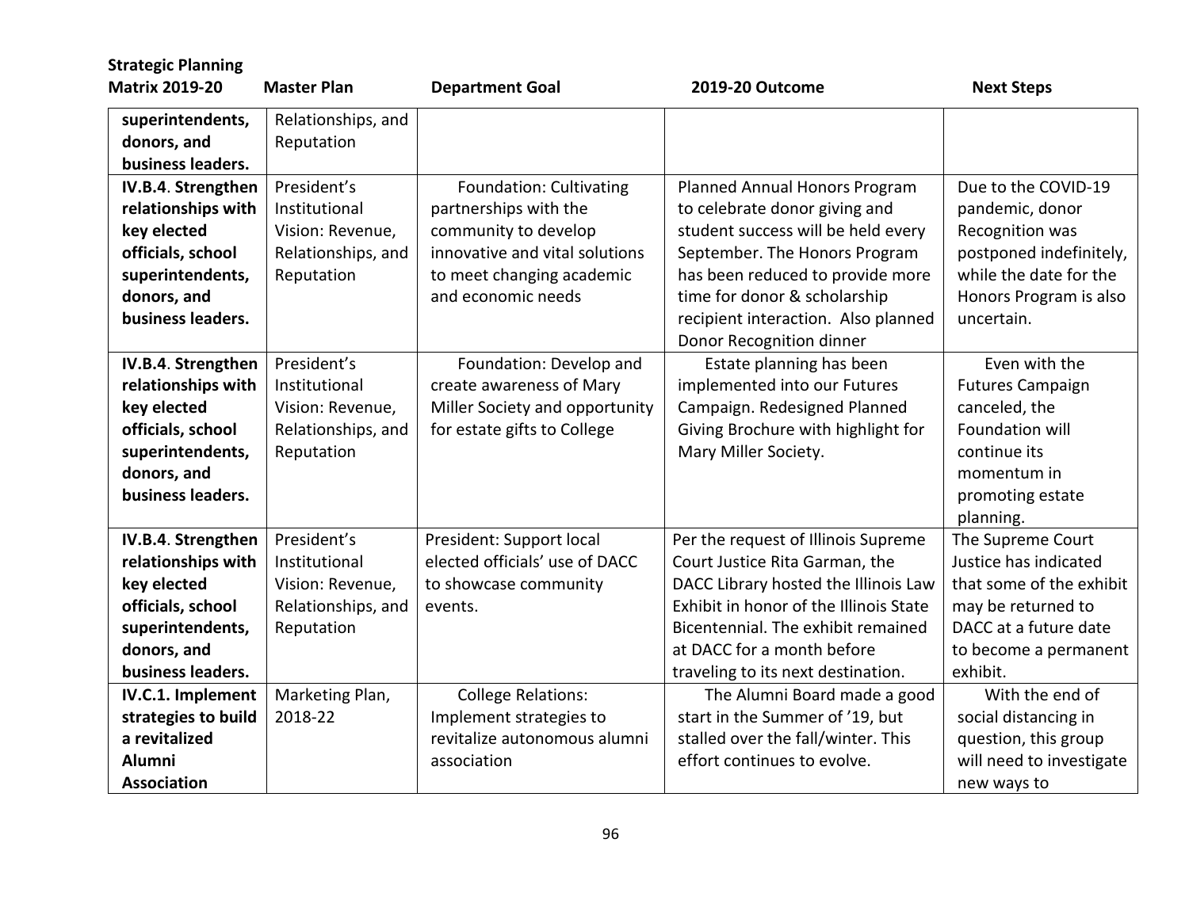| Strategic Planning Matrix 2019-20 | Master Plan | Department Goal | 2019-20 Outcome | Next Steps |
|---|---|---|---|---|
| **superintendents, donors, and business leaders.** | Relationships, and Reputation | | | |
| **IV.B.4. Strengthen relationships with key elected officials, school superintendents, donors, and business leaders.** | President's Institutional Vision: Revenue, Relationships, and Reputation | Foundation: Cultivating partnerships with the community to develop innovative and vital solutions to meet changing academic and economic needs | Planned Annual Honors Program to celebrate donor giving and student success will be held every September. The Honors Program has been reduced to provide more time for donor & scholarship recipient interaction. Also planned Donor Recognition dinner | Due to the COVID-19 pandemic, donor Recognition was postponed indefinitely, while the date for the Honors Program is also uncertain. |
| **IV.B.4. Strengthen relationships with key elected officials, school superintendents, donors, and business leaders.** | President's Institutional Vision: Revenue, Relationships, and Reputation | Foundation: Develop and create awareness of Mary Miller Society and opportunity for estate gifts to College | Estate planning has been implemented into our Futures Campaign. Redesigned Planned Giving Brochure with highlight for Mary Miller Society. | Even with the Futures Campaign canceled, the Foundation will continue its momentum in promoting estate planning. |
| **IV.B.4. Strengthen relationships with key elected officials, school superintendents, donors, and business leaders.** | President's Institutional Vision: Revenue, Relationships, and Reputation | President: Support local elected officials' use of DACC to showcase community events. | Per the request of Illinois Supreme Court Justice Rita Garman, the DACC Library hosted the Illinois Law Exhibit in honor of the Illinois State Bicentennial. The exhibit remained at DACC for a month before traveling to its next destination. | The Supreme Court Justice has indicated that some of the exhibit may be returned to DACC at a future date to become a permanent exhibit. |
| **IV.C.1. Implement strategies to build a revitalized Alumni Association** | Marketing Plan, 2018-22 | College Relations: Implement strategies to revitalize autonomous alumni association | The Alumni Board made a good start in the Summer of '19, but stalled over the fall/winter. This effort continues to evolve. | With the end of social distancing in question, this group will need to investigate new ways to |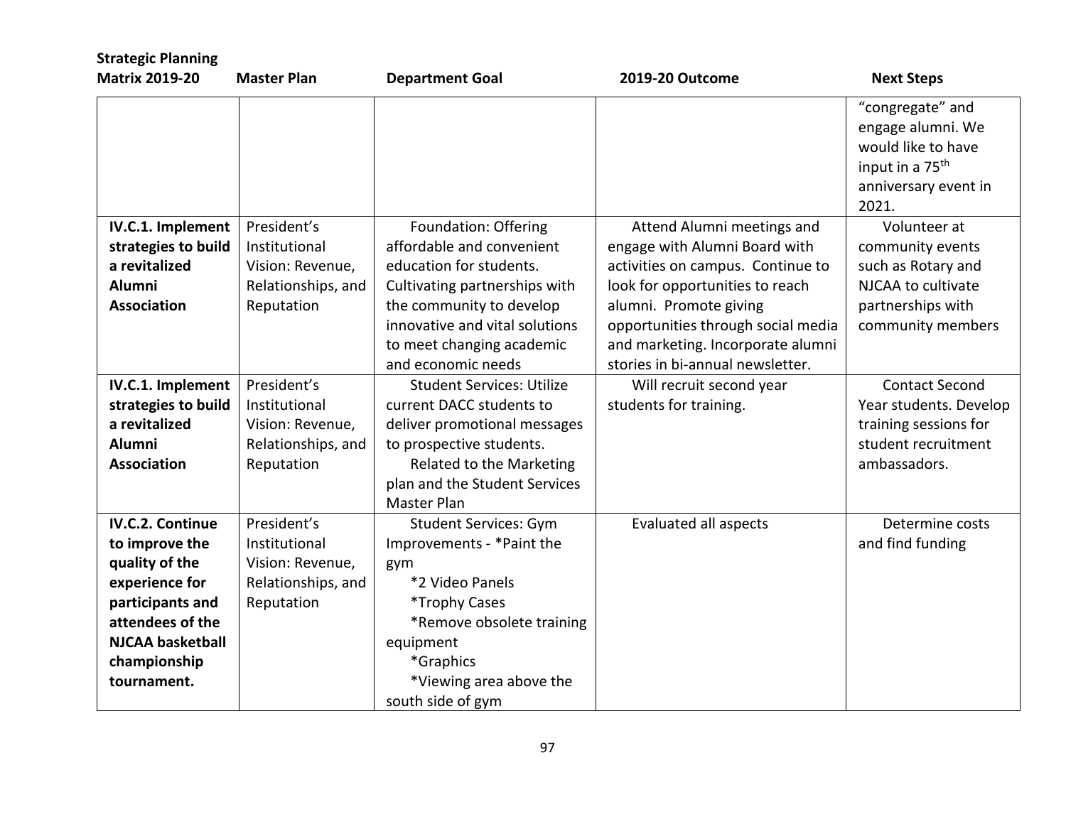| Strategic Planning Matrix 2019-20 | Master Plan | Department Goal | 2019-20 Outcome | Next Steps |
|---|---|---|---|---|
| | | | | "congregate" and engage alumni. We would like to have input in a 75th anniversary event in 2021. |
| **IV.C.1. Implement strategies to build a revitalized Alumni Association** | President's Institutional Vision: Revenue, Relationships, and Reputation | Foundation: Offering affordable and convenient education for students. Cultivating partnerships with the community to develop innovative and vital solutions to meet changing academic and economic needs | Attend Alumni meetings and engage with Alumni Board with activities on campus. Continue to look for opportunities to reach alumni. Promote giving opportunities through social media and marketing. Incorporate alumni stories in bi-annual newsletter. | Volunteer at community events such as Rotary and NJCAA to cultivate partnerships with community members |
| **IV.C.1. Implement strategies to build a revitalized Alumni Association** | President's Institutional Vision: Revenue, Relationships, and Reputation | Student Services: Utilize current DACC students to deliver promotional messages to prospective students. Related to the Marketing plan and the Student Services Master Plan | Will recruit second year students for training. | Contact Second Year students. Develop training sessions for student recruitment ambassadors. |
| **IV.C.2. Continue to improve the quality of the experience for participants and attendees of the NJCAA basketball championship tournament.** | President's Institutional Vision: Revenue, Relationships, and Reputation | Student Services: Gym Improvements - *Paint the gym<br>*2 Video Panels<br>*Trophy Cases<br>*Remove obsolete training equipment<br>*Graphics<br>*Viewing area above the south side of gym | Evaluated all aspects | Determine costs and find funding |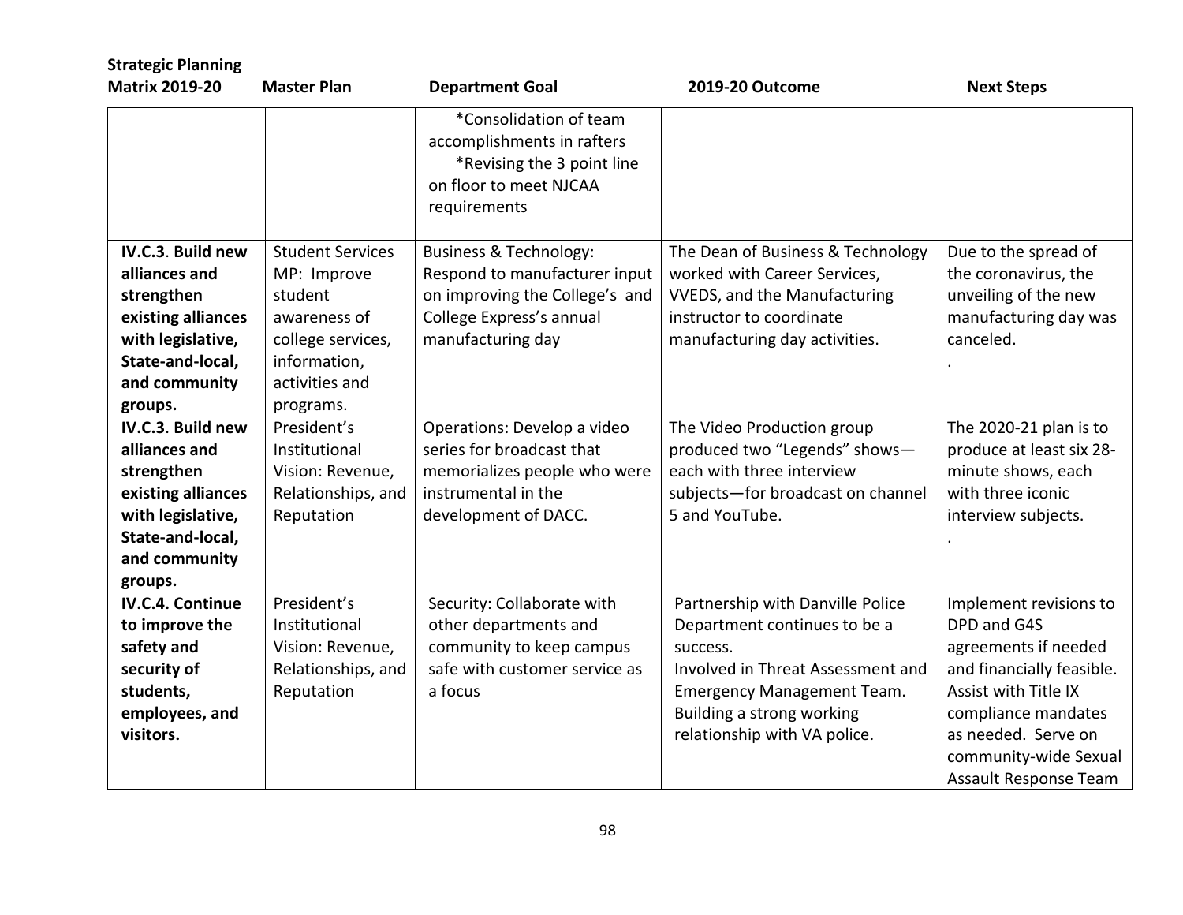| Strategic Planning Matrix 2019-20 | Master Plan | Department Goal | 2019-20 Outcome | Next Steps |
|---|---|---|---|---|
| | | *Consolidation of team accomplishments in rafters<br>*Revising the 3 point line on floor to meet NJCAA requirements | | |
| **IV.C.3**. **Build new alliances and strengthen existing alliances with legislative, State-and-local, and community groups.** | Student Services MP: Improve student awareness of college services, information, activities and programs. | Business & Technology: Respond to manufacturer input on improving the College's and College Express's annual manufacturing day | The Dean of Business & Technology worked with Career Services, VVEDS, and the Manufacturing instructor to coordinate manufacturing day activities. | Due to the spread of the coronavirus, the unveiling of the new manufacturing day was canceled.<br>. |
| **IV.C.3**. **Build new alliances and strengthen existing alliances with legislative, State-and-local, and community groups.** | President's Institutional Vision: Revenue, Relationships, and Reputation | Operations: Develop a video series for broadcast that memorializes people who were instrumental in the development of DACC. | The Video Production group produced two "Legends" shows—each with three interview subjects—for broadcast on channel 5 and YouTube. | The 2020-21 plan is to produce at least six 28-minute shows, each with three iconic interview subjects.<br>. |
| **IV.C.4. Continue to improve the safety and security of students, employees, and visitors.** | President's Institutional Vision: Revenue, Relationships, and Reputation | Security: Collaborate with other departments and community to keep campus safe with customer service as a focus | Partnership with Danville Police Department continues to be a success.<br>Involved in Threat Assessment and Emergency Management Team.<br>Building a strong working relationship with VA police. | Implement revisions to DPD and G4S agreements if needed and financially feasible. Assist with Title IX compliance mandates as needed. Serve on community-wide Sexual Assault Response Team |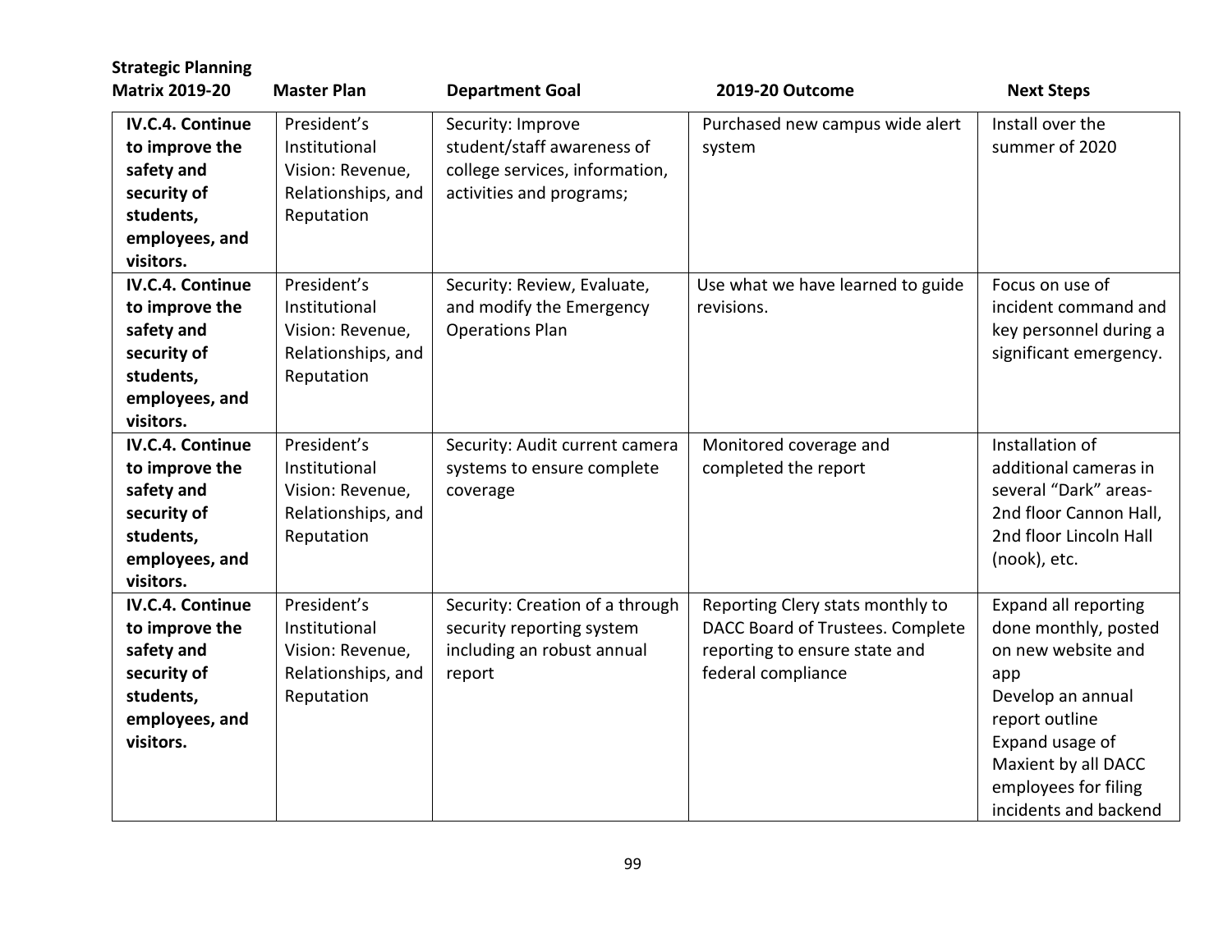| Strategic Planning Matrix 2019-20 | Master Plan | Department Goal | 2019-20 Outcome | Next Steps |
|---|---|---|---|---|
| **IV.C.4. Continue to improve the safety and security of students, employees, and visitors.** | President's Institutional Vision: Revenue, Relationships, and Reputation | Security: Improve student/staff awareness of college services, information, activities and programs; | Purchased new campus wide alert system | Install over the summer of 2020 |
| **IV.C.4. Continue to improve the safety and security of students, employees, and visitors.** | President's Institutional Vision: Revenue, Relationships, and Reputation | Security: Review, Evaluate, and modify the Emergency Operations Plan | Use what we have learned to guide revisions. | Focus on use of incident command and key personnel during a significant emergency. |
| **IV.C.4. Continue to improve the safety and security of students, employees, and visitors.** | President's Institutional Vision: Revenue, Relationships, and Reputation | Security: Audit current camera systems to ensure complete coverage | Monitored coverage and completed the report | Installation of additional cameras in several "Dark" areas- 2nd floor Cannon Hall, 2nd floor Lincoln Hall (nook), etc. |
| **IV.C.4. Continue to improve the safety and security of students, employees, and visitors.** | President's Institutional Vision: Revenue, Relationships, and Reputation | Security: Creation of a through security reporting system including an robust annual report | Reporting Clery stats monthly to DACC Board of Trustees. Complete reporting to ensure state and federal compliance | Expand all reporting done monthly, posted on new website and app<br>Develop an annual report outline<br>Expand usage of Maxient by all DACC employees for filing incidents and backend |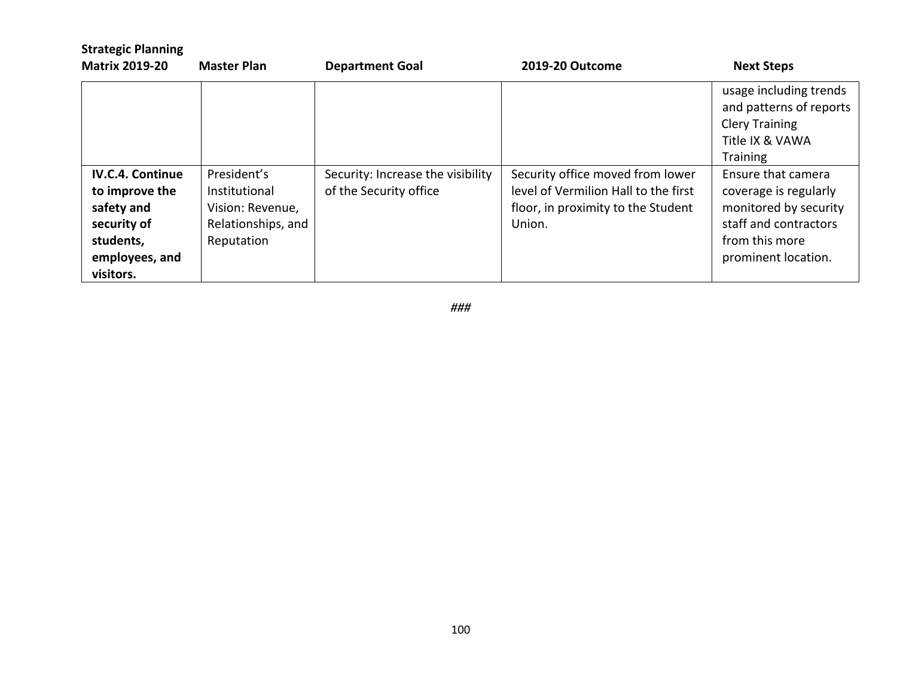| Strategic Planning Matrix 2019-20 | Master Plan | Department Goal | 2019-20 Outcome | Next Steps |
|---|---|---|---|---|
| | | | | usage including trends and patterns of reports<br>Clery Training<br>Title IX & VAWA Training |
| **IV.C.4. Continue to improve the safety and security of students, employees, and visitors.** | President's Institutional Vision: Revenue, Relationships, and Reputation | Security: Increase the visibility of the Security office | Security office moved from lower level of Vermilion Hall to the first floor, in proximity to the Student Union. | Ensure that camera coverage is regularly monitored by security staff and contractors from this more prominent location. |

*###*